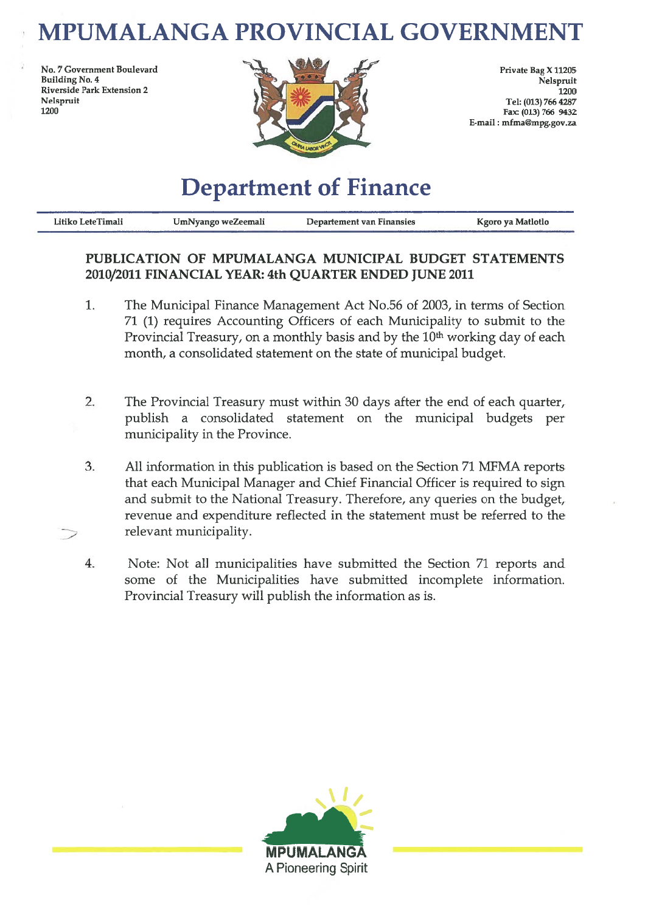# MPUMALANGA PROVINCIAL GOVERNMENT

No. 7 Government Boulevard
Building No. 4
Riverside Park Extension 2
Nelspruit
1200

Private Bag X 11205
Nelspruit
1200
Tel: (013) 766 4287
Fax: (013) 766 9432
E-mail : mfma@mpg.gov.za

## Department of Finance

Litiko LeteTimali | UmNyango weZeemali | Departement van Finansies | Kgoro ya Matlotlo

### PUBLICATION OF MPUMALANGA MUNICIPAL BUDGET STATEMENTS 2010/2011 FINANCIAL YEAR: 4th QUARTER ENDED JUNE 2011

1. The Municipal Finance Management Act No.56 of 2003, in terms of Section 71 (1) requires Accounting Officers of each Municipality to submit to the Provincial Treasury, on a monthly basis and by the 10th working day of each month, a consolidated statement on the state of municipal budget.

2. The Provincial Treasury must within 30 days after the end of each quarter, publish a consolidated statement on the municipal budgets per municipality in the Province.

3. All information in this publication is based on the Section 71 MFMA reports that each Municipal Manager and Chief Financial Officer is required to sign and submit to the National Treasury. Therefore, any queries on the budget, revenue and expenditure reflected in the statement must be referred to the relevant municipality.

4. Note: Not all municipalities have submitted the Section 71 reports and some of the Municipalities have submitted incomplete information. Provincial Treasury will publish the information as is.

MPUMALANGA
A Pioneering Spirit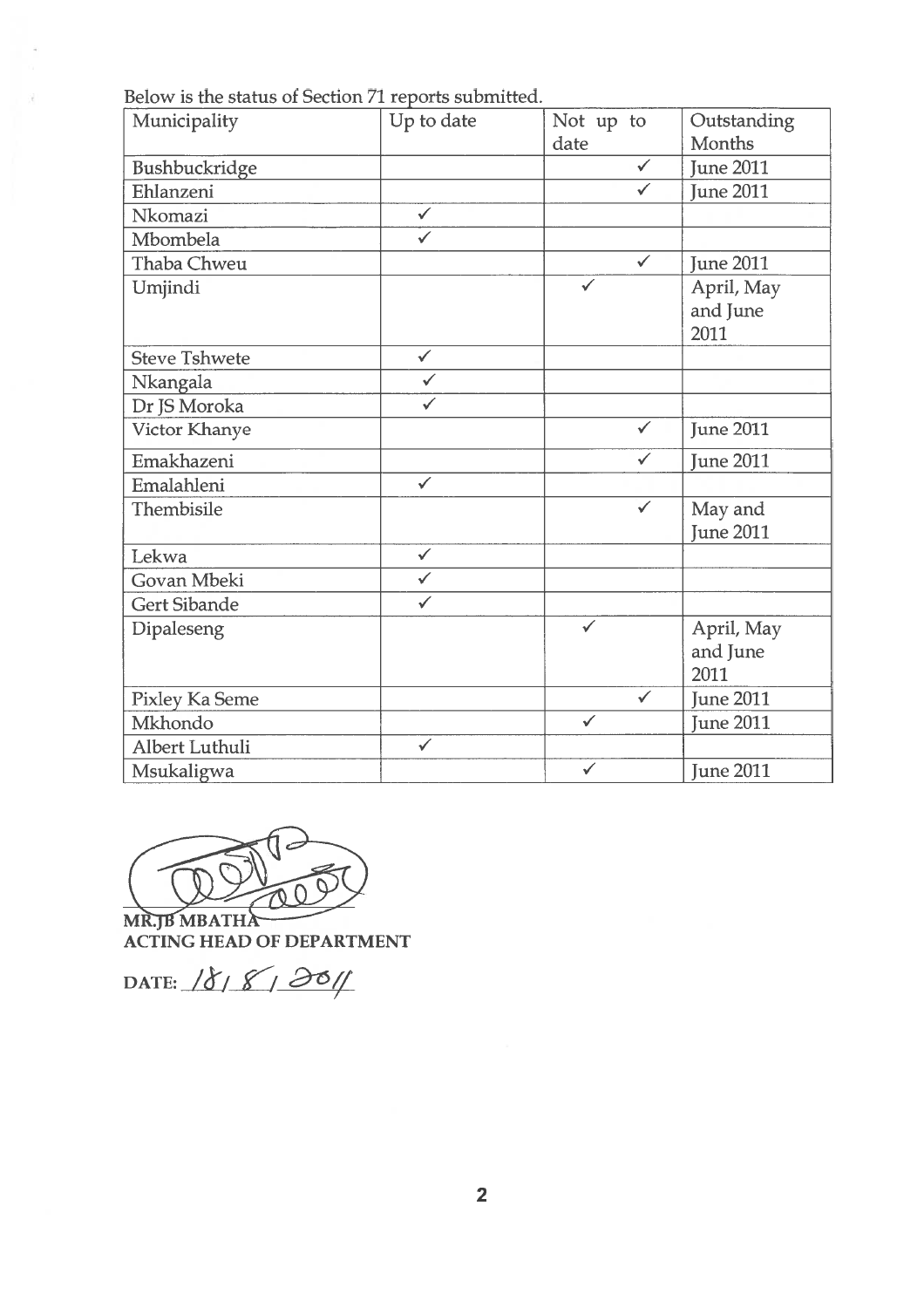Below is the status of Section 71 reports submitted.

| Municipality | Up to date | Not up to date | Outstanding Months |
|---|---|---|---|
| Bushbuckridge | | ✓ | June 2011 |
| Ehlanzeni | | ✓ | June 2011 |
| Nkomazi | ✓ | | |
| Mbombela | ✓ | | |
| Thaba Chweu | | ✓ | June 2011 |
| Umjindi | | ✓ | April, May and June 2011 |
| Steve Tshwete | ✓ | | |
| Nkangala | ✓ | | |
| Dr JS Moroka | ✓ | | |
| Victor Khanye | | ✓ | June 2011 |
| Emakhazeni | | ✓ | June 2011 |
| Emalahleni | ✓ | | |
| Thembisile | | ✓ | May and June 2011 |
| Lekwa | ✓ | | |
| Govan Mbeki | ✓ | | |
| Gert Sibande | ✓ | | |
| Dipaleseng | | ✓ | April, May and June 2011 |
| Pixley Ka Seme | | ✓ | June 2011 |
| Mkhondo | | ✓ | June 2011 |
| Albert Luthuli | ✓ | | |
| Msukaligwa | | ✓ | June 2011 |

**MR.JB MBATHA**
**ACTING HEAD OF DEPARTMENT**

**DATE:** 18/8/2011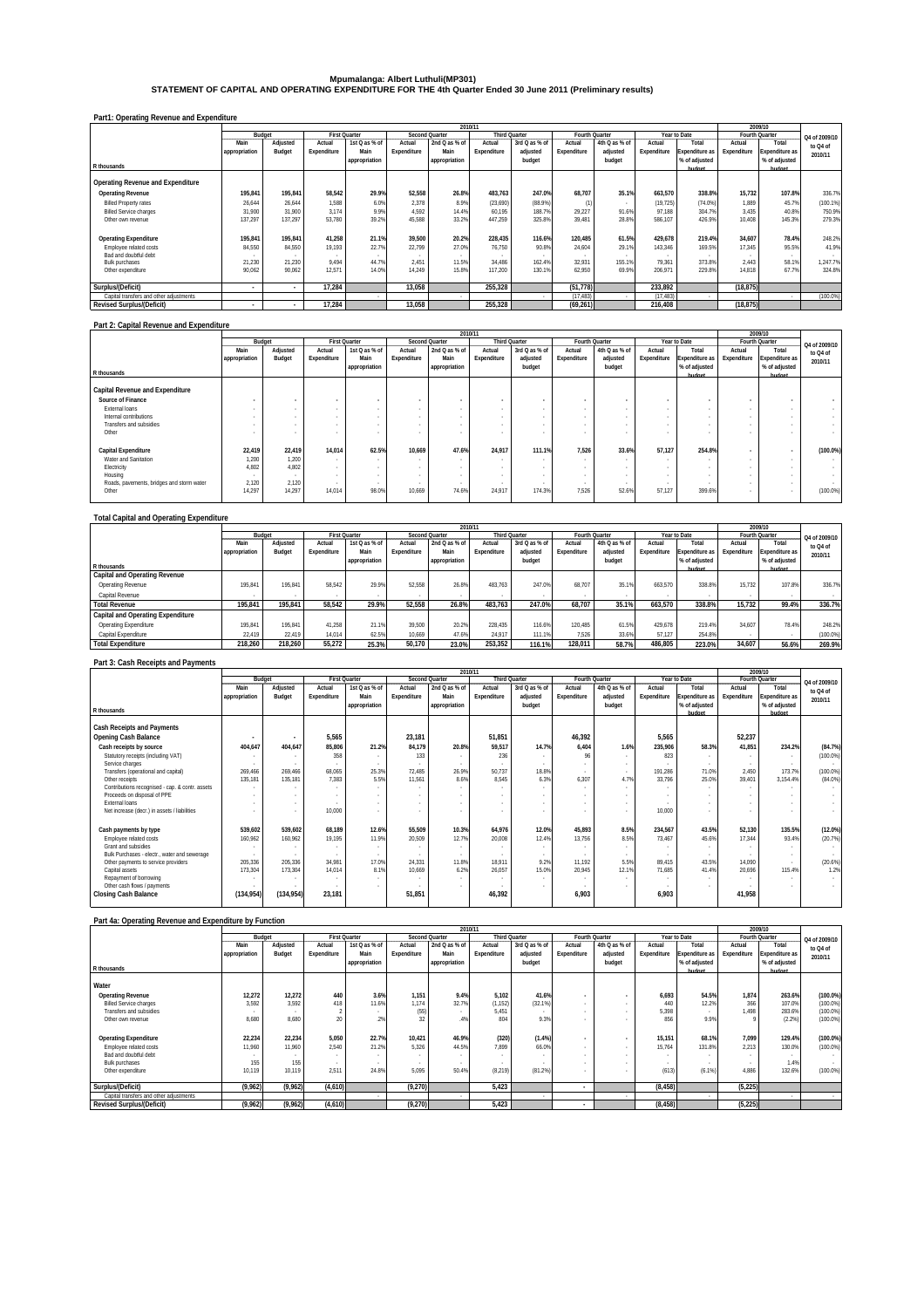# Mpumalanga: Albert Luthuli(MP301)
## STATEMENT OF CAPITAL AND OPERATING EXPENDITURE FOR THE 4th Quarter Ended 30 June 2011 (Preliminary results)

### Part1: Operating Revenue and Expenditure

| | 2010/11 | | | | | | | | | | | | 2009/10 | | |
|---|---|---|---|---|---|---|---|---|---|---|---|---|---|---|---|
| | Budget | | First Quarter | | Second Quarter | | Third Quarter | | Fourth Quarter | | Year to Date | | Fourth Quarter | | Q4 of 2009/10 to Q4 of 2010/11 |
| R thousands | Main appropriation | Adjusted Budget | Actual Expenditure | 1st Q as % of Main appropriation | Actual Expenditure | 2nd Q as % of Main appropriation | Actual Expenditure | 3rd Q as % of adjusted budget | Actual Expenditure | 4th Q as % of adjusted budget | Actual Expenditure | Total Expenditure as % of adjusted budget | Actual Expenditure | Total Expenditure as % of adjusted budget | |
| **Operating Revenue and Expenditure** | | | | | | | | | | | | | | | |
| **Operating Revenue** | **195,841** | **195,841** | **58,542** | **29.9%** | **52,558** | **26.8%** | **483,763** | **247.0%** | **68,707** | **35.1%** | **663,570** | **338.8%** | **15,732** | **107.8%** | 336.7% |
| Billed Property rates | 26,644 | 26,644 | 1,588 | 6.0% | 2,378 | 8.9% | (23,690) | (88.9%) | (1) | - | (19,725) | (74.0%) | 1,889 | 45.7% | (100.1%) |
| Billed Service charges | 31,900 | 31,900 | 3,174 | 9.9% | 4,592 | 14.4% | 60,195 | 188.7% | 29,227 | 91.6% | 97,188 | 304.7% | 3,435 | 40.8% | 750.9% |
| Other own revenue | 137,297 | 137,297 | 53,780 | 39.2% | 45,588 | 33.2% | 447,259 | 325.8% | 39,481 | 28.8% | 586,107 | 426.9% | 10,408 | 145.3% | 279.3% |
| **Operating Expenditure** | **195,841** | **195,841** | **41,258** | **21.1%** | **39,500** | **20.2%** | **228,435** | **116.6%** | **120,485** | **61.5%** | **429,678** | **219.4%** | **34,607** | **78.4%** | 248.2% |
| Employee related costs | 84,550 | 84,550 | 19,193 | 22.7% | 22,799 | 27.0% | 76,750 | 90.8% | 24,604 | 29.1% | 143,346 | 169.5% | 17,345 | 95.5% | 41.9% |
| Bad and doubtful debt | - | - | - | - | - | - | - | - | - | - | - | - | - | - | - |
| Bulk purchases | 21,230 | 21,230 | 9,494 | 44.7% | 2,451 | 11.5% | 34,486 | 162.4% | 32,931 | 155.1% | 79,361 | 373.8% | 2,443 | 58.1% | 1,247.7% |
| Other expenditure | 90,062 | 90,062 | 12,571 | 14.0% | 14,249 | 15.8% | 117,200 | 130.1% | 62,950 | 69.9% | 206,971 | 229.8% | 14,818 | 67.7% | 324.8% |
| **Surplus/(Deficit)** | - | - | 17,284 | | 13,058 | | 255,328 | | (51,778) | | 233,892 | | (18,875) | | |
| Capital transfers and other adjustments | | | | - | | - | | - | (17,483) | - | (17,483) | - | | - | (100.0%) |
| **Revised Surplus/(Deficit)** | - | - | 17,284 | | 13,058 | | 255,328 | | (69,261) | | 216,408 | | (18,875) | | |

### Part 2: Capital Revenue and Expenditure

| | 2010/11 | | | | | | | | | | | | 2009/10 | | |
|---|---|---|---|---|---|---|---|---|---|---|---|---|---|---|---|
| | Budget | | First Quarter | | Second Quarter | | Third Quarter | | Fourth Quarter | | Year to Date | | Fourth Quarter | | Q4 of 2009/10 to Q4 of 2010/11 |
| R thousands | Main appropriation | Adjusted Budget | Actual Expenditure | 1st Q as % of Main appropriation | Actual Expenditure | 2nd Q as % of Main appropriation | Actual Expenditure | 3rd Q as % of adjusted budget | Actual Expenditure | 4th Q as % of adjusted budget | Actual Expenditure | Total Expenditure as % of adjusted budget | Actual Expenditure | Total Expenditure as % of adjusted budget | |
| **Capital Revenue and Expenditure** | | | | | | | | | | | | | | | |
| **Source of Finance** | - | - | - | - | - | - | - | - | - | - | - | - | - | - | - |
| External loans | - | - | - | - | - | - | - | - | - | - | - | - | - | - | - |
| Internal contributions | - | - | - | - | - | - | - | - | - | - | - | - | - | - | - |
| Transfers and subsidies | - | - | - | - | - | - | - | - | - | - | - | - | - | - | - |
| Other | - | - | - | - | - | - | - | - | - | - | - | - | - | - | - |
| **Capital Expenditure** | **22,419** | **22,419** | **14,014** | **62.5%** | **10,669** | **47.6%** | **24,917** | **111.1%** | **7,526** | **33.6%** | **57,127** | **254.8%** | - | - | **(100.0%)** |
| Water and Sanitation | 1,200 | 1,200 | - | - | - | - | - | - | - | - | - | - | - | - | - |
| Electricity | 4,802 | 4,802 | - | - | - | - | - | - | - | - | - | - | - | - | - |
| Housing | - | - | - | - | - | - | - | - | - | - | - | - | - | - | - |
| Roads, pavements, bridges and storm water | 2,120 | 2,120 | - | - | - | - | - | - | - | - | - | - | - | - | - |
| Other | 14,297 | 14,297 | 14,014 | 98.0% | 10,669 | 74.6% | 24,917 | 174.3% | 7,526 | 52.6% | 57,127 | 399.6% | - | - | (100.0%) |

### Total Capital and Operating Expenditure

| | 2010/11 | | | | | | | | | | | | 2009/10 | | |
|---|---|---|---|---|---|---|---|---|---|---|---|---|---|---|---|
| | Budget | | First Quarter | | Second Quarter | | Third Quarter | | Fourth Quarter | | Year to Date | | Fourth Quarter | | Q4 of 2009/10 to Q4 of 2010/11 |
| R thousands | Main appropriation | Adjusted Budget | Actual Expenditure | 1st Q as % of Main appropriation | Actual Expenditure | 2nd Q as % of Main appropriation | Actual Expenditure | 3rd Q as % of adjusted budget | Actual Expenditure | 4th Q as % of adjusted budget | Actual Expenditure | Total Expenditure as % of adjusted budget | Actual Expenditure | Total Expenditure as % of adjusted budget | |
| **Capital and Operating Revenue** | | | | | | | | | | | | | | | |
| Operating Revenue | 195,841 | 195,841 | 58,542 | 29.9% | 52,558 | 26.8% | 483,763 | 247.0% | 68,707 | 35.1% | 663,570 | 338.8% | 15,732 | 107.8% | 336.7% |
| Capital Revenue | - | - | - | - | - | - | - | - | - | - | - | - | - | - | - |
| **Total Revenue** | **195,841** | **195,841** | **58,542** | **29.9%** | **52,558** | **26.8%** | **483,763** | **247.0%** | **68,707** | **35.1%** | **663,570** | **338.8%** | **15,732** | **99.4%** | **336.7%** |
| **Capital and Operating Expenditure** | | | | | | | | | | | | | | | |
| Operating Expenditure | 195,841 | 195,841 | 41,258 | 21.1% | 39,500 | 20.2% | 228,435 | 116.6% | 120,485 | 61.5% | 429,678 | 219.4% | 34,607 | 78.4% | 248.2% |
| Capital Expenditure | 22,419 | 22,419 | 14,014 | 62.5% | 10,669 | 47.6% | 24,917 | 111.1% | 7,526 | 33.6% | 57,127 | 254.8% | - | - | (100.0%) |
| **Total Expenditure** | **218,260** | **218,260** | **55,272** | **25.3%** | **50,170** | **23.0%** | **253,352** | **116.1%** | **128,011** | **58.7%** | **486,805** | **223.0%** | **34,607** | **56.6%** | **269.9%** |

### Part 3: Cash Receipts and Payments

| | 2010/11 | | | | | | | | | | | | 2009/10 | | |
|---|---|---|---|---|---|---|---|---|---|---|---|---|---|---|---|
| | Budget | | First Quarter | | Second Quarter | | Third Quarter | | Fourth Quarter | | Year to Date | | Fourth Quarter | | Q4 of 2009/10 to Q4 of 2010/11 |
| R thousands | Main appropriation | Adjusted Budget | Actual Expenditure | 1st Q as % of Main appropriation | Actual Expenditure | 2nd Q as % of Main appropriation | Actual Expenditure | 3rd Q as % of adjusted budget | Actual Expenditure | 4th Q as % of adjusted budget | Actual Expenditure | Total Expenditure as % of adjusted budget | Actual Expenditure | Total Expenditure as % of adjusted budget | |
| **Cash Receipts and Payments** | | | | | | | | | | | | | | | |
| **Opening Cash Balance** | - | - | **5,565** | | **23,181** | | **51,851** | | **46,392** | | **5,565** | | **52,237** | | |
| **Cash receipts by source** | **404,647** | **404,647** | **85,806** | **21.2%** | **84,179** | **20.8%** | **59,517** | **14.7%** | **6,404** | **1.6%** | **235,906** | **58.3%** | **41,851** | **234.2%** | **(84.7%)** |
| Statutory receipts (including VAT) | - | - | 358 | - | 133 | - | 236 | - | 96 | - | 823 | - | - | - | (100.0%) |
| Service charges | - | - | - | - | - | - | - | - | - | - | - | - | - | - | - |
| Transfers (operational and capital) | 269,466 | 269,466 | 68,065 | 25.3% | 72,485 | 26.9% | 50,737 | 18.8% | - | - | 191,286 | 71.0% | 2,450 | 173.7% | (100.0%) |
| Other receipts | 135,181 | 135,181 | 7,383 | 5.5% | 11,561 | 8.6% | 8,545 | 6.3% | 6,307 | 4.7% | 33,796 | 25.0% | 39,401 | 3,154.4% | (84.0%) |
| Contributions recognised - cap. & contr. assets | - | - | - | - | - | - | - | - | - | - | - | - | - | - | - |
| Proceeds on disposal of PPE | - | - | - | - | - | - | - | - | - | - | - | - | - | - | - |
| External loans | - | - | - | - | - | - | - | - | - | - | - | - | - | - | - |
| Net increase (decr.) in assets / liabilities | - | - | 10,000 | - | - | - | - | - | - | - | 10,000 | - | - | - | - |
| **Cash payments by type** | **539,602** | **539,602** | **68,189** | **12.6%** | **55,509** | **10.3%** | **64,976** | **12.0%** | **45,893** | **8.5%** | **234,567** | **43.5%** | **52,130** | **135.5%** | **(12.0%)** |
| Employee related costs | 160,962 | 160,962 | 19,195 | 11.9% | 20,509 | 12.7% | 20,008 | 12.4% | 13,756 | 8.5% | 73,467 | 45.6% | 17,344 | 93.4% | (20.7%) |
| Grant and subsidies | - | - | - | - | - | - | - | - | - | - | - | - | - | - | - |
| Bulk Purchases - electr., water and sewerage | - | - | - | - | - | - | - | - | - | - | - | - | - | - | - |
| Other payments to service providers | 205,336 | 205,336 | 34,981 | 17.0% | 24,331 | 11.8% | 18,911 | 9.2% | 11,192 | 5.5% | 89,415 | 43.5% | 14,090 | - | (20.6%) |
| Capital assets | 173,304 | 173,304 | 14,014 | 8.1% | 10,669 | 6.2% | 26,057 | 15.0% | 20,945 | 12.1% | 71,685 | 41.4% | 20,696 | 115.4% | 1.2% |
| Repayment of borrowing | - | - | - | - | - | - | - | - | - | - | - | - | - | - | - |
| Other cash flows / payments | - | - | - | - | - | - | - | - | - | - | - | - | - | - | - |
| **Closing Cash Balance** | **(134,954)** | **(134,954)** | **23,181** | | **51,851** | | **46,392** | | **6,903** | | **6,903** | | **41,958** | | |

### Part 4a: Operating Revenue and Expenditure by Function

| | 2010/11 | | | | | | | | | | | | 2009/10 | | |
|---|---|---|---|---|---|---|---|---|---|---|---|---|---|---|---|
| | Budget | | First Quarter | | Second Quarter | | Third Quarter | | Fourth Quarter | | Year to Date | | Fourth Quarter | | Q4 of 2009/10 to Q4 of 2010/11 |
| R thousands | Main appropriation | Adjusted Budget | Actual Expenditure | 1st Q as % of Main appropriation | Actual Expenditure | 2nd Q as % of Main appropriation | Actual Expenditure | 3rd Q as % of adjusted budget | Actual Expenditure | 4th Q as % of adjusted budget | Actual Expenditure | Total Expenditure as % of adjusted budget | Actual Expenditure | Total Expenditure as % of adjusted budget | |
| **Water** | | | | | | | | | | | | | | | |
| **Operating Revenue** | **12,272** | **12,272** | **440** | **3.6%** | **1,151** | **9.4%** | **5,102** | **41.6%** | - | - | **6,693** | **54.5%** | **1,874** | **263.6%** | **(100.0%)** |
| Billed Service charges | 3,592 | 3,592 | 418 | 11.6% | 1,174 | 32.7% | (1,152) | (32.1%) | - | - | 440 | 12.2% | 366 | 107.0% | (100.0%) |
| Transfers and subsidies | - | - | 2 | - | (55) | - | 5,451 | - | - | - | 5,398 | - | 1,498 | 283.6% | (100.0%) |
| Other own revenue | 8,680 | 8,680 | 20 | .2% | 32 | .4% | 804 | 9.3% | - | - | 856 | 9.9% | 9 | (2.2%) | (100.0%) |
| **Operating Expenditure** | **22,234** | **22,234** | **5,050** | **22.7%** | **10,421** | **46.9%** | **(320)** | **(1.4%)** | - | - | **15,151** | **68.1%** | **7,099** | **129.4%** | **(100.0%)** |
| Employee related costs | 11,960 | 11,960 | 2,540 | 21.2% | 5,326 | 44.5% | 7,899 | 66.0% | - | - | 15,764 | 131.8% | 2,213 | 130.0% | (100.0%) |
| Bad and doubtful debt | - | - | - | - | - | - | - | - | - | - | - | - | - | - | - |
| Bulk purchases | 155 | 155 | - | - | - | - | - | - | - | - | - | - | - | 1.4% | - |
| Other expenditure | 10,119 | 10,119 | 2,511 | 24.8% | 5,095 | 50.4% | (8,219) | (81.2%) | - | - | (613) | (6.1%) | 4,886 | 132.6% | (100.0%) |
| **Surplus/(Deficit)** | **(9,962)** | **(9,962)** | **(4,610)** | | **(9,270)** | | **5,423** | | - | | **(8,458)** | | **(5,225)** | | |
| Capital transfers and other adjustments | | | | - | | - | | - | - | - | | - | | - | - |
| **Revised Surplus/(Deficit)** | **(9,962)** | **(9,962)** | **(4,610)** | | **(9,270)** | | **5,423** | | - | | **(8,458)** | | **(5,225)** | | |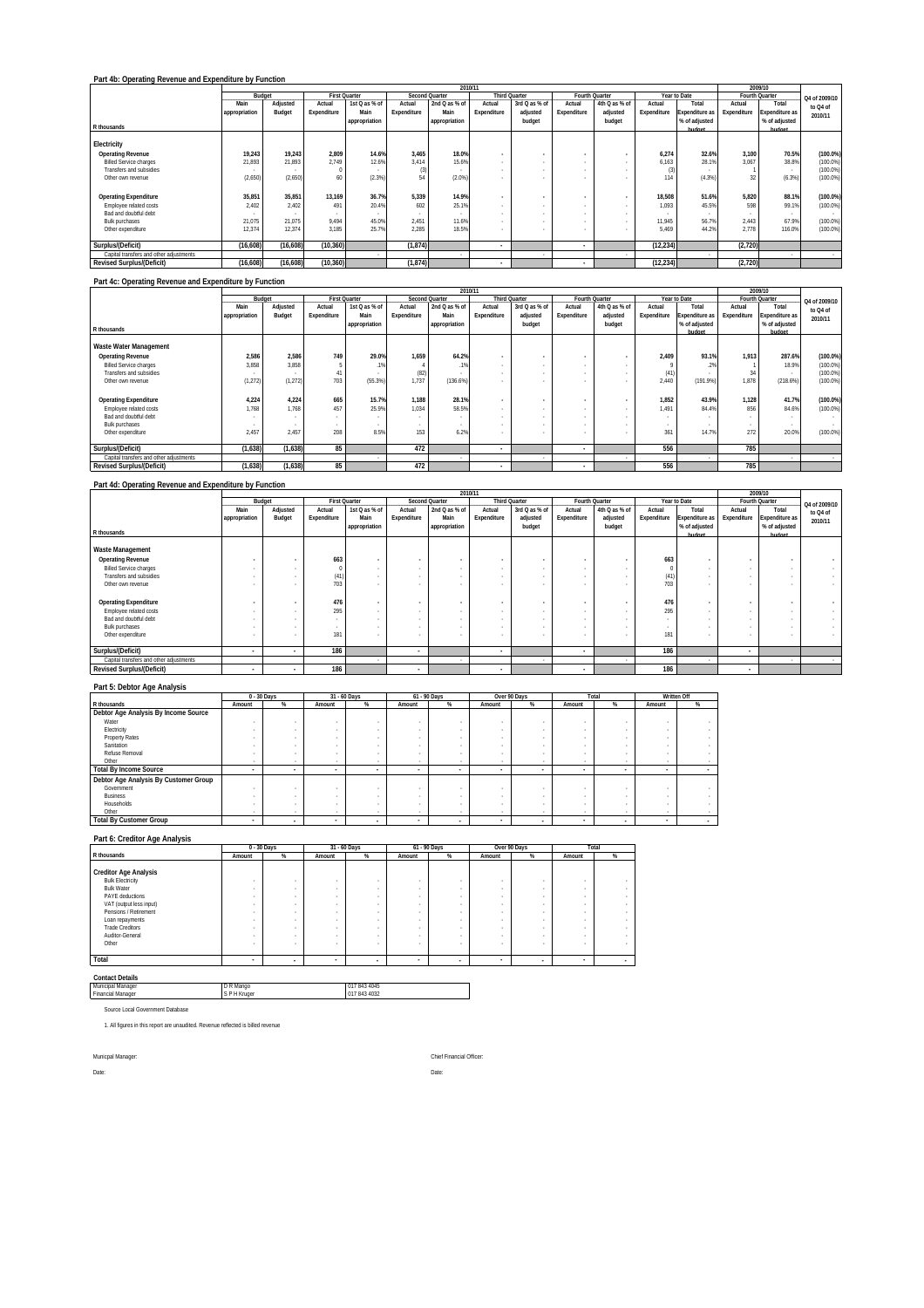## Part 4b: Operating Revenue and Expenditure by Function

| R thousands | 2010/11 Budget | | First Quarter | | Second Quarter | | Third Quarter | | Fourth Quarter | | Year to Date | | 2009/10 Fourth Quarter | | Q4 of 2009/10 to Q4 of 2010/11 |
|---|---|---|---|---|---|---|---|---|---|---|---|---|---|---|---|
| | Main appropriation | Adjusted Budget | Actual Expenditure | 1st Q as % of Main appropriation | Actual Expenditure | 2nd Q as % of Main appropriation | Actual Expenditure | 3rd Q as % of adjusted budget | Actual Expenditure | 4th Q as % of adjusted budget | Actual Expenditure | Total Expenditure as % of adjusted budget | Actual Expenditure | Total Expenditure as % of adjusted budget | |
| **Electricity** | | | | | | | | | | | | | | | |
| **Operating Revenue** | **19,243** | **19,243** | **2,809** | **14.6%** | **3,465** | **18.0%** | **-** | **-** | **-** | **-** | **6,274** | **32.6%** | **3,100** | **70.5%** | **(100.0%)** |
| Billed Service charges | 21,893 | 21,893 | 2,749 | 12.6% | 3,414 | 15.6% | - | - | - | - | 6,163 | 28.1% | 3,067 | 38.8% | (100.0%) |
| Transfers and subsidies | - | - | 0 | - | (3) | - | - | - | - | - | (3) | - | 1 | - | (100.0%) |
| Other own revenue | (2,650) | (2,650) | 60 | (2.3%) | 54 | (2.0%) | - | - | - | - | 114 | (4.3%) | 32 | (6.3%) | (100.0%) |
| **Operating Expenditure** | **35,851** | **35,851** | **13,169** | **36.7%** | **5,339** | **14.9%** | **-** | **-** | **-** | **-** | **18,508** | **51.6%** | **5,820** | **88.1%** | **(100.0%)** |
| Employee related costs | 2,402 | 2,402 | 491 | 20.4% | 602 | 25.1% | - | - | - | - | 1,093 | 45.5% | 598 | 99.1% | (100.0%) |
| Bad and doubtful debt | - | - | - | - | - | - | - | - | - | - | - | - | - | - | - |
| Bulk purchases | 21,075 | 21,075 | 9,494 | 45.0% | 2,451 | 11.6% | - | - | - | - | 11,945 | 56.7% | 2,443 | 67.9% | (100.0%) |
| Other expenditure | 12,374 | 12,374 | 3,185 | 25.7% | 2,285 | 18.5% | - | - | - | - | 5,469 | 44.2% | 2,778 | 116.0% | (100.0%) |
| **Surplus/(Deficit)** | **(16,608)** | **(16,608)** | **(10,360)** | | **(1,874)** | | **-** | | **-** | | **(12,234)** | | **(2,720)** | | |
| Capital transfers and other adjustments | | | | - | | - | | - | | - | | - | | - | - |
| **Revised Surplus/(Deficit)** | **(16,608)** | **(16,608)** | **(10,360)** | | **(1,874)** | | **-** | | **-** | | **(12,234)** | | **(2,720)** | | |

## Part 4c: Operating Revenue and Expenditure by Function

| R thousands | 2010/11 Budget | | First Quarter | | Second Quarter | | Third Quarter | | Fourth Quarter | | Year to Date | | 2009/10 Fourth Quarter | | Q4 of 2009/10 to Q4 of 2010/11 |
|---|---|---|---|---|---|---|---|---|---|---|---|---|---|---|---|
| | Main appropriation | Adjusted Budget | Actual Expenditure | 1st Q as % of Main appropriation | Actual Expenditure | 2nd Q as % of Main appropriation | Actual Expenditure | 3rd Q as % of adjusted budget | Actual Expenditure | 4th Q as % of adjusted budget | Actual Expenditure | Total Expenditure as % of adjusted budget | Actual Expenditure | Total Expenditure as % of adjusted budget | |
| **Waste Water Management** | | | | | | | | | | | | | | | |
| **Operating Revenue** | **2,586** | **2,586** | **749** | **29.0%** | **1,659** | **64.2%** | **-** | **-** | **-** | **-** | **2,409** | **93.1%** | **1,913** | **287.6%** | **(100.0%)** |
| Billed Service charges | 3,858 | 3,858 | 5 | .1% | 4 | .1% | - | - | - | - | 9 | .2% | 1 | 18.9% | (100.0%) |
| Transfers and subsidies | - | - | 41 | - | (82) | - | - | - | - | - | (41) | - | 34 | - | (100.0%) |
| Other own revenue | (1,272) | (1,272) | 703 | (55.3%) | 1,737 | (136.6%) | - | - | - | - | 2,440 | (191.9%) | 1,878 | (218.6%) | (100.0%) |
| **Operating Expenditure** | **4,224** | **4,224** | **665** | **15.7%** | **1,188** | **28.1%** | **-** | **-** | **-** | **-** | **1,852** | **43.9%** | **1,128** | **41.7%** | **(100.0%)** |
| Employee related costs | 1,768 | 1,768 | 457 | 25.9% | 1,034 | 58.5% | - | - | - | - | 1,491 | 84.4% | 856 | 84.6% | (100.0%) |
| Bad and doubtful debt | - | - | - | - | - | - | - | - | - | - | - | - | - | - | - |
| Bulk purchases | - | - | - | - | - | - | - | - | - | - | - | - | - | - | - |
| Other expenditure | 2,457 | 2,457 | 208 | 8.5% | 153 | 6.2% | - | - | - | - | 361 | 14.7% | 272 | 20.0% | (100.0%) |
| **Surplus/(Deficit)** | **(1,638)** | **(1,638)** | **85** | | **472** | | **-** | | **-** | | **556** | | **785** | | |
| Capital transfers and other adjustments | | | | - | | - | | - | | - | | - | | - | - |
| **Revised Surplus/(Deficit)** | **(1,638)** | **(1,638)** | **85** | | **472** | | **-** | | **-** | | **556** | | **785** | | |

## Part 4d: Operating Revenue and Expenditure by Function

| R thousands | 2010/11 Budget | | First Quarter | | Second Quarter | | Third Quarter | | Fourth Quarter | | Year to Date | | 2009/10 Fourth Quarter | | Q4 of 2009/10 to Q4 of 2010/11 |
|---|---|---|---|---|---|---|---|---|---|---|---|---|---|---|---|
| | Main appropriation | Adjusted Budget | Actual Expenditure | 1st Q as % of Main appropriation | Actual Expenditure | 2nd Q as % of Main appropriation | Actual Expenditure | 3rd Q as % of adjusted budget | Actual Expenditure | 4th Q as % of adjusted budget | Actual Expenditure | Total Expenditure as % of adjusted budget | Actual Expenditure | Total Expenditure as % of adjusted budget | |
| **Waste Management** | | | | | | | | | | | | | | | |
| **Operating Revenue** | **-** | **-** | **663** | **-** | **-** | **-** | **-** | **-** | **-** | **-** | **663** | **-** | **-** | **-** | **-** |
| Billed Service charges | - | - | 0 | - | - | - | - | - | - | - | 0 | - | - | - | - |
| Transfers and subsidies | - | - | (41) | - | - | - | - | - | - | - | (41) | - | - | - | - |
| Other own revenue | - | - | 703 | - | - | - | - | - | - | - | 703 | - | - | - | - |
| **Operating Expenditure** | **-** | **-** | **476** | **-** | **-** | **-** | **-** | **-** | **-** | **-** | **476** | **-** | **-** | **-** | **-** |
| Employee related costs | - | - | 295 | - | - | - | - | - | - | - | 295 | - | - | - | - |
| Bad and doubtful debt | - | - | - | - | - | - | - | - | - | - | - | - | - | - | - |
| Bulk purchases | - | - | - | - | - | - | - | - | - | - | - | - | - | - | - |
| Other expenditure | - | - | 181 | - | - | - | - | - | - | - | 181 | - | - | - | - |
| **Surplus/(Deficit)** | **-** | **-** | **186** | | **-** | | **-** | | **-** | | **186** | | **-** | | |
| Capital transfers and other adjustments | | | | - | | - | | - | | - | | - | | - | - |
| **Revised Surplus/(Deficit)** | **-** | **-** | **186** | | **-** | | **-** | | **-** | | **186** | | **-** | | |

## Part 5: Debtor Age Analysis

| R thousands | 0 - 30 Days Amount | % | 31 - 60 Days Amount | % | 61 - 90 Days Amount | % | Over 90 Days Amount | % | Total Amount | % | Written Off Amount | % |
|---|---|---|---|---|---|---|---|---|---|---|---|---|
| **Debtor Age Analysis By Income Source** | | | | | | | | | | | | |
| Water | - | - | - | - | - | - | - | - | - | - | - | - |
| Electricity | - | - | - | - | - | - | - | - | - | - | - | - |
| Property Rates | - | - | - | - | - | - | - | - | - | - | - | - |
| Sanitation | - | - | - | - | - | - | - | - | - | - | - | - |
| Refuse Removal | - | - | - | - | - | - | - | - | - | - | - | - |
| Other | - | - | - | - | - | - | - | - | - | - | - | - |
| **Total By Income Source** | **-** | **-** | **-** | **-** | **-** | **-** | **-** | **-** | **-** | **-** | **-** | **-** |
| **Debtor Age Analysis By Customer Group** | | | | | | | | | | | | |
| Government | - | - | - | - | - | - | - | - | - | - | - | - |
| Business | - | - | - | - | - | - | - | - | - | - | - | - |
| Households | - | - | - | - | - | - | - | - | - | - | - | - |
| Other | - | - | - | - | - | - | - | - | - | - | - | - |
| **Total By Customer Group** | **-** | **-** | **-** | **-** | **-** | **-** | **-** | **-** | **-** | **-** | **-** | **-** |

## Part 6: Creditor Age Analysis

| R thousands | 0 - 30 Days Amount | % | 31 - 60 Days Amount | % | 61 - 90 Days Amount | % | Over 90 Days Amount | % | Total Amount | % |
|---|---|---|---|---|---|---|---|---|---|---|
| **Creditor Age Analysis** | | | | | | | | | | |
| Bulk Electricity | - | - | - | - | - | - | - | - | - | - |
| Bulk Water | - | - | - | - | - | - | - | - | - | - |
| PAYE deductions | - | - | - | - | - | - | - | - | - | - |
| VAT (output less input) | - | - | - | - | - | - | - | - | - | - |
| Pensions / Retirement | - | - | - | - | - | - | - | - | - | - |
| Loan repayments | - | - | - | - | - | - | - | - | - | - |
| Trade Creditors | - | - | - | - | - | - | - | - | - | - |
| Auditor-General | - | - | - | - | - | - | - | - | - | - |
| Other | - | - | - | - | - | - | - | - | - | - |
| **Total** | **-** | **-** | **-** | **-** | **-** | **-** | **-** | **-** | **-** | **-** |

**Contact Details**

| | | |
|---|---|---|
| Municipal Manager | D R Mango | 017 843 4045 |
| Financial Manager | S P H Kruger | 017 843 4032 |

Source Local Government Database

1. All figures in this report are unaudited. Revenue reflected is billed revenue

Municpal Manager:

Chief Financial Officer:

Date:

Date: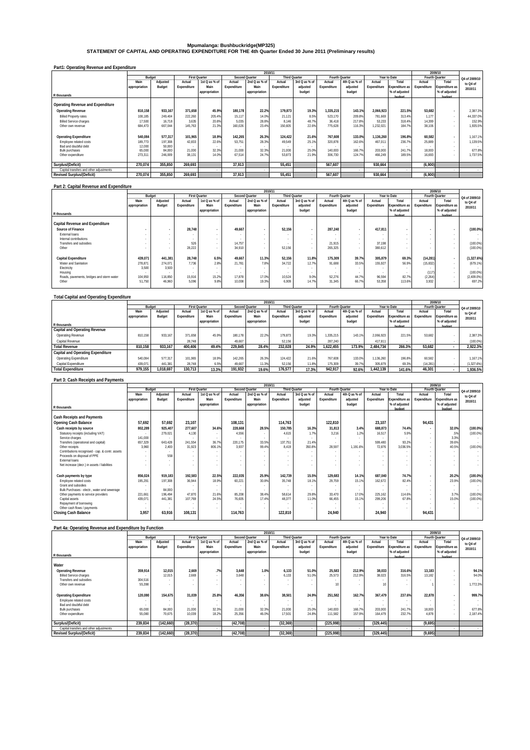# Mpumalanga: Bushbuckridge(MP325)
## STATEMENT OF CAPITAL AND OPERATING EXPENDITURE FOR THE 4th Quarter Ended 30 June 2011 (Preliminary results)

### Part1: Operating Revenue and Expenditure

| R thousands | 2010/11 Budget Main appropriation | Adjusted Budget | First Quarter Actual Expenditure | 1st Q as % of Main appropriation | Second Quarter Actual Expenditure | 2nd Q as % of Main appropriation | Third Quarter Actual Expenditure | 3rd Q as % of adjusted budget | Fourth Quarter Actual Expenditure | 4th Q as % of adjusted budget | Year to Date Actual Expenditure | Total Expenditure as % of adjusted budget | 2009/10 Fourth Quarter Actual Expenditure | Total Expenditure as % of adjusted budget | Q4 of 2009/10 to Q4 of 2010/11 |
|---|---|---|---|---|---|---|---|---|---|---|---|---|---|---|---|
| **Operating Revenue and Expenditure** | | | | | | | | | | | | | | | |
| **Operating Revenue** | **810,158** | **933,167** | **371,658** | **45.9%** | **180,178** | **22.2%** | **179,873** | **19.3%** | **1,335,215** | **143.1%** | **2,066,923** | **221.5%** | **53,682** | **-** | **2,387.3%** |
| Billed Property rates | 108,185 | 249,404 | 222,260 | 205.4% | 15,117 | 14.0% | 21,121 | 8.5% | 523,170 | 209.8% | 781,669 | 313.4% | 1,177 | - | 44,337.0% |
| Billed Service charges | 17,500 | 16,718 | 3,635 | 20.8% | 5,035 | 28.8% | 8,146 | 48.7% | 36,418 | 217.8% | 53,233 | 318.4% | 14,399 | - | 152.9% |
| Other own revenue | 684,473 | 667,044 | 145,763 | 21.3% | 160,026 | 23.4% | 150,605 | 22.6% | 775,628 | 116.3% | 1,232,021 | 184.7% | 38,106 | - | 1,935.5% |
| **Operating Expenditure** | **540,084** | **577,317** | **101,965** | **18.9%** | **142,265** | **26.3%** | **124,422** | **21.6%** | **767,608** | **133.0%** | **1,136,260** | **196.8%** | **60,582** | **-** | **1,167.1%** |
| Employee related costs | 189,773 | 197,308 | 42,833 | 22.6% | 53,751 | 28.3% | 49,549 | 25.1% | 320,878 | 162.6% | 467,011 | 236.7% | 25,889 | - | 1,139.5% |
| Bad and doubtful debt | 12,000 | 50,000 | - | - | - | - | - | - | - | - | - | - | - | - | - |
| Bulk purchases | 65,000 | 84,000 | 21,000 | 32.3% | 21,000 | 32.3% | 21,000 | 25.0% | 140,000 | 166.7% | 203,000 | 241.7% | 18,000 | - | 677.8% |
| Other expenditure | 273,311 | 246,009 | 38,131 | 14.0% | 67,514 | 24.7% | 53,873 | 21.9% | 306,730 | 124.7% | 466,249 | 189.5% | 16,693 | - | 1,737.5% |
| **Surplus/(Deficit)** | **270,074** | **355,850** | **269,693** | | **37,913** | | **55,451** | | **567,607** | | **930,664** | | **(6,900)** | | |
| Capital transfers and other adjustments | - | - | - | - | - | - | - | - | - | - | - | - | - | - | - |
| **Revised Surplus/(Deficit)** | **270,074** | **355,850** | **269,693** | | **37,913** | | **55,451** | | **567,607** | | **930,664** | | **(6,900)** | | |

### Part 2: Capital Revenue and Expenditure

| R thousands | 2010/11 Budget Main appropriation | Adjusted Budget | First Quarter Actual Expenditure | 1st Q as % of Main appropriation | Second Quarter Actual Expenditure | 2nd Q as % of Main appropriation | Third Quarter Actual Expenditure | 3rd Q as % of adjusted budget | Fourth Quarter Actual Expenditure | 4th Q as % of adjusted budget | Year to Date Actual Expenditure | Total Expenditure as % of adjusted budget | 2009/10 Fourth Quarter Actual Expenditure | Total Expenditure as % of adjusted budget | Q4 of 2009/10 to Q4 of 2010/11 |
|---|---|---|---|---|---|---|---|---|---|---|---|---|---|---|---|
| **Capital Revenue and Expenditure** | | | | | | | | | | | | | | | |
| **Source of Finance** | **-** | **-** | **28,748** | **-** | **49,667** | **-** | **52,156** | **-** | **287,240** | **-** | **417,811** | **-** | **-** | **-** | **(100.0%)** |
| External loans | - | - | - | - | - | - | - | - | - | - | - | - | - | - | - |
| Internal contributions | - | - | - | - | - | - | - | - | - | - | - | - | - | - | - |
| Transfers and subsidies | - | - | 526 | - | 14,757 | - | - | - | 21,915 | - | 37,198 | - | - | - | (100.0%) |
| Other | - | - | 28,222 | - | 34,910 | - | 52,156 | - | 265,325 | - | 380,612 | - | - | - | (100.0%) |
| **Capital Expenditure** | **439,071** | **441,381** | **28,748** | **6.5%** | **49,667** | **11.3%** | **52,156** | **11.8%** | **175,309** | **39.7%** | **305,879** | **69.3%** | **(14,281)** | **-** | **(1,327.6%)** |
| Water and Sanitation | 278,871 | 274,071 | 7,736 | 2.8% | 21,781 | 7.8% | 34,722 | 12.7% | 91,688 | 33.5% | 155,927 | 56.9% | (15,832) | - | (679.1%) |
| Electricity | 3,500 | 3,500 | - | - | - | - | - | - | - | - | - | - | - | - | - |
| Housing | - | - | - | - | - | - | - | - | - | - | - | - | (117) | - | (100.0%) |
| Roads, pavements, bridges and storm water | 104,950 | 116,850 | 15,916 | 15.2% | 17,878 | 17.0% | 10,524 | 9.0% | 52,276 | 44.7% | 96,594 | 82.7% | (2,264) | - | (2,409.0%) |
| Other | 51,750 | 46,960 | 5,096 | 9.8% | 10,008 | 19.3% | 6,909 | 14.7% | 31,345 | 66.7% | 53,358 | 113.6% | 3,932 | - | 697.2% |

### Total Capital and Operating Expenditure

| R thousands | 2010/11 Budget Main appropriation | Adjusted Budget | First Quarter Actual Expenditure | 1st Q as % of Main appropriation | Second Quarter Actual Expenditure | 2nd Q as % of Main appropriation | Third Quarter Actual Expenditure | 3rd Q as % of adjusted budget | Fourth Quarter Actual Expenditure | 4th Q as % of adjusted budget | Year to Date Actual Expenditure | Total Expenditure as % of adjusted budget | 2009/10 Fourth Quarter Actual Expenditure | Total Expenditure as % of adjusted budget | Q4 of 2009/10 to Q4 of 2010/11 |
|---|---|---|---|---|---|---|---|---|---|---|---|---|---|---|---|
| **Capital and Operating Revenue** | | | | | | | | | | | | | | | |
| Operating Revenue | 810,158 | 933,167 | 371,658 | 45.9% | 180,178 | 22.2% | 179,873 | 19.3% | 1,335,215 | 143.1% | 2,066,923 | 221.5% | 53,682 | - | 2,387.3% |
| Capital Revenue | - | - | 28,748 | - | 49,667 | - | 52,156 | - | 287,240 | - | 417,811 | - | - | - | (100.0%) |
| **Total Revenue** | **810,158** | **933,167** | **400,406** | **49.4%** | **229,845** | **28.4%** | **232,028** | **24.9%** | **1,622,455** | **173.9%** | **2,484,734** | **266.3%** | **53,682** | **-** | **2,922.3%** |
| **Capital and Operating Expenditure** | | | | | | | | | | | | | | | |
| Operating Expenditure | 540,084 | 577,317 | 101,965 | 18.9% | 142,265 | 26.3% | 124,422 | 21.6% | 767,608 | 133.0% | 1,136,260 | 196.8% | 60,582 | - | 1,167.1% |
| Capital Expenditure | 439,071 | 441,381 | 28,748 | 6.5% | 49,667 | 11.3% | 52,156 | 11.8% | 175,309 | 39.7% | 305,879 | 69.3% | (14,281) | - | (1,327.6%) |
| **Total Expenditure** | **979,155** | **1,018,697** | **130,713** | **13.3%** | **191,932** | **19.6%** | **176,577** | **17.3%** | **942,917** | **92.6%** | **1,442,139** | **141.6%** | **46,301** | **-** | **1,936.5%** |

### Part 3: Cash Receipts and Payments

| R thousands | 2010/11 Budget Main appropriation | Adjusted Budget | First Quarter Actual Expenditure | 1st Q as % of Main appropriation | Second Quarter Actual Expenditure | 2nd Q as % of Main appropriation | Third Quarter Actual Expenditure | 3rd Q as % of adjusted budget | Fourth Quarter Actual Expenditure | 4th Q as % of adjusted budget | Year to Date Actual Expenditure | Total Expenditure as % of adjusted budget | 2009/10 Fourth Quarter Actual Expenditure | Total Expenditure as % of adjusted budget | Q4 of 2009/10 to Q4 of 2010/11 |
|---|---|---|---|---|---|---|---|---|---|---|---|---|---|---|---|
| **Cash Receipts and Payments** | | | | | | | | | | | | | | | |
| **Opening Cash Balance** | **57,692** | **57,692** | **23,107** | | **108,131** | | **114,763** | | **122,810** | | **23,107** | | **94,431** | | |
| **Cash receipts by source** | **802,289** | **925,407** | **277,607** | **34.6%** | **228,668** | **28.5%** | **150,785** | **16.3%** | **31,813** | **3.4%** | **688,873** | **74.4%** | **-** | **32.0%** | **(100.0%)** |
| Statutory receipts (including VAT) | - | 279,021 | 4,130 | - | 4,556 | - | 4,615 | 1.7% | 3,216 | 1.2% | 16,517 | 5.9% | - | .5% | (100.0%) |
| Service charges | 141,000 | - | - | - | - | - | - | - | - | - | - | - | - | 3.3% | - |
| Transfers (operational and capital) | 657,329 | 643,428 | 241,554 | 36.7% | 220,175 | 33.5% | 137,751 | 21.4% | - | - | 599,480 | 93.2% | - | 39.6% | - |
| Other receipts | 3,960 | 2,400 | 31,923 | 806.1% | 3,937 | 99.4% | 8,419 | 350.8% | 28,597 | 1,191.6% | 72,876 | 3,036.5% | - | 40.5% | (100.0%) |
| Contributions recognised - cap. & contr. assets | - | - | - | - | - | - | - | - | - | - | - | - | - | - | - |
| Proceeds on disposal of PPE | - | 558 | - | - | - | - | - | - | - | - | - | - | - | - | - |
| External loans | - | - | - | - | - | - | - | - | - | - | - | - | - | - | - |
| Net increase (decr.) in assets / liabilities | - | - | - | - | - | - | - | - | - | - | - | - | - | - | - |
| **Cash payments by type** | **856,024** | **919,183** | **192,583** | **22.5%** | **222,035** | **25.9%** | **142,739** | **15.5%** | **129,683** | **14.1%** | **687,040** | **74.7%** | **-** | **20.2%** | **(100.0%)** |
| Employee related costs | 195,291 | 197,308 | 36,944 | 18.9% | 60,221 | 30.8% | 35,748 | 18.1% | 29,759 | 15.1% | 162,672 | 82.4% | - | 23.9% | (100.0%) |
| Grant and subsidies | - | - | - | - | - | - | - | - | - | - | - | - | - | - | - |
| Bulk Purchases - electr., water and sewerage | - | 84,000 | - | - | - | - | - | - | - | - | - | - | - | - | - |
| Other payments to service providers | 221,661 | 196,494 | 47,870 | 21.6% | 85,208 | 38.4% | 58,614 | 29.8% | 33,470 | 17.0% | 225,162 | 114.6% | - | 3.7% | (100.0%) |
| Capital assets | 439,071 | 441,381 | 107,769 | 24.5% | 76,605 | 17.4% | 48,377 | 11.0% | 66,455 | 15.1% | 299,206 | 67.8% | - | 15.0% | (100.0%) |
| Repayment of borrowing | - | - | - | - | - | - | - | - | - | - | - | - | - | - | - |
| Other cash flows / payments | - | - | - | - | - | - | - | - | - | - | - | - | - | - | - |
| **Closing Cash Balance** | **3,957** | **63,916** | **108,131** | | **114,763** | | **122,810** | | **24,940** | | **24,940** | | **94,431** | | |

### Part 4a: Operating Revenue and Expenditure by Function

| R thousands | 2010/11 Budget Main appropriation | Adjusted Budget | First Quarter Actual Expenditure | 1st Q as % of Main appropriation | Second Quarter Actual Expenditure | 2nd Q as % of Main appropriation | Third Quarter Actual Expenditure | 3rd Q as % of adjusted budget | Fourth Quarter Actual Expenditure | 4th Q as % of adjusted budget | Year to Date Actual Expenditure | Total Expenditure as % of adjusted budget | 2009/10 Fourth Quarter Actual Expenditure | Total Expenditure as % of adjusted budget | Q4 of 2009/10 to Q4 of 2010/11 |
|---|---|---|---|---|---|---|---|---|---|---|---|---|---|---|---|
| **Water** | | | | | | | | | | | | | | | |
| **Operating Revenue** | **359,914** | **12,015** | **2,669** | **.7%** | **3,648** | **1.0%** | **6,133** | **51.0%** | **25,583** | **212.9%** | **38,033** | **316.6%** | **13,183** | **-** | **94.1%** |
| Billed Service charges | - | 12,015 | 2,669 | - | 3,648 | - | 6,133 | 51.0% | 25,573 | 212.9% | 38,023 | 316.5% | 13,182 | - | 94.0% |
| Transfers and subsidies | 304,516 | - | - | - | - | - | - | - | - | - | - | - | - | - | - |
| Other own revenue | 55,398 | - | - | - | - | - | - | - | 10 | - | 10 | - | 1 | - | 1,772.3% |
| **Operating Expenditure** | **120,080** | **154,675** | **31,039** | **25.8%** | **46,356** | **38.6%** | **38,501** | **24.9%** | **251,582** | **162.7%** | **367,479** | **237.6%** | **22,878** | **-** | **999.7%** |
| Employee related costs | - | - | - | - | - | - | - | - | - | - | - | - | - | - | - |
| Bad and doubtful debt | - | - | - | - | - | - | - | - | - | - | - | - | - | - | - |
| Bulk purchases | 65,000 | 84,000 | 21,000 | 32.3% | 21,000 | 32.3% | 21,000 | 25.0% | 140,000 | 166.7% | 203,000 | 241.7% | 18,000 | - | 677.8% |
| Other expenditure | 55,080 | 70,675 | 10,039 | 18.2% | 25,356 | 46.0% | 17,501 | 24.8% | 111,582 | 157.9% | 164,479 | 232.7% | 4,878 | - | 2,187.4% |
| **Surplus/(Deficit)** | **239,834** | **(142,660)** | **(28,370)** | | **(42,708)** | | **(32,369)** | | **(225,998)** | | **(329,445)** | | **(9,695)** | | |
| Capital transfers and other adjustments | - | - | - | - | - | - | - | - | - | - | - | - | - | - | - |
| **Revised Surplus/(Deficit)** | **239,834** | **(142,660)** | **(28,370)** | | **(42,708)** | | **(32,369)** | | **(225,998)** | | **(329,445)** | | **(9,695)** | | |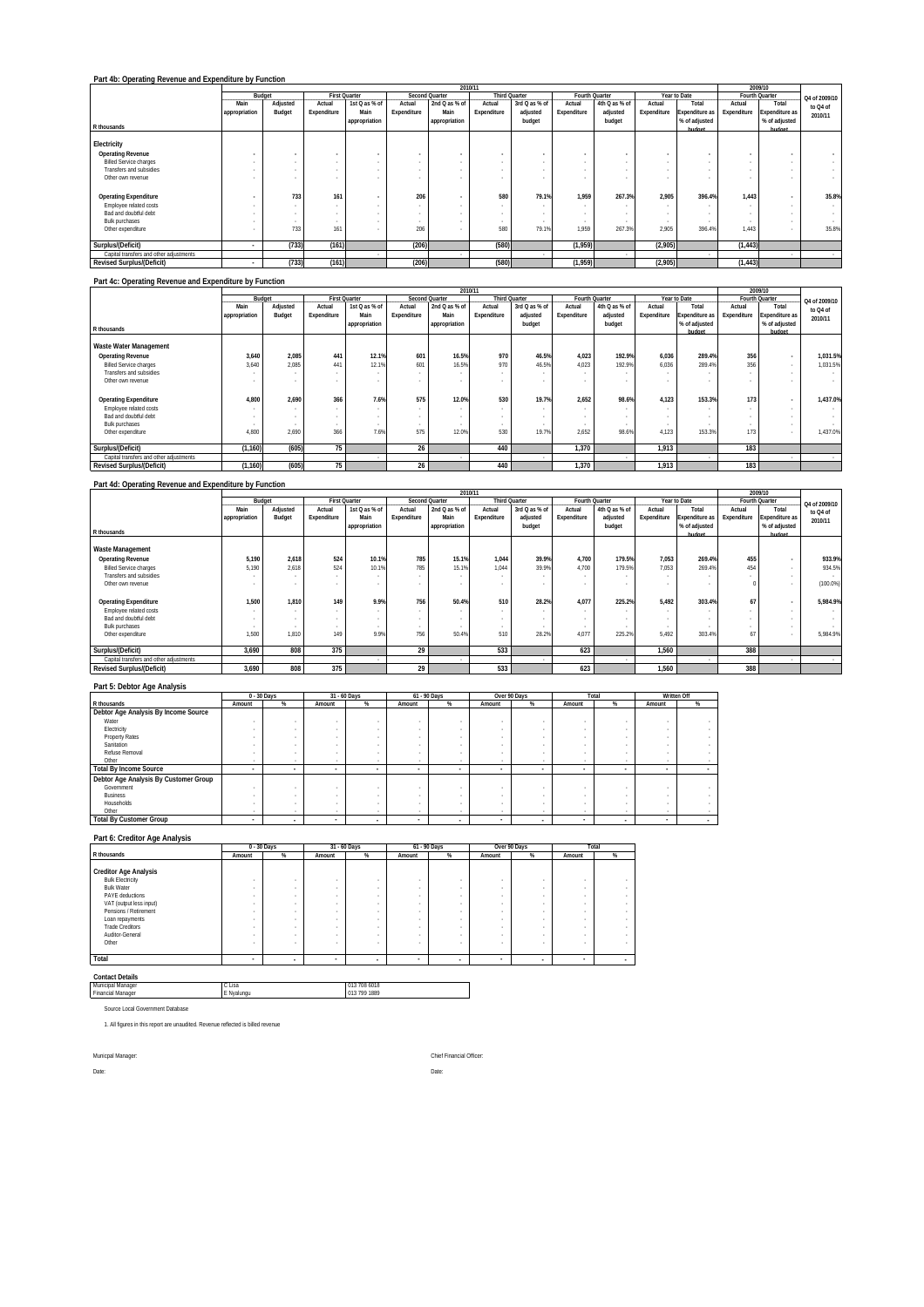## Part 4b: Operating Revenue and Expenditure by Function

| R thousands | 2010/11 Budget | | First Quarter | | Second Quarter | | Third Quarter | | Fourth Quarter | | Year to Date | | 2009/10 Fourth Quarter | | Q4 of 2009/10 to Q4 of 2010/11 |
|---|---|---|---|---|---|---|---|---|---|---|---|---|---|---|---|
| | Main appropriation | Adjusted Budget | Actual Expenditure | 1st Q as % of Main appropriation | Actual Expenditure | 2nd Q as % of Main appropriation | Actual Expenditure | 3rd Q as % of adjusted budget | Actual Expenditure | 4th Q as % of adjusted budget | Actual Expenditure | Total Expenditure as % of adjusted budget | Actual Expenditure | Total Expenditure as % of adjusted budget | |
| **Electricity** | | | | | | | | | | | | | | | |
| **Operating Revenue** | - | - | - | - | - | - | - | - | - | - | - | - | - | - | - |
| Billed Service charges | - | - | - | - | - | - | - | - | - | - | - | - | - | - | - |
| Transfers and subsidies | - | - | - | - | - | - | - | - | - | - | - | - | - | - | - |
| Other own revenue | - | - | - | - | - | - | - | - | - | - | - | - | - | - | - |
| **Operating Expenditure** | - | 733 | 161 | - | 206 | - | 580 | 79.1% | 1,959 | 267.3% | 2,905 | 396.4% | 1,443 | - | 35.8% |
| Employee related costs | - | - | - | - | - | - | - | - | - | - | - | - | - | - | - |
| Bad and doubtful debt | - | - | - | - | - | - | - | - | - | - | - | - | - | - | - |
| Bulk purchases | - | - | - | - | - | - | - | - | - | - | - | - | - | - | - |
| Other expenditure | - | 733 | 161 | - | 206 | - | 580 | 79.1% | 1,959 | 267.3% | 2,905 | 396.4% | 1,443 | - | 35.8% |
| **Surplus/(Deficit)** | - | (733) | (161) | | (206) | | (580) | | (1,959) | | (2,905) | | (1,443) | | |
| Capital transfers and other adjustments | | | | - | | - | | - | | - | | - | | - | - |
| **Revised Surplus/(Deficit)** | - | (733) | (161) | | (206) | | (580) | | (1,959) | | (2,905) | | (1,443) | | |

## Part 4c: Operating Revenue and Expenditure by Function

| R thousands | 2010/11 Budget | | First Quarter | | Second Quarter | | Third Quarter | | Fourth Quarter | | Year to Date | | 2009/10 Fourth Quarter | | Q4 of 2009/10 to Q4 of 2010/11 |
|---|---|---|---|---|---|---|---|---|---|---|---|---|---|---|---|
| | Main appropriation | Adjusted Budget | Actual Expenditure | 1st Q as % of Main appropriation | Actual Expenditure | 2nd Q as % of Main appropriation | Actual Expenditure | 3rd Q as % of adjusted budget | Actual Expenditure | 4th Q as % of adjusted budget | Actual Expenditure | Total Expenditure as % of adjusted budget | Actual Expenditure | Total Expenditure as % of adjusted budget | |
| **Waste Water Management** | | | | | | | | | | | | | | | |
| **Operating Revenue** | 3,640 | 2,085 | 441 | 12.1% | 601 | 16.5% | 970 | 46.5% | 4,023 | 192.9% | 6,036 | 289.4% | 356 | - | 1,031.5% |
| Billed Service charges | 3,640 | 2,085 | 441 | 12.1% | 601 | 16.5% | 970 | 46.5% | 4,023 | 192.9% | 6,036 | 289.4% | 356 | - | 1,031.5% |
| Transfers and subsidies | - | - | - | - | - | - | - | - | - | - | - | - | - | - | - |
| Other own revenue | - | - | - | - | - | - | - | - | - | - | - | - | - | - | - |
| **Operating Expenditure** | 4,800 | 2,690 | 366 | 7.6% | 575 | 12.0% | 530 | 19.7% | 2,652 | 98.6% | 4,123 | 153.3% | 173 | - | 1,437.0% |
| Employee related costs | - | - | - | - | - | - | - | - | - | - | - | - | - | - | - |
| Bad and doubtful debt | - | - | - | - | - | - | - | - | - | - | - | - | - | - | - |
| Bulk purchases | - | - | - | - | - | - | - | - | - | - | - | - | - | - | - |
| Other expenditure | 4,800 | 2,690 | 366 | 7.6% | 575 | 12.0% | 530 | 19.7% | 2,652 | 98.6% | 4,123 | 153.3% | 173 | - | 1,437.0% |
| **Surplus/(Deficit)** | (1,160) | (605) | 75 | | 26 | | 440 | | 1,370 | | 1,913 | | 183 | | |
| Capital transfers and other adjustments | | | | - | | - | | - | | - | | - | | - | - |
| **Revised Surplus/(Deficit)** | (1,160) | (605) | 75 | | 26 | | 440 | | 1,370 | | 1,913 | | 183 | | |

## Part 4d: Operating Revenue and Expenditure by Function

| R thousands | 2010/11 Budget | | First Quarter | | Second Quarter | | Third Quarter | | Fourth Quarter | | Year to Date | | 2009/10 Fourth Quarter | | Q4 of 2009/10 to Q4 of 2010/11 |
|---|---|---|---|---|---|---|---|---|---|---|---|---|---|---|---|
| | Main appropriation | Adjusted Budget | Actual Expenditure | 1st Q as % of Main appropriation | Actual Expenditure | 2nd Q as % of Main appropriation | Actual Expenditure | 3rd Q as % of adjusted budget | Actual Expenditure | 4th Q as % of adjusted budget | Actual Expenditure | Total Expenditure as % of adjusted budget | Actual Expenditure | Total Expenditure as % of adjusted budget | |
| **Waste Management** | | | | | | | | | | | | | | | |
| **Operating Revenue** | 5,190 | 2,618 | 524 | 10.1% | 785 | 15.1% | 1,044 | 39.9% | 4,700 | 179.5% | 7,053 | 269.4% | 455 | - | 933.9% |
| Billed Service charges | 5,190 | 2,618 | 524 | 10.1% | 785 | 15.1% | 1,044 | 39.9% | 4,700 | 179.5% | 7,053 | 269.4% | 454 | - | 934.5% |
| Transfers and subsidies | - | - | - | - | - | - | - | - | - | - | - | - | - | - | - |
| Other own revenue | - | - | - | - | - | - | - | - | - | - | - | - | 0 | - | (100.0%) |
| **Operating Expenditure** | 1,500 | 1,810 | 149 | 9.9% | 756 | 50.4% | 510 | 28.2% | 4,077 | 225.2% | 5,492 | 303.4% | 67 | - | 5,984.9% |
| Employee related costs | - | - | - | - | - | - | - | - | - | - | - | - | - | - | - |
| Bad and doubtful debt | - | - | - | - | - | - | - | - | - | - | - | - | - | - | - |
| Bulk purchases | - | - | - | - | - | - | - | - | - | - | - | - | - | - | - |
| Other expenditure | 1,500 | 1,810 | 149 | 9.9% | 756 | 50.4% | 510 | 28.2% | 4,077 | 225.2% | 5,492 | 303.4% | 67 | - | 5,984.9% |
| **Surplus/(Deficit)** | 3,690 | 808 | 375 | | 29 | | 533 | | 623 | | 1,560 | | 388 | | |
| Capital transfers and other adjustments | | | | - | | - | | - | | - | | - | | - | - |
| **Revised Surplus/(Deficit)** | 3,690 | 808 | 375 | | 29 | | 533 | | 623 | | 1,560 | | 388 | | |

## Part 5: Debtor Age Analysis

| R thousands | 0 - 30 Days | | 31 - 60 Days | | 61 - 90 Days | | Over 90 Days | | Total | | Written Off | |
|---|---|---|---|---|---|---|---|---|---|---|---|---|
| | Amount | % | Amount | % | Amount | % | Amount | % | Amount | % | Amount | % |
| **Debtor Age Analysis By Income Source** | | | | | | | | | | | | |
| Water | - | - | - | - | - | - | - | - | - | - | - | - |
| Electricity | - | - | - | - | - | - | - | - | - | - | - | - |
| Property Rates | - | - | - | - | - | - | - | - | - | - | - | - |
| Sanitation | - | - | - | - | - | - | - | - | - | - | - | - |
| Refuse Removal | - | - | - | - | - | - | - | - | - | - | - | - |
| Other | - | - | - | - | - | - | - | - | - | - | - | - |
| **Total By Income Source** | - | - | - | - | - | - | - | - | - | - | - | - |
| **Debtor Age Analysis By Customer Group** | | | | | | | | | | | | |
| Government | - | - | - | - | - | - | - | - | - | - | - | - |
| Business | - | - | - | - | - | - | - | - | - | - | - | - |
| Households | - | - | - | - | - | - | - | - | - | - | - | - |
| Other | - | - | - | - | - | - | - | - | - | - | - | - |
| **Total By Customer Group** | - | - | - | - | - | - | - | - | - | - | - | - |

## Part 6: Creditor Age Analysis

| R thousands | 0 - 30 Days | | 31 - 60 Days | | 61 - 90 Days | | Over 90 Days | | Total | |
|---|---|---|---|---|---|---|---|---|---|---|
| | Amount | % | Amount | % | Amount | % | Amount | % | Amount | % |
| **Creditor Age Analysis** | | | | | | | | | | |
| Bulk Electricity | - | - | - | - | - | - | - | - | - | - |
| Bulk Water | - | - | - | - | - | - | - | - | - | - |
| PAYE deductions | - | - | - | - | - | - | - | - | - | - |
| VAT (output less input) | - | - | - | - | - | - | - | - | - | - |
| Pensions / Retirement | - | - | - | - | - | - | - | - | - | - |
| Loan repayments | - | - | - | - | - | - | - | - | - | - |
| Trade Creditors | - | - | - | - | - | - | - | - | - | - |
| Auditor-General | - | - | - | - | - | - | - | - | - | - |
| Other | - | - | - | - | - | - | - | - | - | - |
| **Total** | - | - | - | - | - | - | - | - | - | - |

**Contact Details**

| | | |
|---|---|---|
| Municipal Manager | C Lisa | 013 708 6018 |
| Financial Manager | E Nyalungu | 013 799 1889 |

Source Local Government Database

1. All figures in this report are unaudited. Revenue reflected is billed revenue

Municpal Manager:

Chief Financial Officer:

Date:

Date: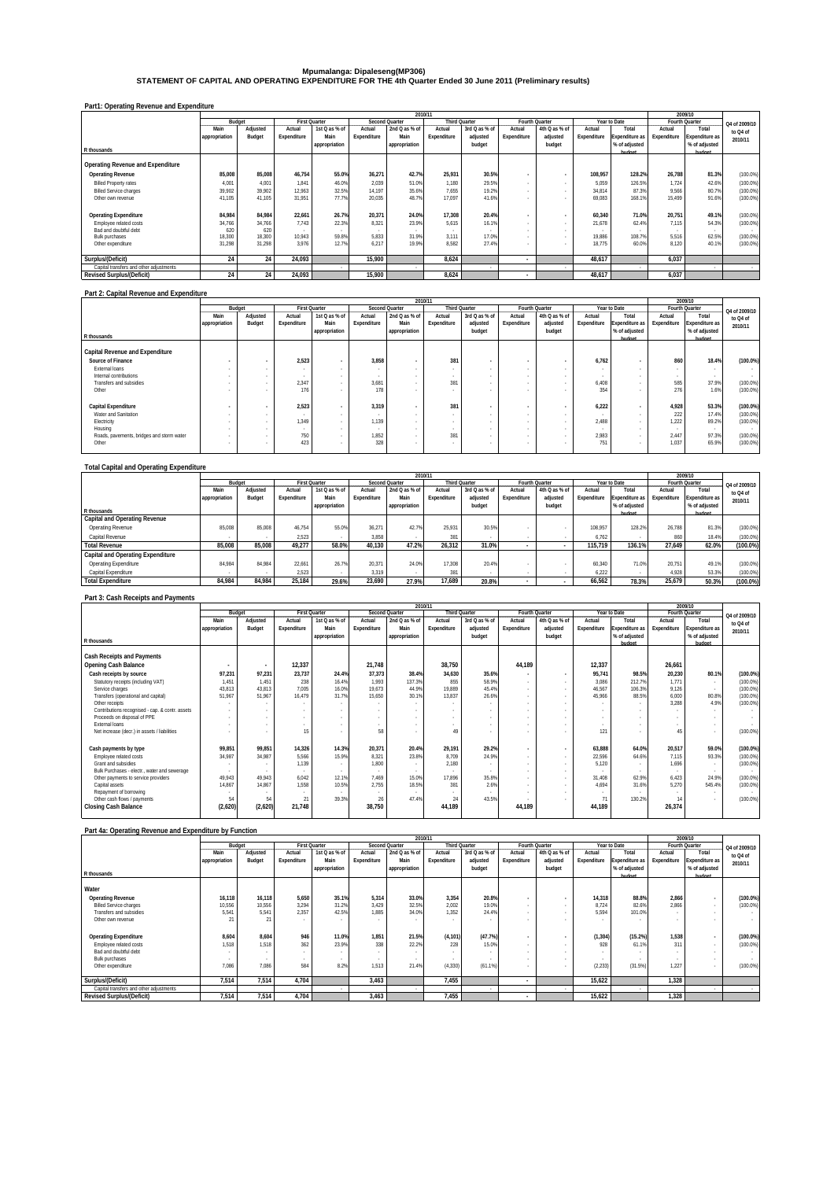# Mpumalanga: Dipaleseng(MP306)
## STATEMENT OF CAPITAL AND OPERATING EXPENDITURE FOR THE 4th Quarter Ended 30 June 2011 (Preliminary results)

### Part1: Operating Revenue and Expenditure

| R thousands | 2010/11 Budget Main appropriation | Adjusted Budget | First Quarter Actual Expenditure | 1st Q as % of Main appropriation | Second Quarter Actual Expenditure | 2nd Q as % of Main appropriation | Third Quarter Actual Expenditure | 3rd Q as % of adjusted budget | Fourth Quarter Actual Expenditure | 4th Q as % of adjusted budget | Year to Date Actual Expenditure | Total Expenditure as % of adjusted budget | 2009/10 Fourth Quarter Actual Expenditure | Total Expenditure as % of adjusted budget | Q4 of 2009/10 to Q4 of 2010/11 |
|---|---|---|---|---|---|---|---|---|---|---|---|---|---|---|---|
| **Operating Revenue and Expenditure** | | | | | | | | | | | | | | | |
| **Operating Revenue** | **85,008** | **85,008** | **46,754** | **55.0%** | **36,271** | **42.7%** | **25,931** | **30.5%** | **-** | **-** | **108,957** | **128.2%** | **26,788** | **81.3%** | (100.0%) |
| Billed Property rates | 4,001 | 4,001 | 1,841 | 46.0% | 2,039 | 51.0% | 1,180 | 29.5% | - | - | 5,059 | 126.5% | 1,724 | 42.6% | (100.0%) |
| Billed Service charges | 39,902 | 39,902 | 12,963 | 32.5% | 14,197 | 35.6% | 7,655 | 19.2% | - | - | 34,814 | 87.3% | 9,566 | 80.7% | (100.0%) |
| Other own revenue | 41,105 | 41,105 | 31,951 | 77.7% | 20,035 | 48.7% | 17,097 | 41.6% | - | - | 69,083 | 168.1% | 15,499 | 91.6% | (100.0%) |
| **Operating Expenditure** | **84,984** | **84,984** | **22,661** | **26.7%** | **20,371** | **24.0%** | **17,308** | **20.4%** | **-** | **-** | **60,340** | **71.0%** | **20,751** | **49.1%** | (100.0%) |
| Employee related costs | 34,766 | 34,766 | 7,743 | 22.3% | 8,321 | 23.9% | 5,615 | 16.1% | - | - | 21,678 | 62.4% | 7,115 | 54.3% | (100.0%) |
| Bad and doubtful debt | 620 | 620 | - | - | - | - | - | - | - | - | - | - | - | - | - |
| Bulk purchases | 18,300 | 18,300 | 10,943 | 59.8% | 5,833 | 31.9% | 3,111 | 17.0% | - | - | 19,886 | 108.7% | 5,516 | 62.5% | (100.0%) |
| Other expenditure | 31,298 | 31,298 | 3,976 | 12.7% | 6,217 | 19.9% | 8,582 | 27.4% | - | - | 18,775 | 60.0% | 8,120 | 40.1% | (100.0%) |
| **Surplus/(Deficit)** | **24** | **24** | **24,093** | | **15,900** | | **8,624** | | **-** | | **48,617** | | **6,037** | | |
| Capital transfers and other adjustments | - | - | - | - | - | - | - | - | - | - | - | - | - | - | - |
| **Revised Surplus/(Deficit)** | **24** | **24** | **24,093** | | **15,900** | | **8,624** | | **-** | | **48,617** | | **6,037** | | |

### Part 2: Capital Revenue and Expenditure

| R thousands | 2010/11 Budget Main appropriation | Adjusted Budget | First Quarter Actual Expenditure | 1st Q as % of Main appropriation | Second Quarter Actual Expenditure | 2nd Q as % of Main appropriation | Third Quarter Actual Expenditure | 3rd Q as % of adjusted budget | Fourth Quarter Actual Expenditure | 4th Q as % of adjusted budget | Year to Date Actual Expenditure | Total Expenditure as % of adjusted budget | 2009/10 Fourth Quarter Actual Expenditure | Total Expenditure as % of adjusted budget | Q4 of 2009/10 to Q4 of 2010/11 |
|---|---|---|---|---|---|---|---|---|---|---|---|---|---|---|---|
| **Capital Revenue and Expenditure** | | | | | | | | | | | | | | | |
| **Source of Finance** | **-** | **-** | **2,523** | **-** | **3,858** | **-** | **381** | **-** | **-** | **-** | **6,762** | **-** | **860** | **18.4%** | **(100.0%)** |
| External loans | - | - | - | - | - | - | - | - | - | - | - | - | - | - | - |
| Internal contributions | - | - | - | - | - | - | - | - | - | - | - | - | - | - | - |
| Transfers and subsidies | - | - | 2,347 | - | 3,681 | - | 381 | - | - | - | 6,408 | - | 585 | 37.9% | (100.0%) |
| Other | - | - | 176 | - | 178 | - | - | - | - | - | 354 | - | 276 | 1.6% | (100.0%) |
| **Capital Expenditure** | **-** | **-** | **2,523** | **-** | **3,319** | **-** | **381** | **-** | **-** | **-** | **6,222** | **-** | **4,928** | **53.3%** | **(100.0%)** |
| Water and Sanitation | - | - | - | - | - | - | - | - | - | - | - | - | 222 | 17.4% | (100.0%) |
| Electricity | - | - | 1,349 | - | 1,139 | - | - | - | - | - | 2,488 | - | 1,222 | 89.2% | (100.0%) |
| Housing | - | - | - | - | - | - | - | - | - | - | - | - | - | - | - |
| Roads, pavements, bridges and storm water | - | - | 750 | - | 1,852 | - | 381 | - | - | - | 2,983 | - | 2,447 | 97.3% | (100.0%) |
| Other | - | - | 423 | - | 328 | - | - | - | - | - | 751 | - | 1,037 | 65.9% | (100.0%) |

### Total Capital and Operating Expenditure

| R thousands | 2010/11 Budget Main appropriation | Adjusted Budget | First Quarter Actual Expenditure | 1st Q as % of Main appropriation | Second Quarter Actual Expenditure | 2nd Q as % of Main appropriation | Third Quarter Actual Expenditure | 3rd Q as % of adjusted budget | Fourth Quarter Actual Expenditure | 4th Q as % of adjusted budget | Year to Date Actual Expenditure | Total Expenditure as % of adjusted budget | 2009/10 Fourth Quarter Actual Expenditure | Total Expenditure as % of adjusted budget | Q4 of 2009/10 to Q4 of 2010/11 |
|---|---|---|---|---|---|---|---|---|---|---|---|---|---|---|---|
| **Capital and Operating Revenue** | | | | | | | | | | | | | | | |
| Operating Revenue | 85,008 | 85,008 | 46,754 | 55.0% | 36,271 | 42.7% | 25,931 | 30.5% | - | - | 108,957 | 128.2% | 26,788 | 81.3% | (100.0%) |
| Capital Revenue | - | - | 2,523 | - | 3,858 | - | 381 | - | - | - | 6,762 | - | 860 | 18.4% | (100.0%) |
| **Total Revenue** | **85,008** | **85,008** | **49,277** | **58.0%** | **40,130** | **47.2%** | **26,312** | **31.0%** | **-** | **-** | **115,719** | **136.1%** | **27,649** | **62.0%** | **(100.0%)** |
| **Capital and Operating Expenditure** | | | | | | | | | | | | | | | |
| Operating Expenditure | 84,984 | 84,984 | 22,661 | 26.7% | 20,371 | 24.0% | 17,308 | 20.4% | - | - | 60,340 | 71.0% | 20,751 | 49.1% | (100.0%) |
| Capital Expenditure | - | - | 2,523 | - | 3,319 | - | 381 | - | - | - | 6,222 | - | 4,928 | 53.3% | (100.0%) |
| **Total Expenditure** | **84,984** | **84,984** | **25,184** | **29.6%** | **23,690** | **27.9%** | **17,689** | **20.8%** | **-** | **-** | **66,562** | **78.3%** | **25,679** | **50.3%** | **(100.0%)** |

### Part 3: Cash Receipts and Payments

| R thousands | 2010/11 Budget Main appropriation | Adjusted Budget | First Quarter Actual Expenditure | 1st Q as % of Main appropriation | Second Quarter Actual Expenditure | 2nd Q as % of Main appropriation | Third Quarter Actual Expenditure | 3rd Q as % of adjusted budget | Fourth Quarter Actual Expenditure | 4th Q as % of adjusted budget | Year to Date Actual Expenditure | Total Expenditure as % of adjusted budget | 2009/10 Fourth Quarter Actual Expenditure | Total Expenditure as % of adjusted budget | Q4 of 2009/10 to Q4 of 2010/11 |
|---|---|---|---|---|---|---|---|---|---|---|---|---|---|---|---|
| **Cash Receipts and Payments** | | | | | | | | | | | | | | | |
| **Opening Cash Balance** | **-** | **-** | **12,337** | | **21,748** | | **38,750** | | **44,189** | | **12,337** | | **26,661** | | |
| **Cash receipts by source** | **97,231** | **97,231** | **23,737** | **24.4%** | **37,373** | **38.4%** | **34,630** | **35.6%** | **-** | **-** | **95,741** | **98.5%** | **20,230** | **80.1%** | **(100.0%)** |
| Statutory receipts (including VAT) | 1,451 | 1,451 | 238 | 16.4% | 1,993 | 137.3% | 855 | 58.9% | - | - | 3,086 | 212.7% | 1,771 | - | (100.0%) |
| Service charges | 43,813 | 43,813 | 7,005 | 16.0% | 19,673 | 44.9% | 19,889 | 45.4% | - | - | 46,567 | 106.3% | 9,126 | - | (100.0%) |
| Transfers (operational and capital) | 51,967 | 51,967 | 16,479 | 31.7% | 15,650 | 30.1% | 13,837 | 26.6% | - | - | 45,966 | 88.5% | 6,000 | 80.8% | (100.0%) |
| Other receipts | - | - | - | - | - | - | - | - | - | - | - | - | 3,288 | 4.9% | (100.0%) |
| Contributions recognised - cap. & contr. assets | - | - | - | - | - | - | - | - | - | - | - | - | - | - | - |
| Proceeds on disposal of PPE | - | - | - | - | - | - | - | - | - | - | - | - | - | - | - |
| External loans | - | - | - | - | - | - | - | - | - | - | - | - | - | - | - |
| Net increase (decr.) in assets / liabilities | - | - | 15 | - | 58 | - | 49 | - | - | - | 121 | - | 45 | - | (100.0%) |
| **Cash payments by type** | **99,851** | **99,851** | **14,326** | **14.3%** | **20,371** | **20.4%** | **29,191** | **29.2%** | **-** | **-** | **63,888** | **64.0%** | **20,517** | **59.0%** | **(100.0%)** |
| Employee related costs | 34,987 | 34,987 | 5,566 | 15.9% | 8,321 | 23.8% | 8,709 | 24.9% | - | - | 22,596 | 64.6% | 7,115 | 93.3% | (100.0%) |
| Grant and subsidies | - | - | 1,139 | - | 1,800 | - | 2,180 | - | - | - | 5,120 | - | 1,696 | - | (100.0%) |
| Bulk Purchases - electr., water and sewerage | - | - | - | - | - | - | - | - | - | - | - | - | - | - | - |
| Other payments to service providers | 49,943 | 49,943 | 6,042 | 12.1% | 7,469 | 15.0% | 17,896 | 35.8% | - | - | 31,408 | 62.9% | 6,423 | 24.9% | (100.0%) |
| Capital assets | 14,867 | 14,867 | 1,558 | 10.5% | 2,755 | 18.5% | 381 | 2.6% | - | - | 4,694 | 31.6% | 5,270 | 545.4% | (100.0%) |
| Repayment of borrowing | - | - | - | - | - | - | - | - | - | - | - | - | - | - | - |
| Other cash flows / payments | 54 | 54 | 21 | 39.3% | 26 | 47.4% | 24 | 43.5% | - | - | 71 | 130.2% | 14 | - | (100.0%) |
| **Closing Cash Balance** | **(2,620)** | **(2,620)** | **21,748** | | **38,750** | | **44,189** | | **44,189** | | **44,189** | | **26,374** | | |

### Part 4a: Operating Revenue and Expenditure by Function

| R thousands | 2010/11 Budget Main appropriation | Adjusted Budget | First Quarter Actual Expenditure | 1st Q as % of Main appropriation | Second Quarter Actual Expenditure | 2nd Q as % of Main appropriation | Third Quarter Actual Expenditure | 3rd Q as % of adjusted budget | Fourth Quarter Actual Expenditure | 4th Q as % of adjusted budget | Year to Date Actual Expenditure | Total Expenditure as % of adjusted budget | 2009/10 Fourth Quarter Actual Expenditure | Total Expenditure as % of adjusted budget | Q4 of 2009/10 to Q4 of 2010/11 |
|---|---|---|---|---|---|---|---|---|---|---|---|---|---|---|---|
| **Water** | | | | | | | | | | | | | | | |
| **Operating Revenue** | **16,118** | **16,118** | **5,650** | **35.1%** | **5,314** | **33.0%** | **3,354** | **20.8%** | **-** | **-** | **14,318** | **88.8%** | **2,866** | **-** | **(100.0%)** |
| Billed Service charges | 10,556 | 10,556 | 3,294 | 31.2% | 3,429 | 32.5% | 2,002 | 19.0% | - | - | 8,724 | 82.6% | 2,866 | - | (100.0%) |
| Transfers and subsidies | 5,541 | 5,541 | 2,357 | 42.5% | 1,885 | 34.0% | 1,352 | 24.4% | - | - | 5,594 | 101.0% | - | - | - |
| Other own revenue | 21 | 21 | - | - | - | - | - | - | - | - | - | - | - | - | - |
| **Operating Expenditure** | **8,604** | **8,604** | **946** | **11.0%** | **1,851** | **21.5%** | **(4,101)** | **(47.7%)** | **-** | **-** | **(1,304)** | **(15.2%)** | **1,538** | **-** | **(100.0%)** |
| Employee related costs | 1,518 | 1,518 | 362 | 23.9% | 338 | 22.2% | 228 | 15.0% | - | - | 928 | 61.1% | 311 | - | (100.0%) |
| Bad and doubtful debt | - | - | - | - | - | - | - | - | - | - | - | - | - | - | - |
| Bulk purchases | - | - | - | - | - | - | - | - | - | - | - | - | - | - | - |
| Other expenditure | 7,086 | 7,086 | 584 | 8.2% | 1,513 | 21.4% | (4,330) | (61.1%) | - | - | (2,233) | (31.5%) | 1,227 | - | (100.0%) |
| **Surplus/(Deficit)** | **7,514** | **7,514** | **4,704** | | **3,463** | | **7,455** | | **-** | | **15,622** | | **1,328** | | |
| Capital transfers and other adjustments | - | - | - | - | - | - | - | - | - | - | - | - | - | - | - |
| **Revised Surplus/(Deficit)** | **7,514** | **7,514** | **4,704** | | **3,463** | | **7,455** | | **-** | | **15,622** | | **1,328** | | |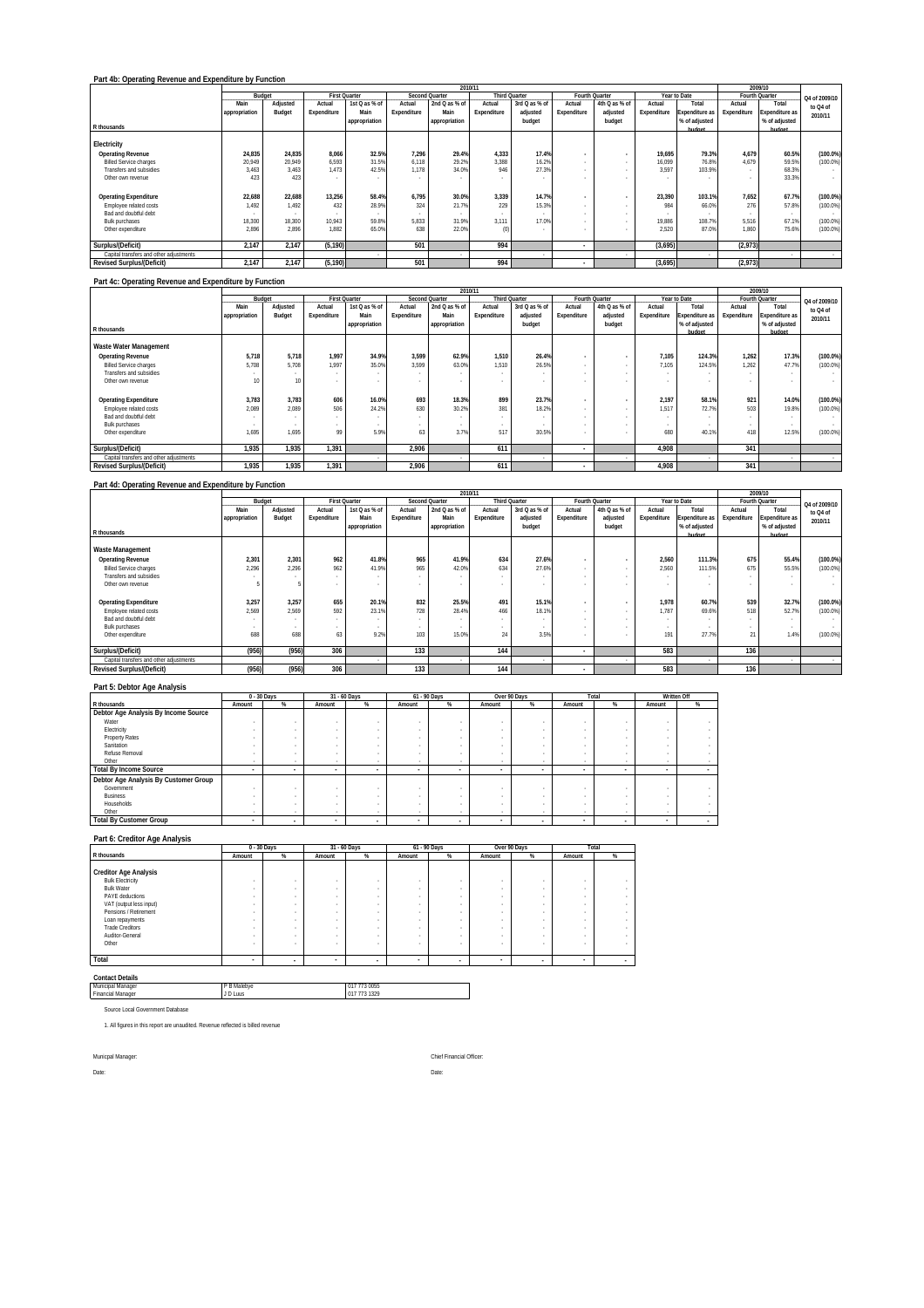### Part 4b: Operating Revenue and Expenditure by Function

| R thousands | 2010/11 | | | | | | | | | | | | 2009/10 | | Q4 of 2009/10 to Q4 of 2010/11 |
|---|---|---|---|---|---|---|---|---|---|---|---|---|---|---|---|
| | Budget | | First Quarter | | Second Quarter | | Third Quarter | | Fourth Quarter | | Year to Date | | Fourth Quarter | | |
| | Main appropriation | Adjusted Budget | Actual Expenditure | 1st Q as % of Main appropriation | Actual Expenditure | 2nd Q as % of Main appropriation | Actual Expenditure | 3rd Q as % of adjusted budget | Actual Expenditure | 4th Q as % of adjusted budget | Actual Expenditure | Total Expenditure as % of adjusted budget | Actual Expenditure | Total Expenditure as % of adjusted budget | |
| **Electricity** | | | | | | | | | | | | | | | |
| **Operating Revenue** | **24,835** | **24,835** | **8,066** | **32.5%** | **7,296** | **29.4%** | **4,333** | **17.4%** | **-** | **-** | **19,695** | **79.3%** | **4,679** | **60.5%** | **(100.0%)** |
| Billed Service charges | 20,949 | 20,949 | 6,593 | 31.5% | 6,118 | 29.2% | 3,388 | 16.2% | - | - | 16,099 | 76.8% | 4,679 | 59.5% | (100.0%) |
| Transfers and subsidies | 3,463 | 3,463 | 1,473 | 42.5% | 1,178 | 34.0% | 946 | 27.3% | - | - | 3,597 | 103.9% | - | 68.3% | - |
| Other own revenue | 423 | 423 | - | - | - | - | - | - | - | - | - | - | - | 33.3% | - |
| **Operating Expenditure** | **22,688** | **22,688** | **13,256** | **58.4%** | **6,795** | **30.0%** | **3,339** | **14.7%** | **-** | **-** | **23,390** | **103.1%** | **7,652** | **67.7%** | **(100.0%)** |
| Employee related costs | 1,492 | 1,492 | 432 | 28.9% | 324 | 21.7% | 229 | 15.3% | - | - | 984 | 66.0% | 276 | 57.8% | (100.0%) |
| Bad and doubtful debt | - | - | - | - | - | - | - | - | - | - | - | - | - | - | - |
| Bulk purchases | 18,300 | 18,300 | 10,943 | 59.8% | 5,833 | 31.9% | 3,111 | 17.0% | - | - | 19,886 | 108.7% | 5,516 | 67.1% | (100.0%) |
| Other expenditure | 2,896 | 2,896 | 1,882 | 65.0% | 638 | 22.0% | (0) | - | - | - | 2,520 | 87.0% | 1,860 | 75.6% | (100.0%) |
| **Surplus/(Deficit)** | **2,147** | **2,147** | **(5,190)** | | **501** | | **994** | | **-** | | **(3,695)** | | **(2,973)** | | |
| Capital transfers and other adjustments | - | - | - | - | - | - | - | - | - | - | - | - | - | - | - |
| **Revised Surplus/(Deficit)** | **2,147** | **2,147** | **(5,190)** | | **501** | | **994** | | **-** | | **(3,695)** | | **(2,973)** | | |

### Part 4c: Operating Revenue and Expenditure by Function

| R thousands | 2010/11 | | | | | | | | | | | | 2009/10 | | Q4 of 2009/10 to Q4 of 2010/11 |
|---|---|---|---|---|---|---|---|---|---|---|---|---|---|---|---|
| | Budget | | First Quarter | | Second Quarter | | Third Quarter | | Fourth Quarter | | Year to Date | | Fourth Quarter | | |
| | Main appropriation | Adjusted Budget | Actual Expenditure | 1st Q as % of Main appropriation | Actual Expenditure | 2nd Q as % of Main appropriation | Actual Expenditure | 3rd Q as % of adjusted budget | Actual Expenditure | 4th Q as % of adjusted budget | Actual Expenditure | Total Expenditure as % of adjusted budget | Actual Expenditure | Total Expenditure as % of adjusted budget | |
| **Waste Water Management** | | | | | | | | | | | | | | | |
| **Operating Revenue** | **5,718** | **5,718** | **1,997** | **34.9%** | **3,599** | **62.9%** | **1,510** | **26.4%** | **-** | **-** | **7,105** | **124.3%** | **1,262** | **17.3%** | **(100.0%)** |
| Billed Service charges | 5,708 | 5,708 | 1,997 | 35.0% | 3,599 | 63.0% | 1,510 | 26.5% | - | - | 7,105 | 124.5% | 1,262 | 47.7% | (100.0%) |
| Transfers and subsidies | - | - | - | - | - | - | - | - | - | - | - | - | - | - | - |
| Other own revenue | 10 | 10 | - | - | - | - | - | - | - | - | - | - | - | - | - |
| **Operating Expenditure** | **3,783** | **3,783** | **606** | **16.0%** | **693** | **18.3%** | **899** | **23.7%** | **-** | **-** | **2,197** | **58.1%** | **921** | **14.0%** | **(100.0%)** |
| Employee related costs | 2,089 | 2,089 | 506 | 24.2% | 630 | 30.2% | 381 | 18.2% | - | - | 1,517 | 72.7% | 503 | 19.8% | (100.0%) |
| Bad and doubtful debt | - | - | - | - | - | - | - | - | - | - | - | - | - | - | - |
| Bulk purchases | - | - | - | - | - | - | - | - | - | - | - | - | - | - | - |
| Other expenditure | 1,695 | 1,695 | 99 | 5.9% | 63 | 3.7% | 517 | 30.5% | - | - | 680 | 40.1% | 418 | 12.5% | (100.0%) |
| **Surplus/(Deficit)** | **1,935** | **1,935** | **1,391** | | **2,906** | | **611** | | **-** | | **4,908** | | **341** | | |
| Capital transfers and other adjustments | - | - | - | - | - | - | - | - | - | - | - | - | - | - | - |
| **Revised Surplus/(Deficit)** | **1,935** | **1,935** | **1,391** | | **2,906** | | **611** | | **-** | | **4,908** | | **341** | | |

### Part 4d: Operating Revenue and Expenditure by Function

| R thousands | 2010/11 | | | | | | | | | | | | 2009/10 | | Q4 of 2009/10 to Q4 of 2010/11 |
|---|---|---|---|---|---|---|---|---|---|---|---|---|---|---|---|
| | Budget | | First Quarter | | Second Quarter | | Third Quarter | | Fourth Quarter | | Year to Date | | Fourth Quarter | | |
| | Main appropriation | Adjusted Budget | Actual Expenditure | 1st Q as % of Main appropriation | Actual Expenditure | 2nd Q as % of Main appropriation | Actual Expenditure | 3rd Q as % of adjusted budget | Actual Expenditure | 4th Q as % of adjusted budget | Actual Expenditure | Total Expenditure as % of adjusted budget | Actual Expenditure | Total Expenditure as % of adjusted budget | |
| **Waste Management** | | | | | | | | | | | | | | | |
| **Operating Revenue** | **2,301** | **2,301** | **962** | **41.8%** | **965** | **41.9%** | **634** | **27.6%** | **-** | **-** | **2,560** | **111.3%** | **675** | **55.4%** | **(100.0%)** |
| Billed Service charges | 2,296 | 2,296 | 962 | 41.9% | 965 | 42.0% | 634 | 27.6% | - | - | 2,560 | 111.5% | 675 | 55.5% | (100.0%) |
| Transfers and subsidies | - | - | - | - | - | - | - | - | - | - | - | - | - | - | - |
| Other own revenue | 5 | 5 | - | - | - | - | - | - | - | - | - | - | - | - | - |
| **Operating Expenditure** | **3,257** | **3,257** | **655** | **20.1%** | **832** | **25.5%** | **491** | **15.1%** | **-** | **-** | **1,978** | **60.7%** | **539** | **32.7%** | **(100.0%)** |
| Employee related costs | 2,569 | 2,569 | 592 | 23.1% | 728 | 28.4% | 466 | 18.1% | - | - | 1,787 | 69.6% | 518 | 52.7% | (100.0%) |
| Bad and doubtful debt | - | - | - | - | - | - | - | - | - | - | - | - | - | - | - |
| Bulk purchases | - | - | - | - | - | - | - | - | - | - | - | - | - | - | - |
| Other expenditure | 688 | 688 | 63 | 9.2% | 103 | 15.0% | 24 | 3.5% | - | - | 191 | 27.7% | 21 | 1.4% | (100.0%) |
| **Surplus/(Deficit)** | **(956)** | **(956)** | **306** | | **133** | | **144** | | **-** | | **583** | | **136** | | |
| Capital transfers and other adjustments | - | - | - | - | - | - | - | - | - | - | - | - | - | - | - |
| **Revised Surplus/(Deficit)** | **(956)** | **(956)** | **306** | | **133** | | **144** | | **-** | | **583** | | **136** | | |

### Part 5: Debtor Age Analysis

| R thousands | 0 - 30 Days | | 31 - 60 Days | | 61 - 90 Days | | Over 90 Days | | Total | | Written Off | |
|---|---|---|---|---|---|---|---|---|---|---|---|---|
| | Amount | % | Amount | % | Amount | % | Amount | % | Amount | % | Amount | % |
| **Debtor Age Analysis By Income Source** | | | | | | | | | | | | |
| Water | - | - | - | - | - | - | - | - | - | - | - | - |
| Electricity | - | - | - | - | - | - | - | - | - | - | - | - |
| Property Rates | - | - | - | - | - | - | - | - | - | - | - | - |
| Sanitation | - | - | - | - | - | - | - | - | - | - | - | - |
| Refuse Removal | - | - | - | - | - | - | - | - | - | - | - | - |
| Other | - | - | - | - | - | - | - | - | - | - | - | - |
| **Total By Income Source** | **-** | **-** | **-** | **-** | **-** | **-** | **-** | **-** | **-** | **-** | **-** | **-** |
| **Debtor Age Analysis By Customer Group** | | | | | | | | | | | | |
| Government | - | - | - | - | - | - | - | - | - | - | - | - |
| Business | - | - | - | - | - | - | - | - | - | - | - | - |
| Households | - | - | - | - | - | - | - | - | - | - | - | - |
| Other | - | - | - | - | - | - | - | - | - | - | - | - |
| **Total By Customer Group** | **-** | **-** | **-** | **-** | **-** | **-** | **-** | **-** | **-** | **-** | **-** | **-** |

### Part 6: Creditor Age Analysis

| R thousands | 0 - 30 Days | | 31 - 60 Days | | 61 - 90 Days | | Over 90 Days | | Total | |
|---|---|---|---|---|---|---|---|---|---|---|
| | Amount | % | Amount | % | Amount | % | Amount | % | Amount | % |
| **Creditor Age Analysis** | | | | | | | | | | |
| Bulk Electricity | - | - | - | - | - | - | - | - | - | - |
| Bulk Water | - | - | - | - | - | - | - | - | - | - |
| PAYE deductions | - | - | - | - | - | - | - | - | - | - |
| VAT (output less input) | - | - | - | - | - | - | - | - | - | - |
| Pensions / Retirement | - | - | - | - | - | - | - | - | - | - |
| Loan repayments | - | - | - | - | - | - | - | - | - | - |
| Trade Creditors | - | - | - | - | - | - | - | - | - | - |
| Auditor-General | - | - | - | - | - | - | - | - | - | - |
| Other | - | - | - | - | - | - | - | - | - | - |
| **Total** | **-** | **-** | **-** | **-** | **-** | **-** | **-** | **-** | **-** | **-** |

**Contact Details**

| | | |
|---|---|---|
| Municipal Manager | P B Malebye | 017 773 0055 |
| Financial Manager | J D Luus | 017 773 1329 |

Source Local Government Database

1. All figures in this report are unaudited. Revenue reflected is billed revenue

Municpal Manager: Chief Financial Officer:

Date: Date: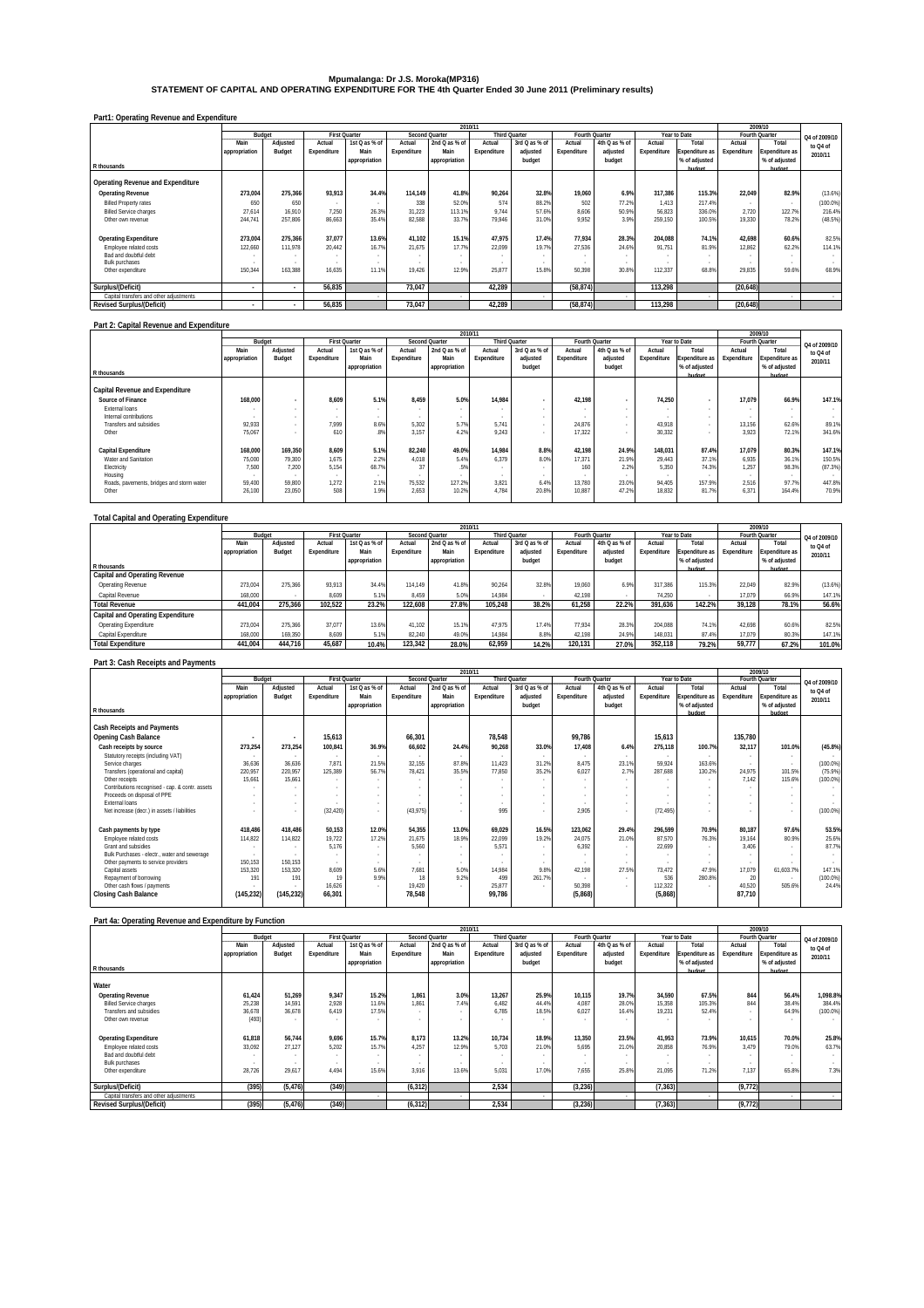# Mpumalanga: Dr J.S. Moroka(MP316)
## STATEMENT OF CAPITAL AND OPERATING EXPENDITURE FOR THE 4th Quarter Ended 30 June 2011 (Preliminary results)

### Part1: Operating Revenue and Expenditure

| R thousands | 2010/11 | | | | | | | | | | | | 2009/10 | | Q4 of 2009/10 to Q4 of 2010/11 |
|---|---|---|---|---|---|---|---|---|---|---|---|---|---|---|---|
| | Budget | | First Quarter | | Second Quarter | | Third Quarter | | Fourth Quarter | | Year to Date | | Fourth Quarter | | |
| | Main appropriation | Adjusted Budget | Actual Expenditure | 1st Q as % of Main appropriation | Actual Expenditure | 2nd Q as % of Main appropriation | Actual Expenditure | 3rd Q as % of adjusted budget | Actual Expenditure | 4th Q as % of adjusted budget | Actual Expenditure | Total Expenditure as % of adjusted budget | Actual Expenditure | Total Expenditure as % of adjusted budget | |
| **Operating Revenue and Expenditure** | | | | | | | | | | | | | | | |
| **Operating Revenue** | 273,004 | 275,366 | 93,913 | 34.4% | 114,149 | 41.8% | 90,264 | 32.8% | 19,060 | 6.9% | 317,386 | 115.3% | 22,049 | 82.9% | (13.6%) |
| Billed Property rates | 650 | 650 | - | - | 338 | 52.0% | 574 | 88.2% | 502 | 77.2% | 1,413 | 217.4% | - | - | (100.0%) |
| Billed Service charges | 27,614 | 16,910 | 7,250 | 26.3% | 31,223 | 113.1% | 9,744 | 57.6% | 8,606 | 50.9% | 56,823 | 336.0% | 2,720 | 122.7% | 216.4% |
| Other own revenue | 244,741 | 257,806 | 86,663 | 35.4% | 82,588 | 33.7% | 79,946 | 31.0% | 9,952 | 3.9% | 259,150 | 100.5% | 19,330 | 78.2% | (48.5%) |
| **Operating Expenditure** | 273,004 | 275,366 | 37,077 | 13.6% | 41,102 | 15.1% | 47,975 | 17.4% | 77,934 | 28.3% | 204,088 | 74.1% | 42,698 | 60.6% | 82.5% |
| Employee related costs | 122,660 | 111,978 | 20,442 | 16.7% | 21,675 | 17.7% | 22,099 | 19.7% | 27,536 | 24.6% | 91,751 | 81.9% | 12,862 | 62.2% | 114.1% |
| Bad and doubtful debt | - | - | - | - | - | - | - | - | - | - | - | - | - | - | - |
| Bulk purchases | - | - | - | - | - | - | - | - | - | - | - | - | - | - | - |
| Other expenditure | 150,344 | 163,388 | 16,635 | 11.1% | 19,426 | 12.9% | 25,877 | 15.8% | 50,398 | 30.8% | 112,337 | 68.8% | 29,835 | 59.6% | 68.9% |
| **Surplus/(Deficit)** | - | - | 56,835 | | 73,047 | | 42,289 | | (58,874) | | 113,298 | | (20,648) | | |
| Capital transfers and other adjustments | | | | - | | - | | - | | - | | - | | - | - |
| **Revised Surplus/(Deficit)** | - | - | 56,835 | | 73,047 | | 42,289 | | (58,874) | | 113,298 | | (20,648) | | |

### Part 2: Capital Revenue and Expenditure

| R thousands | 2010/11 | | | | | | | | | | | | 2009/10 | | Q4 of 2009/10 to Q4 of 2010/11 |
|---|---|---|---|---|---|---|---|---|---|---|---|---|---|---|---|
| | Budget | | First Quarter | | Second Quarter | | Third Quarter | | Fourth Quarter | | Year to Date | | Fourth Quarter | | |
| | Main appropriation | Adjusted Budget | Actual Expenditure | 1st Q as % of Main appropriation | Actual Expenditure | 2nd Q as % of Main appropriation | Actual Expenditure | 3rd Q as % of adjusted budget | Actual Expenditure | 4th Q as % of adjusted budget | Actual Expenditure | Total Expenditure as % of adjusted budget | Actual Expenditure | Total Expenditure as % of adjusted budget | |
| **Capital Revenue and Expenditure** | | | | | | | | | | | | | | | |
| **Source of Finance** | 168,000 | - | 8,609 | 5.1% | 8,459 | 5.0% | 14,984 | - | 42,198 | - | 74,250 | - | 17,079 | 66.9% | 147.1% |
| External loans | - | - | - | - | - | - | - | - | - | - | - | - | - | - | - |
| Internal contributions | - | - | - | - | - | - | - | - | - | - | - | - | - | - | - |
| Transfers and subsidies | 92,933 | - | 7,999 | 8.6% | 5,302 | 5.7% | 5,741 | - | 24,876 | - | 43,918 | - | 13,156 | 62.6% | 89.1% |
| Other | 75,067 | - | 610 | .8% | 3,157 | 4.2% | 9,243 | - | 17,322 | - | 30,332 | - | 3,923 | 72.1% | 341.6% |
| **Capital Expenditure** | 168,000 | 169,350 | 8,609 | 5.1% | 82,240 | 49.0% | 14,984 | 8.8% | 42,198 | 24.9% | 148,031 | 87.4% | 17,079 | 80.3% | 147.1% |
| Water and Sanitation | 75,000 | 79,300 | 1,675 | 2.2% | 4,018 | 5.4% | 6,379 | 8.0% | 17,371 | 21.9% | 29,443 | 37.1% | 6,935 | 36.1% | 150.5% |
| Electricity | 7,500 | 7,200 | 5,154 | 68.7% | 37 | .5% | - | - | 160 | 2.2% | 5,350 | 74.3% | 1,257 | 98.3% | (87.3%) |
| Housing | - | - | - | - | - | - | - | - | - | - | - | - | - | - | - |
| Roads, pavements, bridges and storm water | 59,400 | 59,800 | 1,272 | 2.1% | 75,532 | 127.2% | 3,821 | 6.4% | 13,780 | 23.0% | 94,405 | 157.9% | 2,516 | 97.7% | 447.8% |
| Other | 26,100 | 23,050 | 508 | 1.9% | 2,653 | 10.2% | 4,784 | 20.8% | 10,887 | 47.2% | 18,832 | 81.7% | 6,371 | 164.4% | 70.9% |

### Total Capital and Operating Expenditure

| R thousands | 2010/11 | | | | | | | | | | | | 2009/10 | | Q4 of 2009/10 to Q4 of 2010/11 |
|---|---|---|---|---|---|---|---|---|---|---|---|---|---|---|---|
| | Budget | | First Quarter | | Second Quarter | | Third Quarter | | Fourth Quarter | | Year to Date | | Fourth Quarter | | |
| | Main appropriation | Adjusted Budget | Actual Expenditure | 1st Q as % of Main appropriation | Actual Expenditure | 2nd Q as % of Main appropriation | Actual Expenditure | 3rd Q as % of adjusted budget | Actual Expenditure | 4th Q as % of adjusted budget | Actual Expenditure | Total Expenditure as % of adjusted budget | Actual Expenditure | Total Expenditure as % of adjusted budget | |
| **Capital and Operating Revenue** | | | | | | | | | | | | | | | |
| Operating Revenue | 273,004 | 275,366 | 93,913 | 34.4% | 114,149 | 41.8% | 90,264 | 32.8% | 19,060 | 6.9% | 317,386 | 115.3% | 22,049 | 82.9% | (13.6%) |
| Capital Revenue | 168,000 | - | 8,609 | 5.1% | 8,459 | 5.0% | 14,984 | - | 42,198 | - | 74,250 | - | 17,079 | 66.9% | 147.1% |
| **Total Revenue** | 441,004 | 275,366 | 102,522 | 23.2% | 122,608 | 27.8% | 105,248 | 38.2% | 61,258 | 22.2% | 391,636 | 142.2% | 39,128 | 78.1% | 56.6% |
| **Capital and Operating Expenditure** | | | | | | | | | | | | | | | |
| Operating Expenditure | 273,004 | 275,366 | 37,077 | 13.6% | 41,102 | 15.1% | 47,975 | 17.4% | 77,934 | 28.3% | 204,088 | 74.1% | 42,698 | 60.6% | 82.5% |
| Capital Expenditure | 168,000 | 169,350 | 8,609 | 5.1% | 82,240 | 49.0% | 14,984 | 8.8% | 42,198 | 24.9% | 148,031 | 87.4% | 17,079 | 80.3% | 147.1% |
| **Total Expenditure** | 441,004 | 444,716 | 45,687 | 10.4% | 123,342 | 28.0% | 62,959 | 14.2% | 120,131 | 27.0% | 352,118 | 79.2% | 59,777 | 67.2% | 101.0% |

### Part 3: Cash Receipts and Payments

| R thousands | 2010/11 | | | | | | | | | | | | 2009/10 | | Q4 of 2009/10 to Q4 of 2010/11 |
|---|---|---|---|---|---|---|---|---|---|---|---|---|---|---|---|
| | Budget | | First Quarter | | Second Quarter | | Third Quarter | | Fourth Quarter | | Year to Date | | Fourth Quarter | | |
| | Main appropriation | Adjusted Budget | Actual Expenditure | 1st Q as % of Main appropriation | Actual Expenditure | 2nd Q as % of Main appropriation | Actual Expenditure | 3rd Q as % of adjusted budget | Actual Expenditure | 4th Q as % of adjusted budget | Actual Expenditure | Total Expenditure as % of adjusted budget | Actual Expenditure | Total Expenditure as % of adjusted budget | |
| **Cash Receipts and Payments** | | | | | | | | | | | | | | | |
| **Opening Cash Balance** | - | - | 15,613 | | 66,301 | | 78,548 | | 99,786 | | 15,613 | | 135,780 | | |
| **Cash receipts by source** | 273,254 | 273,254 | 100,841 | 36.9% | 66,602 | 24.4% | 90,268 | 33.0% | 17,408 | 6.4% | 275,118 | 100.7% | 32,117 | 101.0% | (45.8%) |
| Statutory receipts (including VAT) | - | - | - | - | - | - | - | - | - | - | - | - | - | - | - |
| Service charges | 36,636 | 36,636 | 7,871 | 21.5% | 32,155 | 87.8% | 11,423 | 31.2% | 8,475 | 23.1% | 59,924 | 163.6% | - | - | (100.0%) |
| Transfers (operational and capital) | 220,957 | 220,957 | 125,389 | 56.7% | 78,421 | 35.5% | 77,850 | 35.2% | 6,027 | 2.7% | 287,688 | 130.2% | 24,975 | 101.5% | (75.9%) |
| Other receipts | 15,661 | 15,661 | - | - | - | - | - | - | - | - | - | - | 7,142 | 115.6% | (100.0%) |
| Contributions recognised - cap. & contr. assets | - | - | - | - | - | - | - | - | - | - | - | - | - | - | - |
| Proceeds on disposal of PPE | - | - | - | - | - | - | - | - | - | - | - | - | - | - | - |
| External loans | - | - | - | - | - | - | - | - | - | - | - | - | - | - | - |
| Net increase (decr.) in assets / liabilities | - | - | (32,420) | - | (43,975) | - | 995 | - | 2,905 | - | (72,495) | - | - | - | (100.0%) |
| **Cash payments by type** | 418,486 | 418,486 | 50,153 | 12.0% | 54,355 | 13.0% | 69,029 | 16.5% | 123,062 | 29.4% | 296,599 | 70.9% | 80,187 | 97.6% | 53.5% |
| Employee related costs | 114,822 | 114,822 | 19,722 | 17.2% | 21,675 | 18.9% | 22,099 | 19.2% | 24,075 | 21.0% | 87,570 | 76.3% | 19,164 | 80.9% | 25.6% |
| Grant and subsidies | - | - | 5,176 | - | 5,560 | - | 5,571 | - | 6,392 | - | 22,699 | - | 3,406 | - | 87.7% |
| Bulk Purchases - electr., water and sewerage | - | - | - | - | - | - | - | - | - | - | - | - | - | - | - |
| Other payments to service providers | 150,153 | 150,153 | - | - | - | - | - | - | - | - | - | - | - | - | - |
| Capital assets | 153,320 | 153,320 | 8,609 | 5.6% | 7,681 | 5.0% | 14,984 | 9.8% | 42,198 | 27.5% | 73,472 | 47.9% | 17,079 | 61,603.7% | 147.1% |
| Repayment of borrowing | 191 | 191 | 19 | 9.9% | 18 | 9.2% | 499 | 261.7% | - | - | 536 | 280.8% | 20 | - | (100.0%) |
| Other cash flows / payments | - | - | 16,626 | - | 19,420 | - | 25,877 | - | 50,398 | - | 112,322 | - | 40,520 | 505.6% | 24.4% |
| **Closing Cash Balance** | (145,232) | (145,232) | 66,301 | | 78,548 | | 99,786 | | (5,868) | | (5,868) | | 87,710 | | |

### Part 4a: Operating Revenue and Expenditure by Function

| R thousands | 2010/11 | | | | | | | | | | | | 2009/10 | | Q4 of 2009/10 to Q4 of 2010/11 |
|---|---|---|---|---|---|---|---|---|---|---|---|---|---|---|---|
| | Budget | | First Quarter | | Second Quarter | | Third Quarter | | Fourth Quarter | | Year to Date | | Fourth Quarter | | |
| | Main appropriation | Adjusted Budget | Actual Expenditure | 1st Q as % of Main appropriation | Actual Expenditure | 2nd Q as % of Main appropriation | Actual Expenditure | 3rd Q as % of adjusted budget | Actual Expenditure | 4th Q as % of adjusted budget | Actual Expenditure | Total Expenditure as % of adjusted budget | Actual Expenditure | Total Expenditure as % of adjusted budget | |
| **Water** | | | | | | | | | | | | | | | |
| **Operating Revenue** | 61,424 | 51,269 | 9,347 | 15.2% | 1,861 | 3.0% | 13,267 | 25.9% | 10,115 | 19.7% | 34,590 | 67.5% | 844 | 56.4% | 1,098.8% |
| Billed Service charges | 25,238 | 14,591 | 2,928 | 11.6% | 1,861 | 7.4% | 6,482 | 44.4% | 4,087 | 28.0% | 15,358 | 105.3% | 844 | 38.4% | 384.4% |
| Transfers and subsidies | 36,678 | 36,678 | 6,419 | 17.5% | - | - | 6,785 | 18.5% | 6,027 | 16.4% | 19,231 | 52.4% | - | 64.9% | (100.0%) |
| Other own revenue | (493) | - | - | - | - | - | - | - | - | - | - | - | - | - | - |
| **Operating Expenditure** | 61,818 | 56,744 | 9,696 | 15.7% | 8,173 | 13.2% | 10,734 | 18.9% | 13,350 | 23.5% | 41,953 | 73.9% | 10,615 | 70.0% | 25.8% |
| Employee related costs | 33,092 | 27,127 | 5,202 | 15.7% | 4,257 | 12.9% | 5,703 | 21.0% | 5,695 | 21.0% | 20,858 | 76.9% | 3,479 | 79.0% | 63.7% |
| Bad and doubtful debt | - | - | - | - | - | - | - | - | - | - | - | - | - | - | - |
| Bulk purchases | - | - | - | - | - | - | - | - | - | - | - | - | - | - | - |
| Other expenditure | 28,726 | 29,617 | 4,494 | 15.6% | 3,916 | 13.6% | 5,031 | 17.0% | 7,655 | 25.8% | 21,095 | 71.2% | 7,137 | 65.8% | 7.3% |
| **Surplus/(Deficit)** | (395) | (5,476) | (349) | | (6,312) | | 2,534 | | (3,236) | | (7,363) | | (9,772) | | |
| Capital transfers and other adjustments | | | | - | | - | | - | | - | | - | | - | - |
| **Revised Surplus/(Deficit)** | (395) | (5,476) | (349) | | (6,312) | | 2,534 | | (3,236) | | (7,363) | | (9,772) | | |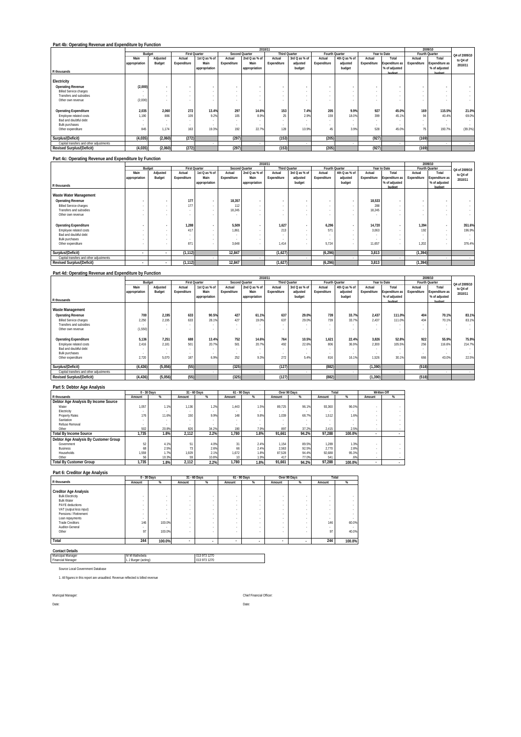## Part 4b: Operating Revenue and Expenditure by Function

| R thousands | 2010/11 Budget Main appropriation | Adjusted Budget | First Quarter Actual Expenditure | 1st Q as % of Main appropriation | Second Quarter Actual Expenditure | 2nd Q as % of Main appropriation | Third Quarter Actual Expenditure | 3rd Q as % of adjusted budget | Fourth Quarter Actual Expenditure | 4th Q as % of adjusted budget | Year to Date Actual Expenditure | Total Expenditure as % of adjusted budget | 2009/10 Fourth Quarter Actual Expenditure | Total Expenditure as % of adjusted budget | Q4 of 2009/10 to Q4 of 2010/11 |
|---|---|---|---|---|---|---|---|---|---|---|---|---|---|---|---|
| **Electricity** | | | | | | | | | | | | | | | |
| **Operating Revenue** | **(2,000)** | **-** | **-** | **-** | **-** | **-** | **-** | **-** | **-** | **-** | **-** | **-** | **-** | **-** | **-** |
| Billed Service charges | - | - | - | - | - | - | - | - | - | - | - | - | - | - | - |
| Transfers and subsidies | - | - | - | - | - | - | - | - | - | - | - | - | - | - | - |
| Other own revenue | (2,000) | - | - | - | - | - | - | - | - | - | - | - | - | - | - |
| **Operating Expenditure** | **2,035** | **2,060** | **272** | **13.4%** | **297** | **14.6%** | **153** | **7.4%** | **205** | **9.9%** | **927** | **45.0%** | **169** | **115.5%** | **21.0%** |
| Employee related costs | 1,190 | 886 | 109 | 9.2% | 105 | 8.9% | 25 | 2.9% | 159 | 18.0% | 399 | 45.1% | 94 | 40.4% | 69.0% |
| Bad and doubtful debt | - | - | - | - | - | - | - | - | - | - | - | - | - | - | - |
| Bulk purchases | - | - | - | - | - | - | - | - | - | - | - | - | - | - | - |
| Other expenditure | 845 | 1,174 | 163 | 19.3% | 192 | 22.7% | 128 | 10.9% | 45 | 3.9% | 528 | 45.0% | 75 | 193.7% | (39.3%) |
| **Surplus/(Deficit)** | **(4,035)** | **(2,060)** | **(272)** | | **(297)** | | **(153)** | | **(205)** | | **(927)** | | **(169)** | | |
| Capital transfers and other adjustments | | | | - | | - | | - | | - | | - | | - | - |
| **Revised Surplus/(Deficit)** | **(4,035)** | **(2,060)** | **(272)** | | **(297)** | | **(153)** | | **(205)** | | **(927)** | | **(169)** | | |

## Part 4c: Operating Revenue and Expenditure by Function

| R thousands | 2010/11 Budget Main appropriation | Adjusted Budget | First Quarter Actual Expenditure | 1st Q as % of Main appropriation | Second Quarter Actual Expenditure | 2nd Q as % of Main appropriation | Third Quarter Actual Expenditure | 3rd Q as % of adjusted budget | Fourth Quarter Actual Expenditure | 4th Q as % of adjusted budget | Year to Date Actual Expenditure | Total Expenditure as % of adjusted budget | 2009/10 Fourth Quarter Actual Expenditure | Total Expenditure as % of adjusted budget | Q4 of 2009/10 to Q4 of 2010/11 |
|---|---|---|---|---|---|---|---|---|---|---|---|---|---|---|---|
| **Waste Water Management** | | | | | | | | | | | | | | | |
| **Operating Revenue** | **-** | **-** | **177** | **-** | **18,357** | **-** | **-** | **-** | **-** | **-** | **18,533** | **-** | **-** | **-** | **-** |
| Billed Service charges | - | - | 177 | - | 112 | - | - | - | - | - | 288 | - | - | - | - |
| Transfers and subsidies | - | - | - | - | 18,245 | - | - | - | - | - | 18,245 | - | - | - | - |
| Other own revenue | - | - | - | - | - | - | - | - | - | - | - | - | - | - | - |
| **Operating Expenditure** | **-** | **-** | **1,288** | **-** | **5,509** | **-** | **1,627** | **-** | **6,296** | **-** | **14,720** | **-** | **1,394** | **-** | **351.6%** |
| Employee related costs | - | - | 417 | - | 1,861 | - | 213 | - | 571 | - | 3,063 | - | 192 | - | 196.9% |
| Bad and doubtful debt | - | - | - | - | - | - | - | - | - | - | - | - | - | - | - |
| Bulk purchases | - | - | - | - | - | - | - | - | - | - | - | - | - | - | - |
| Other expenditure | - | - | 871 | - | 3,648 | - | 1,414 | - | 5,724 | - | 11,657 | - | 1,202 | - | 376.4% |
| **Surplus/(Deficit)** | **-** | **-** | **(1,112)** | | **12,847** | | **(1,627)** | | **(6,296)** | | **3,813** | | **(1,394)** | | |
| Capital transfers and other adjustments | | | | - | | - | | - | | - | | - | | - | - |
| **Revised Surplus/(Deficit)** | **-** | **-** | **(1,112)** | | **12,847** | | **(1,627)** | | **(6,296)** | | **3,813** | | **(1,394)** | | |

## Part 4d: Operating Revenue and Expenditure by Function

| R thousands | 2010/11 Budget Main appropriation | Adjusted Budget | First Quarter Actual Expenditure | 1st Q as % of Main appropriation | Second Quarter Actual Expenditure | 2nd Q as % of Main appropriation | Third Quarter Actual Expenditure | 3rd Q as % of adjusted budget | Fourth Quarter Actual Expenditure | 4th Q as % of adjusted budget | Year to Date Actual Expenditure | Total Expenditure as % of adjusted budget | 2009/10 Fourth Quarter Actual Expenditure | Total Expenditure as % of adjusted budget | Q4 of 2009/10 to Q4 of 2010/11 |
|---|---|---|---|---|---|---|---|---|---|---|---|---|---|---|---|
| **Waste Management** | | | | | | | | | | | | | | | |
| **Operating Revenue** | **700** | **2,195** | **633** | **90.5%** | **427** | **61.1%** | **637** | **29.0%** | **739** | **33.7%** | **2,437** | **111.0%** | **404** | **70.1%** | **83.1%** |
| Billed Service charges | 2,250 | 2,195 | 633 | 28.1% | 427 | 19.0% | 637 | 29.0% | 739 | 33.7% | 2,437 | 111.0% | 404 | 70.1% | 83.1% |
| Transfers and subsidies | - | - | - | - | - | - | - | - | - | - | - | - | - | - | - |
| Other own revenue | (1,550) | - | - | - | - | - | - | - | - | - | - | - | - | - | - |
| **Operating Expenditure** | **5,136** | **7,251** | **688** | **13.4%** | **752** | **14.6%** | **764** | **10.5%** | **1,621** | **22.4%** | **3,826** | **52.8%** | **922** | **55.9%** | **75.9%** |
| Employee related costs | 2,416 | 2,181 | 501 | 20.7% | 501 | 20.7% | 492 | 22.6% | 806 | 36.9% | 2,300 | 105.5% | 256 | 116.6% | 214.7% |
| Bad and doubtful debt | - | - | - | - | - | - | - | - | - | - | - | - | - | - | - |
| Bulk purchases | - | - | - | - | - | - | - | - | - | - | - | - | - | - | - |
| Other expenditure | 2,720 | 5,070 | 187 | 6.9% | 252 | 9.3% | 272 | 5.4% | 816 | 16.1% | 1,526 | 30.1% | 666 | 43.0% | 22.5% |
| **Surplus/(Deficit)** | **(4,436)** | **(5,056)** | **(55)** | | **(325)** | | **(127)** | | **(882)** | | **(1,390)** | | **(518)** | | |
| Capital transfers and other adjustments | | | | - | | - | | - | | - | | - | | - | - |
| **Revised Surplus/(Deficit)** | **(4,436)** | **(5,056)** | **(55)** | | **(325)** | | **(127)** | | **(882)** | | **(1,390)** | | **(518)** | | |

## Part 5: Debtor Age Analysis

| R thousands | 0 - 30 Days Amount | % | 31 - 60 Days Amount | % | 61 - 90 Days Amount | % | Over 90 Days Amount | % | Total Amount | % | Written Off Amount | % |
|---|---|---|---|---|---|---|---|---|---|---|---|---|
| **Debtor Age Analysis By Income Source** | | | | | | | | | | | | |
| Water | 1,057 | 1.1% | 1,136 | 1.2% | 1,443 | 1.5% | 89,725 | 96.1% | 93,360 | 96.0% | - | - |
| Electricity | - | - | - | - | - | - | - | - | - | - | - | - |
| Property Rates | 176 | 11.6% | 150 | 9.9% | 148 | 9.8% | 1,039 | 68.7% | 1,512 | 1.6% | - | - |
| Sanitation | - | - | - | - | - | - | - | - | - | - | - | - |
| Refuse Removal | - | - | - | - | - | - | - | - | - | - | - | - |
| Other | 502 | 20.8% | 826 | 34.2% | 190 | 7.9% | 897 | 37.2% | 2,415 | 2.5% | - | - |
| **Total By Income Source** | **1,735** | **1.8%** | **2,112** | **2.2%** | **1,780** | **1.8%** | **91,661** | **94.2%** | **97,288** | **100.0%** | **-** | **-** |
| **Debtor Age Analysis By Customer Group** | | | | | | | | | | | | |
| Government | 52 | 4.1% | 51 | 4.0% | 31 | 2.4% | 1,154 | 89.5% | 1,289 | 1.3% | - | - |
| Business | 68 | 2.5% | 73 | 2.6% | 66 | 2.4% | 2,563 | 92.5% | 2,770 | 2.8% | - | - |
| Households | 1,559 | 1.7% | 1,929 | 2.1% | 1,672 | 1.8% | 87,528 | 94.4% | 92,688 | 95.3% | - | - |
| Other | 56 | 10.3% | 59 | 10.8% | 10 | 1.9% | 417 | 77.0% | 541 | .6% | - | - |
| **Total By Customer Group** | **1,735** | **1.8%** | **2,112** | **2.2%** | **1,780** | **1.8%** | **91,661** | **94.2%** | **97,288** | **100.0%** | **-** | **-** |

## Part 6: Creditor Age Analysis

| R thousands | 0 - 30 Days Amount | % | 31 - 60 Days Amount | % | 61 - 90 Days Amount | % | Over 90 Days Amount | % | Total Amount | % |
|---|---|---|---|---|---|---|---|---|---|---|
| **Creditor Age Analysis** | | | | | | | | | | |
| Bulk Electricity | - | - | - | - | - | - | - | - | - | - |
| Bulk Water | - | - | - | - | - | - | - | - | - | - |
| PAYE deductions | - | - | - | - | - | - | - | - | - | - |
| VAT (output less input) | - | - | - | - | - | - | - | - | - | - |
| Pensions / Retirement | - | - | - | - | - | - | - | - | - | - |
| Loan repayments | - | - | - | - | - | - | - | - | - | - |
| Trade Creditors | 146 | 100.0% | - | - | - | - | - | - | 146 | 60.0% |
| Auditor-General | - | - | - | - | - | - | - | - | - | - |
| Other | 97 | 100.0% | - | - | - | - | - | - | 97 | 40.0% |
| **Total** | **244** | **100.0%** | **-** | **-** | **-** | **-** | **-** | **-** | **244** | **100.0%** |

**Contact Details**

| | | |
|---|---|---|
| Municipal Manager | M M Mathebela | 013 973 1270 |
| Financial Manager | L J Burger (acting) | 013 973 1270 |

Source Local Government Database

1. All figures in this report are unaudited. Revenue reflected is billed revenue

Municpal Manager: Chief Financial Officer:

Date: Date: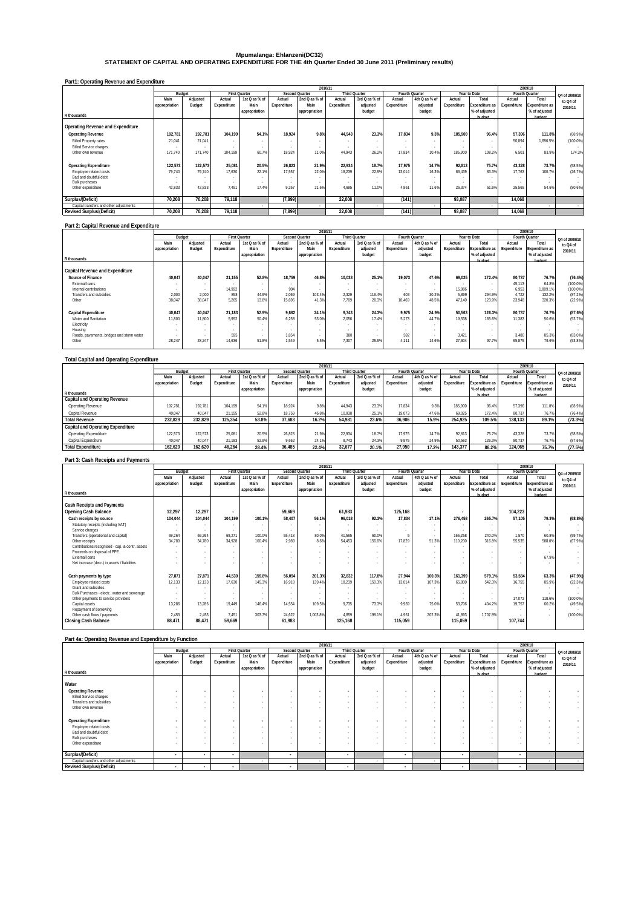# Mpumalanga: Ehlanzeni(DC32)
## STATEMENT OF CAPITAL AND OPERATING EXPENDITURE FOR THE 4th Quarter Ended 30 June 2011 (Preliminary results)

### Part1: Operating Revenue and Expenditure

| | 2010/11 | | | | | | | | | | | | 2009/10 | | |
|---|---|---|---|---|---|---|---|---|---|---|---|---|---|---|---|
| | Budget | | First Quarter | | Second Quarter | | Third Quarter | | Fourth Quarter | | Year to Date | | Fourth Quarter | | Q4 of 2009/10 to Q4 of 2010/11 |
| R thousands | Main appropriation | Adjusted Budget | Actual Expenditure | 1st Q as % of Main appropriation | Actual Expenditure | 2nd Q as % of Main appropriation | Actual Expenditure | 3rd Q as % of adjusted budget | Actual Expenditure | 4th Q as % of adjusted budget | Actual Expenditure | Total Expenditure as % of adjusted budget | Actual Expenditure | Total Expenditure as % of adjusted budget | |
| **Operating Revenue and Expenditure** | | | | | | | | | | | | | | | |
| **Operating Revenue** | 192,781 | 192,781 | 104,199 | 54.1% | 18,924 | 9.8% | 44,943 | 23.3% | 17,834 | 9.3% | 185,900 | 96.4% | 57,396 | 111.8% | (68.9%) |
| Billed Property rates | 21,041 | 21,041 | - | - | - | - | - | - | - | - | - | - | 50,894 | 1,696.5% | (100.0%) |
| Billed Service charges | - | - | - | - | - | - | - | - | - | - | - | - | - | - | - |
| Other own revenue | 171,740 | 171,740 | 104,199 | 60.7% | 18,924 | 11.0% | 44,943 | 26.2% | 17,834 | 10.4% | 185,900 | 108.2% | 6,501 | 83.9% | 174.3% |
| **Operating Expenditure** | 122,573 | 122,573 | 25,081 | 20.5% | 26,823 | 21.9% | 22,934 | 18.7% | 17,975 | 14.7% | 92,813 | 75.7% | 43,328 | 73.7% | (58.5%) |
| Employee related costs | 79,740 | 79,740 | 17,630 | 22.1% | 17,557 | 22.0% | 18,239 | 22.9% | 13,014 | 16.3% | 66,439 | 83.3% | 17,763 | 100.7% | (26.7%) |
| Bad and doubtful debt | - | - | - | - | - | - | - | - | - | - | - | - | - | - | - |
| Bulk purchases | - | - | - | - | - | - | - | - | - | - | - | - | - | - | - |
| Other expenditure | 42,833 | 42,833 | 7,451 | 17.4% | 9,267 | 21.6% | 4,695 | 11.0% | 4,961 | 11.6% | 26,374 | 61.6% | 25,565 | 54.6% | (80.6%) |
| **Surplus/(Deficit)** | 70,208 | 70,208 | 79,118 | | (7,899) | | 22,008 | | (141) | | 93,087 | | 14,068 | | |
| Capital transfers and other adjustments | - | - | - | - | - | - | - | - | - | - | - | - | - | - | - |
| **Revised Surplus/(Deficit)** | 70,208 | 70,208 | 79,118 | | (7,899) | | 22,008 | | (141) | | 93,087 | | 14,068 | | |

### Part 2: Capital Revenue and Expenditure

| | 2010/11 | | | | | | | | | | | | 2009/10 | | |
|---|---|---|---|---|---|---|---|---|---|---|---|---|---|---|---|
| | Budget | | First Quarter | | Second Quarter | | Third Quarter | | Fourth Quarter | | Year to Date | | Fourth Quarter | | Q4 of 2009/10 to Q4 of 2010/11 |
| R thousands | Main appropriation | Adjusted Budget | Actual Expenditure | 1st Q as % of Main appropriation | Actual Expenditure | 2nd Q as % of Main appropriation | Actual Expenditure | 3rd Q as % of adjusted budget | Actual Expenditure | 4th Q as % of adjusted budget | Actual Expenditure | Total Expenditure as % of adjusted budget | Actual Expenditure | Total Expenditure as % of adjusted budget | |
| **Capital Revenue and Expenditure** | | | | | | | | | | | | | | | |
| **Source of Finance** | 40,047 | 40,047 | 21,155 | 52.8% | 18,759 | 46.8% | 10,038 | 25.1% | 19,073 | 47.6% | 69,025 | 172.4% | 80,737 | 76.7% | (76.4%) |
| External loans | - | - | - | - | - | - | - | - | - | - | - | - | 45,113 | 64.8% | (100.0%) |
| Internal contributions | - | - | 14,992 | - | 994 | - | - | - | - | - | 15,986 | - | 6,953 | 1,809.1% | (100.0%) |
| Transfers and subsidies | 2,000 | 2,000 | 898 | 44.9% | 2,069 | 103.4% | 2,329 | 116.4% | 603 | 30.2% | 5,899 | 294.9% | 4,722 | 132.2% | (87.2%) |
| Other | 38,047 | 38,047 | 5,265 | 13.8% | 15,696 | 41.3% | 7,709 | 20.3% | 18,469 | 48.5% | 47,140 | 123.9% | 23,948 | 320.3% | (22.9%) |
| **Capital Expenditure** | 40,047 | 40,047 | 21,183 | 52.9% | 9,662 | 24.1% | 9,743 | 24.3% | 9,975 | 24.9% | 50,563 | 126.3% | 80,737 | 76.7% | (87.6%) |
| Water and Sanitation | 11,800 | 11,800 | 5,952 | 50.4% | 6,258 | 53.0% | 2,056 | 17.4% | 5,273 | 44.7% | 19,538 | 165.6% | 11,383 | 50.6% | (53.7%) |
| Electricity | - | - | - | - | - | - | - | - | - | - | - | - | - | - | - |
| Housing | - | - | - | - | - | - | - | - | - | - | - | - | - | - | - |
| Roads, pavements, bridges and storm water | - | - | 595 | - | 1,854 | - | 380 | - | 592 | - | 3,421 | - | 3,480 | 85.3% | (83.0%) |
| Other | 28,247 | 28,247 | 14,636 | 51.8% | 1,549 | 5.5% | 7,307 | 25.9% | 4,111 | 14.6% | 27,604 | 97.7% | 65,875 | 79.6% | (93.8%) |

### Total Capital and Operating Expenditure

| | 2010/11 | | | | | | | | | | | | 2009/10 | | |
|---|---|---|---|---|---|---|---|---|---|---|---|---|---|---|---|
| | Budget | | First Quarter | | Second Quarter | | Third Quarter | | Fourth Quarter | | Year to Date | | Fourth Quarter | | Q4 of 2009/10 to Q4 of 2010/11 |
| R thousands | Main appropriation | Adjusted Budget | Actual Expenditure | 1st Q as % of Main appropriation | Actual Expenditure | 2nd Q as % of Main appropriation | Actual Expenditure | 3rd Q as % of adjusted budget | Actual Expenditure | 4th Q as % of adjusted budget | Actual Expenditure | Total Expenditure as % of adjusted budget | Actual Expenditure | Total Expenditure as % of adjusted budget | |
| **Capital and Operating Revenue** | | | | | | | | | | | | | | | |
| Operating Revenue | 192,781 | 192,781 | 104,199 | 54.1% | 18,924 | 9.8% | 44,943 | 23.3% | 17,834 | 9.3% | 185,900 | 96.4% | 57,396 | 111.8% | (68.9%) |
| Capital Revenue | 40,047 | 40,047 | 21,155 | 52.8% | 18,759 | 46.8% | 10,038 | 25.1% | 19,073 | 47.6% | 69,025 | 172.4% | 80,737 | 76.7% | (76.4%) |
| **Total Revenue** | 232,829 | 232,829 | 125,354 | 53.8% | 37,683 | 16.2% | 54,981 | 23.6% | 36,906 | 15.9% | 254,925 | 109.5% | 138,133 | 89.1% | (73.3%) |
| **Capital and Operating Expenditure** | | | | | | | | | | | | | | | |
| Operating Expenditure | 122,573 | 122,573 | 25,081 | 20.5% | 26,823 | 21.9% | 22,934 | 18.7% | 17,975 | 14.7% | 92,813 | 75.7% | 43,328 | 73.7% | (58.5%) |
| Capital Expenditure | 40,047 | 40,047 | 21,183 | 52.9% | 9,662 | 24.1% | 9,743 | 24.3% | 9,975 | 24.9% | 50,563 | 126.3% | 80,737 | 76.7% | (87.6%) |
| **Total Expenditure** | 162,620 | 162,620 | 46,264 | 28.4% | 36,485 | 22.4% | 32,677 | 20.1% | 27,950 | 17.2% | 143,377 | 88.2% | 124,065 | 75.7% | (77.5%) |

### Part 3: Cash Receipts and Payments

| | 2010/11 | | | | | | | | | | | | 2009/10 | | |
|---|---|---|---|---|---|---|---|---|---|---|---|---|---|---|---|
| | Budget | | First Quarter | | Second Quarter | | Third Quarter | | Fourth Quarter | | Year to Date | | Fourth Quarter | | Q4 of 2009/10 to Q4 of 2010/11 |
| R thousands | Main appropriation | Adjusted Budget | Actual Expenditure | 1st Q as % of Main appropriation | Actual Expenditure | 2nd Q as % of Main appropriation | Actual Expenditure | 3rd Q as % of adjusted budget | Actual Expenditure | 4th Q as % of adjusted budget | Actual Expenditure | Total Expenditure as % of adjusted budget | Actual Expenditure | Total Expenditure as % of adjusted budget | |
| **Cash Receipts and Payments** | | | | | | | | | | | | | | | |
| **Opening Cash Balance** | 12,297 | 12,297 | - | | 59,669 | | 61,983 | | 125,168 | | - | | 104,223 | | |
| **Cash receipts by source** | 104,044 | 104,044 | 104,199 | 100.1% | 58,407 | 56.1% | 96,018 | 92.3% | 17,834 | 17.1% | 276,458 | 265.7% | 57,105 | 79.3% | (68.8%) |
| Statutory receipts (including VAT) | - | - | - | - | - | - | - | - | - | - | - | - | - | - | - |
| Service charges | - | - | - | - | - | - | - | - | - | - | - | - | - | - | - |
| Transfers (operational and capital) | 69,264 | 69,264 | 69,271 | 100.0% | 55,418 | 80.0% | 41,565 | 60.0% | 5 | - | 166,258 | 240.0% | 1,570 | 60.8% | (99.7%) |
| Other receipts | 34,780 | 34,780 | 34,928 | 100.4% | 2,989 | 8.6% | 54,453 | 156.6% | 17,829 | 51.3% | 110,200 | 316.8% | 55,535 | 588.0% | (67.9%) |
| Contributions recognised - cap. & contr. assets | - | - | - | - | - | - | - | - | - | - | - | - | - | - | - |
| Proceeds on disposal of PPE | - | - | - | - | - | - | - | - | - | - | - | - | - | - | - |
| External loans | - | - | - | - | - | - | - | - | - | - | - | - | - | 67.9% | - |
| Net increase (decr.) in assets / liabilities | - | - | - | - | - | - | - | - | - | - | - | - | - | - | - |
| **Cash payments by type** | 27,871 | 27,871 | 44,530 | 159.8% | 56,094 | 201.3% | 32,832 | 117.8% | 27,944 | 100.3% | 161,399 | 579.1% | 53,584 | 63.3% | (47.9%) |
| Employee related costs | 12,133 | 12,133 | 17,630 | 145.3% | 16,918 | 139.4% | 18,239 | 150.3% | 13,014 | 107.3% | 65,800 | 542.3% | 16,755 | 85.9% | (22.3%) |
| Grant and subsidies | - | - | - | - | - | - | - | - | - | - | - | - | - | - | - |
| Bulk Purchases - electr., water and sewerage | - | - | - | - | - | - | - | - | - | - | - | - | - | - | - |
| Other payments to service providers | - | - | - | - | - | - | - | - | - | - | - | - | 17,072 | 118.6% | (100.0%) |
| Capital assets | 13,286 | 13,286 | 19,449 | 146.4% | 14,554 | 109.5% | 9,735 | 73.3% | 9,969 | 75.0% | 53,706 | 404.2% | 19,757 | 60.2% | (49.5%) |
| Repayment of borrowing | - | - | - | - | - | - | - | - | - | - | - | - | - | - | - |
| Other cash flows / payments | 2,453 | 2,453 | 7,451 | 303.7% | 24,622 | 1,003.8% | 4,859 | 198.1% | 4,961 | 202.3% | 41,893 | 1,707.8% | - | - | (100.0%) |
| **Closing Cash Balance** | 88,471 | 88,471 | 59,669 | | 61,983 | | 125,168 | | 115,059 | | 115,059 | | 107,744 | | |

### Part 4a: Operating Revenue and Expenditure by Function

| | 2010/11 | | | | | | | | | | | | 2009/10 | | |
|---|---|---|---|---|---|---|---|---|---|---|---|---|---|---|---|
| | Budget | | First Quarter | | Second Quarter | | Third Quarter | | Fourth Quarter | | Year to Date | | Fourth Quarter | | Q4 of 2009/10 to Q4 of 2010/11 |
| R thousands | Main appropriation | Adjusted Budget | Actual Expenditure | 1st Q as % of Main appropriation | Actual Expenditure | 2nd Q as % of Main appropriation | Actual Expenditure | 3rd Q as % of adjusted budget | Actual Expenditure | 4th Q as % of adjusted budget | Actual Expenditure | Total Expenditure as % of adjusted budget | Actual Expenditure | Total Expenditure as % of adjusted budget | |
| **Water** | | | | | | | | | | | | | | | |
| **Operating Revenue** | - | - | - | - | - | - | - | - | - | - | - | - | - | - | - |
| Billed Service charges | - | - | - | - | - | - | - | - | - | - | - | - | - | - | - |
| Transfers and subsidies | - | - | - | - | - | - | - | - | - | - | - | - | - | - | - |
| Other own revenue | - | - | - | - | - | - | - | - | - | - | - | - | - | - | - |
| **Operating Expenditure** | - | - | - | - | - | - | - | - | - | - | - | - | - | - | - |
| Employee related costs | - | - | - | - | - | - | - | - | - | - | - | - | - | - | - |
| Bad and doubtful debt | - | - | - | - | - | - | - | - | - | - | - | - | - | - | - |
| Bulk purchases | - | - | - | - | - | - | - | - | - | - | - | - | - | - | - |
| Other expenditure | - | - | - | - | - | - | - | - | - | - | - | - | - | - | - |
| **Surplus/(Deficit)** | - | - | - | | - | | - | | - | | - | | - | | |
| Capital transfers and other adjustments | - | - | - | - | - | - | - | - | - | - | - | - | - | - | - |
| **Revised Surplus/(Deficit)** | - | - | - | | - | | - | | - | | - | | - | | |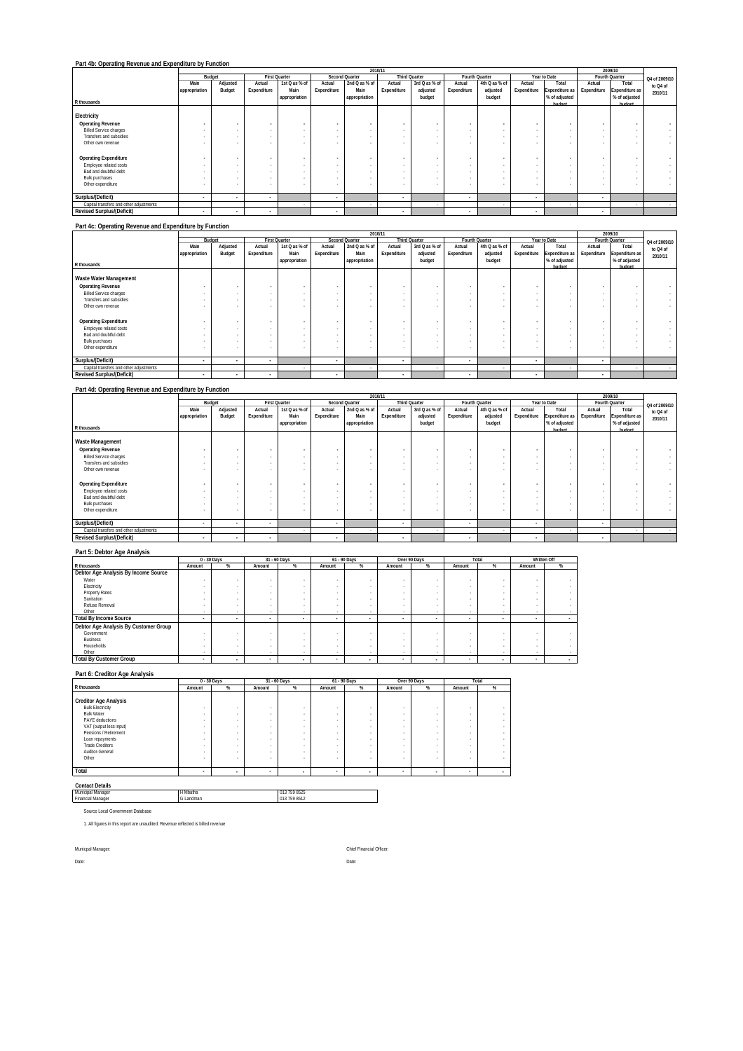## Part 4b: Operating Revenue and Expenditure by Function

| R thousands | 2010/11 | | | | | | | | | | | | 2009/10 | | Q4 of 2009/10 to Q4 of 2010/11 |
|---|---|---|---|---|---|---|---|---|---|---|---|---|---|---|---|
| | Budget | | First Quarter | | Second Quarter | | Third Quarter | | Fourth Quarter | | Year to Date | | Fourth Quarter | | |
| | Main appropriation | Adjusted Budget | Actual Expenditure | 1st Q as % of Main appropriation | Actual Expenditure | 2nd Q as % of Main appropriation | Actual Expenditure | 3rd Q as % of adjusted budget | Actual Expenditure | 4th Q as % of adjusted budget | Actual Expenditure | Total Expenditure as % of adjusted budget | Actual Expenditure | Total Expenditure as % of adjusted budget | |
| **Electricity** | | | | | | | | | | | | | | | |
| Operating Revenue | - | - | - | - | - | - | - | - | - | - | - | - | - | - | - |
| Billed Service charges | - | - | - | - | - | - | - | - | - | - | - | - | - | - | - |
| Transfers and subsidies | - | - | - | - | - | - | - | - | - | - | - | - | - | - | - |
| Other own revenue | - | - | - | - | - | - | - | - | - | - | - | - | - | - | - |
| Operating Expenditure | - | - | - | - | - | - | - | - | - | - | - | - | - | - | - |
| Employee related costs | - | - | - | - | - | - | - | - | - | - | - | - | - | - | - |
| Bad and doubtful debt | - | - | - | - | - | - | - | - | - | - | - | - | - | - | - |
| Bulk purchases | - | - | - | - | - | - | - | - | - | - | - | - | - | - | - |
| Other expenditure | - | - | - | - | - | - | - | - | - | - | - | - | - | - | - |
| **Surplus/(Deficit)** | - | - | - | | - | | - | | - | | - | | - | | |
| Capital transfers and other adjustments | | | | - | | - | | - | | - | | - | | - | - |
| **Revised Surplus/(Deficit)** | - | - | - | | - | | - | | - | | - | | - | | |

## Part 4c: Operating Revenue and Expenditure by Function

| R thousands | 2010/11 | | | | | | | | | | | | 2009/10 | | Q4 of 2009/10 to Q4 of 2010/11 |
|---|---|---|---|---|---|---|---|---|---|---|---|---|---|---|---|
| | Budget | | First Quarter | | Second Quarter | | Third Quarter | | Fourth Quarter | | Year to Date | | Fourth Quarter | | |
| | Main appropriation | Adjusted Budget | Actual Expenditure | 1st Q as % of Main appropriation | Actual Expenditure | 2nd Q as % of Main appropriation | Actual Expenditure | 3rd Q as % of adjusted budget | Actual Expenditure | 4th Q as % of adjusted budget | Actual Expenditure | Total Expenditure as % of adjusted budget | Actual Expenditure | Total Expenditure as % of adjusted budget | |
| **Waste Water Management** | | | | | | | | | | | | | | | |
| Operating Revenue | - | - | - | - | - | - | - | - | - | - | - | - | - | - | - |
| Billed Service charges | - | - | - | - | - | - | - | - | - | - | - | - | - | - | - |
| Transfers and subsidies | - | - | - | - | - | - | - | - | - | - | - | - | - | - | - |
| Other own revenue | - | - | - | - | - | - | - | - | - | - | - | - | - | - | - |
| Operating Expenditure | - | - | - | - | - | - | - | - | - | - | - | - | - | - | - |
| Employee related costs | - | - | - | - | - | - | - | - | - | - | - | - | - | - | - |
| Bad and doubtful debt | - | - | - | - | - | - | - | - | - | - | - | - | - | - | - |
| Bulk purchases | - | - | - | - | - | - | - | - | - | - | - | - | - | - | - |
| Other expenditure | - | - | - | - | - | - | - | - | - | - | - | - | - | - | - |
| **Surplus/(Deficit)** | - | - | - | | - | | - | | - | | - | | - | | |
| Capital transfers and other adjustments | | | | - | | - | | - | | - | | - | | - | - |
| **Revised Surplus/(Deficit)** | - | - | - | | - | | - | | - | | - | | - | | |

## Part 4d: Operating Revenue and Expenditure by Function

| R thousands | 2010/11 | | | | | | | | | | | | 2009/10 | | Q4 of 2009/10 to Q4 of 2010/11 |
|---|---|---|---|---|---|---|---|---|---|---|---|---|---|---|---|
| | Budget | | First Quarter | | Second Quarter | | Third Quarter | | Fourth Quarter | | Year to Date | | Fourth Quarter | | |
| | Main appropriation | Adjusted Budget | Actual Expenditure | 1st Q as % of Main appropriation | Actual Expenditure | 2nd Q as % of Main appropriation | Actual Expenditure | 3rd Q as % of adjusted budget | Actual Expenditure | 4th Q as % of adjusted budget | Actual Expenditure | Total Expenditure as % of adjusted budget | Actual Expenditure | Total Expenditure as % of adjusted budget | |
| **Waste Management** | | | | | | | | | | | | | | | |
| Operating Revenue | - | - | - | - | - | - | - | - | - | - | - | - | - | - | - |
| Billed Service charges | - | - | - | - | - | - | - | - | - | - | - | - | - | - | - |
| Transfers and subsidies | - | - | - | - | - | - | - | - | - | - | - | - | - | - | - |
| Other own revenue | - | - | - | - | - | - | - | - | - | - | - | - | - | - | - |
| Operating Expenditure | - | - | - | - | - | - | - | - | - | - | - | - | - | - | - |
| Employee related costs | - | - | - | - | - | - | - | - | - | - | - | - | - | - | - |
| Bad and doubtful debt | - | - | - | - | - | - | - | - | - | - | - | - | - | - | - |
| Bulk purchases | - | - | - | - | - | - | - | - | - | - | - | - | - | - | - |
| Other expenditure | - | - | - | - | - | - | - | - | - | - | - | - | - | - | - |
| **Surplus/(Deficit)** | - | - | - | | - | | - | | - | | - | | - | | |
| Capital transfers and other adjustments | | | | - | | - | | - | | - | | - | | - | - |
| **Revised Surplus/(Deficit)** | - | - | - | | - | | - | | - | | - | | - | | |

## Part 5: Debtor Age Analysis

| R thousands | 0 - 30 Days | | 31 - 60 Days | | 61 - 90 Days | | Over 90 Days | | Total | | Written Off | |
|---|---|---|---|---|---|---|---|---|---|---|---|---|
| | Amount | % | Amount | % | Amount | % | Amount | % | Amount | % | Amount | % |
| **Debtor Age Analysis By Income Source** | | | | | | | | | | | | |
| Water | - | - | - | - | - | - | - | - | - | - | - | - |
| Electricity | - | - | - | - | - | - | - | - | - | - | - | - |
| Property Rates | - | - | - | - | - | - | - | - | - | - | - | - |
| Sanitation | - | - | - | - | - | - | - | - | - | - | - | - |
| Refuse Removal | - | - | - | - | - | - | - | - | - | - | - | - |
| Other | - | - | - | - | - | - | - | - | - | - | - | - |
| **Total By Income Source** | - | - | - | - | - | - | - | - | - | - | - | - |
| **Debtor Age Analysis By Customer Group** | | | | | | | | | | | | |
| Government | - | - | - | - | - | - | - | - | - | - | - | - |
| Business | - | - | - | - | - | - | - | - | - | - | - | - |
| Households | - | - | - | - | - | - | - | - | - | - | - | - |
| Other | - | - | - | - | - | - | - | - | - | - | - | - |
| **Total By Customer Group** | - | - | - | - | - | - | - | - | - | - | - | - |

## Part 6: Creditor Age Analysis

| R thousands | 0 - 30 Days | | 31 - 60 Days | | 61 - 90 Days | | Over 90 Days | | Total | |
|---|---|---|---|---|---|---|---|---|---|---|
| | Amount | % | Amount | % | Amount | % | Amount | % | Amount | % |
| **Creditor Age Analysis** | | | | | | | | | | |
| Bulk Electricity | - | - | - | - | - | - | - | - | - | - |
| Bulk Water | - | - | - | - | - | - | - | - | - | - |
| PAYE deductions | - | - | - | - | - | - | - | - | - | - |
| VAT (output less input) | - | - | - | - | - | - | - | - | - | - |
| Pensions / Retirement | - | - | - | - | - | - | - | - | - | - |
| Loan repayments | - | - | - | - | - | - | - | - | - | - |
| Trade Creditors | - | - | - | - | - | - | - | - | - | - |
| Auditor-General | - | - | - | - | - | - | - | - | - | - |
| Other | - | - | - | - | - | - | - | - | - | - |
| **Total** | - | - | - | - | - | - | - | - | - | - |

**Contact Details**

| | | |
|---|---|---|
| Municipal Manager | H Mbatha | 013 759 8525 |
| Financial Manager | G Landman | 013 759 8512 |

Source Local Government Database

1. All figures in this report are unaudited. Revenue reflected is billed revenue

Municpal Manager: Chief Financial Officer:

Date: Date: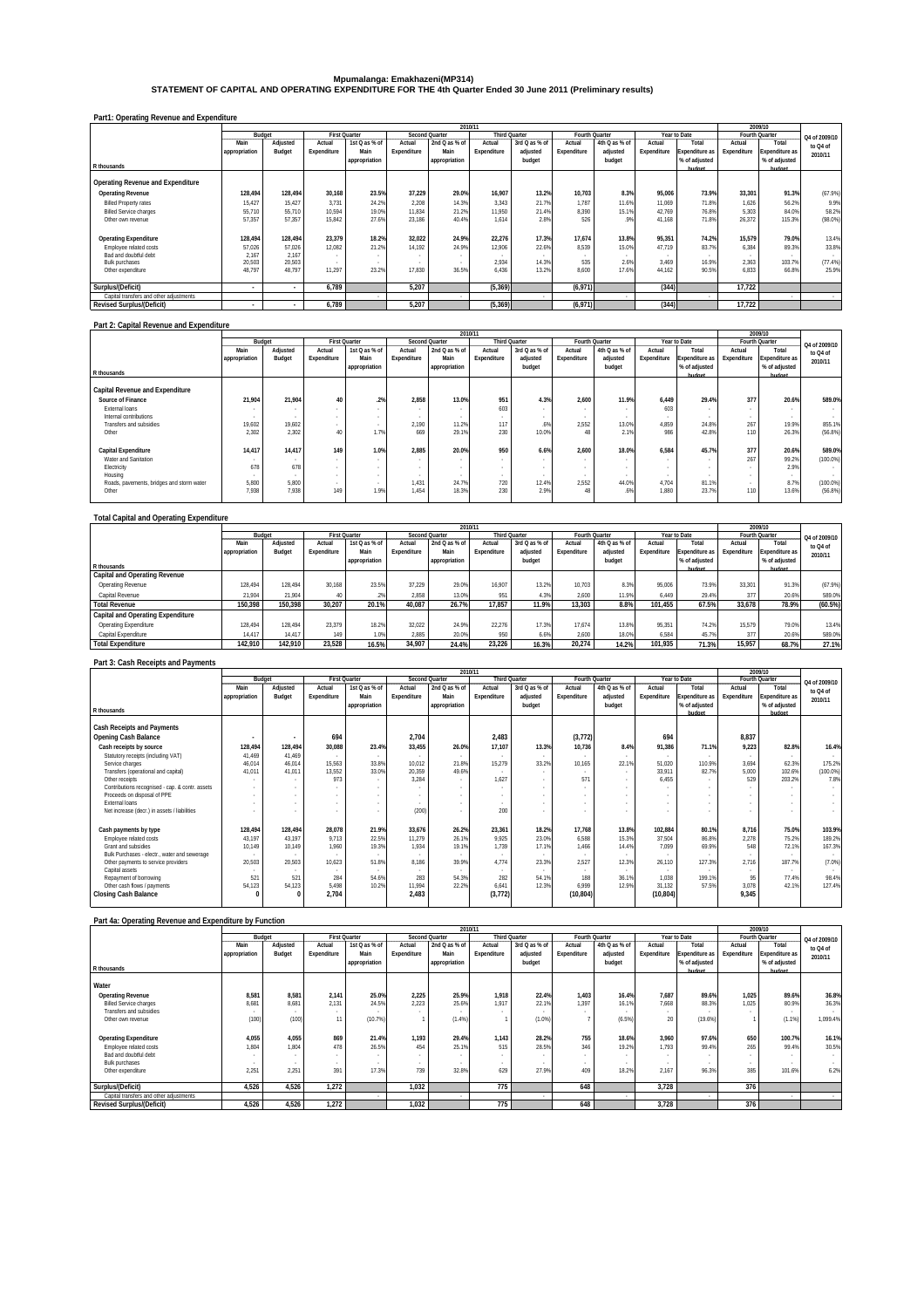# Mpumalanga: Emakhazeni(MP314)
## STATEMENT OF CAPITAL AND OPERATING EXPENDITURE FOR THE 4th Quarter Ended 30 June 2011 (Preliminary results)

### Part1: Operating Revenue and Expenditure

| | 2010/11 | | | | | | | | | | | | 2009/10 | | |
|---|---|---|---|---|---|---|---|---|---|---|---|---|---|---|---|
| | Budget | | First Quarter | | Second Quarter | | Third Quarter | | Fourth Quarter | | Year to Date | | Fourth Quarter | | Q4 of 2009/10 to Q4 of 2010/11 |
| R thousands | Main appropriation | Adjusted Budget | Actual Expenditure | 1st Q as % of Main appropriation | Actual Expenditure | 2nd Q as % of Main appropriation | Actual Expenditure | 3rd Q as % of adjusted budget | Actual Expenditure | 4th Q as % of adjusted budget | Actual Expenditure | Total Expenditure as % of adjusted budget | Actual Expenditure | Total Expenditure as % of adjusted budget | |
| **Operating Revenue and Expenditure** | | | | | | | | | | | | | | | |
| **Operating Revenue** | **128,494** | **128,494** | **30,168** | **23.5%** | **37,229** | **29.0%** | **16,907** | **13.2%** | **10,703** | **8.3%** | **95,006** | **73.9%** | **33,301** | **91.3%** | **(67.9%)** |
| Billed Property rates | 15,427 | 15,427 | 3,731 | 24.2% | 2,208 | 14.3% | 3,343 | 21.7% | 1,787 | 11.6% | 11,069 | 71.8% | 1,626 | 56.2% | 9.9% |
| Billed Service charges | 55,710 | 55,710 | 10,594 | 19.0% | 11,834 | 21.2% | 11,950 | 21.4% | 8,390 | 15.1% | 42,769 | 76.8% | 5,303 | 84.0% | 58.2% |
| Other own revenue | 57,357 | 57,357 | 15,842 | 27.6% | 23,186 | 40.4% | 1,614 | 2.8% | 526 | .9% | 41,168 | 71.8% | 26,372 | 115.3% | (98.0%) |
| **Operating Expenditure** | **128,494** | **128,494** | **23,379** | **18.2%** | **32,022** | **24.9%** | **22,276** | **17.3%** | **17,674** | **13.8%** | **95,351** | **74.2%** | **15,579** | **79.0%** | **13.4%** |
| Employee related costs | 57,026 | 57,026 | 12,082 | 21.2% | 14,192 | 24.9% | 12,906 | 22.6% | 8,539 | 15.0% | 47,719 | 83.7% | 6,384 | 89.3% | 33.8% |
| Bad and doubtful debt | 2,167 | 2,167 | - | - | - | - | - | - | - | - | - | - | - | - | - |
| Bulk purchases | 20,503 | 20,503 | - | - | - | - | 2,934 | 14.3% | 535 | 2.6% | 3,469 | 16.9% | 2,363 | 103.7% | (77.4%) |
| Other expenditure | 48,797 | 48,797 | 11,297 | 23.2% | 17,830 | 36.5% | 6,436 | 13.2% | 8,600 | 17.6% | 44,162 | 90.5% | 6,833 | 66.8% | 25.9% |
| **Surplus/(Deficit)** | - | - | **6,789** | | **5,207** | | **(5,369)** | | **(6,971)** | | **(344)** | | **17,722** | | |
| Capital transfers and other adjustments | | | | - | | - | | - | | - | | - | | - | - |
| **Revised Surplus/(Deficit)** | - | - | **6,789** | | **5,207** | | **(5,369)** | | **(6,971)** | | **(344)** | | **17,722** | | |

### Part 2: Capital Revenue and Expenditure

| | 2010/11 | | | | | | | | | | | | 2009/10 | | |
|---|---|---|---|---|---|---|---|---|---|---|---|---|---|---|---|
| | Budget | | First Quarter | | Second Quarter | | Third Quarter | | Fourth Quarter | | Year to Date | | Fourth Quarter | | Q4 of 2009/10 to Q4 of 2010/11 |
| R thousands | Main appropriation | Adjusted Budget | Actual Expenditure | 1st Q as % of Main appropriation | Actual Expenditure | 2nd Q as % of Main appropriation | Actual Expenditure | 3rd Q as % of adjusted budget | Actual Expenditure | 4th Q as % of adjusted budget | Actual Expenditure | Total Expenditure as % of adjusted budget | Actual Expenditure | Total Expenditure as % of adjusted budget | |
| **Capital Revenue and Expenditure** | | | | | | | | | | | | | | | |
| **Source of Finance** | **21,904** | **21,904** | **40** | **.2%** | **2,858** | **13.0%** | **951** | **4.3%** | **2,600** | **11.9%** | **6,449** | **29.4%** | **377** | **20.6%** | **589.0%** |
| External loans | - | - | - | - | - | - | 603 | - | - | - | 603 | - | - | - | - |
| Internal contributions | - | - | - | - | - | - | - | - | - | - | - | - | - | - | - |
| Transfers and subsidies | 19,602 | 19,602 | - | - | 2,190 | 11.2% | 117 | .6% | 2,552 | 13.0% | 4,859 | 24.8% | 267 | 19.9% | 855.1% |
| Other | 2,302 | 2,302 | 40 | 1.7% | 669 | 29.1% | 230 | 10.0% | 48 | 2.1% | 986 | 42.8% | 110 | 26.3% | (56.8%) |
| **Capital Expenditure** | **14,417** | **14,417** | **149** | **1.0%** | **2,885** | **20.0%** | **950** | **6.6%** | **2,600** | **18.0%** | **6,584** | **45.7%** | **377** | **20.6%** | **589.0%** |
| Water and Sanitation | - | - | - | - | - | - | - | - | - | - | - | - | 267 | 99.2% | (100.0%) |
| Electricity | 678 | 678 | - | - | - | - | - | - | - | - | - | - | - | 2.9% | - |
| Housing | - | - | - | - | - | - | - | - | - | - | - | - | - | - | - |
| Roads, pavements, bridges and storm water | 5,800 | 5,800 | - | - | 1,431 | 24.7% | 720 | 12.4% | 2,552 | 44.0% | 4,704 | 81.1% | - | 8.7% | (100.0%) |
| Other | 7,938 | 7,938 | 149 | 1.9% | 1,454 | 18.3% | 230 | 2.9% | 48 | .6% | 1,880 | 23.7% | 110 | 13.6% | (56.8%) |

### Total Capital and Operating Expenditure

| | 2010/11 | | | | | | | | | | | | 2009/10 | | |
|---|---|---|---|---|---|---|---|---|---|---|---|---|---|---|---|
| | Budget | | First Quarter | | Second Quarter | | Third Quarter | | Fourth Quarter | | Year to Date | | Fourth Quarter | | Q4 of 2009/10 to Q4 of 2010/11 |
| R thousands | Main appropriation | Adjusted Budget | Actual Expenditure | 1st Q as % of Main appropriation | Actual Expenditure | 2nd Q as % of Main appropriation | Actual Expenditure | 3rd Q as % of adjusted budget | Actual Expenditure | 4th Q as % of adjusted budget | Actual Expenditure | Total Expenditure as % of adjusted budget | Actual Expenditure | Total Expenditure as % of adjusted budget | |
| **Capital and Operating Revenue** | | | | | | | | | | | | | | | |
| Operating Revenue | 128,494 | 128,494 | 30,168 | 23.5% | 37,229 | 29.0% | 16,907 | 13.2% | 10,703 | 8.3% | 95,006 | 73.9% | 33,301 | 91.3% | (67.9%) |
| Capital Revenue | 21,904 | 21,904 | 40 | .2% | 2,858 | 13.0% | 951 | 4.3% | 2,600 | 11.9% | 6,449 | 29.4% | 377 | 20.6% | 589.0% |
| **Total Revenue** | **150,398** | **150,398** | **30,207** | **20.1%** | **40,087** | **26.7%** | **17,857** | **11.9%** | **13,303** | **8.8%** | **101,455** | **67.5%** | **33,678** | **78.9%** | **(60.5%)** |
| **Capital and Operating Expenditure** | | | | | | | | | | | | | | | |
| Operating Expenditure | 128,494 | 128,494 | 23,379 | 18.2% | 32,022 | 24.9% | 22,276 | 17.3% | 17,674 | 13.8% | 95,351 | 74.2% | 15,579 | 79.0% | 13.4% |
| Capital Expenditure | 14,417 | 14,417 | 149 | 1.0% | 2,885 | 20.0% | 950 | 6.6% | 2,600 | 18.0% | 6,584 | 45.7% | 377 | 20.6% | 589.0% |
| **Total Expenditure** | **142,910** | **142,910** | **23,528** | **16.5%** | **34,907** | **24.4%** | **23,226** | **16.3%** | **20,274** | **14.2%** | **101,935** | **71.3%** | **15,957** | **68.7%** | **27.1%** |

### Part 3: Cash Receipts and Payments

| | 2010/11 | | | | | | | | | | | | 2009/10 | | |
|---|---|---|---|---|---|---|---|---|---|---|---|---|---|---|---|
| | Budget | | First Quarter | | Second Quarter | | Third Quarter | | Fourth Quarter | | Year to Date | | Fourth Quarter | | Q4 of 2009/10 to Q4 of 2010/11 |
| R thousands | Main appropriation | Adjusted Budget | Actual Expenditure | 1st Q as % of Main appropriation | Actual Expenditure | 2nd Q as % of Main appropriation | Actual Expenditure | 3rd Q as % of adjusted budget | Actual Expenditure | 4th Q as % of adjusted budget | Actual Expenditure | Total Expenditure as % of adjusted budget | Actual Expenditure | Total Expenditure as % of adjusted budget | |
| **Cash Receipts and Payments** | | | | | | | | | | | | | | | |
| **Opening Cash Balance** | - | - | **694** | | **2,704** | | **2,483** | | **(3,772)** | | **694** | | **8,837** | | |
| **Cash receipts by source** | **128,494** | **128,494** | **30,088** | **23.4%** | **33,455** | **26.0%** | **17,107** | **13.3%** | **10,736** | **8.4%** | **91,386** | **71.1%** | **9,223** | **82.8%** | **16.4%** |
| Statutory receipts (including VAT) | 41,469 | 41,469 | - | - | - | - | - | - | - | - | - | - | - | - | - |
| Service charges | 46,014 | 46,014 | 15,563 | 33.8% | 10,012 | 21.8% | 15,279 | 33.2% | 10,165 | 22.1% | 51,020 | 110.9% | 3,694 | 62.3% | 175.2% |
| Transfers (operational and capital) | 41,011 | 41,011 | 13,552 | 33.0% | 20,359 | 49.6% | - | - | - | - | 33,911 | 82.7% | 5,000 | 102.6% | (100.0%) |
| Other receipts | - | - | 973 | - | 3,284 | - | 1,627 | - | 571 | - | 6,455 | - | 529 | 203.2% | 7.8% |
| Contributions recognised - cap. & contr. assets | - | - | - | - | - | - | - | - | - | - | - | - | - | - | - |
| Proceeds on disposal of PPE | - | - | - | - | - | - | - | - | - | - | - | - | - | - | - |
| External loans | - | - | - | - | - | - | - | - | - | - | - | - | - | - | - |
| Net increase (decr.) in assets / liabilities | - | - | - | - | (200) | - | 200 | - | - | - | - | - | - | - | - |
| **Cash payments by type** | **128,494** | **128,494** | **28,078** | **21.9%** | **33,676** | **26.2%** | **23,361** | **18.2%** | **17,768** | **13.8%** | **102,884** | **80.1%** | **8,716** | **75.0%** | **103.9%** |
| Employee related costs | 43,197 | 43,197 | 9,713 | 22.5% | 11,279 | 26.1% | 9,925 | 23.0% | 6,588 | 15.3% | 37,504 | 86.8% | 2,278 | 75.2% | 189.2% |
| Grant and subsidies | 10,149 | 10,149 | 1,960 | 19.3% | 1,934 | 19.1% | 1,739 | 17.1% | 1,466 | 14.4% | 7,099 | 69.9% | 548 | 72.1% | 167.3% |
| Bulk Purchases - electr., water and sewerage | - | - | - | - | - | - | - | - | - | - | - | - | - | - | - |
| Other payments to service providers | 20,503 | 20,503 | 10,623 | 51.8% | 8,186 | 39.9% | 4,774 | 23.3% | 2,527 | 12.3% | 26,110 | 127.3% | 2,716 | 187.7% | (7.0%) |
| Capital assets | - | - | - | - | - | - | - | - | - | - | - | - | - | - | - |
| Repayment of borrowing | 521 | 521 | 284 | 54.6% | 283 | 54.3% | 282 | 54.1% | 188 | 36.1% | 1,038 | 199.1% | 95 | 77.4% | 98.4% |
| Other cash flows / payments | 54,123 | 54,123 | 5,498 | 10.2% | 11,994 | 22.2% | 6,641 | 12.3% | 6,999 | 12.9% | 31,132 | 57.5% | 3,078 | 42.1% | 127.4% |
| **Closing Cash Balance** | **0** | **0** | **2,704** | | **2,483** | | **(3,772)** | | **(10,804)** | | **(10,804)** | | **9,345** | | |

### Part 4a: Operating Revenue and Expenditure by Function

| | 2010/11 | | | | | | | | | | | | 2009/10 | | |
|---|---|---|---|---|---|---|---|---|---|---|---|---|---|---|---|
| | Budget | | First Quarter | | Second Quarter | | Third Quarter | | Fourth Quarter | | Year to Date | | Fourth Quarter | | Q4 of 2009/10 to Q4 of 2010/11 |
| R thousands | Main appropriation | Adjusted Budget | Actual Expenditure | 1st Q as % of Main appropriation | Actual Expenditure | 2nd Q as % of Main appropriation | Actual Expenditure | 3rd Q as % of adjusted budget | Actual Expenditure | 4th Q as % of adjusted budget | Actual Expenditure | Total Expenditure as % of adjusted budget | Actual Expenditure | Total Expenditure as % of adjusted budget | |
| **Water** | | | | | | | | | | | | | | | |
| **Operating Revenue** | **8,581** | **8,581** | **2,141** | **25.0%** | **2,225** | **25.9%** | **1,918** | **22.4%** | **1,403** | **16.4%** | **7,687** | **89.6%** | **1,025** | **89.6%** | **36.8%** |
| Billed Service charges | 8,681 | 8,681 | 2,131 | 24.5% | 2,223 | 25.6% | 1,917 | 22.1% | 1,397 | 16.1% | 7,668 | 88.3% | 1,025 | 80.9% | 36.3% |
| Transfers and subsidies | - | - | - | - | - | - | - | - | - | - | - | - | - | - | - |
| Other own revenue | (100) | (100) | 11 | (10.7%) | 1 | (1.4%) | 1 | (1.0%) | 7 | (6.5%) | 20 | (19.6%) | 1 | (1.1%) | 1,099.4% |
| **Operating Expenditure** | **4,055** | **4,055** | **869** | **21.4%** | **1,193** | **29.4%** | **1,143** | **28.2%** | **755** | **18.6%** | **3,960** | **97.6%** | **650** | **100.7%** | **16.1%** |
| Employee related costs | 1,804 | 1,804 | 478 | 26.5% | 454 | 25.1% | 515 | 28.5% | 346 | 19.2% | 1,793 | 99.4% | 265 | 99.4% | 30.5% |
| Bad and doubtful debt | - | - | - | - | - | - | - | - | - | - | - | - | - | - | - |
| Bulk purchases | - | - | - | - | - | - | - | - | - | - | - | - | - | - | - |
| Other expenditure | 2,251 | 2,251 | 391 | 17.3% | 739 | 32.8% | 629 | 27.9% | 409 | 18.2% | 2,167 | 96.3% | 385 | 101.6% | 6.2% |
| **Surplus/(Deficit)** | **4,526** | **4,526** | **1,272** | | **1,032** | | **775** | | **648** | | **3,728** | | **376** | | |
| Capital transfers and other adjustments | | | | - | | - | | - | | - | | - | | - | - |
| **Revised Surplus/(Deficit)** | **4,526** | **4,526** | **1,272** | | **1,032** | | **775** | | **648** | | **3,728** | | **376** | | |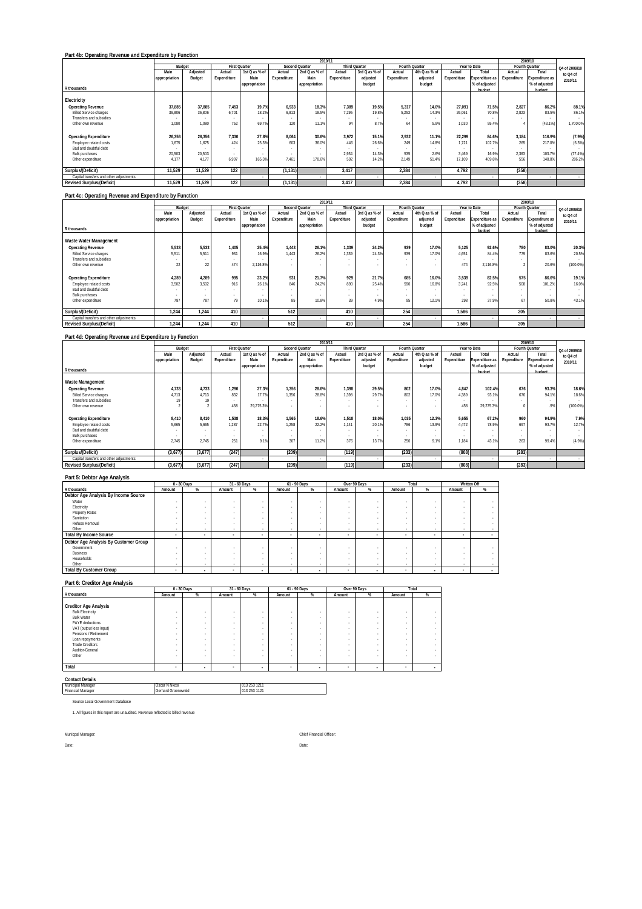**Part 4b: Operating Revenue and Expenditure by Function**

| R thousands | 2010/11 | | | | | | | | | | | | 2009/10 | | Q4 of 2009/10 to Q4 of 2010/11 |
|---|---|---|---|---|---|---|---|---|---|---|---|---|---|---|---|
| | Budget | | First Quarter | | Second Quarter | | Third Quarter | | Fourth Quarter | | Year to Date | | Fourth Quarter | | |
| | Main appropriation | Adjusted Budget | Actual Expenditure | 1st Q as % of Main appropriation | Actual Expenditure | 2nd Q as % of Main appropriation | Actual Expenditure | 3rd Q as % of adjusted budget | Actual Expenditure | 4th Q as % of adjusted budget | Actual Expenditure | Total Expenditure as % of adjusted budget | Actual Expenditure | Total Expenditure as % of adjusted budget | |
| **Electricity** | | | | | | | | | | | | | | | |
| **Operating Revenue** | 37,885 | 37,885 | 7,453 | 19.7% | 6,933 | 18.3% | 7,389 | 19.5% | 5,317 | 14.0% | 27,091 | 71.5% | 2,827 | 86.2% | 88.1% |
| Billed Service charges | 36,806 | 36,806 | 6,701 | 18.2% | 6,813 | 18.5% | 7,295 | 19.8% | 5,253 | 14.3% | 26,061 | 70.8% | 2,823 | 83.5% | 86.1% |
| Transfers and subsidies | - | - | - | - | - | - | - | - | - | - | - | - | - | - | - |
| Other own revenue | 1,080 | 1,080 | 752 | 69.7% | 120 | 11.1% | 94 | 8.7% | 64 | 5.9% | 1,030 | 95.4% | 4 | (43.1%) | 1,700.0% |
| **Operating Expenditure** | 26,356 | 26,356 | 7,330 | 27.8% | 8,064 | 30.6% | 3,972 | 15.1% | 2,932 | 11.1% | 22,299 | 84.6% | 3,184 | 116.9% | (7.9%) |
| Employee related costs | 1,675 | 1,675 | 424 | 25.3% | 603 | 36.0% | 446 | 26.6% | 249 | 14.8% | 1,721 | 102.7% | 265 | 217.0% | (6.3%) |
| Bad and doubtful debt | - | - | - | - | - | - | - | - | - | - | - | - | - | - | - |
| Bulk purchases | 20,503 | 20,503 | - | - | - | - | 2,934 | 14.3% | 535 | 2.6% | 3,469 | 16.9% | 2,363 | 103.7% | (77.4%) |
| Other expenditure | 4,177 | 4,177 | 6,907 | 165.3% | 7,461 | 178.6% | 592 | 14.2% | 2,149 | 51.4% | 17,109 | 409.6% | 556 | 148.8% | 286.2% |
| **Surplus/(Deficit)** | 11,529 | 11,529 | 122 | | (1,131) | | 3,417 | | 2,384 | | 4,792 | | (358) | | |
| Capital transfers and other adjustments | - | - | - | - | - | - | - | - | - | - | - | - | - | - | - |
| **Revised Surplus/(Deficit)** | 11,529 | 11,529 | 122 | | (1,131) | | 3,417 | | 2,384 | | 4,792 | | (358) | | |

**Part 4c: Operating Revenue and Expenditure by Function**

| R thousands | 2010/11 | | | | | | | | | | | | 2009/10 | | Q4 of 2009/10 to Q4 of 2010/11 |
|---|---|---|---|---|---|---|---|---|---|---|---|---|---|---|---|
| | Budget | | First Quarter | | Second Quarter | | Third Quarter | | Fourth Quarter | | Year to Date | | Fourth Quarter | | |
| | Main appropriation | Adjusted Budget | Actual Expenditure | 1st Q as % of Main appropriation | Actual Expenditure | 2nd Q as % of Main appropriation | Actual Expenditure | 3rd Q as % of adjusted budget | Actual Expenditure | 4th Q as % of adjusted budget | Actual Expenditure | Total Expenditure as % of adjusted budget | Actual Expenditure | Total Expenditure as % of adjusted budget | |
| **Waste Water Management** | | | | | | | | | | | | | | | |
| **Operating Revenue** | 5,533 | 5,533 | 1,405 | 25.4% | 1,443 | 26.1% | 1,339 | 24.2% | 939 | 17.0% | 5,125 | 92.6% | 780 | 83.0% | 20.3% |
| Billed Service charges | 5,511 | 5,511 | 931 | 16.9% | 1,443 | 26.2% | 1,339 | 24.3% | 939 | 17.0% | 4,651 | 84.4% | 779 | 83.6% | 20.5% |
| Transfers and subsidies | - | - | - | - | - | - | - | - | - | - | - | - | - | - | - |
| Other own revenue | 22 | 22 | 474 | 2,116.8% | - | - | - | - | - | - | 474 | 2,116.8% | 2 | 20.6% | (100.0%) |
| **Operating Expenditure** | 4,289 | 4,289 | 995 | 23.2% | 931 | 21.7% | 929 | 21.7% | 685 | 16.0% | 3,539 | 82.5% | 575 | 86.6% | 19.1% |
| Employee related costs | 3,502 | 3,502 | 916 | 26.1% | 846 | 24.2% | 890 | 25.4% | 590 | 16.8% | 3,241 | 92.5% | 508 | 101.2% | 16.0% |
| Bad and doubtful debt | - | - | - | - | - | - | - | - | - | - | - | - | - | - | - |
| Bulk purchases | - | - | - | - | - | - | - | - | - | - | - | - | - | - | - |
| Other expenditure | 787 | 787 | 79 | 10.1% | 85 | 10.8% | 39 | 4.9% | 95 | 12.1% | 298 | 37.9% | 67 | 50.8% | 43.1% |
| **Surplus/(Deficit)** | 1,244 | 1,244 | 410 | | 512 | | 410 | | 254 | | 1,586 | | 205 | | |
| Capital transfers and other adjustments | - | - | - | - | - | - | - | - | - | - | - | - | - | - | - |
| **Revised Surplus/(Deficit)** | 1,244 | 1,244 | 410 | | 512 | | 410 | | 254 | | 1,586 | | 205 | | |

**Part 4d: Operating Revenue and Expenditure by Function**

| R thousands | 2010/11 | | | | | | | | | | | | 2009/10 | | Q4 of 2009/10 to Q4 of 2010/11 |
|---|---|---|---|---|---|---|---|---|---|---|---|---|---|---|---|
| | Budget | | First Quarter | | Second Quarter | | Third Quarter | | Fourth Quarter | | Year to Date | | Fourth Quarter | | |
| | Main appropriation | Adjusted Budget | Actual Expenditure | 1st Q as % of Main appropriation | Actual Expenditure | 2nd Q as % of Main appropriation | Actual Expenditure | 3rd Q as % of adjusted budget | Actual Expenditure | 4th Q as % of adjusted budget | Actual Expenditure | Total Expenditure as % of adjusted budget | Actual Expenditure | Total Expenditure as % of adjusted budget | |
| **Waste Management** | | | | | | | | | | | | | | | |
| **Operating Revenue** | 4,733 | 4,733 | 1,290 | 27.3% | 1,356 | 28.6% | 1,398 | 29.5% | 802 | 17.0% | 4,847 | 102.4% | 676 | 93.3% | 18.6% |
| Billed Service charges | 4,713 | 4,713 | 832 | 17.7% | 1,356 | 28.8% | 1,398 | 29.7% | 802 | 17.0% | 4,389 | 93.1% | 676 | 94.1% | 18.6% |
| Transfers and subsidies | 19 | 19 | - | - | - | - | - | - | - | - | - | - | - | - | - |
| Other own revenue | 2 | 2 | 458 | 29,275.3% | - | - | - | - | - | - | 458 | 29,275.3% | 0 | .9% | (100.0%) |
| **Operating Expenditure** | 8,410 | 8,410 | 1,538 | 18.3% | 1,565 | 18.6% | 1,518 | 18.0% | 1,035 | 12.3% | 5,655 | 67.2% | 960 | 94.9% | 7.9% |
| Employee related costs | 5,665 | 5,665 | 1,287 | 22.7% | 1,258 | 22.2% | 1,141 | 20.1% | 786 | 13.9% | 4,472 | 78.9% | 697 | 93.7% | 12.7% |
| Bad and doubtful debt | - | - | - | - | - | - | - | - | - | - | - | - | - | - | - |
| Bulk purchases | - | - | - | - | - | - | - | - | - | - | - | - | - | - | - |
| Other expenditure | 2,745 | 2,745 | 251 | 9.1% | 307 | 11.2% | 376 | 13.7% | 250 | 9.1% | 1,184 | 43.1% | 263 | 99.4% | (4.9%) |
| **Surplus/(Deficit)** | (3,677) | (3,677) | (247) | | (209) | | (119) | | (233) | | (808) | | (283) | | |
| Capital transfers and other adjustments | - | - | - | - | - | - | - | - | - | - | - | - | - | - | - |
| **Revised Surplus/(Deficit)** | (3,677) | (3,677) | (247) | | (209) | | (119) | | (233) | | (808) | | (283) | | |

**Part 5: Debtor Age Analysis**

| R thousands | 0 - 30 Days | | 31 - 60 Days | | 61 - 90 Days | | Over 90 Days | | Total | | Written Off | |
|---|---|---|---|---|---|---|---|---|---|---|---|---|
| | Amount | % | Amount | % | Amount | % | Amount | % | Amount | % | Amount | % |
| **Debtor Age Analysis By Income Source** | | | | | | | | | | | | |
| Water | - | - | - | - | - | - | - | - | - | - | - | - |
| Electricity | - | - | - | - | - | - | - | - | - | - | - | - |
| Property Rates | - | - | - | - | - | - | - | - | - | - | - | - |
| Sanitation | - | - | - | - | - | - | - | - | - | - | - | - |
| Refuse Removal | - | - | - | - | - | - | - | - | - | - | - | - |
| Other | - | - | - | - | - | - | - | - | - | - | - | - |
| **Total By Income Source** | - | - | - | - | - | - | - | - | - | - | - | - |
| **Debtor Age Analysis By Customer Group** | | | | | | | | | | | | |
| Government | - | - | - | - | - | - | - | - | - | - | - | - |
| Business | - | - | - | - | - | - | - | - | - | - | - | - |
| Households | - | - | - | - | - | - | - | - | - | - | - | - |
| Other | - | - | - | - | - | - | - | - | - | - | - | - |
| **Total By Customer Group** | - | - | - | - | - | - | - | - | - | - | - | - |

**Part 6: Creditor Age Analysis**

| R thousands | 0 - 30 Days | | 31 - 60 Days | | 61 - 90 Days | | Over 90 Days | | Total | |
|---|---|---|---|---|---|---|---|---|---|---|
| | Amount | % | Amount | % | Amount | % | Amount | % | Amount | % |
| **Creditor Age Analysis** | | | | | | | | | | |
| Bulk Electricity | - | - | - | - | - | - | - | - | - | - |
| Bulk Water | - | - | - | - | - | - | - | - | - | - |
| PAYE deductions | - | - | - | - | - | - | - | - | - | - |
| VAT (output less input) | - | - | - | - | - | - | - | - | - | - |
| Pensions / Retirement | - | - | - | - | - | - | - | - | - | - |
| Loan repayments | - | - | - | - | - | - | - | - | - | - |
| Trade Creditors | - | - | - | - | - | - | - | - | - | - |
| Auditor-General | - | - | - | - | - | - | - | - | - | - |
| Other | - | - | - | - | - | - | - | - | - | - |
| **Total** | - | - | - | - | - | - | - | - | - | - |

**Contact Details**

| | | |
|---|---|---|
| Municipal Manager | Oscar N Nkosi | 013 253 1211 |
| Financial Manager | Gerhard Groenewald | 013 253 1121 |

Source Local Government Database

1. All figures in this report are unaudited. Revenue reflected is billed revenue

Municpal Manager: Chief Financial Officer:

Date: Date: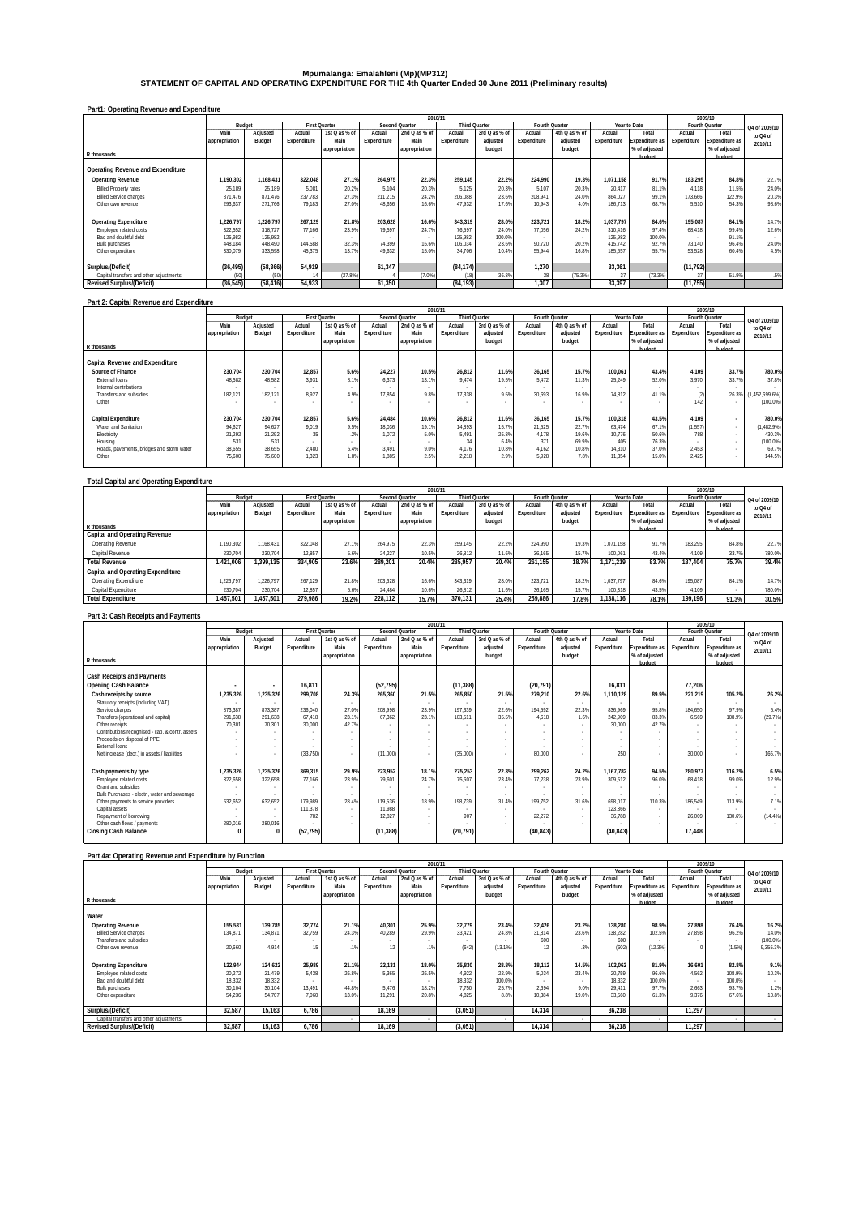# Mpumalanga: Emalahleni (Mp)(MP312)
## STATEMENT OF CAPITAL AND OPERATING EXPENDITURE FOR THE 4th Quarter Ended 30 June 2011 (Preliminary results)

### Part1: Operating Revenue and Expenditure

| R thousands | Budget: Main appropriation | Budget: Adjusted Budget | First Quarter: Actual Expenditure | First Quarter: 1st Q as % of Main appropriation | Second Quarter: Actual Expenditure | Second Quarter: 2nd Q as % of Main appropriation | Third Quarter: Actual Expenditure | Third Quarter: 3rd Q as % of adjusted budget | Fourth Quarter: Actual Expenditure | Fourth Quarter: 4th Q as % of adjusted budget | Year to Date: Actual Expenditure | Year to Date: Total Expenditure as % of adjusted budget | 2009/10 Fourth Quarter: Actual Expenditure | 2009/10 Fourth Quarter: Total Expenditure as % of adjusted budget | Q4 of 2009/10 to Q4 of 2010/11 |
|---|---|---|---|---|---|---|---|---|---|---|---|---|---|---|---|
| **Operating Revenue and Expenditure** | | | | | | | | | | | | | | | |
| **Operating Revenue** | **1,190,302** | **1,168,431** | **322,048** | **27.1%** | **264,975** | **22.3%** | **259,145** | **22.2%** | **224,990** | **19.3%** | **1,071,158** | **91.7%** | **183,295** | **84.8%** | **22.7%** |
| Billed Property rates | 25,189 | 25,189 | 5,081 | 20.2% | 5,104 | 20.3% | 5,125 | 20.3% | 5,107 | 20.3% | 20,417 | 81.1% | 4,118 | 11.5% | 24.0% |
| Billed Service charges | 871,476 | 871,476 | 237,783 | 27.3% | 211,215 | 24.2% | 206,088 | 23.6% | 208,941 | 24.0% | 864,027 | 99.1% | 173,666 | 122.9% | 20.3% |
| Other own revenue | 293,637 | 271,766 | 79,183 | 27.0% | 48,656 | 16.6% | 47,932 | 17.6% | 10,943 | 4.0% | 186,713 | 68.7% | 5,510 | 54.3% | 98.6% |
| **Operating Expenditure** | **1,226,797** | **1,226,797** | **267,129** | **21.8%** | **203,628** | **16.6%** | **343,319** | **28.0%** | **223,721** | **18.2%** | **1,037,797** | **84.6%** | **195,087** | **84.1%** | **14.7%** |
| Employee related costs | 322,552 | 318,727 | 77,166 | 23.9% | 79,597 | 24.7% | 76,597 | 24.0% | 77,056 | 24.2% | 310,416 | 97.4% | 68,418 | 99.4% | 12.6% |
| Bad and doubtful debt | 125,982 | 125,982 | - | - | - | - | 125,982 | 100.0% | - | - | 125,982 | 100.0% | - | 91.1% | - |
| Bulk purchases | 448,184 | 448,490 | 144,588 | 32.3% | 74,399 | 16.6% | 106,034 | 23.6% | 90,720 | 20.2% | 415,742 | 92.7% | 73,140 | 96.4% | 24.0% |
| Other expenditure | 330,079 | 333,598 | 45,375 | 13.7% | 49,632 | 15.0% | 34,706 | 10.4% | 55,944 | 16.8% | 185,657 | 55.7% | 53,528 | 60.4% | 4.5% |
| **Surplus/(Deficit)** | **(36,495)** | **(58,366)** | **54,919** | | **61,347** | | **(84,174)** | | **1,270** | | **33,361** | | **(11,792)** | | |
| Capital transfers and other adjustments | (50) | (50) | 14 | (27.8%) | 4 | (7.0%) | (18) | 36.8% | 38 | (75.3%) | 37 | (73.3%) | 37 | 51.9% | .5% |
| **Revised Surplus/(Deficit)** | **(36,545)** | **(58,416)** | **54,933** | | **61,350** | | **(84,193)** | | **1,307** | | **33,397** | | **(11,755)** | | |

### Part 2: Capital Revenue and Expenditure

| R thousands | Budget: Main appropriation | Budget: Adjusted Budget | First Quarter: Actual Expenditure | First Quarter: 1st Q as % of Main appropriation | Second Quarter: Actual Expenditure | Second Quarter: 2nd Q as % of Main appropriation | Third Quarter: Actual Expenditure | Third Quarter: 3rd Q as % of adjusted budget | Fourth Quarter: Actual Expenditure | Fourth Quarter: 4th Q as % of adjusted budget | Year to Date: Actual Expenditure | Year to Date: Total Expenditure as % of adjusted budget | 2009/10 Fourth Quarter: Actual Expenditure | 2009/10 Fourth Quarter: Total Expenditure as % of adjusted budget | Q4 of 2009/10 to Q4 of 2010/11 |
|---|---|---|---|---|---|---|---|---|---|---|---|---|---|---|---|
| **Capital Revenue and Expenditure** | | | | | | | | | | | | | | | |
| **Source of Finance** | **230,704** | **230,704** | **12,857** | **5.6%** | **24,227** | **10.5%** | **26,812** | **11.6%** | **36,165** | **15.7%** | **100,061** | **43.4%** | **4,109** | **33.7%** | **780.0%** |
| External loans | 48,582 | 48,582 | 3,931 | 8.1% | 6,373 | 13.1% | 9,474 | 19.5% | 5,472 | 11.3% | 25,249 | 52.0% | 3,970 | 33.7% | 37.8% |
| Internal contributions | - | - | - | - | - | - | - | - | - | - | - | - | - | - | - |
| Transfers and subsidies | 182,121 | 182,121 | 8,927 | 4.9% | 17,854 | 9.8% | 17,338 | 9.5% | 30,693 | 16.9% | 74,812 | 41.1% | (2) | 26.3% | (1,452,699.6%) |
| Other | - | - | - | - | - | - | - | - | - | - | - | - | 142 | - | (100.0%) |
| **Capital Expenditure** | **230,704** | **230,704** | **12,857** | **5.6%** | **24,484** | **10.6%** | **26,812** | **11.6%** | **36,165** | **15.7%** | **100,318** | **43.5%** | **4,109** | **-** | **780.0%** |
| Water and Sanitation | 94,627 | 94,627 | 9,019 | 9.5% | 18,036 | 19.1% | 14,893 | 15.7% | 21,525 | 22.7% | 63,474 | 67.1% | (1,557) | - | (1,482.9%) |
| Electricity | 21,292 | 21,292 | 35 | .2% | 1,072 | 5.0% | 5,491 | 25.8% | 4,178 | 19.6% | 10,776 | 50.6% | 788 | - | 430.3% |
| Housing | 531 | 531 | - | - | - | - | 34 | 6.4% | 371 | 69.9% | 405 | 76.3% | - | - | (100.0%) |
| Roads, pavements, bridges and storm water | 38,655 | 38,655 | 2,480 | 6.4% | 3,491 | 9.0% | 4,176 | 10.8% | 4,162 | 10.8% | 14,310 | 37.0% | 2,453 | - | 69.7% |
| Other | 75,600 | 75,600 | 1,323 | 1.8% | 1,885 | 2.5% | 2,218 | 2.9% | 5,928 | 7.8% | 11,354 | 15.0% | 2,425 | - | 144.5% |

### Total Capital and Operating Expenditure

| R thousands | Budget: Main appropriation | Budget: Adjusted Budget | First Quarter: Actual Expenditure | First Quarter: 1st Q as % of Main appropriation | Second Quarter: Actual Expenditure | Second Quarter: 2nd Q as % of Main appropriation | Third Quarter: Actual Expenditure | Third Quarter: 3rd Q as % of adjusted budget | Fourth Quarter: Actual Expenditure | Fourth Quarter: 4th Q as % of adjusted budget | Year to Date: Actual Expenditure | Year to Date: Total Expenditure as % of adjusted budget | 2009/10 Fourth Quarter: Actual Expenditure | 2009/10 Fourth Quarter: Total Expenditure as % of adjusted budget | Q4 of 2009/10 to Q4 of 2010/11 |
|---|---|---|---|---|---|---|---|---|---|---|---|---|---|---|---|
| **Capital and Operating Revenue** | | | | | | | | | | | | | | | |
| Operating Revenue | 1,190,302 | 1,168,431 | 322,048 | 27.1% | 264,975 | 22.3% | 259,145 | 22.2% | 224,990 | 19.3% | 1,071,158 | 91.7% | 183,295 | 84.8% | 22.7% |
| Capital Revenue | 230,704 | 230,704 | 12,857 | 5.6% | 24,227 | 10.5% | 26,812 | 11.6% | 36,165 | 15.7% | 100,061 | 43.4% | 4,109 | 33.7% | 780.0% |
| **Total Revenue** | **1,421,006** | **1,399,135** | **334,905** | **23.6%** | **289,201** | **20.4%** | **285,957** | **20.4%** | **261,155** | **18.7%** | **1,171,219** | **83.7%** | **187,404** | **75.7%** | **39.4%** |
| **Capital and Operating Expenditure** | | | | | | | | | | | | | | | |
| Operating Expenditure | 1,226,797 | 1,226,797 | 267,129 | 21.8% | 203,628 | 16.6% | 343,319 | 28.0% | 223,721 | 18.2% | 1,037,797 | 84.6% | 195,087 | 84.1% | 14.7% |
| Capital Expenditure | 230,704 | 230,704 | 12,857 | 5.6% | 24,484 | 10.6% | 26,812 | 11.6% | 36,165 | 15.7% | 100,318 | 43.5% | 4,109 | | 780.0% |
| **Total Expenditure** | **1,457,501** | **1,457,501** | **279,986** | **19.2%** | **228,112** | **15.7%** | **370,131** | **25.4%** | **259,886** | **17.8%** | **1,138,116** | **78.1%** | **199,196** | **91.3%** | **30.5%** |

### Part 3: Cash Receipts and Payments

| R thousands | Budget: Main appropriation | Budget: Adjusted Budget | First Quarter: Actual Expenditure | First Quarter: 1st Q as % of Main appropriation | Second Quarter: Actual Expenditure | Second Quarter: 2nd Q as % of Main appropriation | Third Quarter: Actual Expenditure | Third Quarter: 3rd Q as % of adjusted budget | Fourth Quarter: Actual Expenditure | Fourth Quarter: 4th Q as % of adjusted budget | Year to Date: Actual Expenditure | Year to Date: Total Expenditure as % of adjusted budget | 2009/10 Fourth Quarter: Actual Expenditure | 2009/10 Fourth Quarter: Total Expenditure as % of adjusted budget | Q4 of 2009/10 to Q4 of 2010/11 |
|---|---|---|---|---|---|---|---|---|---|---|---|---|---|---|---|
| **Cash Receipts and Payments** | | | | | | | | | | | | | | | |
| **Opening Cash Balance** | **-** | **-** | **16,811** | | **(52,795)** | | **(11,388)** | | **(20,791)** | | **16,811** | | **77,206** | | |
| **Cash receipts by source** | **1,235,326** | **1,235,326** | **299,708** | **24.3%** | **265,360** | **21.5%** | **265,850** | **21.5%** | **279,210** | **22.6%** | **1,110,128** | **89.9%** | **221,219** | **105.2%** | **26.2%** |
| Statutory receipts (including VAT) | - | - | - | - | - | - | - | - | - | - | - | - | - | - | - |
| Service charges | 873,387 | 873,387 | 236,040 | 27.0% | 208,998 | 23.9% | 197,339 | 22.6% | 194,592 | 22.3% | 836,969 | 95.8% | 184,650 | 97.9% | 5.4% |
| Transfers (operational and capital) | 291,638 | 291,638 | 67,418 | 23.1% | 67,362 | 23.1% | 103,511 | 35.5% | 4,618 | 1.6% | 242,909 | 83.3% | 6,569 | 108.9% | (29.7%) |
| Other receipts | 70,301 | 70,301 | 30,000 | 42.7% | - | - | - | - | - | - | 30,000 | 42.7% | - | - | - |
| Contributions recognised - cap. & contr. assets | - | - | - | - | - | - | - | - | - | - | - | - | - | - | - |
| Proceeds on disposal of PPE | - | - | - | - | - | - | - | - | - | - | - | - | - | - | - |
| External loans | - | - | - | - | - | - | - | - | - | - | - | - | - | - | - |
| Net increase (decr.) in assets / liabilities | - | - | (33,750) | - | (11,000) | - | (35,000) | - | 80,000 | - | 250 | - | 30,000 | - | 166.7% |
| **Cash payments by type** | **1,235,326** | **1,235,326** | **369,315** | **29.9%** | **223,952** | **18.1%** | **275,253** | **22.3%** | **299,262** | **24.2%** | **1,167,782** | **94.5%** | **280,977** | **116.2%** | **6.5%** |
| Employee related costs | 322,658 | 322,658 | 77,166 | 23.9% | 79,601 | 24.7% | 75,607 | 23.4% | 77,238 | 23.9% | 309,612 | 96.0% | 68,418 | 99.0% | 12.9% |
| Grant and subsidies | - | - | - | - | - | - | - | - | - | - | - | - | - | - | - |
| Bulk Purchases - electr., water and sewerage | - | - | - | - | - | - | - | - | - | - | - | - | - | - | - |
| Other payments to service providers | 632,652 | 632,652 | 179,989 | 28.4% | 119,536 | 18.9% | 198,739 | 31.4% | 199,752 | 31.6% | 698,017 | 110.3% | 186,549 | 113.9% | 7.1% |
| Capital assets | - | - | 111,378 | - | 11,988 | - | - | - | - | - | 123,366 | - | - | - | - |
| Repayment of borrowing | - | - | 782 | - | 12,827 | - | 907 | - | 22,272 | - | 36,788 | - | 26,009 | 130.6% | (14.4%) |
| Other cash flows / payments | 280,016 | 280,016 | - | - | - | - | - | - | - | - | - | - | - | - | - |
| **Closing Cash Balance** | **0** | **0** | **(52,795)** | | **(11,388)** | | **(20,791)** | | **(40,843)** | | **(40,843)** | | **17,448** | | |

### Part 4a: Operating Revenue and Expenditure by Function

| R thousands | Budget: Main appropriation | Budget: Adjusted Budget | First Quarter: Actual Expenditure | First Quarter: 1st Q as % of Main appropriation | Second Quarter: Actual Expenditure | Second Quarter: 2nd Q as % of Main appropriation | Third Quarter: Actual Expenditure | Third Quarter: 3rd Q as % of adjusted budget | Fourth Quarter: Actual Expenditure | Fourth Quarter: 4th Q as % of adjusted budget | Year to Date: Actual Expenditure | Year to Date: Total Expenditure as % of adjusted budget | 2009/10 Fourth Quarter: Actual Expenditure | 2009/10 Fourth Quarter: Total Expenditure as % of adjusted budget | Q4 of 2009/10 to Q4 of 2010/11 |
|---|---|---|---|---|---|---|---|---|---|---|---|---|---|---|---|
| **Water** | | | | | | | | | | | | | | | |
| **Operating Revenue** | **155,531** | **139,785** | **32,774** | **21.1%** | **40,301** | **25.9%** | **32,779** | **23.4%** | **32,426** | **23.2%** | **138,280** | **98.9%** | **27,898** | **76.4%** | **16.2%** |
| Billed Service charges | 134,871 | 134,871 | 32,759 | 24.3% | 40,289 | 29.9% | 33,421 | 24.8% | 31,814 | 23.6% | 138,282 | 102.5% | 27,898 | 96.2% | 14.0% |
| Transfers and subsidies | - | - | - | - | - | - | - | - | 600 | - | 600 | - | - | - | (100.0%) |
| Other own revenue | 20,660 | 4,914 | 15 | .1% | 12 | .1% | (642) | (13.1%) | 12 | .3% | (602) | (12.3%) | 0 | (1.5%) | 9,355.3% |
| **Operating Expenditure** | **122,944** | **124,622** | **25,989** | **21.1%** | **22,131** | **18.0%** | **35,830** | **28.8%** | **18,112** | **14.5%** | **102,062** | **81.9%** | **16,601** | **82.8%** | **9.1%** |
| Employee related costs | 20,272 | 21,479 | 5,438 | 26.8% | 5,365 | 26.5% | 4,922 | 22.9% | 5,034 | 23.4% | 20,759 | 96.6% | 4,562 | 108.9% | 10.3% |
| Bad and doubtful debt | 18,332 | 18,332 | - | - | - | - | 18,332 | 100.0% | - | - | 18,332 | 100.0% | - | 100.0% | - |
| Bulk purchases | 30,104 | 30,104 | 13,491 | 44.8% | 5,476 | 18.2% | 7,750 | 25.7% | 2,694 | 9.0% | 29,411 | 97.7% | 2,663 | 93.7% | 1.2% |
| Other expenditure | 54,236 | 54,707 | 7,060 | 13.0% | 11,291 | 20.8% | 4,825 | 8.8% | 10,384 | 19.0% | 33,560 | 61.3% | 9,376 | 67.6% | 10.8% |
| **Surplus/(Deficit)** | **32,587** | **15,163** | **6,786** | | **18,169** | | **(3,051)** | | **14,314** | | **36,218** | | **11,297** | | |
| Capital transfers and other adjustments | - | - | - | - | - | - | - | - | - | - | - | - | - | - | - |
| **Revised Surplus/(Deficit)** | **32,587** | **15,163** | **6,786** | | **18,169** | | **(3,051)** | | **14,314** | | **36,218** | | **11,297** | | |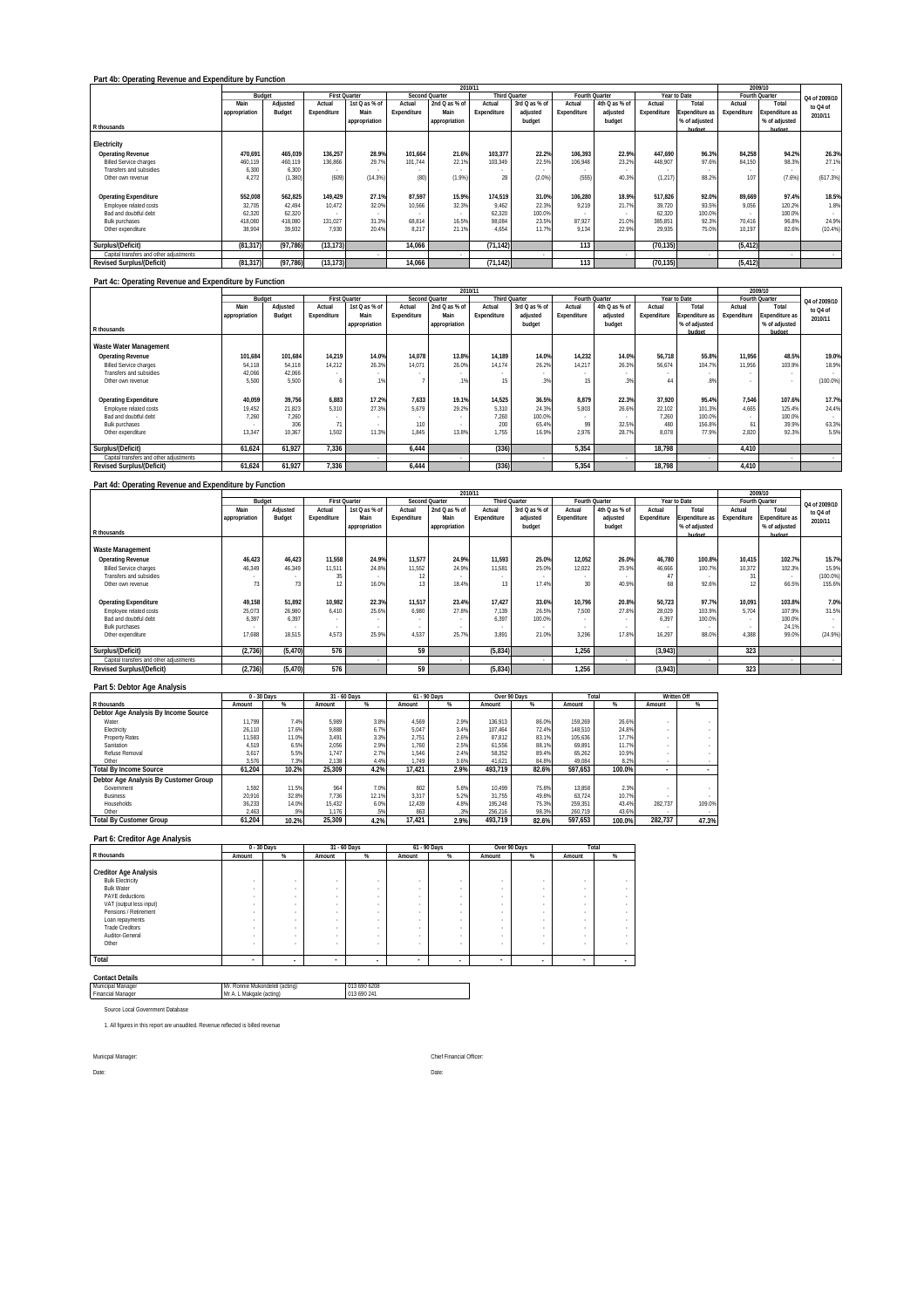## Part 4b: Operating Revenue and Expenditure by Function

| R thousands | 2010/11 Budget Main appropriation | Adjusted Budget | First Quarter Actual Expenditure | 1st Q as % of Main appropriation | Second Quarter Actual Expenditure | 2nd Q as % of Main appropriation | Third Quarter Actual Expenditure | 3rd Q as % of adjusted budget | Fourth Quarter Actual Expenditure | 4th Q as % of adjusted budget | Year to Date Actual Expenditure | Total Expenditure as % of adjusted budget | 2009/10 Fourth Quarter Actual Expenditure | Total Expenditure as % of adjusted budget | Q4 of 2009/10 to Q4 of 2010/11 |
|---|---|---|---|---|---|---|---|---|---|---|---|---|---|---|---|
| **Electricity** | | | | | | | | | | | | | | | |
| **Operating Revenue** | **470,691** | **465,039** | **136,257** | **28.9%** | **101,664** | **21.6%** | **103,377** | **22.2%** | **106,393** | **22.9%** | **447,690** | **96.3%** | **84,258** | **94.2%** | **26.3%** |
| Billed Service charges | 460,119 | 460,119 | 136,866 | 29.7% | 101,744 | 22.1% | 103,349 | 22.5% | 106,948 | 23.2% | 448,907 | 97.6% | 84,150 | 98.3% | 27.1% |
| Transfers and subsidies | 6,300 | 6,300 | - | - | - | - | - | - | - | - | - | - | - | - | - |
| Other own revenue | 4,272 | (1,380) | (609) | (14.3%) | (80) | (1.9%) | 28 | (2.0%) | (555) | 40.3% | (1,217) | 88.2% | 107 | (7.6%) | (617.3%) |
| **Operating Expenditure** | **552,008** | **562,825** | **149,429** | **27.1%** | **87,597** | **15.9%** | **174,519** | **31.0%** | **106,280** | **18.9%** | **517,826** | **92.0%** | **89,669** | **97.4%** | **18.5%** |
| Employee related costs | 32,705 | 42,494 | 10,472 | 32.0% | 10,566 | 32.3% | 9,462 | 22.3% | 9,219 | 21.7% | 39,720 | 93.5% | 9,056 | 120.2% | 1.8% |
| Bad and doubtful debt | 62,320 | 62,320 | - | - | - | - | 62,320 | 100.0% | - | - | 62,320 | 100.0% | - | 100.0% | - |
| Bulk purchases | 418,080 | 418,080 | 131,027 | 31.3% | 68,814 | 16.5% | 98,084 | 23.5% | 87,927 | 21.0% | 385,851 | 92.3% | 70,416 | 96.8% | 24.9% |
| Other expenditure | 38,904 | 39,932 | 7,930 | 20.4% | 8,217 | 21.1% | 4,654 | 11.7% | 9,134 | 22.9% | 29,935 | 75.0% | 10,197 | 82.6% | (10.4%) |
| **Surplus/(Deficit)** | **(81,317)** | **(97,786)** | **(13,173)** | | **14,066** | | **(71,142)** | | **113** | | **(70,135)** | | **(5,412)** | | |
| Capital transfers and other adjustments | | | | - | | - | | - | | - | | - | | - | - |
| **Revised Surplus/(Deficit)** | **(81,317)** | **(97,786)** | **(13,173)** | | **14,066** | | **(71,142)** | | **113** | | **(70,135)** | | **(5,412)** | | |

## Part 4c: Operating Revenue and Expenditure by Function

| R thousands | 2010/11 Budget Main appropriation | Adjusted Budget | First Quarter Actual Expenditure | 1st Q as % of Main appropriation | Second Quarter Actual Expenditure | 2nd Q as % of Main appropriation | Third Quarter Actual Expenditure | 3rd Q as % of adjusted budget | Fourth Quarter Actual Expenditure | 4th Q as % of adjusted budget | Year to Date Actual Expenditure | Total Expenditure as % of adjusted budget | 2009/10 Fourth Quarter Actual Expenditure | Total Expenditure as % of adjusted budget | Q4 of 2009/10 to Q4 of 2010/11 |
|---|---|---|---|---|---|---|---|---|---|---|---|---|---|---|---|
| **Waste Water Management** | | | | | | | | | | | | | | | |
| **Operating Revenue** | **101,684** | **101,684** | **14,219** | **14.0%** | **14,078** | **13.8%** | **14,189** | **14.0%** | **14,232** | **14.0%** | **56,718** | **55.8%** | **11,956** | **48.5%** | **19.0%** |
| Billed Service charges | 54,118 | 54,118 | 14,212 | 26.3% | 14,071 | 26.0% | 14,174 | 26.2% | 14,217 | 26.3% | 56,674 | 104.7% | 11,956 | 103.9% | 18.9% |
| Transfers and subsidies | 42,066 | 42,066 | - | - | - | - | - | - | - | - | - | - | - | - | - |
| Other own revenue | 5,500 | 5,500 | 6 | .1% | 7 | .1% | 15 | .3% | 15 | .3% | 44 | .8% | - | - | (100.0%) |
| **Operating Expenditure** | **40,059** | **39,756** | **6,883** | **17.2%** | **7,633** | **19.1%** | **14,525** | **36.5%** | **8,879** | **22.3%** | **37,920** | **95.4%** | **7,546** | **107.6%** | **17.7%** |
| Employee related costs | 19,452 | 21,823 | 5,310 | 27.3% | 5,679 | 29.2% | 5,310 | 24.3% | 5,803 | 26.6% | 22,102 | 101.3% | 4,665 | 125.4% | 24.4% |
| Bad and doubtful debt | 7,260 | 7,260 | - | - | - | - | 7,260 | 100.0% | - | - | 7,260 | 100.0% | - | 100.0% | - |
| Bulk purchases | - | 306 | 71 | - | 110 | - | 200 | 65.4% | 99 | 32.5% | 480 | 156.8% | 61 | 39.9% | 63.3% |
| Other expenditure | 13,347 | 10,367 | 1,502 | 11.3% | 1,845 | 13.8% | 1,755 | 16.9% | 2,976 | 28.7% | 8,078 | 77.9% | 2,820 | 92.3% | 5.5% |
| **Surplus/(Deficit)** | **61,624** | **61,927** | **7,336** | | **6,444** | | **(336)** | | **5,354** | | **18,798** | | **4,410** | | |
| Capital transfers and other adjustments | | | | - | | - | | - | | - | | - | | - | - |
| **Revised Surplus/(Deficit)** | **61,624** | **61,927** | **7,336** | | **6,444** | | **(336)** | | **5,354** | | **18,798** | | **4,410** | | |

## Part 4d: Operating Revenue and Expenditure by Function

| R thousands | 2010/11 Budget Main appropriation | Adjusted Budget | First Quarter Actual Expenditure | 1st Q as % of Main appropriation | Second Quarter Actual Expenditure | 2nd Q as % of Main appropriation | Third Quarter Actual Expenditure | 3rd Q as % of adjusted budget | Fourth Quarter Actual Expenditure | 4th Q as % of adjusted budget | Year to Date Actual Expenditure | Total Expenditure as % of adjusted budget | 2009/10 Fourth Quarter Actual Expenditure | Total Expenditure as % of adjusted budget | Q4 of 2009/10 to Q4 of 2010/11 |
|---|---|---|---|---|---|---|---|---|---|---|---|---|---|---|---|
| **Waste Management** | | | | | | | | | | | | | | | |
| **Operating Revenue** | **46,423** | **46,423** | **11,558** | **24.9%** | **11,577** | **24.9%** | **11,593** | **25.0%** | **12,052** | **26.0%** | **46,780** | **100.8%** | **10,415** | **102.7%** | **15.7%** |
| Billed Service charges | 46,349 | 46,349 | 11,511 | 24.8% | 11,552 | 24.9% | 11,581 | 25.0% | 12,022 | 25.9% | 46,666 | 100.7% | 10,372 | 102.3% | 15.9% |
| Transfers and subsidies | - | - | 35 | - | 12 | - | - | - | - | - | 47 | - | 31 | - | (100.0%) |
| Other own revenue | 73 | 73 | 12 | 16.0% | 13 | 18.4% | 13 | 17.4% | 30 | 40.9% | 68 | 92.6% | 12 | 66.5% | 155.6% |
| **Operating Expenditure** | **49,158** | **51,892** | **10,982** | **22.3%** | **11,517** | **23.4%** | **17,427** | **33.6%** | **10,796** | **20.8%** | **50,723** | **97.7%** | **10,091** | **103.8%** | **7.0%** |
| Employee related costs | 25,073 | 26,980 | 6,410 | 25.6% | 6,980 | 27.8% | 7,139 | 26.5% | 7,500 | 27.8% | 28,029 | 103.9% | 5,704 | 107.9% | 31.5% |
| Bad and doubtful debt | 6,397 | 6,397 | - | - | - | - | 6,397 | 100.0% | - | - | 6,397 | 100.0% | - | 100.0% | - |
| Bulk purchases | - | - | - | - | - | - | - | - | - | - | - | - | - | 24.1% | - |
| Other expenditure | 17,688 | 18,515 | 4,573 | 25.9% | 4,537 | 25.7% | 3,891 | 21.0% | 3,296 | 17.8% | 16,297 | 88.0% | 4,388 | 99.0% | (24.9%) |
| **Surplus/(Deficit)** | **(2,736)** | **(5,470)** | **576** | | **59** | | **(5,834)** | | **1,256** | | **(3,943)** | | **323** | | |
| Capital transfers and other adjustments | | | | - | | - | | - | | - | | - | | - | - |
| **Revised Surplus/(Deficit)** | **(2,736)** | **(5,470)** | **576** | | **59** | | **(5,834)** | | **1,256** | | **(3,943)** | | **323** | | |

## Part 5: Debtor Age Analysis

| R thousands | 0 - 30 Days Amount | % | 31 - 60 Days Amount | % | 61 - 90 Days Amount | % | Over 90 Days Amount | % | Total Amount | % | Written Off Amount | % |
|---|---|---|---|---|---|---|---|---|---|---|---|---|
| **Debtor Age Analysis By Income Source** | | | | | | | | | | | | |
| Water | 11,799 | 7.4% | 5,989 | 3.8% | 4,569 | 2.9% | 136,913 | 86.0% | 159,269 | 26.6% | - | - |
| Electricity | 26,110 | 17.6% | 9,888 | 6.7% | 5,047 | 3.4% | 107,464 | 72.4% | 148,510 | 24.8% | - | - |
| Property Rates | 11,583 | 11.0% | 3,491 | 3.3% | 2,751 | 2.6% | 87,812 | 83.1% | 105,636 | 17.7% | - | - |
| Sanitation | 4,519 | 6.5% | 2,056 | 2.9% | 1,760 | 2.5% | 61,556 | 88.1% | 69,891 | 11.7% | - | - |
| Refuse Removal | 3,617 | 5.5% | 1,747 | 2.7% | 1,546 | 2.4% | 58,352 | 89.4% | 65,262 | 10.9% | - | - |
| Other | 3,576 | 7.3% | 2,138 | 4.4% | 1,749 | 3.6% | 41,621 | 84.8% | 49,084 | 8.2% | - | - |
| **Total By Income Source** | **61,204** | **10.2%** | **25,309** | **4.2%** | **17,421** | **2.9%** | **493,719** | **82.6%** | **597,653** | **100.0%** | **-** | **-** |
| **Debtor Age Analysis By Customer Group** | | | | | | | | | | | | |
| Government | 1,592 | 11.5% | 964 | 7.0% | 802 | 5.8% | 10,499 | 75.8% | 13,858 | 2.3% | - | - |
| Business | 20,916 | 32.8% | 7,736 | 12.1% | 3,317 | 5.2% | 31,755 | 49.8% | 63,724 | 10.7% | - | - |
| Households | 36,233 | 14.0% | 15,432 | 6.0% | 12,439 | 4.8% | 195,248 | 75.3% | 259,351 | 43.4% | 282,737 | 109.0% |
| Other | 2,463 | .9% | 1,176 | .5% | 863 | .3% | 256,216 | 98.3% | 260,719 | 43.6% | - | - |
| **Total By Customer Group** | **61,204** | **10.2%** | **25,309** | **4.2%** | **17,421** | **2.9%** | **493,719** | **82.6%** | **597,653** | **100.0%** | **282,737** | **47.3%** |

## Part 6: Creditor Age Analysis

| R thousands | 0 - 30 Days Amount | % | 31 - 60 Days Amount | % | 61 - 90 Days Amount | % | Over 90 Days Amount | % | Total Amount | % |
|---|---|---|---|---|---|---|---|---|---|---|
| **Creditor Age Analysis** | | | | | | | | | | |
| Bulk Electricity | - | - | - | - | - | - | - | - | - | - |
| Bulk Water | - | - | - | - | - | - | - | - | - | - |
| PAYE deductions | - | - | - | - | - | - | - | - | - | - |
| VAT (output less input) | - | - | - | - | - | - | - | - | - | - |
| Pensions / Retirement | - | - | - | - | - | - | - | - | - | - |
| Loan repayments | - | - | - | - | - | - | - | - | - | - |
| Trade Creditors | - | - | - | - | - | - | - | - | - | - |
| Auditor-General | - | - | - | - | - | - | - | - | - | - |
| Other | - | - | - | - | - | - | - | - | - | - |
| **Total** | **-** | **-** | **-** | **-** | **-** | **-** | **-** | **-** | **-** | **-** |

**Contact Details**

| | | |
|---|---|---|
| Municipal Manager | Mr. Ronnie Mukondeleli (acting) | 013 690 6208 |
| Financial Manager | Mr A. L Makgale (acting) | 013 690 241 |

Source Local Government Database

1. All figures in this report are unaudited. Revenue reflected is billed revenue

Municpal Manager: Chief Financial Officer:

Date: Date: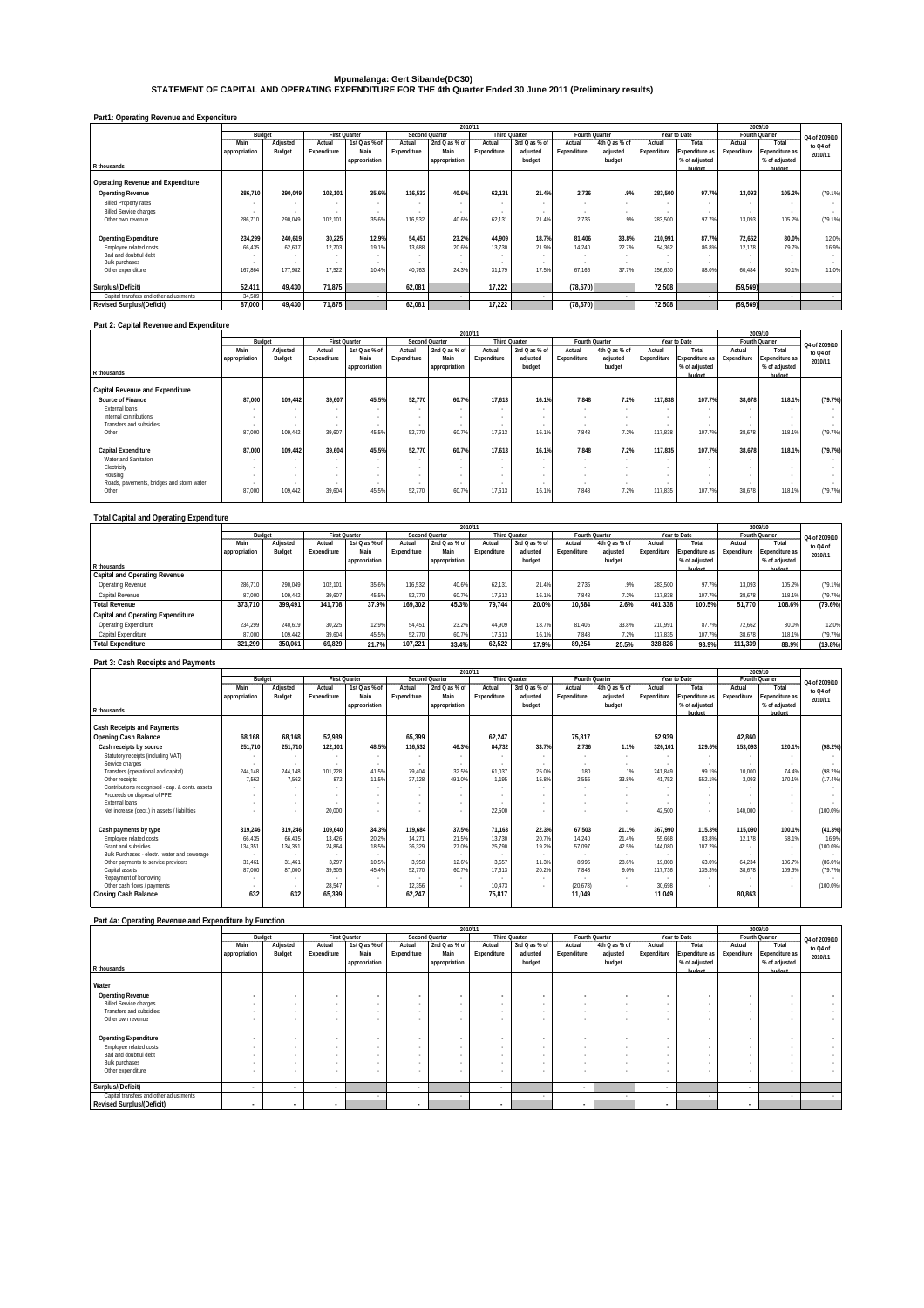# Mpumalanga: Gert Sibande(DC30)
## STATEMENT OF CAPITAL AND OPERATING EXPENDITURE FOR THE 4th Quarter Ended 30 June 2011 (Preliminary results)

### Part1: Operating Revenue and Expenditure

| R thousands | 2010/11 Budget Main appropriation | Adjusted Budget | First Quarter Actual Expenditure | 1st Q as % of Main appropriation | Second Quarter Actual Expenditure | 2nd Q as % of Main appropriation | Third Quarter Actual Expenditure | 3rd Q as % of adjusted budget | Fourth Quarter Actual Expenditure | 4th Q as % of adjusted budget | Year to Date Actual Expenditure | Total Expenditure as % of adjusted budget | 2009/10 Fourth Quarter Actual Expenditure | Total Expenditure as % of adjusted budget | Q4 of 2009/10 to Q4 of 2010/11 |
|---|---|---|---|---|---|---|---|---|---|---|---|---|---|---|---|
| **Operating Revenue and Expenditure** | | | | | | | | | | | | | | | |
| **Operating Revenue** | **286,710** | **290,049** | **102,101** | **35.6%** | **116,532** | **40.6%** | **62,131** | **21.4%** | **2,736** | **.9%** | **283,500** | **97.7%** | **13,093** | **105.2%** | (79.1%) |
| Billed Property rates | - | - | - | - | - | - | - | - | - | - | - | - | - | - | - |
| Billed Service charges | - | - | - | - | - | - | - | - | - | - | - | - | - | - | - |
| Other own revenue | 286,710 | 290,049 | 102,101 | 35.6% | 116,532 | 40.6% | 62,131 | 21.4% | 2,736 | .9% | 283,500 | 97.7% | 13,093 | 105.2% | (79.1%) |
| **Operating Expenditure** | **234,299** | **240,619** | **30,225** | **12.9%** | **54,451** | **23.2%** | **44,909** | **18.7%** | **81,406** | **33.8%** | **210,991** | **87.7%** | **72,662** | **80.0%** | 12.0% |
| Employee related costs | 66,435 | 62,637 | 12,703 | 19.1% | 13,688 | 20.6% | 13,730 | 21.9% | 14,240 | 22.7% | 54,362 | 86.8% | 12,178 | 79.7% | 16.9% |
| Bad and doubtful debt | - | - | - | - | - | - | - | - | - | - | - | - | - | - | - |
| Bulk purchases | - | - | - | - | - | - | - | - | - | - | - | - | - | - | - |
| Other expenditure | 167,864 | 177,982 | 17,522 | 10.4% | 40,763 | 24.3% | 31,179 | 17.5% | 67,166 | 37.7% | 156,630 | 88.0% | 60,484 | 80.1% | 11.0% |
| **Surplus/(Deficit)** | **52,411** | **49,430** | **71,875** | | **62,081** | | **17,222** | | **(78,670)** | | **72,508** | | **(59,569)** | | |
| Capital transfers and other adjustments | 34,589 | | - | - | - | - | - | - | - | - | - | - | - | - | - |
| **Revised Surplus/(Deficit)** | **87,000** | **49,430** | **71,875** | | **62,081** | | **17,222** | | **(78,670)** | | **72,508** | | **(59,569)** | | |

### Part 2: Capital Revenue and Expenditure

| R thousands | 2010/11 Budget Main appropriation | Adjusted Budget | First Quarter Actual Expenditure | 1st Q as % of Main appropriation | Second Quarter Actual Expenditure | 2nd Q as % of Main appropriation | Third Quarter Actual Expenditure | 3rd Q as % of adjusted budget | Fourth Quarter Actual Expenditure | 4th Q as % of adjusted budget | Year to Date Actual Expenditure | Total Expenditure as % of adjusted budget | 2009/10 Fourth Quarter Actual Expenditure | Total Expenditure as % of adjusted budget | Q4 of 2009/10 to Q4 of 2010/11 |
|---|---|---|---|---|---|---|---|---|---|---|---|---|---|---|---|
| **Capital Revenue and Expenditure** | | | | | | | | | | | | | | | |
| **Source of Finance** | **87,000** | **109,442** | **39,607** | **45.5%** | **52,770** | **60.7%** | **17,613** | **16.1%** | **7,848** | **7.2%** | **117,838** | **107.7%** | **38,678** | **118.1%** | **(79.7%)** |
| External loans | - | - | - | - | - | - | - | - | - | - | - | - | - | - | - |
| Internal contributions | - | - | - | - | - | - | - | - | - | - | - | - | - | - | - |
| Transfers and subsidies | - | - | - | - | - | - | - | - | - | - | - | - | - | - | - |
| Other | 87,000 | 109,442 | 39,607 | 45.5% | 52,770 | 60.7% | 17,613 | 16.1% | 7,848 | 7.2% | 117,838 | 107.7% | 38,678 | 118.1% | (79.7%) |
| **Capital Expenditure** | **87,000** | **109,442** | **39,604** | **45.5%** | **52,770** | **60.7%** | **17,613** | **16.1%** | **7,848** | **7.2%** | **117,835** | **107.7%** | **38,678** | **118.1%** | **(79.7%)** |
| Water and Sanitation | - | - | - | - | - | - | - | - | - | - | - | - | - | - | - |
| Electricity | - | - | - | - | - | - | - | - | - | - | - | - | - | - | - |
| Housing | - | - | - | - | - | - | - | - | - | - | - | - | - | - | - |
| Roads, pavements, bridges and storm water | - | - | - | - | - | - | - | - | - | - | - | - | - | - | - |
| Other | 87,000 | 109,442 | 39,604 | 45.5% | 52,770 | 60.7% | 17,613 | 16.1% | 7,848 | 7.2% | 117,835 | 107.7% | 38,678 | 118.1% | (79.7%) |

### Total Capital and Operating Expenditure

| R thousands | 2010/11 Budget Main appropriation | Adjusted Budget | First Quarter Actual Expenditure | 1st Q as % of Main appropriation | Second Quarter Actual Expenditure | 2nd Q as % of Main appropriation | Third Quarter Actual Expenditure | 3rd Q as % of adjusted budget | Fourth Quarter Actual Expenditure | 4th Q as % of adjusted budget | Year to Date Actual Expenditure | Total Expenditure as % of adjusted budget | 2009/10 Fourth Quarter Actual Expenditure | Total Expenditure as % of adjusted budget | Q4 of 2009/10 to Q4 of 2010/11 |
|---|---|---|---|---|---|---|---|---|---|---|---|---|---|---|---|
| **Capital and Operating Revenue** | | | | | | | | | | | | | | | |
| Operating Revenue | 286,710 | 290,049 | 102,101 | 35.6% | 116,532 | 40.6% | 62,131 | 21.4% | 2,736 | .9% | 283,500 | 97.7% | 13,093 | 105.2% | (79.1%) |
| Capital Revenue | 87,000 | 109,442 | 39,607 | 45.5% | 52,770 | 60.7% | 17,613 | 16.1% | 7,848 | 7.2% | 117,838 | 107.7% | 38,678 | 118.1% | (79.7%) |
| **Total Revenue** | **373,710** | **399,491** | **141,708** | **37.9%** | **169,302** | **45.3%** | **79,744** | **20.0%** | **10,584** | **2.6%** | **401,338** | **100.5%** | **51,770** | **108.6%** | **(79.6%)** |
| **Capital and Operating Expenditure** | | | | | | | | | | | | | | | |
| Operating Expenditure | 234,299 | 240,619 | 30,225 | 12.9% | 54,451 | 23.2% | 44,909 | 18.7% | 81,406 | 33.8% | 210,991 | 87.7% | 72,662 | 80.0% | 12.0% |
| Capital Expenditure | 87,000 | 109,442 | 39,604 | 45.5% | 52,770 | 60.7% | 17,613 | 16.1% | 7,848 | 7.2% | 117,835 | 107.7% | 38,678 | 118.1% | (79.7%) |
| **Total Expenditure** | **321,299** | **350,061** | **69,829** | **21.7%** | **107,221** | **33.4%** | **62,522** | **17.9%** | **89,254** | **25.5%** | **328,826** | **93.9%** | **111,339** | **88.9%** | **(19.8%)** |

### Part 3: Cash Receipts and Payments

| R thousands | 2010/11 Budget Main appropriation | Adjusted Budget | First Quarter Actual Expenditure | 1st Q as % of Main appropriation | Second Quarter Actual Expenditure | 2nd Q as % of Main appropriation | Third Quarter Actual Expenditure | 3rd Q as % of adjusted budget | Fourth Quarter Actual Expenditure | 4th Q as % of adjusted budget | Year to Date Actual Expenditure | Total Expenditure as % of adjusted budget | 2009/10 Fourth Quarter Actual Expenditure | Total Expenditure as % of adjusted budget | Q4 of 2009/10 to Q4 of 2010/11 |
|---|---|---|---|---|---|---|---|---|---|---|---|---|---|---|---|
| **Cash Receipts and Payments** | | | | | | | | | | | | | | | |
| **Opening Cash Balance** | **68,168** | **68,168** | **52,939** | | **65,399** | | **62,247** | | **75,817** | | **52,939** | | **42,860** | | |
| **Cash receipts by source** | **251,710** | **251,710** | **122,101** | **48.5%** | **116,532** | **46.3%** | **84,732** | **33.7%** | **2,736** | **1.1%** | **326,101** | **129.6%** | **153,093** | **120.1%** | **(98.2%)** |
| Statutory receipts (including VAT) | - | - | - | - | - | - | - | - | - | - | - | - | - | - | - |
| Service charges | - | - | - | - | - | - | - | - | - | - | - | - | - | - | - |
| Transfers (operational and capital) | 244,148 | 244,148 | 101,228 | 41.5% | 79,404 | 32.5% | 61,037 | 25.0% | 180 | .1% | 241,849 | 99.1% | 10,000 | 74.4% | (98.2%) |
| Other receipts | 7,562 | 7,562 | 872 | 11.5% | 37,128 | 491.0% | 1,195 | 15.8% | 2,556 | 33.8% | 41,752 | 552.1% | 3,093 | 170.1% | (17.4%) |
| Contributions recognised - cap. & contr. assets | - | - | - | - | - | - | - | - | - | - | - | - | - | - | - |
| Proceeds on disposal of PPE | - | - | - | - | - | - | - | - | - | - | - | - | - | - | - |
| External loans | - | - | - | - | - | - | - | - | - | - | - | - | - | - | - |
| Net increase (decr.) in assets / liabilities | - | - | 20,000 | - | - | - | 22,500 | - | - | - | 42,500 | - | 140,000 | - | (100.0%) |
| **Cash payments by type** | **319,246** | **319,246** | **109,640** | **34.3%** | **119,684** | **37.5%** | **71,163** | **22.3%** | **67,503** | **21.1%** | **367,990** | **115.3%** | **115,090** | **100.1%** | **(41.3%)** |
| Employee related costs | 66,435 | 66,435 | 13,426 | 20.2% | 14,271 | 21.5% | 13,730 | 20.7% | 14,240 | 21.4% | 55,668 | 83.8% | 12,178 | 68.1% | 16.9% |
| Grant and subsidies | 134,351 | 134,351 | 24,864 | 18.5% | 36,329 | 27.0% | 25,790 | 19.2% | 57,097 | 42.5% | 144,080 | 107.2% | - | - | (100.0%) |
| Bulk Purchases - electr., water and sewerage | - | - | - | - | - | - | - | - | - | - | - | - | - | - | - |
| Other payments to service providers | 31,461 | 31,461 | 3,297 | 10.5% | 3,958 | 12.6% | 3,557 | 11.3% | 8,996 | 28.6% | 19,808 | 63.0% | 64,234 | 106.7% | (86.0%) |
| Capital assets | 87,000 | 87,000 | 39,505 | 45.4% | 52,770 | 60.7% | 17,613 | 20.2% | 7,848 | 9.0% | 117,736 | 135.3% | 38,678 | 109.6% | (79.7%) |
| Repayment of borrowing | - | - | - | - | - | - | - | - | - | - | - | - | - | - | - |
| Other cash flows / payments | - | - | 28,547 | - | 12,356 | - | 10,473 | - | (20,678) | - | 30,698 | - | - | - | (100.0%) |
| **Closing Cash Balance** | **632** | **632** | **65,399** | | **62,247** | | **75,817** | | **11,049** | | **11,049** | | **80,863** | | |

### Part 4a: Operating Revenue and Expenditure by Function

| R thousands | 2010/11 Budget Main appropriation | Adjusted Budget | First Quarter Actual Expenditure | 1st Q as % of Main appropriation | Second Quarter Actual Expenditure | 2nd Q as % of Main appropriation | Third Quarter Actual Expenditure | 3rd Q as % of adjusted budget | Fourth Quarter Actual Expenditure | 4th Q as % of adjusted budget | Year to Date Actual Expenditure | Total Expenditure as % of adjusted budget | 2009/10 Fourth Quarter Actual Expenditure | Total Expenditure as % of adjusted budget | Q4 of 2009/10 to Q4 of 2010/11 |
|---|---|---|---|---|---|---|---|---|---|---|---|---|---|---|---|
| **Water** | | | | | | | | | | | | | | | |
| **Operating Revenue** | - | - | - | - | - | - | - | - | - | - | - | - | - | - | - |
| Billed Service charges | - | - | - | - | - | - | - | - | - | - | - | - | - | - | - |
| Transfers and subsidies | - | - | - | - | - | - | - | - | - | - | - | - | - | - | - |
| Other own revenue | - | - | - | - | - | - | - | - | - | - | - | - | - | - | - |
| **Operating Expenditure** | - | - | - | - | - | - | - | - | - | - | - | - | - | - | - |
| Employee related costs | - | - | - | - | - | - | - | - | - | - | - | - | - | - | - |
| Bad and doubtful debt | - | - | - | - | - | - | - | - | - | - | - | - | - | - | - |
| Bulk purchases | - | - | - | - | - | - | - | - | - | - | - | - | - | - | - |
| Other expenditure | - | - | - | - | - | - | - | - | - | - | - | - | - | - | - |
| **Surplus/(Deficit)** | - | - | - | | - | | - | | - | | - | | - | | |
| Capital transfers and other adjustments | - | - | - | - | - | - | - | - | - | - | - | - | - | - | - |
| **Revised Surplus/(Deficit)** | - | - | - | | - | | - | | - | | - | | - | | |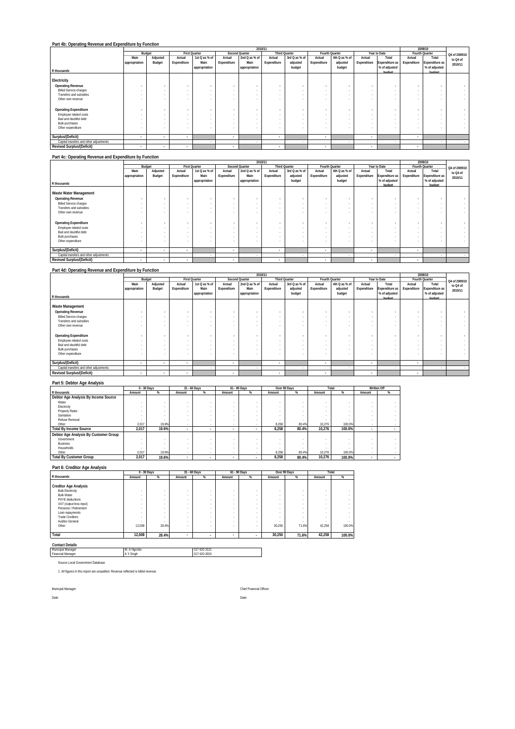## Part 4b: Operating Revenue and Expenditure by Function

| R thousands | 2010/11 Budget Main appropriation | Adjusted Budget | First Quarter Actual Expenditure | 1st Q as % of Main appropriation | Second Quarter Actual Expenditure | 2nd Q as % of Main appropriation | Third Quarter Actual Expenditure | 3rd Q as % of adjusted budget | Fourth Quarter Actual Expenditure | 4th Q as % of adjusted budget | Year to Date Actual Expenditure | Total Expenditure as % of adjusted budget | 2009/10 Fourth Quarter Actual Expenditure | Total Expenditure as % of adjusted budget | Q4 of 2009/10 to Q4 of 2010/11 |
|---|---|---|---|---|---|---|---|---|---|---|---|---|---|---|---|
| **Electricity** | | | | | | | | | | | | | | | |
| **Operating Revenue** | - | - | - | - | - | - | - | - | - | - | - | - | - | - | - |
| Billed Service charges | - | - | - | - | - | - | - | - | - | - | - | - | - | - | - |
| Transfers and subsidies | - | - | - | - | - | - | - | - | - | - | - | - | - | - | - |
| Other own revenue | - | - | - | - | - | - | - | - | - | - | - | - | - | - | - |
| **Operating Expenditure** | - | - | - | - | - | - | - | - | - | - | - | - | - | - | - |
| Employee related costs | - | - | - | - | - | - | - | - | - | - | - | - | - | - | - |
| Bad and doubtful debt | - | - | - | - | - | - | - | - | - | - | - | - | - | - | - |
| Bulk purchases | - | - | - | - | - | - | - | - | - | - | - | - | - | - | - |
| Other expenditure | - | - | - | - | - | - | - | - | - | - | - | - | - | - | - |
| **Surplus/(Deficit)** | - | - | - | | - | | - | | - | | - | | - | | |
| Capital transfers and other adjustments | | | | - | | - | | - | | - | | - | | - | - |
| **Revised Surplus/(Deficit)** | - | - | - | | - | | - | | - | | - | | - | | |

## Part 4c: Operating Revenue and Expenditure by Function

| R thousands | 2010/11 Budget Main appropriation | Adjusted Budget | First Quarter Actual Expenditure | 1st Q as % of Main appropriation | Second Quarter Actual Expenditure | 2nd Q as % of Main appropriation | Third Quarter Actual Expenditure | 3rd Q as % of adjusted budget | Fourth Quarter Actual Expenditure | 4th Q as % of adjusted budget | Year to Date Actual Expenditure | Total Expenditure as % of adjusted budget | 2009/10 Fourth Quarter Actual Expenditure | Total Expenditure as % of adjusted budget | Q4 of 2009/10 to Q4 of 2010/11 |
|---|---|---|---|---|---|---|---|---|---|---|---|---|---|---|---|
| **Waste Water Management** | | | | | | | | | | | | | | | |
| **Operating Revenue** | - | - | - | - | - | - | - | - | - | - | - | - | - | - | - |
| Billed Service charges | - | - | - | - | - | - | - | - | - | - | - | - | - | - | - |
| Transfers and subsidies | - | - | - | - | - | - | - | - | - | - | - | - | - | - | - |
| Other own revenue | - | - | - | - | - | - | - | - | - | - | - | - | - | - | - |
| **Operating Expenditure** | - | - | - | - | - | - | - | - | - | - | - | - | - | - | - |
| Employee related costs | - | - | - | - | - | - | - | - | - | - | - | - | - | - | - |
| Bad and doubtful debt | - | - | - | - | - | - | - | - | - | - | - | - | - | - | - |
| Bulk purchases | - | - | - | - | - | - | - | - | - | - | - | - | - | - | - |
| Other expenditure | - | - | - | - | - | - | - | - | - | - | - | - | - | - | - |
| **Surplus/(Deficit)** | - | - | - | | - | | - | | - | | - | | - | | |
| Capital transfers and other adjustments | | | | - | | - | | - | | - | | - | | - | - |
| **Revised Surplus/(Deficit)** | - | - | - | | - | | - | | - | | - | | - | | |

## Part 4d: Operating Revenue and Expenditure by Function

| R thousands | 2010/11 Budget Main appropriation | Adjusted Budget | First Quarter Actual Expenditure | 1st Q as % of Main appropriation | Second Quarter Actual Expenditure | 2nd Q as % of Main appropriation | Third Quarter Actual Expenditure | 3rd Q as % of adjusted budget | Fourth Quarter Actual Expenditure | 4th Q as % of adjusted budget | Year to Date Actual Expenditure | Total Expenditure as % of adjusted budget | 2009/10 Fourth Quarter Actual Expenditure | Total Expenditure as % of adjusted budget | Q4 of 2009/10 to Q4 of 2010/11 |
|---|---|---|---|---|---|---|---|---|---|---|---|---|---|---|---|
| **Waste Management** | | | | | | | | | | | | | | | |
| **Operating Revenue** | - | - | - | - | - | - | - | - | - | - | - | - | - | - | - |
| Billed Service charges | - | - | - | - | - | - | - | - | - | - | - | - | - | - | - |
| Transfers and subsidies | - | - | - | - | - | - | - | - | - | - | - | - | - | - | - |
| Other own revenue | - | - | - | - | - | - | - | - | - | - | - | - | - | - | - |
| **Operating Expenditure** | - | - | - | - | - | - | - | - | - | - | - | - | - | - | - |
| Employee related costs | - | - | - | - | - | - | - | - | - | - | - | - | - | - | - |
| Bad and doubtful debt | - | - | - | - | - | - | - | - | - | - | - | - | - | - | - |
| Bulk purchases | - | - | - | - | - | - | - | - | - | - | - | - | - | - | - |
| Other expenditure | - | - | - | - | - | - | - | - | - | - | - | - | - | - | - |
| **Surplus/(Deficit)** | - | - | - | | - | | - | | - | | - | | - | | |
| Capital transfers and other adjustments | | | | - | | - | | - | | - | | - | | - | - |
| **Revised Surplus/(Deficit)** | - | - | - | | - | | - | | - | | - | | - | | |

## Part 5: Debtor Age Analysis

| R thousands | 0 - 30 Days Amount | % | 31 - 60 Days Amount | % | 61 - 90 Days Amount | % | Over 90 Days Amount | % | Total Amount | % | Written Off Amount | % |
|---|---|---|---|---|---|---|---|---|---|---|---|---|
| **Debtor Age Analysis By Income Source** | | | | | | | | | | | | |
| Water | - | - | - | - | - | - | - | - | - | - | - | - |
| Electricity | - | - | - | - | - | - | - | - | - | - | - | - |
| Property Rates | - | - | - | - | - | - | - | - | - | - | - | - |
| Sanitation | - | - | - | - | - | - | - | - | - | - | - | - |
| Refuse Removal | - | - | - | - | - | - | - | - | - | - | - | - |
| Other | 2,017 | 19.6% | - | - | - | - | 8,258 | 80.4% | 10,276 | 100.0% | - | - |
| **Total By Income Source** | **2,017** | **19.6%** | - | - | - | - | **8,258** | **80.4%** | **10,276** | **100.0%** | - | - |
| **Debtor Age Analysis By Customer Group** | | | | | | | | | | | | |
| Government | - | - | - | - | - | - | - | - | - | - | - | - |
| Business | - | - | - | - | - | - | - | - | - | - | - | - |
| Households | - | - | - | - | - | - | - | - | - | - | - | - |
| Other | 2,017 | 19.6% | - | - | - | - | 8,258 | 80.4% | 10,276 | 100.0% | - | - |
| **Total By Customer Group** | **2,017** | **19.6%** | - | - | - | - | **8,258** | **80.4%** | **10,276** | **100.0%** | - | - |

## Part 6: Creditor Age Analysis

| R thousands | 0 - 30 Days Amount | % | 31 - 60 Days Amount | % | 61 - 90 Days Amount | % | Over 90 Days Amount | % | Total Amount | % |
|---|---|---|---|---|---|---|---|---|---|---|
| **Creditor Age Analysis** | | | | | | | | | | |
| Bulk Electricity | - | - | - | - | - | - | - | - | - | - |
| Bulk Water | - | - | - | - | - | - | - | - | - | - |
| PAYE deductions | - | - | - | - | - | - | - | - | - | - |
| VAT (output less input) | - | - | - | - | - | - | - | - | - | - |
| Pensions / Retirement | - | - | - | - | - | - | - | - | - | - |
| Loan repayments | - | - | - | - | - | - | - | - | - | - |
| Trade Creditors | - | - | - | - | - | - | - | - | - | - |
| Auditor-General | - | - | - | - | - | - | - | - | - | - |
| Other | 12,008 | 28.4% | - | - | - | - | 30,250 | 71.6% | 42,258 | 100.0% |
| **Total** | **12,008** | **28.4%** | - | - | - | - | **30,250** | **71.6%** | **42,258** | **100.0%** |

**Contact Details**

| | | |
|---|---|---|
| Municipal Manager | M. A Ngcobo | 017 620 3121 |
| Financial Manager | A.Y Singh | 017 620 3015 |

Source Local Government Database

1. All figures in this report are unaudited. Revenue reflected is billed revenue

Municpal Manager: Chief Financial Officer:

Date: Date: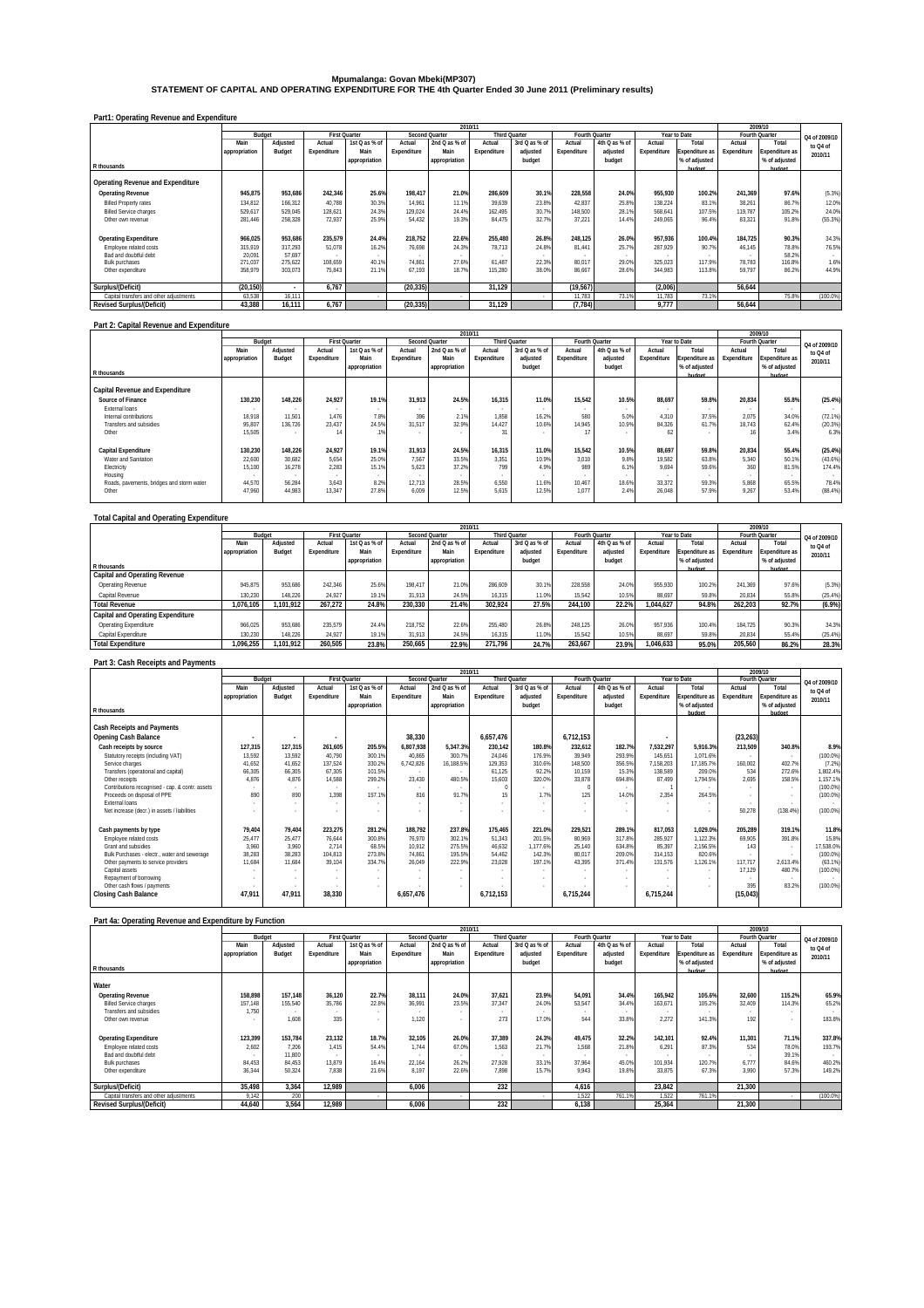# Mpumalanga: Govan Mbeki(MP307)
## STATEMENT OF CAPITAL AND OPERATING EXPENDITURE FOR THE 4th Quarter Ended 30 June 2011 (Preliminary results)

### Part1: Operating Revenue and Expenditure

| R thousands | 2010/11 | | | | | | | | | | | | 2009/10 | | Q4 of 2009/10 to Q4 of 2010/11 |
|---|---|---|---|---|---|---|---|---|---|---|---|---|---|---|---|
| | Budget | | First Quarter | | Second Quarter | | Third Quarter | | Fourth Quarter | | Year to Date | | Fourth Quarter | | |
| | Main appropriation | Adjusted Budget | Actual Expenditure | 1st Q as % of Main appropriation | Actual Expenditure | 2nd Q as % of Main appropriation | Actual Expenditure | 3rd Q as % of adjusted budget | Actual Expenditure | 4th Q as % of adjusted budget | Actual Expenditure | Total Expenditure as % of adjusted budget | Actual Expenditure | Total Expenditure as % of adjusted budget | |
| **Operating Revenue and Expenditure** | | | | | | | | | | | | | | | |
| **Operating Revenue** | **945,875** | **953,686** | **242,346** | **25.6%** | **198,417** | **21.0%** | **286,609** | **30.1%** | **228,558** | **24.0%** | **955,930** | **100.2%** | **241,369** | **97.6%** | **(5.3%)** |
| Billed Property rates | 134,812 | 166,312 | 40,788 | 30.3% | 14,961 | 11.1% | 39,639 | 23.8% | 42,837 | 25.8% | 138,224 | 83.1% | 38,261 | 86.7% | 12.0% |
| Billed Service charges | 529,617 | 529,045 | 128,621 | 24.3% | 129,024 | 24.4% | 162,495 | 30.7% | 148,500 | 28.1% | 568,641 | 107.5% | 119,787 | 105.2% | 24.0% |
| Other own revenue | 281,446 | 258,328 | 72,937 | 25.9% | 54,432 | 19.3% | 84,475 | 32.7% | 37,221 | 14.4% | 249,065 | 96.4% | 83,321 | 91.8% | (55.3%) |
| | | | | | | | | | | | | | | | |
| **Operating Expenditure** | **966,025** | **953,686** | **235,579** | **24.4%** | **218,752** | **22.6%** | **255,480** | **26.8%** | **248,125** | **26.0%** | **957,936** | **100.4%** | **184,725** | **90.3%** | **34.3%** |
| Employee related costs | 315,919 | 317,293 | 51,078 | 16.2% | 76,698 | 24.3% | 78,713 | 24.8% | 81,441 | 25.7% | 287,929 | 90.7% | 46,145 | 78.8% | 76.5% |
| Bad and doubtful debt | 20,091 | 57,697 | - | - | - | - | - | - | - | - | - | - | - | 58.2% | - |
| Bulk purchases | 271,037 | 275,622 | 108,659 | 40.1% | 74,861 | 27.6% | 61,487 | 22.3% | 80,017 | 29.0% | 325,023 | 117.9% | 78,783 | 116.8% | 1.6% |
| Other expenditure | 358,979 | 303,073 | 75,843 | 21.1% | 67,193 | 18.7% | 115,280 | 38.0% | 86,667 | 28.6% | 344,983 | 113.8% | 59,797 | 86.2% | 44.9% |
| | | | | | | | | | | | | | | | |
| **Surplus/(Deficit)** | **(20,150)** | **-** | **6,767** | | **(20,335)** | | **31,129** | | **(19,567)** | | **(2,006)** | | **56,644** | | |
| Capital transfers and other adjustments | 63,538 | 16,111 | - | - | - | - | - | - | 11,783 | 73.1% | 11,783 | 73.1% | - | 75.8% | (100.0%) |
| **Revised Surplus/(Deficit)** | **43,388** | **16,111** | **6,767** | | **(20,335)** | | **31,129** | | **(7,784)** | | **9,777** | | **56,644** | | |

### Part 2: Capital Revenue and Expenditure

| R thousands | 2010/11 | | | | | | | | | | | | 2009/10 | | Q4 of 2009/10 to Q4 of 2010/11 |
|---|---|---|---|---|---|---|---|---|---|---|---|---|---|---|---|
| | Budget | | First Quarter | | Second Quarter | | Third Quarter | | Fourth Quarter | | Year to Date | | Fourth Quarter | | |
| | Main appropriation | Adjusted Budget | Actual Expenditure | 1st Q as % of Main appropriation | Actual Expenditure | 2nd Q as % of Main appropriation | Actual Expenditure | 3rd Q as % of adjusted budget | Actual Expenditure | 4th Q as % of adjusted budget | Actual Expenditure | Total Expenditure as % of adjusted budget | Actual Expenditure | Total Expenditure as % of adjusted budget | |
| **Capital Revenue and Expenditure** | | | | | | | | | | | | | | | |
| **Source of Finance** | **130,230** | **148,226** | **24,927** | **19.1%** | **31,913** | **24.5%** | **16,315** | **11.0%** | **15,542** | **10.5%** | **88,697** | **59.8%** | **20,834** | **55.8%** | **(25.4%)** |
| External loans | - | - | - | - | - | - | - | - | - | - | - | - | - | - | - |
| Internal contributions | 18,918 | 11,501 | 1,476 | 7.8% | 396 | 2.1% | 1,858 | 16.2% | 580 | 5.0% | 4,310 | 37.5% | 2,075 | 34.0% | (72.1%) |
| Transfers and subsidies | 95,807 | 136,726 | 23,437 | 24.5% | 31,517 | 32.9% | 14,427 | 10.6% | 14,945 | 10.9% | 84,326 | 61.7% | 18,743 | 62.4% | (20.3%) |
| Other | 15,505 | - | 14 | .1% | - | - | 31 | - | 17 | - | 62 | - | 16 | 3.4% | 6.3% |
| | | | | | | | | | | | | | | | |
| **Capital Expenditure** | **130,230** | **148,226** | **24,927** | **19.1%** | **31,913** | **24.5%** | **16,315** | **11.0%** | **15,542** | **10.5%** | **88,697** | **59.8%** | **20,834** | **55.4%** | **(25.4%)** |
| Water and Sanitation | 22,600 | 30,682 | 5,654 | 25.0% | 7,567 | 33.5% | 3,351 | 10.9% | 3,010 | 9.8% | 19,582 | 63.8% | 5,340 | 50.1% | (43.6%) |
| Electricity | 15,100 | 16,278 | 2,283 | 15.1% | 5,623 | 37.2% | 799 | 4.9% | 989 | 6.1% | 9,694 | 59.6% | 360 | 81.5% | 174.4% |
| Housing | - | - | - | - | - | - | - | - | - | - | - | - | - | - | - |
| Roads, pavements, bridges and storm water | 44,570 | 56,284 | 3,643 | 8.2% | 12,713 | 28.5% | 6,550 | 11.6% | 10,467 | 18.6% | 33,372 | 59.3% | 5,868 | 65.5% | 78.4% |
| Other | 47,960 | 44,983 | 13,347 | 27.8% | 6,009 | 12.5% | 5,615 | 12.5% | 1,077 | 2.4% | 26,048 | 57.9% | 9,267 | 53.4% | (88.4%) |

### Total Capital and Operating Expenditure

| R thousands | 2010/11 | | | | | | | | | | | | 2009/10 | | Q4 of 2009/10 to Q4 of 2010/11 |
|---|---|---|---|---|---|---|---|---|---|---|---|---|---|---|---|
| | Budget | | First Quarter | | Second Quarter | | Third Quarter | | Fourth Quarter | | Year to Date | | Fourth Quarter | | |
| | Main appropriation | Adjusted Budget | Actual Expenditure | 1st Q as % of Main appropriation | Actual Expenditure | 2nd Q as % of Main appropriation | Actual Expenditure | 3rd Q as % of adjusted budget | Actual Expenditure | 4th Q as % of adjusted budget | Actual Expenditure | Total Expenditure as % of adjusted budget | Actual Expenditure | Total Expenditure as % of adjusted budget | |
| **Capital and Operating Revenue** | | | | | | | | | | | | | | | |
| Operating Revenue | 945,875 | 953,686 | 242,346 | 25.6% | 198,417 | 21.0% | 286,609 | 30.1% | 228,558 | 24.0% | 955,930 | 100.2% | 241,369 | 97.6% | (5.3%) |
| Capital Revenue | 130,230 | 148,226 | 24,927 | 19.1% | 31,913 | 24.5% | 16,315 | 11.0% | 15,542 | 10.5% | 88,697 | 59.8% | 20,834 | 55.8% | (25.4%) |
| **Total Revenue** | **1,076,105** | **1,101,912** | **267,272** | **24.8%** | **230,330** | **21.4%** | **302,924** | **27.5%** | **244,100** | **22.2%** | **1,044,627** | **94.8%** | **262,203** | **92.7%** | **(6.9%)** |
| **Capital and Operating Expenditure** | | | | | | | | | | | | | | | |
| Operating Expenditure | 966,025 | 953,686 | 235,579 | 24.4% | 218,752 | 22.6% | 255,480 | 26.8% | 248,125 | 26.0% | 957,936 | 100.4% | 184,725 | 90.3% | 34.3% |
| Capital Expenditure | 130,230 | 148,226 | 24,927 | 19.1% | 31,913 | 24.5% | 16,315 | 11.0% | 15,542 | 10.5% | 88,697 | 59.8% | 20,834 | 55.4% | (25.4%) |
| **Total Expenditure** | **1,096,255** | **1,101,912** | **260,505** | **23.8%** | **250,665** | **22.9%** | **271,796** | **24.7%** | **263,667** | **23.9%** | **1,046,633** | **95.0%** | **205,560** | **86.2%** | **28.3%** |

### Part 3: Cash Receipts and Payments

| R thousands | 2010/11 | | | | | | | | | | | | 2009/10 | | Q4 of 2009/10 to Q4 of 2010/11 |
|---|---|---|---|---|---|---|---|---|---|---|---|---|---|---|---|
| | Budget | | First Quarter | | Second Quarter | | Third Quarter | | Fourth Quarter | | Year to Date | | Fourth Quarter | | |
| | Main appropriation | Adjusted Budget | Actual Expenditure | 1st Q as % of Main appropriation | Actual Expenditure | 2nd Q as % of Main appropriation | Actual Expenditure | 3rd Q as % of adjusted budget | Actual Expenditure | 4th Q as % of adjusted budget | Actual Expenditure | Total Expenditure as % of adjusted budget | Actual Expenditure | Total Expenditure as % of adjusted budget | |
| **Cash Receipts and Payments** | | | | | | | | | | | | | | | |
| **Opening Cash Balance** | **-** | **-** | **-** | | **38,330** | | **6,657,476** | | **6,712,153** | | **-** | | **(23,263)** | | |
| **Cash receipts by source** | **127,315** | **127,315** | **261,605** | **205.5%** | **6,807,938** | **5,347.3%** | **230,142** | **180.8%** | **232,612** | **182.7%** | **7,532,297** | **5,916.3%** | **213,509** | **340.8%** | **8.9%** |
| Statutory receipts (including VAT) | 13,592 | 13,592 | 40,790 | 300.1% | 40,865 | 300.7% | 24,046 | 176.9% | 39,949 | 293.9% | 145,651 | 1,071.6% | - | - | (100.0%) |
| Service charges | 41,652 | 41,652 | 137,524 | 330.2% | 6,742,826 | 16,188.5% | 129,353 | 310.6% | 148,500 | 356.5% | 7,158,203 | 17,185.7% | 160,002 | 402.7% | (7.2%) |
| Transfers (operational and capital) | 66,305 | 66,305 | 67,305 | 101.5% | - | - | 61,125 | 92.2% | 10,159 | 15.3% | 138,589 | 209.0% | 534 | 272.6% | 1,802.4% |
| Other receipts | 4,876 | 4,876 | 14,588 | 299.2% | 23,430 | 480.5% | 15,603 | 320.0% | 33,878 | 694.8% | 87,499 | 1,794.5% | 2,695 | 158.5% | 1,157.1% |
| Contributions recognised - cap. & contr. assets | - | - | - | - | - | - | 0 | - | 0 | - | 1 | - | - | - | (100.0%) |
| Proceeds on disposal of PPE | 890 | 890 | 1,398 | 157.1% | 816 | 91.7% | 15 | 1.7% | 125 | 14.0% | 2,354 | 264.5% | - | - | (100.0%) |
| External loans | - | - | - | - | - | - | - | - | - | - | - | - | - | - | - |
| Net increase (decr.) in assets / liabilities | - | - | - | - | - | - | - | - | - | - | - | - | 50,278 | (138.4%) | (100.0%) |
| | | | | | | | | | | | | | | | |
| **Cash payments by type** | **79,404** | **79,404** | **223,275** | **281.2%** | **188,792** | **237.8%** | **175,465** | **221.0%** | **229,521** | **289.1%** | **817,053** | **1,029.0%** | **205,289** | **319.1%** | **11.8%** |
| Employee related costs | 25,477 | 25,477 | 76,644 | 300.8% | 76,970 | 302.1% | 51,343 | 201.5% | 80,969 | 317.8% | 285,927 | 1,122.3% | 69,905 | 391.8% | 15.8% |
| Grant and subsidies | 3,960 | 3,960 | 2,714 | 68.5% | 10,912 | 275.5% | 46,632 | 1,177.6% | 25,140 | 634.8% | 85,397 | 2,156.5% | 143 | - | 17,538.0% |
| Bulk Purchases - electr., water and sewerage | 38,283 | 38,283 | 104,813 | 273.8% | 74,861 | 195.5% | 54,462 | 142.3% | 80,017 | 209.0% | 314,153 | 820.6% | - | - | (100.0%) |
| Other payments to service providers | 11,684 | 11,684 | 39,104 | 334.7% | 26,049 | 222.9% | 23,028 | 197.1% | 43,395 | 371.4% | 131,576 | 1,126.1% | 117,717 | 2,613.4% | (63.1%) |
| Capital assets | - | - | - | - | - | - | - | - | - | - | - | - | 17,129 | 480.7% | (100.0%) |
| Repayment of borrowing | - | - | - | - | - | - | - | - | - | - | - | - | - | - | - |
| Other cash flows / payments | - | - | - | - | - | - | - | - | - | - | - | - | 395 | 83.2% | (100.0%) |
| **Closing Cash Balance** | **47,911** | **47,911** | **38,330** | | **6,657,476** | | **6,712,153** | | **6,715,244** | | **6,715,244** | | **(15,043)** | | |

### Part 4a: Operating Revenue and Expenditure by Function

| R thousands | 2010/11 | | | | | | | | | | | | 2009/10 | | Q4 of 2009/10 to Q4 of 2010/11 |
|---|---|---|---|---|---|---|---|---|---|---|---|---|---|---|---|
| | Budget | | First Quarter | | Second Quarter | | Third Quarter | | Fourth Quarter | | Year to Date | | Fourth Quarter | | |
| | Main appropriation | Adjusted Budget | Actual Expenditure | 1st Q as % of Main appropriation | Actual Expenditure | 2nd Q as % of Main appropriation | Actual Expenditure | 3rd Q as % of adjusted budget | Actual Expenditure | 4th Q as % of adjusted budget | Actual Expenditure | Total Expenditure as % of adjusted budget | Actual Expenditure | Total Expenditure as % of adjusted budget | |
| **Water** | | | | | | | | | | | | | | | |
| **Operating Revenue** | **158,898** | **157,148** | **36,120** | **22.7%** | **38,111** | **24.0%** | **37,621** | **23.9%** | **54,091** | **34.4%** | **165,942** | **105.6%** | **32,600** | **115.2%** | **65.9%** |
| Billed Service charges | 157,148 | 155,540 | 35,786 | 22.8% | 36,991 | 23.5% | 37,347 | 24.0% | 53,547 | 34.4% | 163,671 | 105.2% | 32,409 | 114.3% | 65.2% |
| Transfers and subsidies | 1,750 | - | - | - | - | - | - | - | - | - | - | - | - | - | - |
| Other own revenue | - | 1,608 | 335 | - | 1,120 | - | 273 | 17.0% | 544 | 33.8% | 2,272 | 141.3% | 192 | - | 183.8% |
| | | | | | | | | | | | | | | | |
| **Operating Expenditure** | **123,399** | **153,784** | **23,132** | **18.7%** | **32,105** | **26.0%** | **37,389** | **24.3%** | **49,475** | **32.2%** | **142,101** | **92.4%** | **11,301** | **71.1%** | **337.8%** |
| Employee related costs | 2,602 | 7,206 | 1,415 | 54.4% | 1,744 | 67.0% | 1,563 | 21.7% | 1,568 | 21.8% | 6,291 | 87.3% | 534 | 78.0% | 193.7% |
| Bad and doubtful debt | - | 11,800 | - | - | - | - | - | - | - | - | - | - | - | 39.1% | - |
| Bulk purchases | 84,453 | 84,453 | 13,879 | 16.4% | 22,164 | 26.2% | 27,928 | 33.1% | 37,964 | 45.0% | 101,934 | 120.7% | 6,777 | 84.6% | 460.2% |
| Other expenditure | 36,344 | 50,324 | 7,838 | 21.6% | 8,197 | 22.6% | 7,898 | 15.7% | 9,943 | 19.8% | 33,875 | 67.3% | 3,990 | 57.3% | 149.2% |
| | | | | | | | | | | | | | | | |
| **Surplus/(Deficit)** | **35,498** | **3,364** | **12,989** | | **6,006** | | **232** | | **4,616** | | **23,842** | | **21,300** | | |
| Capital transfers and other adjustments | 9,142 | 200 | - | - | - | - | - | - | 1,522 | 761.1% | 1,522 | 761.1% | - | - | (100.0%) |
| **Revised Surplus/(Deficit)** | **44,640** | **3,564** | **12,989** | | **6,006** | | **232** | | **6,138** | | **25,364** | | **21,300** | | |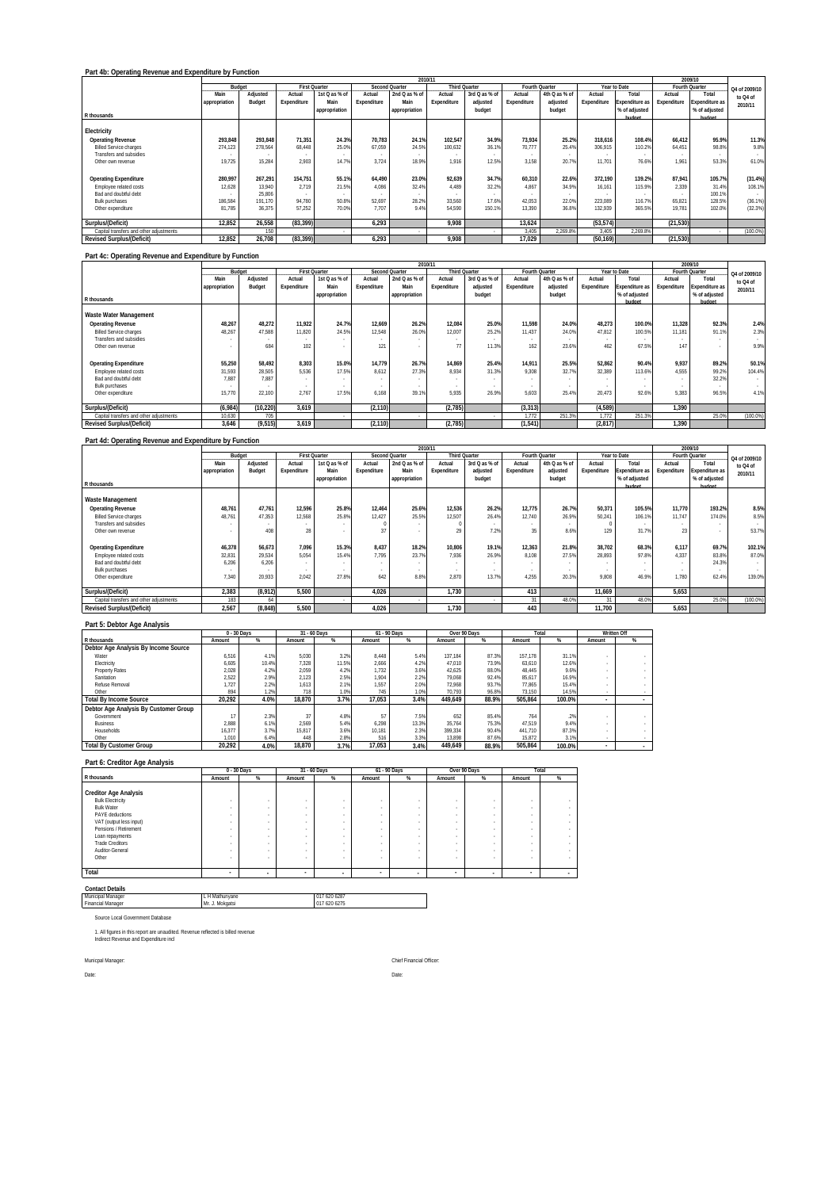## Part 4b: Operating Revenue and Expenditure by Function

| R thousands | Budget | | First Quarter | | Second Quarter | | Third Quarter | | Fourth Quarter | | Year to Date | | 2009/10 Fourth Quarter | | Q4 of 2009/10 to Q4 of 2010/11 |
|---|---|---|---|---|---|---|---|---|---|---|---|---|---|---|---|
| | Main appropriation | Adjusted Budget | Actual Expenditure | 1st Q as % of Main appropriation | Actual Expenditure | 2nd Q as % of Main appropriation | Actual Expenditure | 3rd Q as % of adjusted budget | Actual Expenditure | 4th Q as % of adjusted budget | Actual Expenditure | Total Expenditure as % of adjusted budget | Actual Expenditure | Total Expenditure as % of adjusted budget | |
| **Electricity** | | | | | | | | | | | | | | | |
| **Operating Revenue** | **293,848** | **293,848** | **71,351** | **24.3%** | **70,783** | **24.1%** | **102,547** | **34.9%** | **73,934** | **25.2%** | **318,616** | **108.4%** | **66,412** | **95.9%** | **11.3%** |
| Billed Service charges | 274,123 | 278,564 | 68,448 | 25.0% | 67,059 | 24.5% | 100,632 | 36.1% | 70,777 | 25.4% | 306,915 | 110.2% | 64,451 | 98.8% | 9.8% |
| Transfers and subsidies | - | - | - | - | - | - | - | - | - | - | - | - | - | - | - |
| Other own revenue | 19,725 | 15,284 | 2,903 | 14.7% | 3,724 | 18.9% | 1,916 | 12.5% | 3,158 | 20.7% | 11,701 | 76.6% | 1,961 | 53.3% | 61.0% |
| **Operating Expenditure** | **280,997** | **267,291** | **154,751** | **55.1%** | **64,490** | **23.0%** | **92,639** | **34.7%** | **60,310** | **22.6%** | **372,190** | **139.2%** | **87,941** | **105.7%** | **(31.4%)** |
| Employee related costs | 12,628 | 13,940 | 2,719 | 21.5% | 4,086 | 32.4% | 4,489 | 32.2% | 4,867 | 34.9% | 16,161 | 115.9% | 2,339 | 31.4% | 108.1% |
| Bad and doubtful debt | - | 25,806 | - | - | - | - | - | - | - | - | - | - | - | 100.1% | - |
| Bulk purchases | 186,584 | 191,170 | 94,780 | 50.8% | 52,697 | 28.2% | 33,560 | 17.6% | 42,053 | 22.0% | 223,089 | 116.7% | 65,821 | 128.5% | (36.1%) |
| Other expenditure | 81,785 | 36,375 | 57,252 | 70.0% | 7,707 | 9.4% | 54,590 | 150.1% | 13,390 | 36.8% | 132,939 | 365.5% | 19,781 | 102.0% | (32.3%) |
| **Surplus/(Deficit)** | **12,852** | **26,558** | **(83,399)** | | **6,293** | | **9,908** | | **13,624** | | **(53,574)** | | **(21,530)** | | |
| Capital transfers and other adjustments | - | 150 | - | - | - | - | - | - | 3,405 | 2,269.8% | 3,405 | 2,269.8% | - | - | (100.0%) |
| **Revised Surplus/(Deficit)** | **12,852** | **26,708** | **(83,399)** | | **6,293** | | **9,908** | | **17,029** | | **(50,169)** | | **(21,530)** | | |

## Part 4c: Operating Revenue and Expenditure by Function

| R thousands | Budget | | First Quarter | | Second Quarter | | Third Quarter | | Fourth Quarter | | Year to Date | | 2009/10 Fourth Quarter | | Q4 of 2009/10 to Q4 of 2010/11 |
|---|---|---|---|---|---|---|---|---|---|---|---|---|---|---|---|
| | Main appropriation | Adjusted Budget | Actual Expenditure | 1st Q as % of Main appropriation | Actual Expenditure | 2nd Q as % of Main appropriation | Actual Expenditure | 3rd Q as % of adjusted budget | Actual Expenditure | 4th Q as % of adjusted budget | Actual Expenditure | Total Expenditure as % of adjusted budget | Actual Expenditure | Total Expenditure as % of adjusted budget | |
| **Waste Water Management** | | | | | | | | | | | | | | | |
| **Operating Revenue** | **48,267** | **48,272** | **11,922** | **24.7%** | **12,669** | **26.2%** | **12,084** | **25.0%** | **11,598** | **24.0%** | **48,273** | **100.0%** | **11,328** | **92.3%** | **2.4%** |
| Billed Service charges | 48,267 | 47,588 | 11,820 | 24.5% | 12,548 | 26.0% | 12,007 | 25.2% | 11,437 | 24.0% | 47,812 | 100.5% | 11,181 | 91.1% | 2.3% |
| Transfers and subsidies | - | - | - | - | - | - | - | - | - | - | - | - | - | - | - |
| Other own revenue | - | 684 | 102 | - | 121 | - | 77 | 11.3% | 162 | 23.6% | 462 | 67.5% | 147 | - | 9.9% |
| **Operating Expenditure** | **55,250** | **58,492** | **8,303** | **15.0%** | **14,779** | **26.7%** | **14,869** | **25.4%** | **14,911** | **25.5%** | **52,862** | **90.4%** | **9,937** | **89.2%** | **50.1%** |
| Employee related costs | 31,593 | 28,505 | 5,536 | 17.5% | 8,612 | 27.3% | 8,934 | 31.3% | 9,308 | 32.7% | 32,389 | 113.6% | 4,555 | 99.2% | 104.4% |
| Bad and doubtful debt | 7,887 | 7,887 | - | - | - | - | - | - | - | - | - | - | - | 32.2% | - |
| Bulk purchases | - | - | - | - | - | - | - | - | - | - | - | - | - | - | - |
| Other expenditure | 15,770 | 22,100 | 2,767 | 17.5% | 6,168 | 39.1% | 5,935 | 26.9% | 5,603 | 25.4% | 20,473 | 92.6% | 5,383 | 96.5% | 4.1% |
| **Surplus/(Deficit)** | **(6,984)** | **(10,220)** | **3,619** | | **(2,110)** | | **(2,785)** | | **(3,313)** | | **(4,589)** | | **1,390** | | |
| Capital transfers and other adjustments | 10,630 | 705 | - | - | - | - | - | - | 1,772 | 251.3% | 1,772 | 251.3% | - | 25.0% | (100.0%) |
| **Revised Surplus/(Deficit)** | **3,646** | **(9,515)** | **3,619** | | **(2,110)** | | **(2,785)** | | **(1,541)** | | **(2,817)** | | **1,390** | | |

## Part 4d: Operating Revenue and Expenditure by Function

| R thousands | Budget | | First Quarter | | Second Quarter | | Third Quarter | | Fourth Quarter | | Year to Date | | 2009/10 Fourth Quarter | | Q4 of 2009/10 to Q4 of 2010/11 |
|---|---|---|---|---|---|---|---|---|---|---|---|---|---|---|---|
| | Main appropriation | Adjusted Budget | Actual Expenditure | 1st Q as % of Main appropriation | Actual Expenditure | 2nd Q as % of Main appropriation | Actual Expenditure | 3rd Q as % of adjusted budget | Actual Expenditure | 4th Q as % of adjusted budget | Actual Expenditure | Total Expenditure as % of adjusted budget | Actual Expenditure | Total Expenditure as % of adjusted budget | |
| **Waste Management** | | | | | | | | | | | | | | | |
| **Operating Revenue** | **48,761** | **47,761** | **12,596** | **25.8%** | **12,464** | **25.6%** | **12,536** | **26.2%** | **12,775** | **26.7%** | **50,371** | **105.5%** | **11,770** | **193.2%** | **8.5%** |
| Billed Service charges | 48,761 | 47,353 | 12,568 | 25.8% | 12,427 | 25.5% | 12,507 | 26.4% | 12,740 | 26.9% | 50,241 | 106.1% | 11,747 | 174.0% | 8.5% |
| Transfers and subsidies | - | - | - | - | 0 | - | 0 | - | - | - | 0 | - | - | - | - |
| Other own revenue | - | 408 | 28 | - | 37 | - | 29 | 7.2% | 35 | 8.6% | 129 | 31.7% | 23 | - | 53.7% |
| **Operating Expenditure** | **46,378** | **56,673** | **7,096** | **15.3%** | **8,437** | **18.2%** | **10,806** | **19.1%** | **12,363** | **21.8%** | **38,702** | **68.3%** | **6,117** | **69.7%** | **102.1%** |
| Employee related costs | 32,831 | 29,534 | 5,054 | 15.4% | 7,795 | 23.7% | 7,936 | 26.9% | 8,108 | 27.5% | 28,893 | 97.8% | 4,337 | 83.8% | 87.0% |
| Bad and doubtful debt | 6,206 | 6,206 | - | - | - | - | - | - | - | - | - | - | - | 24.3% | - |
| Bulk purchases | - | - | - | - | - | - | - | - | - | - | - | - | - | - | - |
| Other expenditure | 7,340 | 20,933 | 2,042 | 27.8% | 642 | 8.8% | 2,870 | 13.7% | 4,255 | 20.3% | 9,808 | 46.9% | 1,780 | 62.4% | 139.0% |
| **Surplus/(Deficit)** | **2,383** | **(8,912)** | **5,500** | | **4,026** | | **1,730** | | **413** | | **11,669** | | **5,653** | | |
| Capital transfers and other adjustments | 183 | 64 | - | - | - | - | - | - | 31 | 48.0% | 31 | 48.0% | - | 25.0% | (100.0%) |
| **Revised Surplus/(Deficit)** | **2,567** | **(8,848)** | **5,500** | | **4,026** | | **1,730** | | **443** | | **11,700** | | **5,653** | | |

## Part 5: Debtor Age Analysis

| R thousands | 0 - 30 Days | | 31 - 60 Days | | 61 - 90 Days | | Over 90 Days | | Total | | Written Off | |
|---|---|---|---|---|---|---|---|---|---|---|---|---|
| | Amount | % | Amount | % | Amount | % | Amount | % | Amount | % | Amount | % |
| **Debtor Age Analysis By Income Source** | | | | | | | | | | | | |
| Water | 6,516 | 4.1% | 5,030 | 3.2% | 8,448 | 5.4% | 137,184 | 87.3% | 157,178 | 31.1% | - | - |
| Electricity | 6,605 | 10.4% | 7,328 | 11.5% | 2,666 | 4.2% | 47,010 | 73.9% | 63,610 | 12.6% | - | - |
| Property Rates | 2,028 | 4.2% | 2,059 | 4.2% | 1,732 | 3.6% | 42,625 | 88.0% | 48,445 | 9.6% | - | - |
| Sanitation | 2,522 | 2.9% | 2,123 | 2.5% | 1,904 | 2.2% | 79,068 | 92.4% | 85,617 | 16.9% | - | - |
| Refuse Removal | 1,727 | 2.2% | 1,613 | 2.1% | 1,557 | 2.0% | 72,968 | 93.7% | 77,865 | 15.4% | - | - |
| Other | 894 | 1.2% | 718 | 1.0% | 745 | 1.0% | 70,793 | 96.8% | 73,150 | 14.5% | - | - |
| **Total By Income Source** | **20,292** | **4.0%** | **18,870** | **3.7%** | **17,053** | **3.4%** | **449,649** | **88.9%** | **505,864** | **100.0%** | **-** | **-** |
| **Debtor Age Analysis By Customer Group** | | | | | | | | | | | | |
| Government | 17 | 2.3% | 37 | 4.8% | 57 | 7.5% | 652 | 85.4% | 764 | .2% | - | - |
| Business | 2,888 | 6.1% | 2,569 | 5.4% | 6,298 | 13.3% | 35,764 | 75.3% | 47,519 | 9.4% | - | - |
| Households | 16,377 | 3.7% | 15,817 | 3.6% | 10,181 | 2.3% | 399,334 | 90.4% | 441,710 | 87.3% | - | - |
| Other | 1,010 | 6.4% | 448 | 2.8% | 516 | 3.3% | 13,898 | 87.6% | 15,872 | 3.1% | - | - |
| **Total By Customer Group** | **20,292** | **4.0%** | **18,870** | **3.7%** | **17,053** | **3.4%** | **449,649** | **88.9%** | **505,864** | **100.0%** | **-** | **-** |

## Part 6: Creditor Age Analysis

| R thousands | 0 - 30 Days | | 31 - 60 Days | | 61 - 90 Days | | Over 90 Days | | Total | |
|---|---|---|---|---|---|---|---|---|---|---|
| | Amount | % | Amount | % | Amount | % | Amount | % | Amount | % |
| **Creditor Age Analysis** | | | | | | | | | | |
| Bulk Electricity | - | - | - | - | - | - | - | - | - | - |
| Bulk Water | - | - | - | - | - | - | - | - | - | - |
| PAYE deductions | - | - | - | - | - | - | - | - | - | - |
| VAT (output less input) | - | - | - | - | - | - | - | - | - | - |
| Pensions / Retirement | - | - | - | - | - | - | - | - | - | - |
| Loan repayments | - | - | - | - | - | - | - | - | - | - |
| Trade Creditors | - | - | - | - | - | - | - | - | - | - |
| Auditor-General | - | - | - | - | - | - | - | - | - | - |
| Other | - | - | - | - | - | - | - | - | - | - |
| **Total** | **-** | **-** | **-** | **-** | **-** | **-** | **-** | **-** | **-** | **-** |

**Contact Details**

| | | |
|---|---|---|
| Municipal Manager | L H Mathunyane | 017 620 6287 |
| Financial Manager | Mr. J. Mokgatsi | 017 620 6275 |

Source Local Government Database

1. All figures in this report are unaudited. Revenue reflected is billed revenue
Indirect Revenue and Expenditure incl

Municpal Manager: Chief Financial Officer:

Date: Date: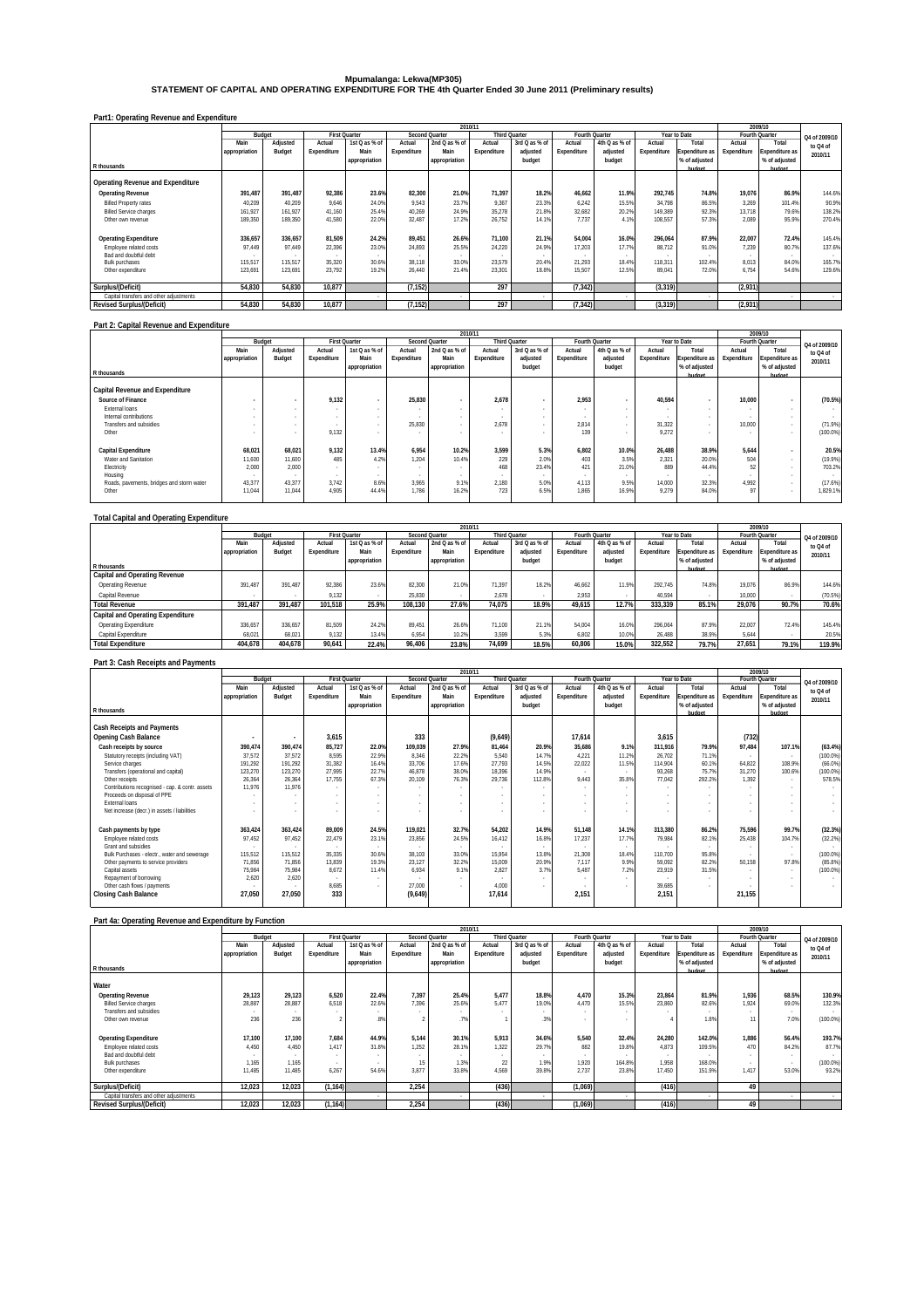# Mpumalanga: Lekwa(MP305)

## STATEMENT OF CAPITAL AND OPERATING EXPENDITURE FOR THE 4th Quarter Ended 30 June 2011 (Preliminary results)

### Part1: Operating Revenue and Expenditure

| R thousands | Budget | | First Quarter | | Second Quarter | | Third Quarter | | Fourth Quarter | | Year to Date | | 2009/10 Fourth Quarter | | Q4 of 2009/10 to Q4 of 2010/11 |
|---|---|---|---|---|---|---|---|---|---|---|---|---|---|---|---|
| | Main appropriation | Adjusted Budget | Actual Expenditure | 1st Q as % of Main appropriation | Actual Expenditure | 2nd Q as % of Main appropriation | Actual Expenditure | 3rd Q as % of adjusted budget | Actual Expenditure | 4th Q as % of adjusted budget | Actual Expenditure | Total Expenditure as % of adjusted budget | Actual Expenditure | Total Expenditure as % of adjusted budget | |
| **Operating Revenue and Expenditure** | | | | | | | | | | | | | | | |
| **Operating Revenue** | **391,487** | **391,487** | **92,386** | **23.6%** | **82,300** | **21.0%** | **71,397** | **18.2%** | **46,662** | **11.9%** | **292,745** | **74.8%** | **19,076** | **86.9%** | **144.6%** |
| Billed Property rates | 40,209 | 40,209 | 9,646 | 24.0% | 9,543 | 23.7% | 9,367 | 23.3% | 6,242 | 15.5% | 34,798 | 86.5% | 3,269 | 101.4% | 90.9% |
| Billed Service charges | 161,927 | 161,927 | 41,160 | 25.4% | 40,269 | 24.9% | 35,278 | 21.8% | 32,682 | 20.2% | 149,389 | 92.3% | 13,718 | 79.6% | 138.2% |
| Other own revenue | 189,350 | 189,350 | 41,580 | 22.0% | 32,487 | 17.2% | 26,752 | 14.1% | 7,737 | 4.1% | 108,557 | 57.3% | 2,089 | 95.9% | 270.4% |
| **Operating Expenditure** | **336,657** | **336,657** | **81,509** | **24.2%** | **89,451** | **26.6%** | **71,100** | **21.1%** | **54,004** | **16.0%** | **296,064** | **87.9%** | **22,007** | **72.4%** | **145.4%** |
| Employee related costs | 97,449 | 97,449 | 22,396 | 23.0% | 24,893 | 25.5% | 24,220 | 24.9% | 17,203 | 17.7% | 88,712 | 91.0% | 7,239 | 80.7% | 137.6% |
| Bad and doubtful debt | - | - | - | - | - | - | - | - | - | - | - | - | - | - | - |
| Bulk purchases | 115,517 | 115,517 | 35,320 | 30.6% | 38,118 | 33.0% | 23,579 | 20.4% | 21,293 | 18.4% | 118,311 | 102.4% | 8,013 | 84.0% | 165.7% |
| Other expenditure | 123,691 | 123,691 | 23,792 | 19.2% | 26,440 | 21.4% | 23,301 | 18.8% | 15,507 | 12.5% | 89,041 | 72.0% | 6,754 | 54.6% | 129.6% |
| **Surplus/(Deficit)** | **54,830** | **54,830** | **10,877** | | **(7,152)** | | **297** | | **(7,342)** | | **(3,319)** | | **(2,931)** | | |
| Capital transfers and other adjustments | - | - | - | - | - | - | - | - | - | - | - | - | - | - | - |
| **Revised Surplus/(Deficit)** | **54,830** | **54,830** | **10,877** | | **(7,152)** | | **297** | | **(7,342)** | | **(3,319)** | | **(2,931)** | | |

### Part 2: Capital Revenue and Expenditure

| R thousands | Budget | | First Quarter | | Second Quarter | | Third Quarter | | Fourth Quarter | | Year to Date | | 2009/10 Fourth Quarter | | Q4 of 2009/10 to Q4 of 2010/11 |
|---|---|---|---|---|---|---|---|---|---|---|---|---|---|---|---|
| | Main appropriation | Adjusted Budget | Actual Expenditure | 1st Q as % of Main appropriation | Actual Expenditure | 2nd Q as % of Main appropriation | Actual Expenditure | 3rd Q as % of adjusted budget | Actual Expenditure | 4th Q as % of adjusted budget | Actual Expenditure | Total Expenditure as % of adjusted budget | Actual Expenditure | Total Expenditure as % of adjusted budget | |
| **Capital Revenue and Expenditure** | | | | | | | | | | | | | | | |
| **Source of Finance** | **-** | **-** | **9,132** | **-** | **25,830** | **-** | **2,678** | **-** | **2,953** | **-** | **40,594** | **-** | **10,000** | **-** | **(70.5%)** |
| External loans | - | - | - | - | - | - | - | - | - | - | - | - | - | - | - |
| Internal contributions | - | - | - | - | - | - | - | - | - | - | - | - | - | - | - |
| Transfers and subsidies | - | - | - | - | 25,830 | - | 2,678 | - | 2,814 | - | 31,322 | - | 10,000 | - | (71.9%) |
| Other | - | - | 9,132 | - | - | - | - | - | 139 | - | 9,272 | - | - | - | (100.0%) |
| **Capital Expenditure** | **68,021** | **68,021** | **9,132** | **13.4%** | **6,954** | **10.2%** | **3,599** | **5.3%** | **6,802** | **10.0%** | **26,488** | **38.9%** | **5,644** | **-** | **20.5%** |
| Water and Sanitation | 11,600 | 11,600 | 485 | 4.2% | 1,204 | 10.4% | 229 | 2.0% | 403 | 3.5% | 2,321 | 20.0% | 504 | - | (19.9%) |
| Electricity | 2,000 | 2,000 | - | - | - | - | 468 | 23.4% | 421 | 21.0% | 889 | 44.4% | 52 | - | 703.2% |
| Housing | - | - | - | - | - | - | - | - | - | - | - | - | - | - | - |
| Roads, pavements, bridges and storm water | 43,377 | 43,377 | 3,742 | 8.6% | 3,965 | 9.1% | 2,180 | 5.0% | 4,113 | 9.5% | 14,000 | 32.3% | 4,992 | - | (17.6%) |
| Other | 11,044 | 11,044 | 4,905 | 44.4% | 1,786 | 16.2% | 723 | 6.5% | 1,865 | 16.9% | 9,279 | 84.0% | 97 | - | 1,829.1% |

### Total Capital and Operating Expenditure

| R thousands | Budget | | First Quarter | | Second Quarter | | Third Quarter | | Fourth Quarter | | Year to Date | | 2009/10 Fourth Quarter | | Q4 of 2009/10 to Q4 of 2010/11 |
|---|---|---|---|---|---|---|---|---|---|---|---|---|---|---|---|
| | Main appropriation | Adjusted Budget | Actual Expenditure | 1st Q as % of Main appropriation | Actual Expenditure | 2nd Q as % of Main appropriation | Actual Expenditure | 3rd Q as % of adjusted budget | Actual Expenditure | 4th Q as % of adjusted budget | Actual Expenditure | Total Expenditure as % of adjusted budget | Actual Expenditure | Total Expenditure as % of adjusted budget | |
| **Capital and Operating Revenue** | | | | | | | | | | | | | | | |
| Operating Revenue | 391,487 | 391,487 | 92,386 | 23.6% | 82,300 | 21.0% | 71,397 | 18.2% | 46,662 | 11.9% | 292,745 | 74.8% | 19,076 | 86.9% | 144.6% |
| Capital Revenue | - | - | 9,132 | - | 25,830 | - | 2,678 | - | 2,953 | - | 40,594 | - | 10,000 | - | (70.5%) |
| **Total Revenue** | **391,487** | **391,487** | **101,518** | **25.9%** | **108,130** | **27.6%** | **74,075** | **18.9%** | **49,615** | **12.7%** | **333,339** | **85.1%** | **29,076** | **90.7%** | **70.6%** |
| **Capital and Operating Expenditure** | | | | | | | | | | | | | | | |
| Operating Expenditure | 336,657 | 336,657 | 81,509 | 24.2% | 89,451 | 26.6% | 71,100 | 21.1% | 54,004 | 16.0% | 296,064 | 87.9% | 22,007 | 72.4% | 145.4% |
| Capital Expenditure | 68,021 | 68,021 | 9,132 | 13.4% | 6,954 | 10.2% | 3,599 | 5.3% | 6,802 | 10.0% | 26,488 | 38.9% | 5,644 | - | 20.5% |
| **Total Expenditure** | **404,678** | **404,678** | **90,641** | **22.4%** | **96,406** | **23.8%** | **74,699** | **18.5%** | **60,806** | **15.0%** | **322,552** | **79.7%** | **27,651** | **79.1%** | **119.9%** |

### Part 3: Cash Receipts and Payments

| R thousands | Budget | | First Quarter | | Second Quarter | | Third Quarter | | Fourth Quarter | | Year to Date | | 2009/10 Fourth Quarter | | Q4 of 2009/10 to Q4 of 2010/11 |
|---|---|---|---|---|---|---|---|---|---|---|---|---|---|---|---|
| | Main appropriation | Adjusted Budget | Actual Expenditure | 1st Q as % of Main appropriation | Actual Expenditure | 2nd Q as % of Main appropriation | Actual Expenditure | 3rd Q as % of adjusted budget | Actual Expenditure | 4th Q as % of adjusted budget | Actual Expenditure | Total Expenditure as % of adjusted budget | Actual Expenditure | Total Expenditure as % of adjusted budget | |
| **Cash Receipts and Payments** | | | | | | | | | | | | | | | |
| **Opening Cash Balance** | **-** | **-** | **3,615** | | **333** | | **(9,649)** | | **17,614** | | **3,615** | | **(732)** | | |
| **Cash receipts by source** | **390,474** | **390,474** | **85,727** | **22.0%** | **109,039** | **27.9%** | **81,464** | **20.9%** | **35,686** | **9.1%** | **311,916** | **79.9%** | **97,484** | **107.1%** | **(63.4%)** |
| Statutory receipts (including VAT) | 37,572 | 37,572 | 8,595 | 22.9% | 8,346 | 22.2% | 5,540 | 14.7% | 4,221 | 11.2% | 26,702 | 71.1% | - | - | (100.0%) |
| Service charges | 191,292 | 191,292 | 31,382 | 16.4% | 33,706 | 17.6% | 27,793 | 14.5% | 22,022 | 11.5% | 114,904 | 60.1% | 64,822 | 108.9% | (66.0%) |
| Transfers (operational and capital) | 123,270 | 123,270 | 27,995 | 22.7% | 46,878 | 38.0% | 18,396 | 14.9% | - | - | 93,268 | 75.7% | 31,270 | 100.6% | (100.0%) |
| Other receipts | 26,364 | 26,364 | 17,755 | 67.3% | 20,109 | 76.3% | 29,736 | 112.8% | 9,443 | 35.8% | 77,042 | 292.2% | 1,392 | - | 578.5% |
| Contributions recognised - cap. & contr. assets | 11,976 | 11,976 | - | - | - | - | - | - | - | - | - | - | - | - | - |
| Proceeds on disposal of PPE | - | - | - | - | - | - | - | - | - | - | - | - | - | - | - |
| External loans | - | - | - | - | - | - | - | - | - | - | - | - | - | - | - |
| Net increase (decr.) in assets / liabilities | - | - | - | - | - | - | - | - | - | - | - | - | - | - | - |
| **Cash payments by type** | **363,424** | **363,424** | **89,009** | **24.5%** | **119,021** | **32.7%** | **54,202** | **14.9%** | **51,148** | **14.1%** | **313,380** | **86.2%** | **75,596** | **99.7%** | **(32.3%)** |
| Employee related costs | 97,452 | 97,452 | 22,479 | 23.1% | 23,856 | 24.5% | 16,412 | 16.8% | 17,237 | 17.7% | 79,984 | 82.1% | 25,438 | 104.7% | (32.2%) |
| Grant and subsidies | - | - | - | - | - | - | - | - | - | - | - | - | - | - | - |
| Bulk Purchases - electr., water and sewerage | 115,512 | 115,512 | 35,335 | 30.6% | 38,103 | 33.0% | 15,954 | 13.8% | 21,308 | 18.4% | 110,700 | 95.8% | - | - | (100.0%) |
| Other payments to service providers | 71,856 | 71,856 | 13,839 | 19.3% | 23,127 | 32.2% | 15,009 | 20.9% | 7,117 | 9.9% | 59,092 | 82.2% | 50,158 | 97.8% | (85.8%) |
| Capital assets | 75,984 | 75,984 | 8,672 | 11.4% | 6,934 | 9.1% | 2,827 | 3.7% | 5,487 | 7.2% | 23,919 | 31.5% | - | - | (100.0%) |
| Repayment of borrowing | 2,620 | 2,620 | - | - | - | - | - | - | - | - | - | - | - | - | - |
| Other cash flows / payments | - | - | 8,685 | - | 27,000 | - | 4,000 | - | - | - | 39,685 | - | - | - | - |
| **Closing Cash Balance** | **27,050** | **27,050** | **333** | | **(9,649)** | | **17,614** | | **2,151** | | **2,151** | | **21,155** | | |

### Part 4a: Operating Revenue and Expenditure by Function

| R thousands | Budget | | First Quarter | | Second Quarter | | Third Quarter | | Fourth Quarter | | Year to Date | | 2009/10 Fourth Quarter | | Q4 of 2009/10 to Q4 of 2010/11 |
|---|---|---|---|---|---|---|---|---|---|---|---|---|---|---|---|
| | Main appropriation | Adjusted Budget | Actual Expenditure | 1st Q as % of Main appropriation | Actual Expenditure | 2nd Q as % of Main appropriation | Actual Expenditure | 3rd Q as % of adjusted budget | Actual Expenditure | 4th Q as % of adjusted budget | Actual Expenditure | Total Expenditure as % of adjusted budget | Actual Expenditure | Total Expenditure as % of adjusted budget | |
| **Water** | | | | | | | | | | | | | | | |
| **Operating Revenue** | **29,123** | **29,123** | **6,520** | **22.4%** | **7,397** | **25.4%** | **5,477** | **18.8%** | **4,470** | **15.3%** | **23,864** | **81.9%** | **1,936** | **68.5%** | **130.9%** |
| Billed Service charges | 28,887 | 28,887 | 6,518 | 22.6% | 7,396 | 25.6% | 5,477 | 19.0% | 4,470 | 15.5% | 23,860 | 82.6% | 1,924 | 69.0% | 132.3% |
| Transfers and subsidies | - | - | - | - | - | - | - | - | - | - | - | - | - | - | - |
| Other own revenue | 236 | 236 | 2 | .8% | 2 | .7% | 1 | .3% | - | - | 4 | 1.8% | 11 | 7.0% | (100.0%) |
| **Operating Expenditure** | **17,100** | **17,100** | **7,684** | **44.9%** | **5,144** | **30.1%** | **5,913** | **34.6%** | **5,540** | **32.4%** | **24,280** | **142.0%** | **1,886** | **56.4%** | **193.7%** |
| Employee related costs | 4,450 | 4,450 | 1,417 | 31.8% | 1,252 | 28.1% | 1,322 | 29.7% | 882 | 19.8% | 4,873 | 109.5% | 470 | 84.2% | 87.7% |
| Bad and doubtful debt | - | - | - | - | - | - | - | - | - | - | - | - | - | - | - |
| Bulk purchases | 1,165 | 1,165 | - | - | 15 | 1.3% | 22 | 1.9% | 1,920 | 164.8% | 1,958 | 168.0% | - | - | (100.0%) |
| Other expenditure | 11,485 | 11,485 | 6,267 | 54.6% | 3,877 | 33.8% | 4,569 | 39.8% | 2,737 | 23.8% | 17,450 | 151.9% | 1,417 | 53.0% | 93.2% |
| **Surplus/(Deficit)** | **12,023** | **12,023** | **(1,164)** | | **2,254** | | **(436)** | | **(1,069)** | | **(416)** | | **49** | | |
| Capital transfers and other adjustments | - | - | - | - | - | - | - | - | - | - | - | - | - | - | - |
| **Revised Surplus/(Deficit)** | **12,023** | **12,023** | **(1,164)** | | **2,254** | | **(436)** | | **(1,069)** | | **(416)** | | **49** | | |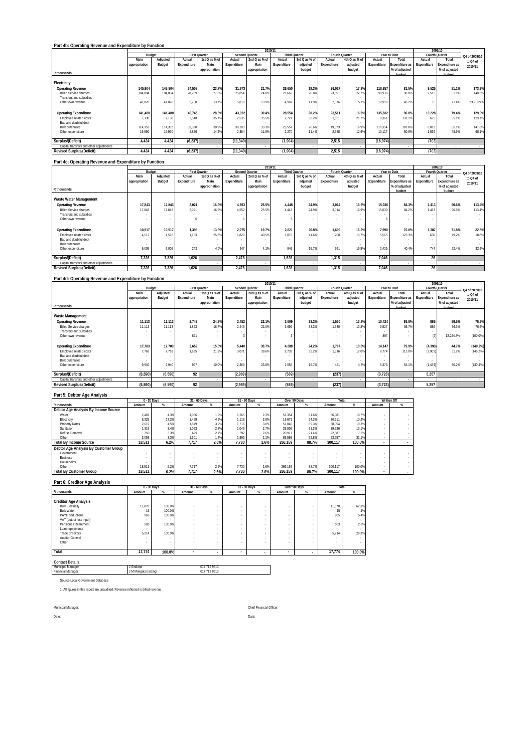## Part 4b: Operating Revenue and Expenditure by Function

| R thousands | 2010/11 Budget Main appropriation | Adjusted Budget | First Quarter Actual Expenditure | 1st Q as % of Main appropriation | Second Quarter Actual Expenditure | 2nd Q as % of Main appropriation | Third Quarter Actual Expenditure | 3rd Q as % of adjusted budget | Fourth Quarter Actual Expenditure | 4th Q as % of adjusted budget | Year to Date Actual Expenditure | Total Expenditure as % of adjusted budget | 2009/10 Fourth Quarter Actual Expenditure | Total Expenditure as % of adjusted budget | Q4 of 2009/10 to Q4 of 2010/11 |
|---|---|---|---|---|---|---|---|---|---|---|---|---|---|---|---|
| **Electricity** | | | | | | | | | | | | | | | |
| **Operating Revenue** | **145,904** | **145,904** | **34,508** | **23.7%** | **31,673** | **21.7%** | **26,650** | **18.3%** | **26,027** | **17.8%** | **118,857** | **81.5%** | **9,525** | **81.1%** | **173.3%** |
| Billed Service charges | 104,084 | 104,084 | 28,769 | 27.6% | 25,854 | 24.8% | 21,663 | 20.8% | 23,651 | 22.7% | 99,938 | 96.0% | 9,515 | 81.1% | 148.6% |
| Transfers and subsidies | - | - | - | - | - | - | - | - | - | - | - | - | - | - | - |
| Other own revenue | 41,820 | 41,820 | 5,738 | 13.7% | 5,819 | 13.9% | 4,987 | 11.9% | 2,376 | 5.7% | 18,919 | 45.2% | 10 | 71.4% | 23,219.9% |
| **Operating Expenditure** | **141,480** | **141,480** | **40,745** | **28.8%** | **43,022** | **30.4%** | **28,554** | **20.2%** | **23,511** | **16.6%** | **135,832** | **96.0%** | **10,228** | **79.4%** | **129.9%** |
| Employee related costs | 7,138 | 7,138 | 2,548 | 35.7% | 2,535 | 35.5% | 2,727 | 38.2% | 1,551 | 21.7% | 9,361 | 131.1% | 675 | 85.1% | 129.7% |
| Bad and doubtful debt | - | - | - | - | - | - | - | - | - | - | - | - | - | - | - |
| Bulk purchases | 114,352 | 114,352 | 35,320 | 30.9% | 38,103 | 33.3% | 23,557 | 20.6% | 19,373 | 16.9% | 116,354 | 101.8% | 8,013 | 85.1% | 141.8% |
| Other expenditure | 19,990 | 19,990 | 2,876 | 14.4% | 2,384 | 11.9% | 2,270 | 11.4% | 2,588 | 12.9% | 10,117 | 50.6% | 1,539 | 48.9% | 68.1% |
| **Surplus/(Deficit)** | **4,424** | **4,424** | **(6,237)** | | **(11,349)** | | **(1,904)** | | **2,515** | | **(16,974)** | | **(703)** | | |
| Capital transfers and other adjustments | | | | - | | - | | - | | - | | - | | - | - |
| **Revised Surplus/(Deficit)** | **4,424** | **4,424** | **(6,237)** | | **(11,349)** | | **(1,904)** | | **2,515** | | **(16,974)** | | **(703)** | | |

## Part 4c: Operating Revenue and Expenditure by Function

| R thousands | 2010/11 Budget Main appropriation | Adjusted Budget | First Quarter Actual Expenditure | 1st Q as % of Main appropriation | Second Quarter Actual Expenditure | 2nd Q as % of Main appropriation | Third Quarter Actual Expenditure | 3rd Q as % of adjusted budget | Fourth Quarter Actual Expenditure | 4th Q as % of adjusted budget | Year to Date Actual Expenditure | Total Expenditure as % of adjusted budget | 2009/10 Fourth Quarter Actual Expenditure | Total Expenditure as % of adjusted budget | Q4 of 2009/10 to Q4 of 2010/11 |
|---|---|---|---|---|---|---|---|---|---|---|---|---|---|---|---|
| **Waste Water Management** | | | | | | | | | | | | | | | |
| **Operating Revenue** | **17,843** | **17,843** | **3,021** | **16.9%** | **4,553** | **25.5%** | **4,448** | **24.9%** | **3,014** | **16.9%** | **15,036** | **84.3%** | **1,413** | **90.6%** | **113.4%** |
| Billed Service charges | 17,843 | 17,843 | 3,021 | 16.9% | 4,552 | 25.5% | 4,443 | 24.9% | 3,014 | 16.9% | 15,030 | 84.2% | 1,413 | 90.6% | 113.4% |
| Transfers and subsidies | - | - | - | - | - | - | - | - | - | - | - | - | - | - | - |
| Other own revenue | - | - | 0 | - | 1 | - | 5 | - | - | - | 6 | - | - | - | - |
| **Operating Expenditure** | **10,517** | **10,517** | **1,395** | **13.3%** | **2,075** | **19.7%** | **2,821** | **26.8%** | **1,699** | **16.2%** | **7,990** | **76.0%** | **1,387** | **71.8%** | **22.5%** |
| Employee related costs | 4,512 | 4,512 | 1,153 | 25.6% | 1,829 | 40.5% | 1,875 | 41.6% | 708 | 15.7% | 5,565 | 123.3% | 639 | 79.2% | 10.8% |
| Bad and doubtful debt | - | - | - | - | - | - | - | - | - | - | - | - | - | - | - |
| Bulk purchases | - | - | - | - | - | - | - | - | - | - | - | - | - | - | - |
| Other expenditure | 6,005 | 6,005 | 242 | 4.0% | 247 | 4.1% | 946 | 15.7% | 991 | 16.5% | 2,425 | 40.4% | 747 | 62.4% | 32.6% |
| **Surplus/(Deficit)** | **7,326** | **7,326** | **1,626** | | **2,478** | | **1,628** | | **1,315** | | **7,046** | | **26** | | |
| Capital transfers and other adjustments | | | | - | | - | | - | | - | | - | | - | - |
| **Revised Surplus/(Deficit)** | **7,326** | **7,326** | **1,626** | | **2,478** | | **1,628** | | **1,315** | | **7,046** | | **26** | | |

## Part 4d: Operating Revenue and Expenditure by Function

| R thousands | 2010/11 Budget Main appropriation | Adjusted Budget | First Quarter Actual Expenditure | 1st Q as % of Main appropriation | Second Quarter Actual Expenditure | 2nd Q as % of Main appropriation | Third Quarter Actual Expenditure | 3rd Q as % of adjusted budget | Fourth Quarter Actual Expenditure | 4th Q as % of adjusted budget | Year to Date Actual Expenditure | Total Expenditure as % of adjusted budget | 2009/10 Fourth Quarter Actual Expenditure | Total Expenditure as % of adjusted budget | Q4 of 2009/10 to Q4 of 2010/11 |
|---|---|---|---|---|---|---|---|---|---|---|---|---|---|---|---|
| **Waste Management** | | | | | | | | | | | | | | | |
| **Operating Revenue** | **11,113** | **11,113** | **2,743** | **24.7%** | **2,452** | **22.1%** | **3,699** | **33.3%** | **1,530** | **13.8%** | **10,424** | **93.8%** | **865** | **89.5%** | **76.9%** |
| Billed Service charges | 11,113 | 11,113 | 1,853 | 16.7% | 2,449 | 22.0% | 3,696 | 33.3% | 1,530 | 13.8% | 9,527 | 85.7% | 866 | 76.3% | 76.6% |
| Transfers and subsidies | - | - | - | - | - | - | - | - | - | - | - | - | - | - | - |
| Other own revenue | - | - | 891 | - | 3 | - | 3 | - | - | - | 897 | - | (2) | 12,224.8% | (100.0%) |
| **Operating Expenditure** | **17,703** | **17,703** | **2,652** | **15.0%** | **5,440** | **30.7%** | **4,288** | **24.2%** | **1,767** | **10.0%** | **14,147** | **79.9%** | **(4,393)** | **44.7%** | **(140.2%)** |
| Employee related costs | 7,763 | 7,763 | 1,655 | 21.3% | 3,071 | 39.6% | 2,732 | 35.2% | 1,316 | 17.0% | 8,774 | 113.0% | (2,909) | 51.7% | (145.2%) |
| Bad and doubtful debt | - | - | - | - | - | - | - | - | - | - | - | - | - | - | - |
| Bulk purchases | - | - | - | - | - | - | - | - | - | - | - | - | - | - | - |
| Other expenditure | 9,940 | 9,940 | 997 | 10.0% | 2,369 | 23.8% | 1,556 | 15.7% | 451 | 4.5% | 5,373 | 54.1% | (1,484) | 30.2% | (130.4%) |
| **Surplus/(Deficit)** | **(6,590)** | **(6,590)** | **92** | | **(2,989)** | | **(589)** | | **(237)** | | **(3,723)** | | **5,257** | | |
| Capital transfers and other adjustments | | | | - | | - | | - | | - | | - | | - | - |
| **Revised Surplus/(Deficit)** | **(6,590)** | **(6,590)** | **92** | | **(2,989)** | | **(589)** | | **(237)** | | **(3,723)** | | **5,257** | | |

## Part 5: Debtor Age Analysis

| R thousands | 0 - 30 Days Amount | % | 31 - 60 Days Amount | % | 61 - 90 Days Amount | % | Over 90 Days Amount | % | Total Amount | % | Written Off Amount | % |
|---|---|---|---|---|---|---|---|---|---|---|---|---|
| **Debtor Age Analysis By Income Source** | | | | | | | | | | | | |
| Water | 2,407 | 4.3% | 1,056 | 1.9% | 1,265 | 2.3% | 51,354 | 91.6% | 56,081 | 18.7% | - | - |
| Electricity | 8,325 | 27.2% | 1,499 | 4.9% | 1,116 | 3.6% | 19,671 | 64.3% | 30,611 | 10.2% | - | - |
| Property Rates | 2,619 | 4.5% | 1,879 | 3.2% | 1,716 | 3.0% | 51,840 | 89.3% | 58,054 | 19.3% | - | - |
| Sanitation | 1,318 | 3.4% | 1,053 | 2.7% | 1,046 | 2.7% | 35,809 | 91.3% | 39,226 | 13.1% | - | - |
| Refuse Removal | 750 | 3.3% | 629 | 2.7% | 592 | 2.6% | 20,917 | 91.4% | 22,887 | 7.6% | - | - |
| Other | 3,093 | 3.3% | 1,601 | 1.7% | 1,995 | 2.1% | 86,568 | 92.8% | 93,257 | 31.1% | - | - |
| **Total By Income Source** | **18,511** | **6.2%** | **7,717** | **2.6%** | **7,730** | **2.6%** | **266,159** | **88.7%** | **300,117** | **100.0%** | **-** | **-** |
| **Debtor Age Analysis By Customer Group** | | | | | | | | | | | | |
| Government | - | - | - | - | - | - | - | - | - | - | - | - |
| Business | - | - | - | - | - | - | - | - | - | - | - | - |
| Households | - | - | - | - | - | - | - | - | - | - | - | - |
| Other | 18,511 | 6.2% | 7,717 | 2.6% | 7,730 | 2.6% | 266,159 | 88.7% | 300,117 | 100.0% | - | - |
| **Total By Customer Group** | **18,511** | **6.2%** | **7,717** | **2.6%** | **7,730** | **2.6%** | **266,159** | **88.7%** | **300,117** | **100.0%** | **-** | **-** |

## Part 6: Creditor Age Analysis

| R thousands | 0 - 30 Days Amount | % | 31 - 60 Days Amount | % | 61 - 90 Days Amount | % | Over 90 Days Amount | % | Total Amount | % |
|---|---|---|---|---|---|---|---|---|---|---|
| **Creditor Age Analysis** | | | | | | | | | | |
| Bulk Electricity | 11,078 | 100.0% | - | - | - | - | - | - | 11,078 | 62.3% |
| Bulk Water | 15 | 100.0% | - | - | - | - | - | - | 15 | .1% |
| PAYE deductions | 965 | 100.0% | - | - | - | - | - | - | 965 | 5.4% |
| VAT (output less input) | - | - | - | - | - | - | - | - | - | - |
| Pensions / Retirement | 503 | 100.0% | - | - | - | - | - | - | 503 | 2.8% |
| Loan repayments | - | - | - | - | - | - | - | - | - | - |
| Trade Creditors | 5,214 | 100.0% | - | - | - | - | - | - | 5,214 | 29.3% |
| Auditor-General | - | - | - | - | - | - | - | - | - | - |
| Other | - | - | - | - | - | - | - | - | - | - |
| **Total** | **17,774** | **100.0%** | **-** | **-** | **-** | **-** | **-** | **-** | **17,774** | **100.0%** |

**Contact Details**

| | | |
|---|---|---|
| Municipal Manager | J Sindane | 017 712 9613 |
| Financial Manager | J M Mokgatsi (acting) | 017 712 9613 |

Source Local Government Database

1. All figures in this report are unaudited. Revenue reflected is billed revenue

Municpal Manager:

Chief Financial Officer:

Date:

Date: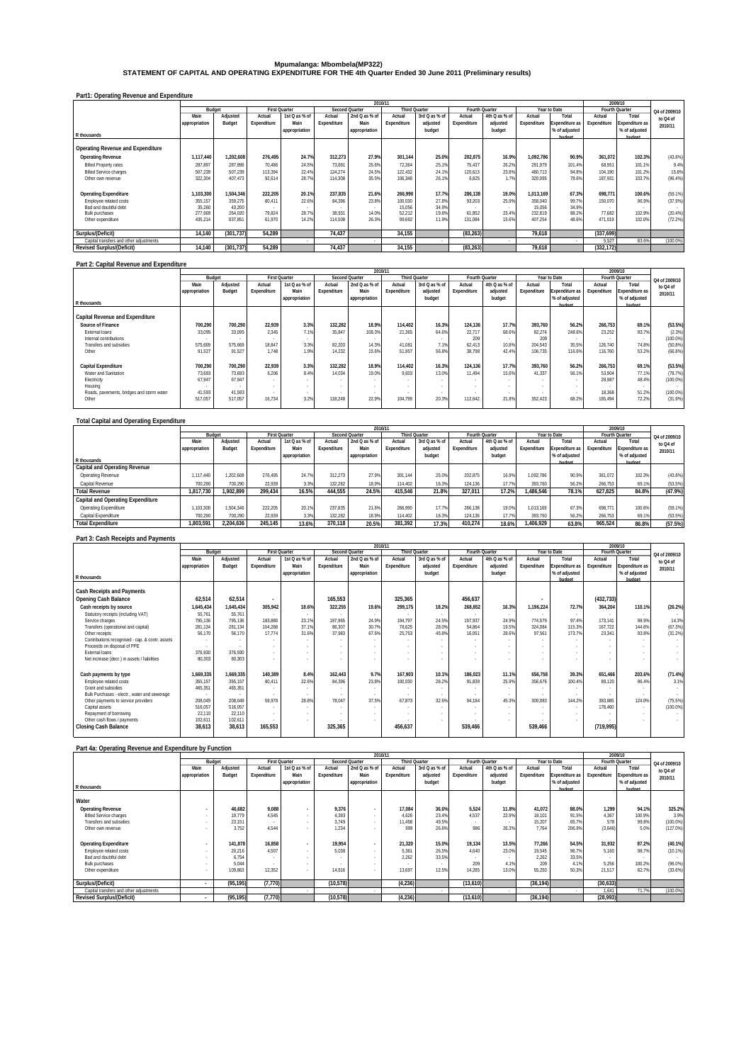# Mpumalanga: Mbombela(MP322)
## STATEMENT OF CAPITAL AND OPERATING EXPENDITURE FOR THE 4th Quarter Ended 30 June 2011 (Preliminary results)

### Part1: Operating Revenue and Expenditure

| R thousands | 2010/11 Budget Main appropriation | Adjusted Budget | First Quarter Actual Expenditure | 1st Q as % of Main appropriation | Second Quarter Actual Expenditure | 2nd Q as % of Main appropriation | Third Quarter Actual Expenditure | 3rd Q as % of adjusted budget | Fourth Quarter Actual Expenditure | 4th Q as % of adjusted budget | Year to Date Actual Expenditure | Total Expenditure as % of adjusted budget | 2009/10 Fourth Quarter Actual Expenditure | Total Expenditure as % of adjusted budget | Q4 of 2009/10 to Q4 of 2010/11 |
|---|---|---|---|---|---|---|---|---|---|---|---|---|---|---|---|
| **Operating Revenue and Expenditure** | | | | | | | | | | | | | | | |
| **Operating Revenue** | **1,117,440** | **1,202,608** | **276,495** | **24.7%** | **312,273** | **27.9%** | **301,144** | **25.0%** | **202,875** | **16.9%** | **1,092,786** | **90.9%** | **361,072** | **102.3%** | **(43.8%)** |
| Billed Property rates | 287,897 | 287,896 | 70,486 | 24.5% | 73,691 | 25.6% | 72,364 | 25.1% | 75,437 | 26.2% | 291,979 | 101.4% | 68,951 | 101.1% | 9.4% |
| Billed Service charges | 507,239 | 507,239 | 113,394 | 22.4% | 124,274 | 24.5% | 122,432 | 24.1% | 120,613 | 23.8% | 480,713 | 94.8% | 104,190 | 101.2% | 15.8% |
| Other own revenue | 322,304 | 407,473 | 92,614 | 28.7% | 114,308 | 35.5% | 106,348 | 26.1% | 6,825 | 1.7% | 320,095 | 78.6% | 187,931 | 103.7% | (96.4%) |
| **Operating Expenditure** | **1,103,300** | **1,504,346** | **222,205** | **20.1%** | **237,835** | **21.6%** | **266,990** | **17.7%** | **286,138** | **19.0%** | **1,013,169** | **67.3%** | **698,771** | **100.6%** | **(59.1%)** |
| Employee related costs | 355,157 | 359,275 | 80,411 | 22.6% | 84,396 | 23.8% | 100,030 | 27.8% | 93,203 | 25.9% | 358,040 | 99.7% | 150,070 | 96.9% | (37.9%) |
| Bad and doubtful debt | 35,260 | 43,200 | - | - | - | - | 15,056 | 34.9% | - | - | 15,056 | 34.9% | - | - | - |
| Bulk purchases | 277,669 | 264,020 | 79,824 | 28.7% | 38,931 | 14.0% | 52,212 | 19.8% | 61,852 | 23.4% | 232,819 | 88.2% | 77,682 | 102.9% | (20.4%) |
| Other expenditure | 435,214 | 837,851 | 61,970 | 14.2% | 114,508 | 26.3% | 99,692 | 11.9% | 131,084 | 15.6% | 407,254 | 48.6% | 471,019 | 102.0% | (72.2%) |
| **Surplus/(Deficit)** | **14,140** | **(301,737)** | **54,289** | | **74,437** | | **34,155** | | **(83,263)** | | **79,618** | | **(337,699)** | | |
| Capital transfers and other adjustments | | | | - | | - | | - | | - | | - | 5,527 | 83.6% | (100.0%) |
| **Revised Surplus/(Deficit)** | **14,140** | **(301,737)** | **54,289** | | **74,437** | | **34,155** | | **(83,263)** | | **79,618** | | **(332,172)** | | |

### Part 2: Capital Revenue and Expenditure

| R thousands | 2010/11 Budget Main appropriation | Adjusted Budget | First Quarter Actual Expenditure | 1st Q as % of Main appropriation | Second Quarter Actual Expenditure | 2nd Q as % of Main appropriation | Third Quarter Actual Expenditure | 3rd Q as % of adjusted budget | Fourth Quarter Actual Expenditure | 4th Q as % of adjusted budget | Year to Date Actual Expenditure | Total Expenditure as % of adjusted budget | 2009/10 Fourth Quarter Actual Expenditure | Total Expenditure as % of adjusted budget | Q4 of 2009/10 to Q4 of 2010/11 |
|---|---|---|---|---|---|---|---|---|---|---|---|---|---|---|---|
| **Capital Revenue and Expenditure** | | | | | | | | | | | | | | | |
| **Source of Finance** | **700,290** | **700,290** | **22,939** | **3.3%** | **132,282** | **18.9%** | **114,402** | **16.3%** | **124,136** | **17.7%** | **393,760** | **56.2%** | **266,753** | **69.1%** | **(53.5%)** |
| External loans | 33,095 | 33,095 | 2,345 | 7.1% | 35,847 | 108.3% | 21,365 | 64.6% | 22,717 | 68.6% | 82,274 | 248.6% | 23,252 | 93.7% | (2.3%) |
| Internal contributions | - | - | - | - | - | - | - | - | 209 | - | 209 | - | - | - | (100.0%) |
| Transfers and subsidies | 575,669 | 575,669 | 18,847 | 3.3% | 82,203 | 14.3% | 41,081 | 7.1% | 62,413 | 10.8% | 204,543 | 35.5% | 126,740 | 74.8% | (50.8%) |
| Other | 91,527 | 91,527 | 1,748 | 1.9% | 14,232 | 15.6% | 51,957 | 56.8% | 38,798 | 42.4% | 106,735 | 116.6% | 116,760 | 53.2% | (66.8%) |
| **Capital Expenditure** | **700,290** | **700,290** | **22,939** | **3.3%** | **132,282** | **18.9%** | **114,402** | **16.3%** | **124,136** | **17.7%** | **393,760** | **56.2%** | **266,753** | **69.1%** | **(53.5%)** |
| Water and Sanitation | 73,693 | 73,693 | 6,206 | 8.4% | 14,034 | 19.0% | 9,603 | 13.0% | 11,494 | 15.6% | 41,337 | 56.1% | 53,904 | 77.1% | (78.7%) |
| Electricity | 67,947 | 67,947 | - | - | - | - | - | - | - | - | - | - | 28,987 | 48.4% | (100.0%) |
| Housing | - | - | - | - | - | - | - | - | - | - | - | - | - | - | - |
| Roads, pavements, bridges and storm water | 41,593 | 41,593 | - | - | - | - | - | - | - | - | - | - | 18,368 | 51.2% | (100.0%) |
| Other | 517,057 | 517,057 | 16,734 | 3.2% | 118,248 | 22.9% | 104,799 | 20.3% | 112,642 | 21.8% | 352,423 | 68.2% | 165,494 | 72.2% | (31.9%) |

### Total Capital and Operating Expenditure

| R thousands | 2010/11 Budget Main appropriation | Adjusted Budget | First Quarter Actual Expenditure | 1st Q as % of Main appropriation | Second Quarter Actual Expenditure | 2nd Q as % of Main appropriation | Third Quarter Actual Expenditure | 3rd Q as % of adjusted budget | Fourth Quarter Actual Expenditure | 4th Q as % of adjusted budget | Year to Date Actual Expenditure | Total Expenditure as % of adjusted budget | 2009/10 Fourth Quarter Actual Expenditure | Total Expenditure as % of adjusted budget | Q4 of 2009/10 to Q4 of 2010/11 |
|---|---|---|---|---|---|---|---|---|---|---|---|---|---|---|---|
| **Capital and Operating Revenue** | | | | | | | | | | | | | | | |
| Operating Revenue | 1,117,440 | 1,202,608 | 276,495 | 24.7% | 312,273 | 27.9% | 301,144 | 25.0% | 202,875 | 16.9% | 1,092,786 | 90.9% | 361,072 | 102.3% | (43.8%) |
| Capital Revenue | 700,290 | 700,290 | 22,939 | 3.3% | 132,282 | 18.9% | 114,402 | 16.3% | 124,136 | 17.7% | 393,760 | 56.2% | 266,753 | 69.1% | (53.5%) |
| **Total Revenue** | **1,817,730** | **1,902,899** | **299,434** | **16.5%** | **444,555** | **24.5%** | **415,546** | **21.8%** | **327,011** | **17.2%** | **1,486,546** | **78.1%** | **627,825** | **84.8%** | **(47.9%)** |
| **Capital and Operating Expenditure** | | | | | | | | | | | | | | | |
| Operating Expenditure | 1,103,300 | 1,504,346 | 222,205 | 20.1% | 237,835 | 21.6% | 266,990 | 17.7% | 286,138 | 19.0% | 1,013,169 | 67.3% | 698,771 | 100.6% | (59.1%) |
| Capital Expenditure | 700,290 | 700,290 | 22,939 | 3.3% | 132,282 | 18.9% | 114,402 | 16.3% | 124,136 | 17.7% | 393,760 | 56.2% | 266,753 | 69.1% | (53.5%) |
| **Total Expenditure** | **1,803,591** | **2,204,636** | **245,145** | **13.6%** | **370,118** | **20.5%** | **381,392** | **17.3%** | **410,274** | **18.6%** | **1,406,929** | **63.8%** | **965,524** | **86.8%** | **(57.5%)** |

### Part 3: Cash Receipts and Payments

| R thousands | 2010/11 Budget Main appropriation | Adjusted Budget | First Quarter Actual Expenditure | 1st Q as % of Main appropriation | Second Quarter Actual Expenditure | 2nd Q as % of Main appropriation | Third Quarter Actual Expenditure | 3rd Q as % of adjusted budget | Fourth Quarter Actual Expenditure | 4th Q as % of adjusted budget | Year to Date Actual Expenditure | Total Expenditure as % of adjusted budget | 2009/10 Fourth Quarter Actual Expenditure | Total Expenditure as % of adjusted budget | Q4 of 2009/10 to Q4 of 2010/11 |
|---|---|---|---|---|---|---|---|---|---|---|---|---|---|---|---|
| **Cash Receipts and Payments** | | | | | | | | | | | | | | | |
| **Opening Cash Balance** | **62,514** | **62,514** | **-** | | **165,553** | | **325,365** | | **456,637** | | **-** | | **(432,733)** | | |
| **Cash receipts by source** | **1,645,434** | **1,645,434** | **305,942** | **18.6%** | **322,255** | **19.6%** | **299,175** | **18.2%** | **268,852** | **16.3%** | **1,196,224** | **72.7%** | **364,204** | **110.1%** | **(26.2%)** |
| Statutory receipts (including VAT) | 55,761 | 55,761 | - | - | - | - | - | - | - | - | - | - | - | - | - |
| Service charges | 795,136 | 795,136 | 183,880 | 23.1% | 197,965 | 24.9% | 194,797 | 24.5% | 197,937 | 24.9% | 774,579 | 97.4% | 173,141 | 98.9% | 14.3% |
| Transfers (operational and capital) | 281,134 | 281,134 | 104,288 | 37.1% | 86,307 | 30.7% | 78,625 | 28.0% | 54,864 | 19.5% | 324,084 | 115.3% | 167,722 | 144.6% | (67.3%) |
| Other receipts | 56,170 | 56,170 | 17,774 | 31.6% | 37,983 | 67.6% | 25,753 | 45.8% | 16,051 | 28.6% | 97,561 | 173.7% | 23,341 | 93.8% | (31.2%) |
| Contributions recognised - cap. & contr. assets | - | - | - | - | - | - | - | - | - | - | - | - | - | - | - |
| Proceeds on disposal of PPE | - | - | - | - | - | - | - | - | - | - | - | - | - | - | - |
| External loans | 376,930 | 376,930 | - | - | - | - | - | - | - | - | - | - | - | - | - |
| Net increase (decr.) in assets / liabilities | 80,303 | 80,303 | - | - | - | - | - | - | - | - | - | - | - | - | - |
| **Cash payments by type** | **1,669,335** | **1,669,335** | **140,389** | **8.4%** | **162,443** | **9.7%** | **167,903** | **10.1%** | **186,023** | **11.1%** | **656,758** | **39.3%** | **651,466** | **203.6%** | **(71.4%)** |
| Employee related costs | 355,157 | 355,157 | 80,411 | 22.6% | 84,396 | 23.8% | 100,030 | 28.2% | 91,839 | 25.9% | 356,676 | 100.4% | 89,120 | 96.4% | 3.1% |
| Grant and subsidies | 465,351 | 465,351 | - | - | - | - | - | - | - | - | - | - | - | - | - |
| Bulk Purchases - electr., water and sewerage | - | - | - | - | - | - | - | - | - | - | - | - | - | - | - |
| Other payments to service providers | 208,049 | 208,049 | 59,978 | 28.8% | 78,047 | 37.5% | 67,873 | 32.6% | 94,184 | 45.3% | 300,083 | 144.2% | 383,885 | 124.0% | (75.5%) |
| Capital assets | 516,057 | 516,057 | - | - | - | - | - | - | - | - | - | - | 178,460 | - | (100.0%) |
| Repayment of borrowing | 22,110 | 22,110 | - | - | - | - | - | - | - | - | - | - | - | - | - |
| Other cash flows / payments | 102,611 | 102,611 | - | - | - | - | - | - | - | - | - | - | - | - | - |
| **Closing Cash Balance** | **38,613** | **38,613** | **165,553** | | **325,365** | | **456,637** | | **539,466** | | **539,466** | | **(719,995)** | | |

### Part 4a: Operating Revenue and Expenditure by Function

| R thousands | 2010/11 Budget Main appropriation | Adjusted Budget | First Quarter Actual Expenditure | 1st Q as % of Main appropriation | Second Quarter Actual Expenditure | 2nd Q as % of Main appropriation | Third Quarter Actual Expenditure | 3rd Q as % of adjusted budget | Fourth Quarter Actual Expenditure | 4th Q as % of adjusted budget | Year to Date Actual Expenditure | Total Expenditure as % of adjusted budget | 2009/10 Fourth Quarter Actual Expenditure | Total Expenditure as % of adjusted budget | Q4 of 2009/10 to Q4 of 2010/11 |
|---|---|---|---|---|---|---|---|---|---|---|---|---|---|---|---|
| **Water** | | | | | | | | | | | | | | | |
| **Operating Revenue** | **-** | **46,682** | **9,088** | **-** | **9,376** | **-** | **17,084** | **36.6%** | **5,524** | **11.8%** | **41,072** | **88.0%** | **1,299** | **94.1%** | **325.2%** |
| Billed Service charges | - | 19,779 | 4,545 | - | 4,393 | - | 4,626 | 23.4% | 4,537 | 22.9% | 18,101 | 91.5% | 4,367 | 100.9% | 3.9% |
| Transfers and subsidies | - | 23,151 | - | - | 3,749 | - | 11,458 | 49.5% | - | - | 15,207 | 65.7% | 578 | 99.8% | (100.0%) |
| Other own revenue | - | 3,752 | 4,544 | - | 1,234 | - | 999 | 26.6% | 986 | 26.3% | 7,764 | 206.9% | (3,646) | 5.0% | (127.0%) |
| **Operating Expenditure** | **-** | **141,878** | **16,858** | **-** | **19,954** | **-** | **21,320** | **15.0%** | **19,134** | **13.5%** | **77,266** | **54.5%** | **31,932** | **87.2%** | **(40.1%)** |
| Employee related costs | - | 20,216 | 4,507 | - | 5,038 | - | 5,361 | 26.5% | 4,640 | 23.0% | 19,545 | 96.7% | 5,160 | 98.7% | (10.1%) |
| Bad and doubtful debt | - | 6,754 | - | - | - | - | 2,262 | 33.5% | - | - | 2,262 | 33.5% | - | - | - |
| Bulk purchases | - | 5,044 | - | - | - | - | - | - | 209 | 4.1% | 209 | 4.1% | 5,256 | 100.2% | (96.0%) |
| Other expenditure | - | 109,863 | 12,352 | - | 14,916 | - | 13,697 | 12.5% | 14,285 | 13.0% | 55,250 | 50.3% | 21,517 | 82.7% | (33.6%) |
| **Surplus/(Deficit)** | **-** | **(95,195)** | **(7,770)** | | **(10,578)** | | **(4,236)** | | **(13,610)** | | **(36,194)** | | **(30,633)** | | |
| Capital transfers and other adjustments | - | | | - | | - | | - | | - | | - | 1,641 | 71.7% | (100.0%) |
| **Revised Surplus/(Deficit)** | **-** | **(95,195)** | **(7,770)** | | **(10,578)** | | **(4,236)** | | **(13,610)** | | **(36,194)** | | **(28,993)** | | |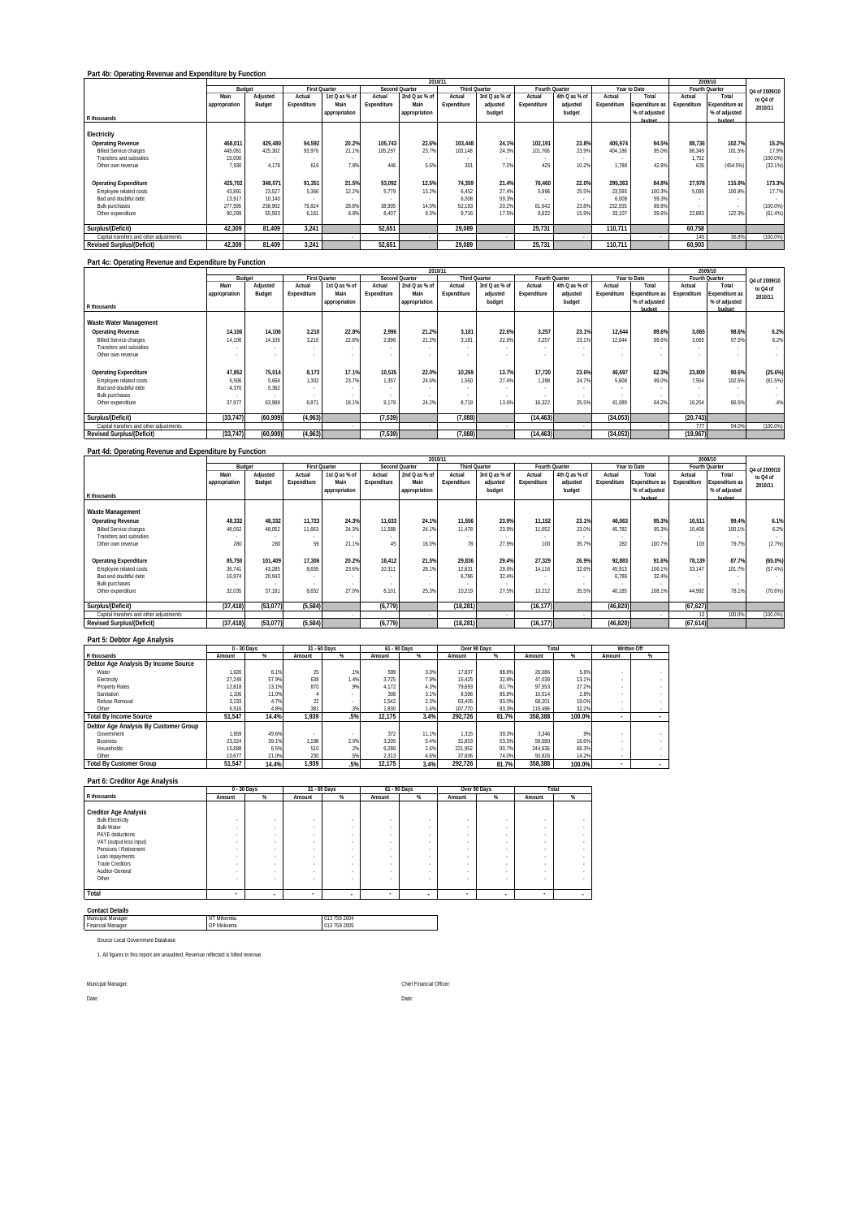## Part 4b: Operating Revenue and Expenditure by Function

| R thousands | 2010/11 Budget Main appropriation | Adjusted Budget | First Quarter Actual Expenditure | 1st Q as % of Main appropriation | Second Quarter Actual Expenditure | 2nd Q as % of Main appropriation | Third Quarter Actual Expenditure | 3rd Q as % of adjusted budget | Fourth Quarter Actual Expenditure | 4th Q as % of adjusted budget | Year to Date Actual Expenditure | Total Expenditure as % of adjusted budget | 2009/10 Fourth Quarter Actual Expenditure | Total Expenditure as % of adjusted budget | Q4 of 2009/10 to Q4 of 2010/11 |
|---|---|---|---|---|---|---|---|---|---|---|---|---|---|---|---|
| **Electricity** | | | | | | | | | | | | | | | |
| **Operating Revenue** | **468,011** | **429,480** | **94,592** | **20.2%** | **105,743** | **22.6%** | **103,448** | **24.1%** | **102,191** | **23.8%** | **405,974** | **94.5%** | **88,736** | **102.7%** | **15.2%** |
| Billed Service charges | 445,081 | 425,302 | 93,976 | 21.1% | 105,297 | 23.7% | 103,148 | 24.3% | 101,766 | 23.9% | 404,186 | 95.0% | 86,349 | 101.5% | 17.9% |
| Transfers and subsidies | 15,000 | - | - | - | - | - | - | - | - | - | - | - | 1,752 | - | (100.0%) |
| Other own revenue | 7,930 | 4,178 | 616 | 7.8% | 446 | 5.6% | 301 | 7.2% | 425 | 10.2% | 1,788 | 42.8% | 635 | (454.5%) | (33.1%) |
| **Operating Expenditure** | **425,702** | **348,071** | **91,351** | **21.5%** | **53,092** | **12.5%** | **74,359** | **21.4%** | **76,460** | **22.0%** | **295,263** | **84.8%** | **27,978** | **115.9%** | **173.3%** |
| Employee related costs | 43,891 | 23,527 | 5,366 | 12.2% | 5,779 | 13.2% | 6,452 | 27.4% | 5,996 | 25.5% | 23,593 | 100.3% | 5,095 | 100.9% | 17.7% |
| Bad and doubtful debt | 13,917 | 10,140 | - | - | - | - | 6,008 | 59.3% | - | - | 6,008 | 59.3% | - | - | - |
| Bulk purchases | 277,595 | 258,902 | 79,824 | 28.8% | 38,905 | 14.0% | 52,183 | 20.2% | 61,642 | 23.8% | 232,555 | 89.8% | - | - | (100.0%) |
| Other expenditure | 90,299 | 55,503 | 6,161 | 6.8% | 8,407 | 9.3% | 9,716 | 17.5% | 8,822 | 15.9% | 33,107 | 59.6% | 22,883 | 122.3% | (61.4%) |
| **Surplus/(Deficit)** | **42,309** | **81,409** | **3,241** | | **52,651** | | **29,089** | | **25,731** | | **110,711** | | **60,758** | | |
| Capital transfers and other adjustments | | | | - | | - | | - | | - | | - | 145 | 36.8% | (100.0%) |
| **Revised Surplus/(Deficit)** | **42,309** | **81,409** | **3,241** | | **52,651** | | **29,089** | | **25,731** | | **110,711** | | **60,903** | | |

## Part 4c: Operating Revenue and Expenditure by Function

| R thousands | 2010/11 Budget Main appropriation | Adjusted Budget | First Quarter Actual Expenditure | 1st Q as % of Main appropriation | Second Quarter Actual Expenditure | 2nd Q as % of Main appropriation | Third Quarter Actual Expenditure | 3rd Q as % of adjusted budget | Fourth Quarter Actual Expenditure | 4th Q as % of adjusted budget | Year to Date Actual Expenditure | Total Expenditure as % of adjusted budget | 2009/10 Fourth Quarter Actual Expenditure | Total Expenditure as % of adjusted budget | Q4 of 2009/10 to Q4 of 2010/11 |
|---|---|---|---|---|---|---|---|---|---|---|---|---|---|---|---|
| **Waste Water Management** | | | | | | | | | | | | | | | |
| **Operating Revenue** | **14,106** | **14,106** | **3,210** | **22.8%** | **2,996** | **21.2%** | **3,181** | **22.6%** | **3,257** | **23.1%** | **12,644** | **89.6%** | **3,065** | **98.6%** | **6.2%** |
| Billed Service charges | 14,106 | 14,106 | 3,210 | 22.8% | 2,996 | 21.2% | 3,181 | 22.6% | 3,257 | 23.1% | 12,644 | 89.6% | 3,065 | 97.5% | 6.2% |
| Transfers and subsidies | - | - | - | - | - | - | - | - | - | - | - | - | - | - | - |
| Other own revenue | - | - | - | - | - | - | - | - | - | - | - | - | - | - | - |
| **Operating Expenditure** | **47,852** | **75,014** | **8,173** | **17.1%** | **10,535** | **22.0%** | **10,269** | **13.7%** | **17,720** | **23.6%** | **46,697** | **62.3%** | **23,809** | **90.6%** | **(25.6%)** |
| Employee related costs | 5,506 | 5,664 | 1,302 | 23.7% | 1,357 | 24.6% | 1,550 | 27.4% | 1,398 | 24.7% | 5,608 | 99.0% | 7,554 | 102.5% | (81.5%) |
| Bad and doubtful debt | 4,370 | 5,362 | - | - | - | - | - | - | - | - | - | - | - | - | - |
| Bulk purchases | - | - | - | - | - | - | - | - | - | - | - | - | - | - | - |
| Other expenditure | 37,977 | 63,988 | 6,871 | 18.1% | 9,178 | 24.2% | 8,719 | 13.6% | 16,322 | 25.5% | 41,089 | 64.2% | 16,254 | 86.5% | .4% |
| **Surplus/(Deficit)** | **(33,747)** | **(60,909)** | **(4,963)** | | **(7,539)** | | **(7,088)** | | **(14,463)** | | **(34,053)** | | **(20,743)** | | |
| Capital transfers and other adjustments | | | | - | | - | | - | | - | | - | 777 | 94.0% | (100.0%) |
| **Revised Surplus/(Deficit)** | **(33,747)** | **(60,909)** | **(4,963)** | | **(7,539)** | | **(7,088)** | | **(14,463)** | | **(34,053)** | | **(19,967)** | | |

## Part 4d: Operating Revenue and Expenditure by Function

| R thousands | 2010/11 Budget Main appropriation | Adjusted Budget | First Quarter Actual Expenditure | 1st Q as % of Main appropriation | Second Quarter Actual Expenditure | 2nd Q as % of Main appropriation | Third Quarter Actual Expenditure | 3rd Q as % of adjusted budget | Fourth Quarter Actual Expenditure | 4th Q as % of adjusted budget | Year to Date Actual Expenditure | Total Expenditure as % of adjusted budget | 2009/10 Fourth Quarter Actual Expenditure | Total Expenditure as % of adjusted budget | Q4 of 2009/10 to Q4 of 2010/11 |
|---|---|---|---|---|---|---|---|---|---|---|---|---|---|---|---|
| **Waste Management** | | | | | | | | | | | | | | | |
| **Operating Revenue** | **48,332** | **48,332** | **11,723** | **24.3%** | **11,633** | **24.1%** | **11,556** | **23.9%** | **11,152** | **23.1%** | **46,063** | **95.3%** | **10,511** | **99.4%** | **6.1%** |
| Billed Service charges | 48,052 | 48,052 | 11,663 | 24.3% | 11,588 | 24.1% | 11,478 | 23.9% | 11,052 | 23.0% | 45,782 | 95.3% | 10,408 | 100.1% | 6.2% |
| Transfers and subsidies | - | - | - | - | - | - | - | - | - | - | - | - | - | - | - |
| Other own revenue | 280 | 280 | 59 | 21.1% | 45 | 16.0% | 78 | 27.9% | 100 | 35.7% | 282 | 100.7% | 103 | 79.7% | (2.7%) |
| **Operating Expenditure** | **85,750** | **101,409** | **17,306** | **20.2%** | **18,412** | **21.5%** | **29,836** | **29.4%** | **27,329** | **26.9%** | **92,883** | **91.6%** | **78,139** | **87.7%** | **(65.0%)** |
| Employee related costs | 36,741 | 43,285 | 8,655 | 23.6% | 10,311 | 28.1% | 12,831 | 29.6% | 14,116 | 32.6% | 45,913 | 106.1% | 33,147 | 101.7% | (57.4%) |
| Bad and doubtful debt | 16,974 | 20,943 | - | - | - | - | 6,786 | 32.4% | - | - | 6,786 | 32.4% | - | - | - |
| Bulk purchases | - | - | - | - | - | - | - | - | - | - | - | - | - | - | - |
| Other expenditure | 32,035 | 37,181 | 8,652 | 27.0% | 8,101 | 25.3% | 10,219 | 27.5% | 13,212 | 35.5% | 40,185 | 108.1% | 44,992 | 78.1% | (70.6%) |
| **Surplus/(Deficit)** | **(37,418)** | **(53,077)** | **(5,584)** | | **(6,779)** | | **(18,281)** | | **(16,177)** | | **(46,820)** | | **(67,627)** | | |
| Capital transfers and other adjustments | | | | - | | - | | - | | - | | - | 13 | 100.0% | (100.0%) |
| **Revised Surplus/(Deficit)** | **(37,418)** | **(53,077)** | **(5,584)** | | **(6,779)** | | **(18,281)** | | **(16,177)** | | **(46,820)** | | **(67,614)** | | |

## Part 5: Debtor Age Analysis

| R thousands | 0 - 30 Days Amount | % | 31 - 60 Days Amount | % | 61 - 90 Days Amount | % | Over 90 Days Amount | % | Total Amount | % | Written Off Amount | % |
|---|---|---|---|---|---|---|---|---|---|---|---|---|
| **Debtor Age Analysis By Income Source** | | | | | | | | | | | | |
| Water | 1,626 | 8.1% | 25 | .1% | 599 | 3.0% | 17,837 | 88.8% | 20,086 | 5.6% | - | - |
| Electricity | 27,249 | 57.9% | 638 | 1.4% | 3,725 | 7.9% | 15,425 | 32.8% | 47,038 | 13.1% | - | - |
| Property Rates | 12,818 | 13.1% | 870 | .9% | 4,172 | 4.3% | 79,693 | 81.7% | 97,553 | 27.2% | - | - |
| Sanitation | 1,106 | 11.0% | 4 | - | 308 | 3.1% | 8,596 | 85.8% | 10,014 | 2.8% | - | - |
| Refuse Removal | 3,233 | 4.7% | 22 | - | 1,542 | 2.3% | 63,405 | 93.0% | 68,201 | 19.0% | - | - |
| Other | 5,516 | 4.8% | 381 | .3% | 1,830 | 1.6% | 107,770 | 93.3% | 115,496 | 32.2% | - | - |
| **Total By Income Source** | **51,547** | **14.4%** | **1,939** | **.5%** | **12,175** | **3.4%** | **292,726** | **81.7%** | **358,388** | **100.0%** | **-** | **-** |
| **Debtor Age Analysis By Customer Group** | | | | | | | | | | | | |
| Government | 1,659 | 49.6% | - | - | 372 | 11.1% | 1,315 | 39.3% | 3,346 | .9% | - | - |
| Business | 23,324 | 39.1% | 1,198 | 2.0% | 3,205 | 5.4% | 31,853 | 53.5% | 59,580 | 16.6% | - | - |
| Households | 15,888 | 6.5% | 510 | .2% | 6,286 | 2.6% | 221,952 | 90.7% | 244,636 | 68.3% | - | - |
| Other | 10,677 | 21.0% | 230 | .5% | 2,313 | 4.6% | 37,606 | 74.0% | 50,826 | 14.2% | - | - |
| **Total By Customer Group** | **51,547** | **14.4%** | **1,939** | **.5%** | **12,175** | **3.4%** | **292,726** | **81.7%** | **358,388** | **100.0%** | **-** | **-** |

## Part 6: Creditor Age Analysis

| R thousands | 0 - 30 Days Amount | % | 31 - 60 Days Amount | % | 61 - 90 Days Amount | % | Over 90 Days Amount | % | Total Amount | % |
|---|---|---|---|---|---|---|---|---|---|---|
| **Creditor Age Analysis** | | | | | | | | | | |
| Bulk Electricity | - | - | - | - | - | - | - | - | - | - |
| Bulk Water | - | - | - | - | - | - | - | - | - | - |
| PAYE deductions | - | - | - | - | - | - | - | - | - | - |
| VAT (output less input) | - | - | - | - | - | - | - | - | - | - |
| Pensions / Retirement | - | - | - | - | - | - | - | - | - | - |
| Loan repayments | - | - | - | - | - | - | - | - | - | - |
| Trade Creditors | - | - | - | - | - | - | - | - | - | - |
| Auditor-General | - | - | - | - | - | - | - | - | - | - |
| Other | - | - | - | - | - | - | - | - | - | - |
| **Total** | **-** | **-** | **-** | **-** | **-** | **-** | **-** | **-** | **-** | **-** |

**Contact Details**

| | | |
|---|---|---|
| Municipal Manager | NT Mthembu | 013 759 2004 |
| Financial Manager | OP Mokoena | 013 759 2005 |

Source Local Government Database

1. All figures in this report are unaudited. Revenue reflected is billed revenue

Municipal Manager: Chief Financial Officer:

Date: Date: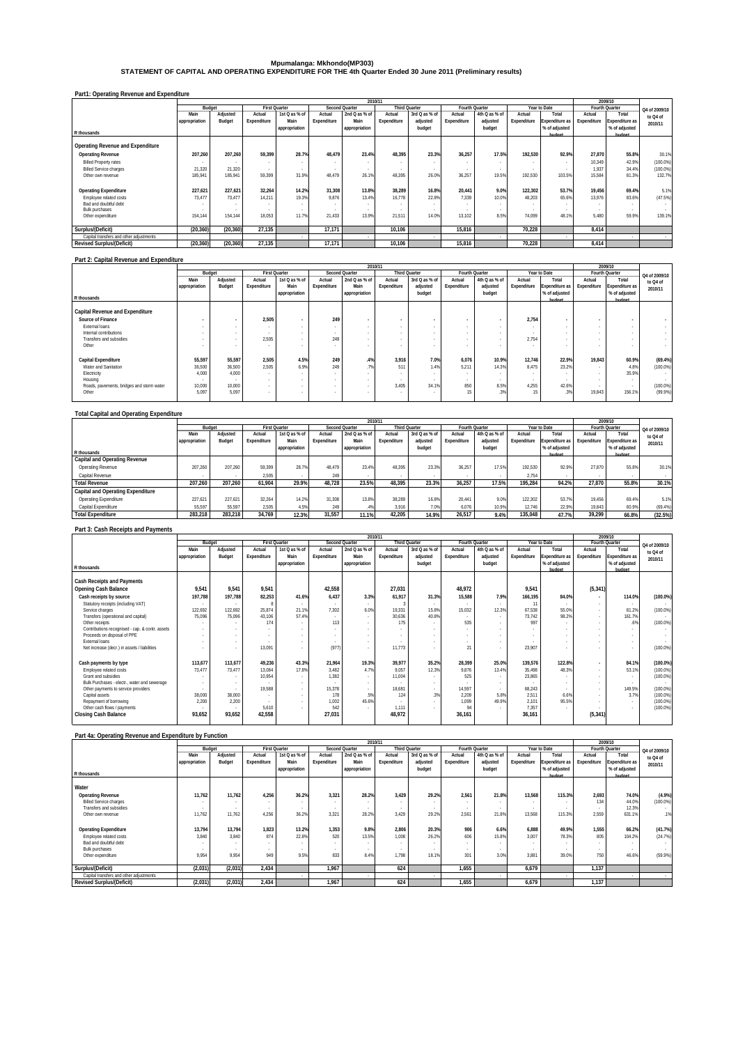# Mpumalanga: Mkhondo(MP303)
## STATEMENT OF CAPITAL AND OPERATING EXPENDITURE FOR THE 4th Quarter Ended 30 June 2011 (Preliminary results)

### Part1: Operating Revenue and Expenditure

| R thousands | 2010/11 Budget Main appropriation | Adjusted Budget | First Quarter Actual Expenditure | 1st Q as % of Main appropriation | Second Quarter Actual Expenditure | 2nd Q as % of Main appropriation | Third Quarter Actual Expenditure | 3rd Q as % of adjusted budget | Fourth Quarter Actual Expenditure | 4th Q as % of adjusted budget | Year to Date Actual Expenditure | Total Expenditure as % of adjusted budget | 2009/10 Fourth Quarter Actual Expenditure | Total Expenditure as % of adjusted budget | Q4 of 2009/10 to Q4 of 2010/11 |
|---|---|---|---|---|---|---|---|---|---|---|---|---|---|---|---|
| **Operating Revenue and Expenditure** | | | | | | | | | | | | | | | |
| **Operating Revenue** | **207,260** | **207,260** | **59,399** | **28.7%** | **48,479** | **23.4%** | **48,395** | **23.3%** | **36,257** | **17.5%** | **192,530** | **92.9%** | **27,870** | **55.8%** | 30.1% |
| Billed Property rates | - | - | - | - | - | - | - | - | - | - | - | - | 10,349 | 42.9% | (100.0%) |
| Billed Service charges | 21,320 | 21,320 | - | - | - | - | - | - | - | - | - | - | 1,937 | 34.4% | (100.0%) |
| Other own revenue | 185,941 | 185,941 | 59,399 | 31.9% | 48,479 | 26.1% | 48,395 | 26.0% | 36,257 | 19.5% | 192,530 | 103.5% | 15,584 | 81.3% | 132.7% |
| **Operating Expenditure** | **227,621** | **227,621** | **32,264** | **14.2%** | **31,308** | **13.8%** | **38,289** | **16.8%** | **20,441** | **9.0%** | **122,302** | **53.7%** | **19,456** | **69.4%** | 5.1% |
| Employee related costs | 73,477 | 73,477 | 14,211 | 19.3% | 9,876 | 13.4% | 16,778 | 22.8% | 7,339 | 10.0% | 48,203 | 65.6% | 13,976 | 83.6% | (47.5%) |
| Bad and doubtful debt | - | - | - | - | - | - | - | - | - | - | - | - | - | - | - |
| Bulk purchases | - | - | - | - | - | - | - | - | - | - | - | - | - | - | - |
| Other expenditure | 154,144 | 154,144 | 18,053 | 11.7% | 21,433 | 13.9% | 21,511 | 14.0% | 13,102 | 8.5% | 74,099 | 48.1% | 5,480 | 59.9% | 139.1% |
| **Surplus/(Deficit)** | **(20,360)** | **(20,360)** | **27,135** | | **17,171** | | **10,106** | | **15,816** | | **70,228** | | **8,414** | | |
| Capital transfers and other adjustments | - | - | - | - | - | - | - | - | - | - | - | - | - | - | - |
| **Revised Surplus/(Deficit)** | **(20,360)** | **(20,360)** | **27,135** | | **17,171** | | **10,106** | | **15,816** | | **70,228** | | **8,414** | | |

### Part 2: Capital Revenue and Expenditure

| R thousands | 2010/11 Budget Main appropriation | Adjusted Budget | First Quarter Actual Expenditure | 1st Q as % of Main appropriation | Second Quarter Actual Expenditure | 2nd Q as % of Main appropriation | Third Quarter Actual Expenditure | 3rd Q as % of adjusted budget | Fourth Quarter Actual Expenditure | 4th Q as % of adjusted budget | Year to Date Actual Expenditure | Total Expenditure as % of adjusted budget | 2009/10 Fourth Quarter Actual Expenditure | Total Expenditure as % of adjusted budget | Q4 of 2009/10 to Q4 of 2010/11 |
|---|---|---|---|---|---|---|---|---|---|---|---|---|---|---|---|
| **Capital Revenue and Expenditure** | | | | | | | | | | | | | | | |
| **Source of Finance** | - | - | **2,505** | - | **249** | - | - | - | - | - | **2,754** | - | - | - | - |
| External loans | - | - | - | - | - | - | - | - | - | - | - | - | - | - | - |
| Internal contributions | - | - | - | - | - | - | - | - | - | - | - | - | - | - | - |
| Transfers and subsidies | - | - | 2,505 | - | 249 | - | - | - | - | - | 2,754 | - | - | - | - |
| Other | - | - | - | - | - | - | - | - | - | - | - | - | - | - | - |
| **Capital Expenditure** | **55,597** | **55,597** | **2,505** | **4.5%** | **249** | **.4%** | **3,916** | **7.0%** | **6,076** | **10.9%** | **12,746** | **22.9%** | **19,843** | **60.9%** | (69.4%) |
| Water and Sanitation | 36,500 | 36,500 | 2,505 | 6.9% | 249 | .7% | 511 | 1.4% | 5,211 | 14.3% | 8,475 | 23.2% | - | 4.8% | (100.0%) |
| Electricity | 4,000 | 4,000 | - | - | - | - | - | - | - | - | - | - | - | 35.9% | - |
| Housing | - | - | - | - | - | - | - | - | - | - | - | - | - | - | - |
| Roads, pavements, bridges and storm water | 10,000 | 10,000 | - | - | - | - | 3,405 | 34.1% | 850 | 8.5% | 4,255 | 42.6% | - | - | (100.0%) |
| Other | 5,097 | 5,097 | - | - | - | - | - | - | 15 | .3% | 15 | .3% | 19,843 | 156.1% | (99.9%) |

### Total Capital and Operating Expenditure

| R thousands | 2010/11 Budget Main appropriation | Adjusted Budget | First Quarter Actual Expenditure | 1st Q as % of Main appropriation | Second Quarter Actual Expenditure | 2nd Q as % of Main appropriation | Third Quarter Actual Expenditure | 3rd Q as % of adjusted budget | Fourth Quarter Actual Expenditure | 4th Q as % of adjusted budget | Year to Date Actual Expenditure | Total Expenditure as % of adjusted budget | 2009/10 Fourth Quarter Actual Expenditure | Total Expenditure as % of adjusted budget | Q4 of 2009/10 to Q4 of 2010/11 |
|---|---|---|---|---|---|---|---|---|---|---|---|---|---|---|---|
| **Capital and Operating Revenue** | | | | | | | | | | | | | | | |
| Operating Revenue | 207,260 | 207,260 | 59,399 | 28.7% | 48,479 | 23.4% | 48,395 | 23.3% | 36,257 | 17.5% | 192,530 | 92.9% | 27,870 | 55.8% | 30.1% |
| Capital Revenue | - | - | 2,505 | - | 249 | - | - | - | - | - | 2,754 | - | - | - | - |
| **Total Revenue** | **207,260** | **207,260** | **61,904** | **29.9%** | **48,728** | **23.5%** | **48,395** | **23.3%** | **36,257** | **17.5%** | **195,284** | **94.2%** | **27,870** | **55.8%** | **30.1%** |
| **Capital and Operating Expenditure** | | | | | | | | | | | | | | | |
| Operating Expenditure | 227,621 | 227,621 | 32,264 | 14.2% | 31,308 | 13.8% | 38,289 | 16.8% | 20,441 | 9.0% | 122,302 | 53.7% | 19,456 | 69.4% | 5.1% |
| Capital Expenditure | 55,597 | 55,597 | 2,505 | 4.5% | 249 | .4% | 3,916 | 7.0% | 6,076 | 10.9% | 12,746 | 22.9% | 19,843 | 60.9% | (69.4%) |
| **Total Expenditure** | **283,218** | **283,218** | **34,769** | **12.3%** | **31,557** | **11.1%** | **42,205** | **14.9%** | **26,517** | **9.4%** | **135,048** | **47.7%** | **39,299** | **66.8%** | **(32.5%)** |

### Part 3: Cash Receipts and Payments

| R thousands | 2010/11 Budget Main appropriation | Adjusted Budget | First Quarter Actual Expenditure | 1st Q as % of Main appropriation | Second Quarter Actual Expenditure | 2nd Q as % of Main appropriation | Third Quarter Actual Expenditure | 3rd Q as % of adjusted budget | Fourth Quarter Actual Expenditure | 4th Q as % of adjusted budget | Year to Date Actual Expenditure | Total Expenditure as % of adjusted budget | 2009/10 Fourth Quarter Actual Expenditure | Total Expenditure as % of adjusted budget | Q4 of 2009/10 to Q4 of 2010/11 |
|---|---|---|---|---|---|---|---|---|---|---|---|---|---|---|---|
| **Cash Receipts and Payments** | | | | | | | | | | | | | | | |
| **Opening Cash Balance** | **9,541** | **9,541** | **9,541** | | **42,558** | | **27,031** | | **48,972** | | **9,541** | | **(5,341)** | | |
| **Cash receipts by source** | **197,788** | **197,788** | **82,253** | **41.6%** | **6,437** | **3.3%** | **61,917** | **31.3%** | **15,588** | **7.9%** | **166,195** | **84.0%** | - | **114.0%** | **(100.0%)** |
| Statutory receipts (including VAT) | - | - | 8 | - | - | - | 3 | - | - | - | 11 | - | - | - | - |
| Service charges | 122,692 | 122,692 | 25,874 | 21.1% | 7,302 | 6.0% | 19,331 | 15.8% | 15,032 | 12.3% | 67,538 | 55.0% | - | 81.2% | (100.0%) |
| Transfers (operational and capital) | 75,096 | 75,096 | 43,106 | 57.4% | - | - | 30,636 | 40.8% | - | - | 73,742 | 98.2% | - | 161.7% | - |
| Other receipts | - | - | 174 | - | 113 | - | 175 | - | 535 | - | 997 | - | - | .6% | (100.0%) |
| Contributions recognised - cap. & contr. assets | - | - | - | - | - | - | - | - | - | - | - | - | - | - | - |
| Proceeds on disposal of PPE | - | - | - | - | - | - | - | - | - | - | - | - | - | - | - |
| External loans | - | - | - | - | - | - | - | - | - | - | - | - | - | - | - |
| Net increase (decr.) in assets / liabilities | - | - | 13,091 | - | (977) | - | 11,773 | - | 21 | - | 23,907 | - | - | - | (100.0%) |
| **Cash payments by type** | **113,677** | **113,677** | **49,236** | **43.3%** | **21,964** | **19.3%** | **39,977** | **35.2%** | **28,399** | **25.0%** | **139,576** | **122.8%** | - | **84.1%** | **(100.0%)** |
| Employee related costs | 73,477 | 73,477 | 13,084 | 17.8% | 3,482 | 4.7% | 9,057 | 12.3% | 9,876 | 13.4% | 35,498 | 48.3% | - | 53.1% | (100.0%) |
| Grant and subsidies | - | - | 10,954 | - | 1,382 | - | 11,004 | - | 525 | - | 23,865 | - | - | - | (100.0%) |
| Bulk Purchases - electr., water and sewerage | - | - | - | - | - | - | - | - | - | - | - | - | - | - | - |
| Other payments to service providers | - | - | 19,588 | - | 15,378 | - | 18,681 | - | 14,597 | - | 68,243 | - | - | 149.5% | (100.0%) |
| Capital assets | 38,000 | 38,000 | - | - | 178 | .5% | 124 | .3% | 2,209 | 5.8% | 2,511 | 6.6% | - | 3.7% | (100.0%) |
| Repayment of borrowing | 2,200 | 2,200 | - | - | 1,002 | 45.6% | - | - | 1,099 | 49.9% | 2,101 | 95.5% | - | - | (100.0%) |
| Other cash flows / payments | - | - | 5,610 | - | 542 | - | 1,111 | - | 94 | - | 7,357 | - | - | - | (100.0%) |
| **Closing Cash Balance** | **93,652** | **93,652** | **42,558** | | **27,031** | | **48,972** | | **36,161** | | **36,161** | | **(5,341)** | | |

### Part 4a: Operating Revenue and Expenditure by Function

| R thousands | 2010/11 Budget Main appropriation | Adjusted Budget | First Quarter Actual Expenditure | 1st Q as % of Main appropriation | Second Quarter Actual Expenditure | 2nd Q as % of Main appropriation | Third Quarter Actual Expenditure | 3rd Q as % of adjusted budget | Fourth Quarter Actual Expenditure | 4th Q as % of adjusted budget | Year to Date Actual Expenditure | Total Expenditure as % of adjusted budget | 2009/10 Fourth Quarter Actual Expenditure | Total Expenditure as % of adjusted budget | Q4 of 2009/10 to Q4 of 2010/11 |
|---|---|---|---|---|---|---|---|---|---|---|---|---|---|---|---|
| **Water** | | | | | | | | | | | | | | | |
| **Operating Revenue** | **11,762** | **11,762** | **4,256** | **36.2%** | **3,321** | **28.2%** | **3,429** | **29.2%** | **2,561** | **21.8%** | **13,568** | **115.3%** | **2,693** | **74.0%** | **(4.9%)** |
| Billed Service charges | - | - | - | - | - | - | - | - | - | - | - | - | 134 | 44.0% | (100.0%) |
| Transfers and subsidies | - | - | - | - | - | - | - | - | - | - | - | - | - | 12.3% | - |
| Other own revenue | 11,762 | 11,762 | 4,256 | 36.2% | 3,321 | 28.2% | 3,429 | 29.2% | 2,561 | 21.8% | 13,568 | 115.3% | 2,559 | 631.1% | .1% |
| **Operating Expenditure** | **13,794** | **13,794** | **1,823** | **13.2%** | **1,353** | **9.8%** | **2,806** | **20.3%** | **906** | **6.6%** | **6,888** | **49.9%** | **1,555** | **66.2%** | **(41.7%)** |
| Employee related costs | 3,840 | 3,840 | 874 | 22.8% | 520 | 13.5% | 1,008 | 26.2% | 606 | 15.8% | 3,007 | 78.3% | 805 | 104.2% | (24.7%) |
| Bad and doubtful debt | - | - | - | - | - | - | - | - | - | - | - | - | - | - | - |
| Bulk purchases | - | - | - | - | - | - | - | - | - | - | - | - | - | - | - |
| Other expenditure | 9,954 | 9,954 | 949 | 9.5% | 833 | 8.4% | 1,798 | 18.1% | 301 | 3.0% | 3,881 | 39.0% | 750 | 46.6% | (59.9%) |
| **Surplus/(Deficit)** | **(2,031)** | **(2,031)** | **2,434** | | **1,967** | | **624** | | **1,655** | | **6,679** | | **1,137** | | |
| Capital transfers and other adjustments | - | - | - | - | - | - | - | - | - | - | - | - | - | - | - |
| **Revised Surplus/(Deficit)** | **(2,031)** | **(2,031)** | **2,434** | | **1,967** | | **624** | | **1,655** | | **6,679** | | **1,137** | | |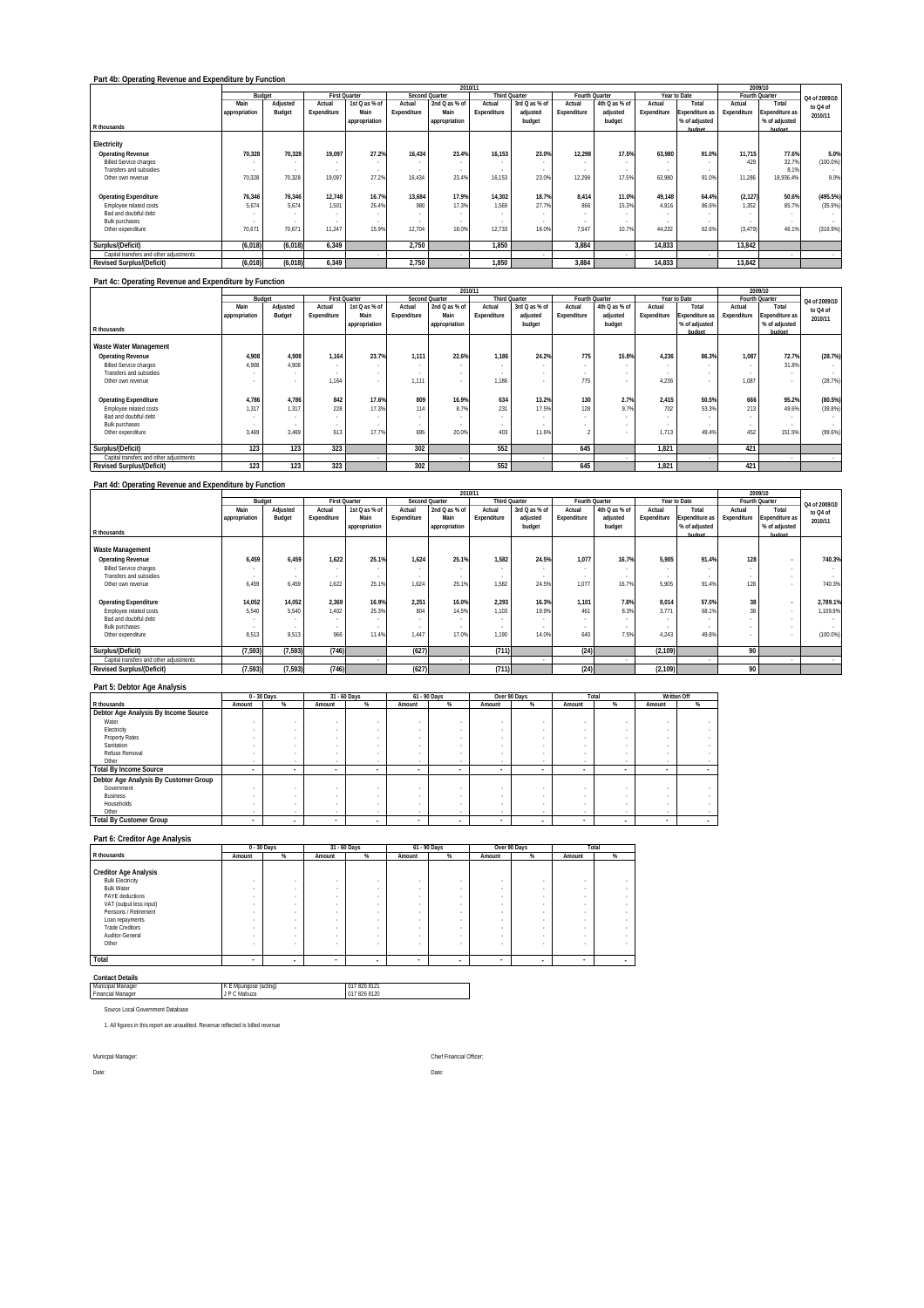### Part 4b: Operating Revenue and Expenditure by Function

| R thousands | 2010/11 | | | | | | | | | | | | 2009/10 | | Q4 of 2009/10 to Q4 of 2010/11 |
|---|---|---|---|---|---|---|---|---|---|---|---|---|---|---|---|
| | Budget | | First Quarter | | Second Quarter | | Third Quarter | | Fourth Quarter | | Year to Date | | Fourth Quarter | | |
| | Main appropriation | Adjusted Budget | Actual Expenditure | 1st Q as % of Main appropriation | Actual Expenditure | 2nd Q as % of Main appropriation | Actual Expenditure | 3rd Q as % of adjusted budget | Actual Expenditure | 4th Q as % of adjusted budget | Actual Expenditure | Total Expenditure as % of adjusted budget | Actual Expenditure | Total Expenditure as % of adjusted budget | |
| **Electricity** | | | | | | | | | | | | | | | |
| **Operating Revenue** | **70,328** | **70,328** | **19,097** | **27.2%** | **16,434** | **23.4%** | **16,153** | **23.0%** | **12,298** | **17.5%** | **63,980** | **91.0%** | **11,715** | **77.6%** | **5.0%** |
| Billed Service charges | - | - | - | - | - | - | - | - | - | - | - | - | 429 | 32.7% | (100.0%) |
| Transfers and subsidies | - | - | - | - | - | - | - | - | - | - | - | - | - | 8.1% | - |
| Other own revenue | 70,328 | 70,328 | 19,097 | 27.2% | 16,434 | 23.4% | 16,153 | 23.0% | 12,298 | 17.5% | 63,980 | 91.0% | 11,286 | 18,936.4% | 9.0% |
| **Operating Expenditure** | **76,346** | **76,346** | **12,748** | **16.7%** | **13,684** | **17.9%** | **14,302** | **18.7%** | **8,414** | **11.0%** | **49,148** | **64.4%** | **(2,127)** | **50.6%** | **(495.5%)** |
| Employee related costs | 5,674 | 5,674 | 1,501 | 26.4% | 980 | 17.3% | 1,569 | 27.7% | 866 | 15.3% | 4,916 | 86.6% | 1,352 | 85.7% | (35.9%) |
| Bad and doubtful debt | - | - | - | - | - | - | - | - | - | - | - | - | - | - | - |
| Bulk purchases | - | - | - | - | - | - | - | - | - | - | - | - | - | - | - |
| Other expenditure | 70,671 | 70,671 | 11,247 | 15.9% | 12,704 | 18.0% | 12,733 | 18.0% | 7,547 | 10.7% | 44,232 | 62.6% | (3,479) | 46.1% | (316.9%) |
| **Surplus/(Deficit)** | **(6,018)** | **(6,018)** | **6,349** | | **2,750** | | **1,850** | | **3,884** | | **14,833** | | **13,842** | | |
| Capital transfers and other adjustments | - | - | - | - | - | - | - | - | - | - | - | - | - | - | - |
| **Revised Surplus/(Deficit)** | **(6,018)** | **(6,018)** | **6,349** | | **2,750** | | **1,850** | | **3,884** | | **14,833** | | **13,842** | | |

### Part 4c: Operating Revenue and Expenditure by Function

| R thousands | 2010/11 | | | | | | | | | | | | 2009/10 | | Q4 of 2009/10 to Q4 of 2010/11 |
|---|---|---|---|---|---|---|---|---|---|---|---|---|---|---|---|
| | Budget | | First Quarter | | Second Quarter | | Third Quarter | | Fourth Quarter | | Year to Date | | Fourth Quarter | | |
| | Main appropriation | Adjusted Budget | Actual Expenditure | 1st Q as % of Main appropriation | Actual Expenditure | 2nd Q as % of Main appropriation | Actual Expenditure | 3rd Q as % of adjusted budget | Actual Expenditure | 4th Q as % of adjusted budget | Actual Expenditure | Total Expenditure as % of adjusted budget | Actual Expenditure | Total Expenditure as % of adjusted budget | |
| **Waste Water Management** | | | | | | | | | | | | | | | |
| **Operating Revenue** | **4,908** | **4,908** | **1,164** | **23.7%** | **1,111** | **22.6%** | **1,186** | **24.2%** | **775** | **15.8%** | **4,236** | **86.3%** | **1,087** | **72.7%** | **(28.7%)** |
| Billed Service charges | 4,908 | 4,908 | - | - | - | - | - | - | - | - | - | - | - | 31.8% | - |
| Transfers and subsidies | - | - | - | - | - | - | - | - | - | - | - | - | - | - | - |
| Other own revenue | - | - | 1,164 | - | 1,111 | - | 1,186 | - | 775 | - | 4,236 | - | 1,087 | - | (28.7%) |
| **Operating Expenditure** | **4,786** | **4,786** | **842** | **17.6%** | **809** | **16.9%** | **634** | **13.2%** | **130** | **2.7%** | **2,415** | **50.5%** | **666** | **95.2%** | **(80.5%)** |
| Employee related costs | 1,317 | 1,317 | 228 | 17.3% | 114 | 8.7% | 231 | 17.5% | 128 | 9.7% | 702 | 53.3% | 213 | 49.6% | (39.8%) |
| Bad and doubtful debt | - | - | - | - | - | - | - | - | - | - | - | - | - | - | - |
| Bulk purchases | - | - | - | - | - | - | - | - | - | - | - | - | - | - | - |
| Other expenditure | 3,469 | 3,469 | 613 | 17.7% | 695 | 20.0% | 403 | 11.6% | 2 | - | 1,713 | 49.4% | 452 | 151.5% | (99.6%) |
| **Surplus/(Deficit)** | **123** | **123** | **323** | | **302** | | **552** | | **645** | | **1,821** | | **421** | | |
| Capital transfers and other adjustments | - | - | - | - | - | - | - | - | - | - | - | - | - | - | - |
| **Revised Surplus/(Deficit)** | **123** | **123** | **323** | | **302** | | **552** | | **645** | | **1,821** | | **421** | | |

### Part 4d: Operating Revenue and Expenditure by Function

| R thousands | 2010/11 | | | | | | | | | | | | 2009/10 | | Q4 of 2009/10 to Q4 of 2010/11 |
|---|---|---|---|---|---|---|---|---|---|---|---|---|---|---|---|
| | Budget | | First Quarter | | Second Quarter | | Third Quarter | | Fourth Quarter | | Year to Date | | Fourth Quarter | | |
| | Main appropriation | Adjusted Budget | Actual Expenditure | 1st Q as % of Main appropriation | Actual Expenditure | 2nd Q as % of Main appropriation | Actual Expenditure | 3rd Q as % of adjusted budget | Actual Expenditure | 4th Q as % of adjusted budget | Actual Expenditure | Total Expenditure as % of adjusted budget | Actual Expenditure | Total Expenditure as % of adjusted budget | |
| **Waste Management** | | | | | | | | | | | | | | | |
| **Operating Revenue** | **6,459** | **6,459** | **1,622** | **25.1%** | **1,624** | **25.1%** | **1,582** | **24.5%** | **1,077** | **16.7%** | **5,905** | **91.4%** | **128** | **-** | **740.3%** |
| Billed Service charges | - | - | - | - | - | - | - | - | - | - | - | - | - | - | - |
| Transfers and subsidies | - | - | - | - | - | - | - | - | - | - | - | - | - | - | - |
| Other own revenue | 6,459 | 6,459 | 1,622 | 25.1% | 1,624 | 25.1% | 1,582 | 24.5% | 1,077 | 16.7% | 5,905 | 91.4% | 128 | - | 740.3% |
| **Operating Expenditure** | **14,052** | **14,052** | **2,369** | **16.9%** | **2,251** | **16.0%** | **2,293** | **16.3%** | **1,101** | **7.8%** | **8,014** | **57.0%** | **38** | **-** | **2,789.1%** |
| Employee related costs | 5,540 | 5,540 | 1,402 | 25.3% | 804 | 14.5% | 1,103 | 19.9% | 461 | 8.3% | 3,771 | 68.1% | 38 | - | 1,109.9% |
| Bad and doubtful debt | - | - | - | - | - | - | - | - | - | - | - | - | - | - | - |
| Bulk purchases | - | - | - | - | - | - | - | - | - | - | - | - | - | - | - |
| Other expenditure | 8,513 | 8,513 | 966 | 11.4% | 1,447 | 17.0% | 1,190 | 14.0% | 640 | 7.5% | 4,243 | 49.8% | - | - | (100.0%) |
| **Surplus/(Deficit)** | **(7,593)** | **(7,593)** | **(746)** | | **(627)** | | **(711)** | | **(24)** | | **(2,109)** | | **90** | | |
| Capital transfers and other adjustments | - | - | - | - | - | - | - | - | - | - | - | - | - | - | - |
| **Revised Surplus/(Deficit)** | **(7,593)** | **(7,593)** | **(746)** | | **(627)** | | **(711)** | | **(24)** | | **(2,109)** | | **90** | | |

### Part 5: Debtor Age Analysis

| R thousands | 0 - 30 Days | | 31 - 60 Days | | 61 - 90 Days | | Over 90 Days | | Total | | Written Off | |
|---|---|---|---|---|---|---|---|---|---|---|---|---|
| | Amount | % | Amount | % | Amount | % | Amount | % | Amount | % | Amount | % |
| **Debtor Age Analysis By Income Source** | | | | | | | | | | | | |
| Water | - | - | - | - | - | - | - | - | - | - | - | - |
| Electricity | - | - | - | - | - | - | - | - | - | - | - | - |
| Property Rates | - | - | - | - | - | - | - | - | - | - | - | - |
| Sanitation | - | - | - | - | - | - | - | - | - | - | - | - |
| Refuse Removal | - | - | - | - | - | - | - | - | - | - | - | - |
| Other | - | - | - | - | - | - | - | - | - | - | - | - |
| **Total By Income Source** | **-** | **-** | **-** | **-** | **-** | **-** | **-** | **-** | **-** | **-** | **-** | **-** |
| **Debtor Age Analysis By Customer Group** | | | | | | | | | | | | |
| Government | - | - | - | - | - | - | - | - | - | - | - | - |
| Business | - | - | - | - | - | - | - | - | - | - | - | - |
| Households | - | - | - | - | - | - | - | - | - | - | - | - |
| Other | - | - | - | - | - | - | - | - | - | - | - | - |
| **Total By Customer Group** | **-** | **-** | **-** | **-** | **-** | **-** | **-** | **-** | **-** | **-** | **-** | **-** |

### Part 6: Creditor Age Analysis

| R thousands | 0 - 30 Days | | 31 - 60 Days | | 61 - 90 Days | | Over 90 Days | | Total | |
|---|---|---|---|---|---|---|---|---|---|---|
| | Amount | % | Amount | % | Amount | % | Amount | % | Amount | % |
| **Creditor Age Analysis** | | | | | | | | | | |
| Bulk Electricity | - | - | - | - | - | - | - | - | - | - |
| Bulk Water | - | - | - | - | - | - | - | - | - | - |
| PAYE deductions | - | - | - | - | - | - | - | - | - | - |
| VAT (output less input) | - | - | - | - | - | - | - | - | - | - |
| Pensions / Retirement | - | - | - | - | - | - | - | - | - | - |
| Loan repayments | - | - | - | - | - | - | - | - | - | - |
| Trade Creditors | - | - | - | - | - | - | - | - | - | - |
| Auditor-General | - | - | - | - | - | - | - | - | - | - |
| Other | - | - | - | - | - | - | - | - | - | - |
| **Total** | **-** | **-** | **-** | **-** | **-** | **-** | **-** | **-** | **-** | **-** |

### Contact Details

| | | |
|---|---|---|
| Municipal Manager | K E Mpungose (acting) | 017 826 8121 |
| Financial Manager | J P C Mabuza | 017 826 8120 |

Source Local Government Database

1. All figures in this report are unaudited. Revenue reflected is billed revenue

Municpal Manager: Chief Financial Officer:

Date: Date: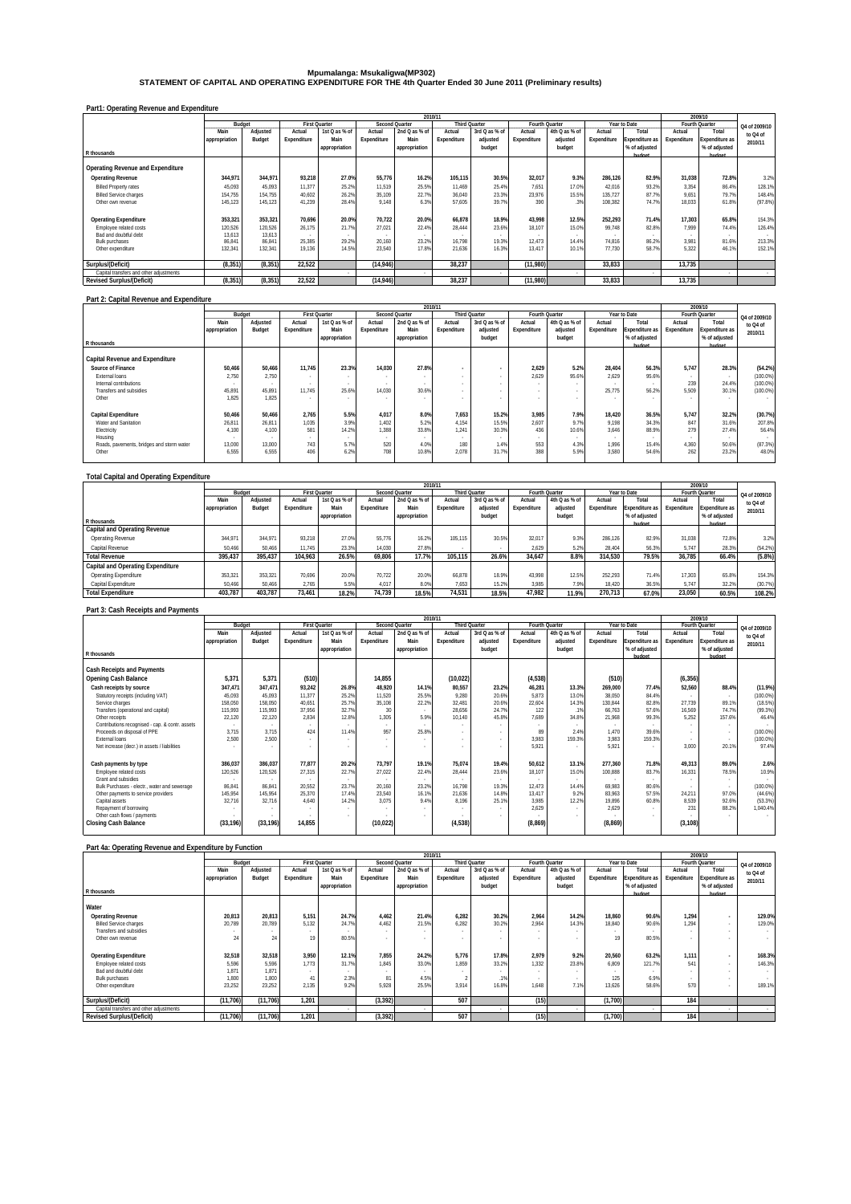# Mpumalanga: Msukaligwa(MP302)
## STATEMENT OF CAPITAL AND OPERATING EXPENDITURE FOR THE 4th Quarter Ended 30 June 2011 (Preliminary results)

### Part1: Operating Revenue and Expenditure

| R thousands | 2010/11 Budget Main appropriation | Adjusted Budget | First Quarter Actual Expenditure | 1st Q as % of Main appropriation | Second Quarter Actual Expenditure | 2nd Q as % of Main appropriation | Third Quarter Actual Expenditure | 3rd Q as % of adjusted budget | Fourth Quarter Actual Expenditure | 4th Q as % of adjusted budget | Year to Date Actual Expenditure | Total Expenditure as % of adjusted budget | 2009/10 Fourth Quarter Actual Expenditure | Total Expenditure as % of adjusted budget | Q4 of 2009/10 to Q4 of 2010/11 |
|---|---|---|---|---|---|---|---|---|---|---|---|---|---|---|---|
| **Operating Revenue and Expenditure** | | | | | | | | | | | | | | | |
| **Operating Revenue** | **344,971** | **344,971** | **93,218** | **27.0%** | **55,776** | **16.2%** | **105,115** | **30.5%** | **32,017** | **9.3%** | **286,126** | **82.9%** | **31,038** | **72.8%** | **3.2%** |
| Billed Property rates | 45,093 | 45,093 | 11,377 | 25.2% | 11,519 | 25.5% | 11,469 | 25.4% | 7,651 | 17.0% | 42,016 | 93.2% | 3,354 | 86.4% | 128.1% |
| Billed Service charges | 154,755 | 154,755 | 40,602 | 26.2% | 35,109 | 22.7% | 36,040 | 23.3% | 23,976 | 15.5% | 135,727 | 87.7% | 9,651 | 79.7% | 148.4% |
| Other own revenue | 145,123 | 145,123 | 41,239 | 28.4% | 9,148 | 6.3% | 57,605 | 39.7% | 390 | .3% | 108,382 | 74.7% | 18,033 | 61.8% | (97.8%) |
| **Operating Expenditure** | **353,321** | **353,321** | **70,696** | **20.0%** | **70,722** | **20.0%** | **66,878** | **18.9%** | **43,998** | **12.5%** | **252,293** | **71.4%** | **17,303** | **65.8%** | **154.3%** |
| Employee related costs | 120,526 | 120,526 | 26,175 | 21.7% | 27,021 | 22.4% | 28,444 | 23.6% | 18,107 | 15.0% | 99,748 | 82.8% | 7,999 | 74.4% | 126.4% |
| Bad and doubtful debt | 13,613 | 13,613 | - | - | - | - | - | - | - | - | - | - | - | - | - |
| Bulk purchases | 86,841 | 86,841 | 25,385 | 29.2% | 20,160 | 23.2% | 16,798 | 19.3% | 12,473 | 14.4% | 74,816 | 86.2% | 3,981 | 81.6% | 213.3% |
| Other expenditure | 132,341 | 132,341 | 19,136 | 14.5% | 23,540 | 17.8% | 21,636 | 16.3% | 13,417 | 10.1% | 77,730 | 58.7% | 5,322 | 46.1% | 152.1% |
| **Surplus/(Deficit)** | **(8,351)** | **(8,351)** | **22,522** | | **(14,946)** | | **38,237** | | **(11,980)** | | **33,833** | | **13,735** | | |
| Capital transfers and other adjustments | - | - | - | - | - | - | - | - | - | - | - | - | - | - | - |
| **Revised Surplus/(Deficit)** | **(8,351)** | **(8,351)** | **22,522** | | **(14,946)** | | **38,237** | | **(11,980)** | | **33,833** | | **13,735** | | |

### Part 2: Capital Revenue and Expenditure

| R thousands | 2010/11 Budget Main appropriation | Adjusted Budget | First Quarter Actual Expenditure | 1st Q as % of Main appropriation | Second Quarter Actual Expenditure | 2nd Q as % of Main appropriation | Third Quarter Actual Expenditure | 3rd Q as % of adjusted budget | Fourth Quarter Actual Expenditure | 4th Q as % of adjusted budget | Year to Date Actual Expenditure | Total Expenditure as % of adjusted budget | 2009/10 Fourth Quarter Actual Expenditure | Total Expenditure as % of adjusted budget | Q4 of 2009/10 to Q4 of 2010/11 |
|---|---|---|---|---|---|---|---|---|---|---|---|---|---|---|---|
| **Capital Revenue and Expenditure** | | | | | | | | | | | | | | | |
| **Source of Finance** | **50,466** | **50,466** | **11,745** | **23.3%** | **14,030** | **27.8%** | **-** | **-** | **2,629** | **5.2%** | **28,404** | **56.3%** | **5,747** | **28.3%** | **(54.2%)** |
| External loans | 2,750 | 2,750 | - | - | - | - | - | - | 2,629 | 95.6% | 2,629 | 95.6% | - | - | (100.0%) |
| Internal contributions | - | - | - | - | - | - | - | - | - | - | - | - | 239 | 24.4% | (100.0%) |
| Transfers and subsidies | 45,891 | 45,891 | 11,745 | 25.6% | 14,030 | 30.6% | - | - | - | - | 25,775 | 56.2% | 5,509 | 30.1% | (100.0%) |
| Other | 1,825 | 1,825 | - | - | - | - | - | - | - | - | - | - | - | - | - |
| **Capital Expenditure** | **50,466** | **50,466** | **2,765** | **5.5%** | **4,017** | **8.0%** | **7,653** | **15.2%** | **3,985** | **7.9%** | **18,420** | **36.5%** | **5,747** | **32.2%** | **(30.7%)** |
| Water and Sanitation | 26,811 | 26,811 | 1,035 | 3.9% | 1,402 | 5.2% | 4,154 | 15.5% | 2,607 | 9.7% | 9,198 | 34.3% | 847 | 31.6% | 207.8% |
| Electricity | 4,100 | 4,100 | 581 | 14.2% | 1,388 | 33.8% | 1,241 | 30.3% | 436 | 10.6% | 3,646 | 88.9% | 279 | 27.4% | 56.4% |
| Housing | - | - | - | - | - | - | - | - | - | - | - | - | - | - | - |
| Roads, pavements, bridges and storm water | 13,000 | 13,000 | 743 | 5.7% | 520 | 4.0% | 180 | 1.4% | 553 | 4.3% | 1,996 | 15.4% | 4,360 | 50.6% | (87.3%) |
| Other | 6,555 | 6,555 | 406 | 6.2% | 708 | 10.8% | 2,078 | 31.7% | 388 | 5.9% | 3,580 | 54.6% | 262 | 23.2% | 48.0% |

### Total Capital and Operating Expenditure

| R thousands | 2010/11 Budget Main appropriation | Adjusted Budget | First Quarter Actual Expenditure | 1st Q as % of Main appropriation | Second Quarter Actual Expenditure | 2nd Q as % of Main appropriation | Third Quarter Actual Expenditure | 3rd Q as % of adjusted budget | Fourth Quarter Actual Expenditure | 4th Q as % of adjusted budget | Year to Date Actual Expenditure | Total Expenditure as % of adjusted budget | 2009/10 Fourth Quarter Actual Expenditure | Total Expenditure as % of adjusted budget | Q4 of 2009/10 to Q4 of 2010/11 |
|---|---|---|---|---|---|---|---|---|---|---|---|---|---|---|---|
| **Capital and Operating Revenue** | | | | | | | | | | | | | | | |
| Operating Revenue | 344,971 | 344,971 | 93,218 | 27.0% | 55,776 | 16.2% | 105,115 | 30.5% | 32,017 | 9.3% | 286,126 | 82.9% | 31,038 | 72.8% | 3.2% |
| Capital Revenue | 50,466 | 50,466 | 11,745 | 23.3% | 14,030 | 27.8% | - | - | 2,629 | 5.2% | 28,404 | 56.3% | 5,747 | 28.3% | (54.2%) |
| **Total Revenue** | **395,437** | **395,437** | **104,963** | **26.5%** | **69,806** | **17.7%** | **105,115** | **26.6%** | **34,647** | **8.8%** | **314,530** | **79.5%** | **36,785** | **66.4%** | **(5.8%)** |
| **Capital and Operating Expenditure** | | | | | | | | | | | | | | | |
| Operating Expenditure | 353,321 | 353,321 | 70,696 | 20.0% | 70,722 | 20.0% | 66,878 | 18.9% | 43,998 | 12.5% | 252,293 | 71.4% | 17,303 | 65.8% | 154.3% |
| Capital Expenditure | 50,466 | 50,466 | 2,765 | 5.5% | 4,017 | 8.0% | 7,653 | 15.2% | 3,985 | 7.9% | 18,420 | 36.5% | 5,747 | 32.2% | (30.7%) |
| **Total Expenditure** | **403,787** | **403,787** | **73,461** | **18.2%** | **74,739** | **18.5%** | **74,531** | **18.5%** | **47,982** | **11.9%** | **270,713** | **67.0%** | **23,050** | **60.5%** | **108.2%** |

### Part 3: Cash Receipts and Payments

| R thousands | 2010/11 Budget Main appropriation | Adjusted Budget | First Quarter Actual Expenditure | 1st Q as % of Main appropriation | Second Quarter Actual Expenditure | 2nd Q as % of Main appropriation | Third Quarter Actual Expenditure | 3rd Q as % of adjusted budget | Fourth Quarter Actual Expenditure | 4th Q as % of adjusted budget | Year to Date Actual Expenditure | Total Expenditure as % of adjusted budget | 2009/10 Fourth Quarter Actual Expenditure | Total Expenditure as % of adjusted budget | Q4 of 2009/10 to Q4 of 2010/11 |
|---|---|---|---|---|---|---|---|---|---|---|---|---|---|---|---|
| **Cash Receipts and Payments** | | | | | | | | | | | | | | | |
| **Opening Cash Balance** | **5,371** | **5,371** | **(510)** | | **14,855** | | **(10,022)** | | **(4,538)** | | **(510)** | | **(6,356)** | | |
| **Cash receipts by source** | **347,471** | **347,471** | **93,242** | **26.8%** | **48,920** | **14.1%** | **80,557** | **23.2%** | **46,281** | **13.3%** | **269,000** | **77.4%** | **52,560** | **88.4%** | **(11.9%)** |
| Statutory receipts (including VAT) | 45,093 | 45,093 | 11,377 | 25.2% | 11,520 | 25.5% | 9,280 | 20.6% | 5,873 | 13.0% | 38,050 | 84.4% | - | - | (100.0%) |
| Service charges | 158,050 | 158,050 | 40,651 | 25.7% | 35,108 | 22.2% | 32,481 | 20.6% | 22,604 | 14.3% | 130,844 | 82.8% | 27,739 | 89.1% | (18.5%) |
| Transfers (operational and capital) | 115,993 | 115,993 | 37,956 | 32.7% | 30 | - | 28,656 | 24.7% | 122 | .1% | 66,763 | 57.6% | 16,569 | 74.7% | (99.3%) |
| Other receipts | 22,120 | 22,120 | 2,834 | 12.8% | 1,305 | 5.9% | 10,140 | 45.8% | 7,689 | 34.8% | 21,968 | 99.3% | 5,252 | 157.6% | 46.4% |
| Contributions recognised - cap. & contr. assets | - | - | - | - | - | - | - | - | - | - | - | - | - | - | - |
| Proceeds on disposal of PPE | 3,715 | 3,715 | 424 | 11.4% | 957 | 25.8% | - | - | 89 | 2.4% | 1,470 | 39.6% | - | - | (100.0%) |
| External loans | 2,500 | 2,500 | - | - | - | - | - | - | 3,983 | 159.3% | 3,983 | 159.3% | - | - | (100.0%) |
| Net increase (decr.) in assets / liabilities | - | - | - | - | - | - | - | - | 5,921 | - | 5,921 | - | 3,000 | 20.1% | 97.4% |
| **Cash payments by type** | **386,037** | **386,037** | **77,877** | **20.2%** | **73,797** | **19.1%** | **75,074** | **19.4%** | **50,612** | **13.1%** | **277,360** | **71.8%** | **49,313** | **89.0%** | **2.6%** |
| Employee related costs | 120,526 | 120,526 | 27,315 | 22.7% | 27,022 | 22.4% | 28,444 | 23.6% | 18,107 | 15.0% | 100,888 | 83.7% | 16,331 | 78.5% | 10.9% |
| Grant and subsidies | - | - | - | - | - | - | - | - | - | - | - | - | - | - | - |
| Bulk Purchases - electr., water and sewerage | 86,841 | 86,841 | 20,552 | 23.7% | 20,160 | 23.2% | 16,798 | 19.3% | 12,473 | 14.4% | 69,983 | 80.6% | - | - | (100.0%) |
| Other payments to service providers | 145,954 | 145,954 | 25,370 | 17.4% | 23,540 | 16.1% | 21,636 | 14.8% | 13,417 | 9.2% | 83,963 | 57.5% | 24,211 | 97.0% | (44.6%) |
| Capital assets | 32,716 | 32,716 | 4,640 | 14.2% | 3,075 | 9.4% | 8,196 | 25.1% | 3,985 | 12.2% | 19,896 | 60.8% | 8,539 | 92.6% | (53.3%) |
| Repayment of borrowing | - | - | - | - | - | - | - | - | 2,629 | - | 2,629 | - | 231 | 88.2% | 1,040.4% |
| Other cash flows / payments | - | - | - | - | - | - | - | - | - | - | - | - | - | - | - |
| **Closing Cash Balance** | **(33,196)** | **(33,196)** | **14,855** | | **(10,022)** | | **(4,538)** | | **(8,869)** | | **(8,869)** | | **(3,108)** | | |

### Part 4a: Operating Revenue and Expenditure by Function

| R thousands | 2010/11 Budget Main appropriation | Adjusted Budget | First Quarter Actual Expenditure | 1st Q as % of Main appropriation | Second Quarter Actual Expenditure | 2nd Q as % of Main appropriation | Third Quarter Actual Expenditure | 3rd Q as % of adjusted budget | Fourth Quarter Actual Expenditure | 4th Q as % of adjusted budget | Year to Date Actual Expenditure | Total Expenditure as % of adjusted budget | 2009/10 Fourth Quarter Actual Expenditure | Total Expenditure as % of adjusted budget | Q4 of 2009/10 to Q4 of 2010/11 |
|---|---|---|---|---|---|---|---|---|---|---|---|---|---|---|---|
| **Water** | | | | | | | | | | | | | | | |
| **Operating Revenue** | **20,813** | **20,813** | **5,151** | **24.7%** | **4,462** | **21.4%** | **6,282** | **30.2%** | **2,964** | **14.2%** | **18,860** | **90.6%** | **1,294** | **-** | **129.0%** |
| Billed Service charges | 20,789 | 20,789 | 5,132 | 24.7% | 4,462 | 21.5% | 6,282 | 30.2% | 2,964 | 14.3% | 18,840 | 90.6% | 1,294 | - | 129.0% |
| Transfers and subsidies | - | - | - | - | - | - | - | - | - | - | - | - | - | - | - |
| Other own revenue | 24 | 24 | 19 | 80.5% | - | - | - | - | - | - | 19 | 80.5% | - | - | - |
| **Operating Expenditure** | **32,518** | **32,518** | **3,950** | **12.1%** | **7,855** | **24.2%** | **5,776** | **17.8%** | **2,979** | **9.2%** | **20,560** | **63.2%** | **1,111** | **-** | **168.3%** |
| Employee related costs | 5,596 | 5,596 | 1,773 | 31.7% | 1,845 | 33.0% | 1,859 | 33.2% | 1,332 | 23.8% | 6,809 | 121.7% | 541 | - | 146.3% |
| Bad and doubtful debt | 1,871 | 1,871 | - | - | - | - | - | - | - | - | - | - | - | - | - |
| Bulk purchases | 1,800 | 1,800 | 41 | 2.3% | 81 | 4.5% | 2 | .1% | - | - | 125 | 6.9% | - | - | - |
| Other expenditure | 23,252 | 23,252 | 2,135 | 9.2% | 5,928 | 25.5% | 3,914 | 16.8% | 1,648 | 7.1% | 13,626 | 58.6% | 570 | - | 189.1% |
| **Surplus/(Deficit)** | **(11,706)** | **(11,706)** | **1,201** | | **(3,392)** | | **507** | | **(15)** | | **(1,700)** | | **184** | | |
| Capital transfers and other adjustments | - | - | - | - | - | - | - | - | - | - | - | - | - | - | - |
| **Revised Surplus/(Deficit)** | **(11,706)** | **(11,706)** | **1,201** | | **(3,392)** | | **507** | | **(15)** | | **(1,700)** | | **184** | | |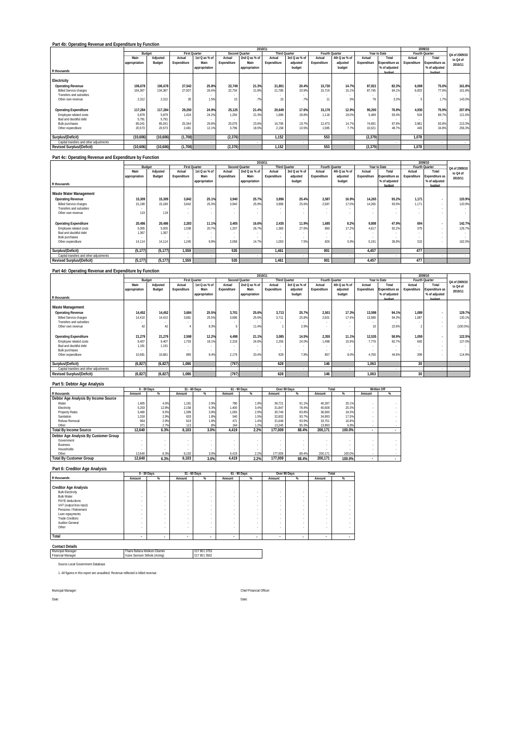**Part 4b: Operating Revenue and Expenditure by Function**

| R thousands | 2010/11 | | | | | | | | | | | | 2009/10 | | Q4 of 2009/10 to Q4 of 2010/11 |
|---|---|---|---|---|---|---|---|---|---|---|---|---|---|---|---|
| | Budget | | First Quarter | | Second Quarter | | Third Quarter | | Fourth Quarter | | Year to Date | | Fourth Quarter | | |
| | Main appropriation | Adjusted Budget | Actual Expenditure | 1st Q as % of Main appropriation | Actual Expenditure | 2nd Q as % of Main appropriation | Actual Expenditure | 3rd Q as % of adjusted budget | Actual Expenditure | 4th Q as % of adjusted budget | Actual Expenditure | Total Expenditure as % of adjusted budget | Actual Expenditure | Total Expenditure as % of adjusted budget | |
| **Electricity** | | | | | | | | | | | | | | | |
| **Operating Revenue** | 106,678 | 106,678 | 27,542 | 25.8% | 22,749 | 21.3% | 21,801 | 20.4% | 15,730 | 14.7% | 87,821 | 82.3% | 6,008 | 75.6% | 161.8% |
| Billed Service charges | 104,367 | 104,367 | 27,507 | 26.4% | 22,734 | 21.8% | 21,785 | 20.9% | 15,719 | 15.1% | 87,745 | 84.1% | 6,003 | 77.6% | 161.8% |
| Transfers and subsidies | - | - | - | - | - | - | - | - | - | - | - | - | - | - | - |
| Other own revenue | 2,312 | 2,312 | 35 | 1.5% | 15 | .7% | 15 | .7% | 11 | .5% | 76 | 3.3% | 5 | 1.7% | 143.0% |
| **Operating Expenditure** | 117,284 | 117,284 | 29,250 | 24.9% | 25,125 | 21.4% | 20,649 | 17.6% | 15,176 | 12.9% | 90,200 | 76.9% | 4,930 | 75.9% | 207.8% |
| Employee related costs | 5,879 | 5,879 | 1,424 | 24.2% | 1,250 | 21.3% | 1,696 | 28.8% | 1,118 | 19.0% | 5,489 | 93.4% | 504 | 89.7% | 121.6% |
| Bad and doubtful debt | 5,791 | 5,791 | - | - | - | - | - | - | - | - | - | - | - | - | - |
| Bulk purchases | 85,041 | 85,041 | 25,344 | 29.8% | 20,079 | 23.6% | 16,795 | 19.7% | 12,473 | 14.7% | 74,691 | 87.8% | 3,981 | 83.8% | 213.3% |
| Other expenditure | 20,573 | 20,573 | 2,481 | 12.1% | 3,796 | 18.5% | 2,158 | 10.5% | 1,585 | 7.7% | 10,021 | 48.7% | 445 | 34.8% | 256.3% |
| **Surplus/(Deficit)** | (10,606) | (10,606) | (1,708) | | (2,376) | | 1,152 | | 553 | | (2,379) | | 1,078 | | |
| Capital transfers and other adjustments | | | | - | | - | | - | | - | | - | | - | - |
| **Revised Surplus/(Deficit)** | (10,606) | (10,606) | (1,708) | | (2,376) | | 1,152 | | 553 | | (2,379) | | 1,078 | | |

**Part 4c: Operating Revenue and Expenditure by Function**

| R thousands | 2010/11 | | | | | | | | | | | | 2009/10 | | Q4 of 2009/10 to Q4 of 2010/11 |
|---|---|---|---|---|---|---|---|---|---|---|---|---|---|---|---|
| | Budget | | First Quarter | | Second Quarter | | Third Quarter | | Fourth Quarter | | Year to Date | | Fourth Quarter | | |
| | Main appropriation | Adjusted Budget | Actual Expenditure | 1st Q as % of Main appropriation | Actual Expenditure | 2nd Q as % of Main appropriation | Actual Expenditure | 3rd Q as % of adjusted budget | Actual Expenditure | 4th Q as % of adjusted budget | Actual Expenditure | Total Expenditure as % of adjusted budget | Actual Expenditure | Total Expenditure as % of adjusted budget | |
| **Waste Water Management** | | | | | | | | | | | | | | | |
| **Operating Revenue** | 15,309 | 15,309 | 3,842 | 25.1% | 3,940 | 25.7% | 3,896 | 25.4% | 2,587 | 16.9% | 14,265 | 93.2% | 1,171 | - | 120.9% |
| Billed Service charges | 15,189 | 15,189 | 3,842 | 25.3% | 3,940 | 25.9% | 3,896 | 25.6% | 2,587 | 17.0% | 14,265 | 93.9% | 1,171 | - | 120.9% |
| Transfers and subsidies | - | - | - | - | - | - | - | - | - | - | - | - | - | - | - |
| Other own revenue | 119 | 119 | - | - | - | - | - | - | - | - | - | - | - | - | - |
| **Operating Expenditure** | 20,486 | 20,486 | 2,283 | 11.1% | 3,405 | 16.6% | 2,435 | 11.9% | 1,685 | 8.2% | 9,808 | 47.9% | 694 | - | 142.7% |
| Employee related costs | 5,005 | 5,005 | 1,038 | 20.7% | 1,337 | 26.7% | 1,383 | 27.6% | 860 | 17.2% | 4,617 | 92.2% | 379 | - | 126.7% |
| Bad and doubtful debt | 1,367 | 1,367 | - | - | - | - | - | - | - | - | - | - | - | - | - |
| Bulk purchases | - | - | - | - | - | - | - | - | - | - | - | - | - | - | - |
| Other expenditure | 14,114 | 14,114 | 1,245 | 8.8% | 2,068 | 14.7% | 1,053 | 7.5% | 826 | 5.9% | 5,191 | 36.8% | 315 | - | 162.0% |
| **Surplus/(Deficit)** | (5,177) | (5,177) | 1,559 | | 535 | | 1,461 | | 901 | | 4,457 | | 477 | | |
| Capital transfers and other adjustments | | | | - | | - | | - | | - | | - | | - | - |
| **Revised Surplus/(Deficit)** | (5,177) | (5,177) | 1,559 | | 535 | | 1,461 | | 901 | | 4,457 | | 477 | | |

**Part 4d: Operating Revenue and Expenditure by Function**

| R thousands | 2010/11 | | | | | | | | | | | | 2009/10 | | Q4 of 2009/10 to Q4 of 2010/11 |
|---|---|---|---|---|---|---|---|---|---|---|---|---|---|---|---|
| | Budget | | First Quarter | | Second Quarter | | Third Quarter | | Fourth Quarter | | Year to Date | | Fourth Quarter | | |
| | Main appropriation | Adjusted Budget | Actual Expenditure | 1st Q as % of Main appropriation | Actual Expenditure | 2nd Q as % of Main appropriation | Actual Expenditure | 3rd Q as % of adjusted budget | Actual Expenditure | 4th Q as % of adjusted budget | Actual Expenditure | Total Expenditure as % of adjusted budget | Actual Expenditure | Total Expenditure as % of adjusted budget | |
| **Waste Management** | | | | | | | | | | | | | | | |
| **Operating Revenue** | 14,452 | 14,452 | 3,684 | 25.5% | 3,701 | 25.6% | 3,713 | 25.7% | 2,501 | 17.3% | 13,598 | 94.1% | 1,089 | - | 129.7% |
| Billed Service charges | 14,410 | 14,410 | 3,681 | 25.5% | 3,696 | 25.6% | 3,711 | 25.8% | 2,501 | 17.4% | 13,589 | 94.3% | 1,087 | - | 130.1% |
| Transfers and subsidies | - | - | - | - | - | - | - | - | - | - | - | - | - | - | - |
| Other own revenue | 42 | 42 | 4 | 8.3% | 5 | 11.4% | 1 | 2.9% | - | - | 10 | 22.6% | 2 | - | (100.0%) |
| **Operating Expenditure** | 21,279 | 21,279 | 2,598 | 12.2% | 4,498 | 21.1% | 3,085 | 14.5% | 2,355 | 11.1% | 12,535 | 58.9% | 1,059 | - | 122.5% |
| Employee related costs | 9,407 | 9,407 | 1,703 | 18.1% | 2,318 | 24.6% | 2,256 | 24.0% | 1,498 | 15.9% | 7,776 | 82.7% | 660 | - | 127.0% |
| Bad and doubtful debt | 1,191 | 1,191 | - | - | - | - | - | - | - | - | - | - | - | - | - |
| Bulk purchases | - | - | - | - | - | - | - | - | - | - | - | - | - | - | - |
| Other expenditure | 10,681 | 10,681 | 895 | 8.4% | 2,179 | 20.4% | 829 | 7.8% | 857 | 8.0% | 4,760 | 44.6% | 399 | - | 114.9% |
| **Surplus/(Deficit)** | (6,827) | (6,827) | 1,086 | | (797) | | 628 | | 146 | | 1,063 | | 30 | | |
| Capital transfers and other adjustments | | | | - | | - | | - | | - | | - | | - | - |
| **Revised Surplus/(Deficit)** | (6,827) | (6,827) | 1,086 | | (797) | | 628 | | 146 | | 1,063 | | 30 | | |

**Part 5: Debtor Age Analysis**

| R thousands | 0 - 30 Days | | 31 - 60 Days | | 61 - 90 Days | | Over 90 Days | | Total | | Written Off | |
|---|---|---|---|---|---|---|---|---|---|---|---|---|
| | Amount | % | Amount | % | Amount | % | Amount | % | Amount | % | Amount | % |
| **Debtor Age Analysis By Income Source** | | | | | | | | | | | | |
| Water | 1,605 | 4.0% | 1,181 | 2.9% | 780 | 1.9% | 36,721 | 91.1% | 40,287 | 20.1% | - | - |
| Electricity | 5,203 | 12.8% | 2,158 | 5.3% | 1,400 | 3.4% | 31,847 | 78.4% | 40,608 | 20.3% | - | - |
| Property Rates | 3,480 | 9.5% | 1,399 | 3.8% | 1,065 | 2.9% | 30,746 | 83.8% | 36,690 | 18.3% | - | - |
| Sanitation | 1,018 | 2.9% | 633 | 1.8% | 540 | 1.5% | 32,802 | 93.7% | 34,993 | 17.5% | - | - |
| Refuse Removal | 964 | 2.9% | 619 | 1.8% | 471 | 1.4% | 31,648 | 93.9% | 33,701 | 16.8% | - | - |
| Other | 371 | 2.7% | 113 | .8% | 164 | 1.2% | 13,245 | 95.3% | 13,893 | 6.9% | - | - |
| **Total By Income Source** | **12,640** | **6.3%** | **6,103** | **3.0%** | **4,419** | **2.2%** | **177,009** | **88.4%** | **200,171** | **100.0%** | **-** | **-** |
| **Debtor Age Analysis By Customer Group** | | | | | | | | | | | | |
| Government | - | - | - | - | - | - | - | - | - | - | - | - |
| Business | - | - | - | - | - | - | - | - | - | - | - | - |
| Households | - | - | - | - | - | - | - | - | - | - | - | - |
| Other | 12,640 | 6.3% | 6,103 | 3.0% | 4,419 | 2.2% | 177,009 | 88.4% | 200,171 | 100.0% | - | - |
| **Total By Customer Group** | **12,640** | **6.3%** | **6,103** | **3.0%** | **4,419** | **2.2%** | **177,009** | **88.4%** | **200,171** | **100.0%** | **-** | **-** |

**Part 6: Creditor Age Analysis**

| R thousands | 0 - 30 Days | | 31 - 60 Days | | 61 - 90 Days | | Over 90 Days | | Total | |
|---|---|---|---|---|---|---|---|---|---|---|
| | Amount | % | Amount | % | Amount | % | Amount | % | Amount | % |
| **Creditor Age Analysis** | | | | | | | | | | |
| Bulk Electricity | - | - | - | - | - | - | - | - | - | - |
| Bulk Water | - | - | - | - | - | - | - | - | - | - |
| PAYE deductions | - | - | - | - | - | - | - | - | - | - |
| VAT (output less input) | - | - | - | - | - | - | - | - | - | - |
| Pensions / Retirement | - | - | - | - | - | - | - | - | - | - |
| Loan repayments | - | - | - | - | - | - | - | - | - | - |
| Trade Creditors | - | - | - | - | - | - | - | - | - | - |
| Auditor-General | - | - | - | - | - | - | - | - | - | - |
| Other | - | - | - | - | - | - | - | - | - | - |
| **Total** | **-** | **-** | **-** | **-** | **-** | **-** | **-** | **-** | **-** | **-** |

**Contact Details**

| | | |
|---|---|---|
| Municipal Manager | Thami Bafana Welkom Dlamini | 017 801 3753 |
| Financial Manager | Vusie Samson Sithole (Acting) | 017 801 3502 |

Source Local Government Database

1. All figures in this report are unaudited. Revenue reflected is billed revenue

Municpal Manager:

Date:

Chief Financial Officer:

Date: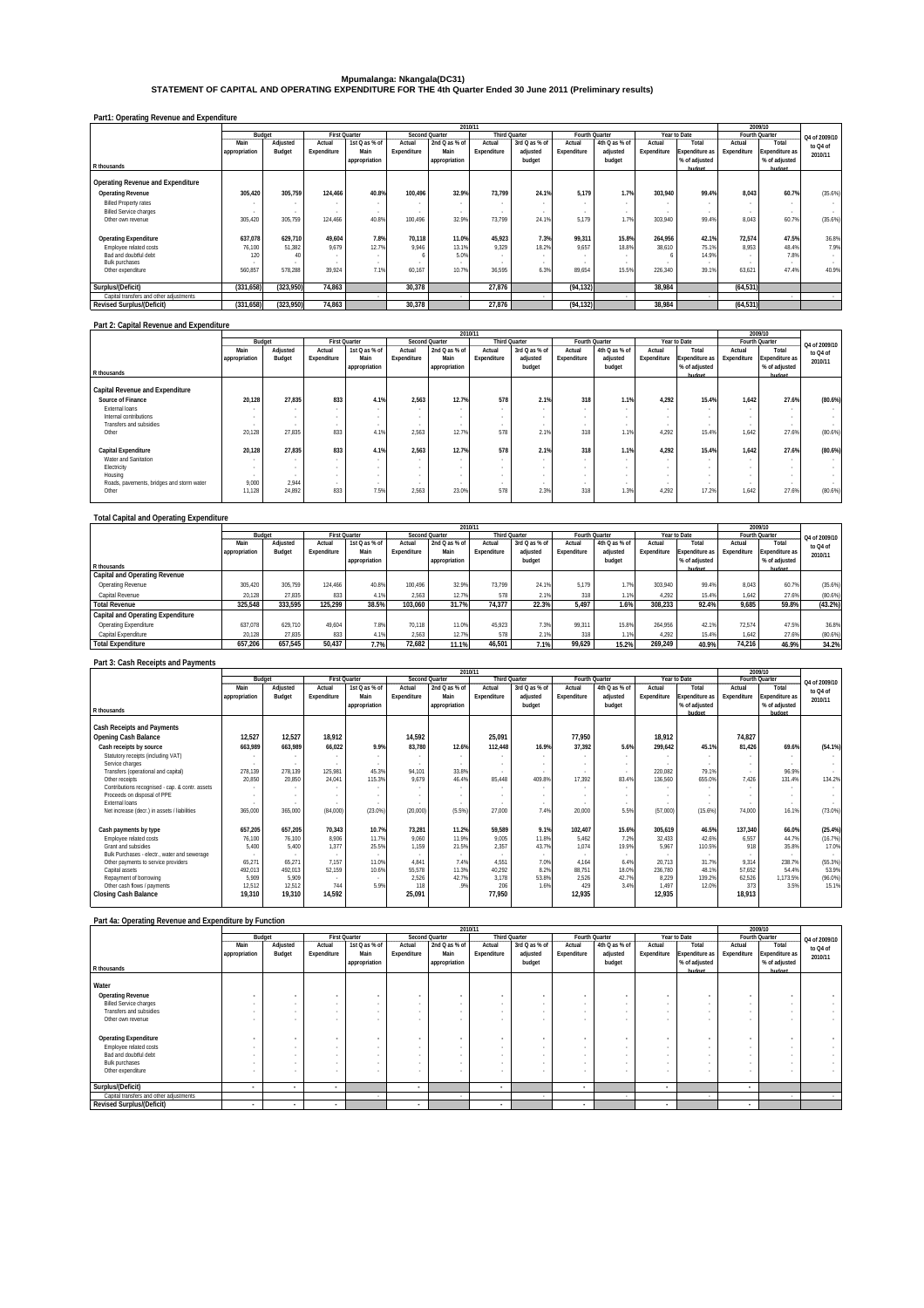# Mpumalanga: Nkangala(DC31)
## STATEMENT OF CAPITAL AND OPERATING EXPENDITURE FOR THE 4th Quarter Ended 30 June 2011 (Preliminary results)

### Part1: Operating Revenue and Expenditure

| R thousands | 2010/11 | | | | | | | | | | | | 2009/10 | | Q4 of 2009/10 to Q4 of 2010/11 |
|---|---|---|---|---|---|---|---|---|---|---|---|---|---|---|---|
| | Budget | | First Quarter | | Second Quarter | | Third Quarter | | Fourth Quarter | | Year to Date | | Fourth Quarter | | |
| | Main appropriation | Adjusted Budget | Actual Expenditure | 1st Q as % of Main appropriation | Actual Expenditure | 2nd Q as % of Main appropriation | Actual Expenditure | 3rd Q as % of adjusted budget | Actual Expenditure | 4th Q as % of adjusted budget | Actual Expenditure | Total Expenditure as % of adjusted budget | Actual Expenditure | Total Expenditure as % of adjusted budget | |
| **Operating Revenue and Expenditure** | | | | | | | | | | | | | | | |
| **Operating Revenue** | **305,420** | **305,759** | **124,466** | **40.8%** | **100,496** | **32.9%** | **73,799** | **24.1%** | **5,179** | **1.7%** | **303,940** | **99.4%** | **8,043** | **60.7%** | (35.6%) |
| Billed Property rates | - | - | - | - | - | - | - | - | - | - | - | - | - | - | - |
| Billed Service charges | - | - | - | - | - | - | - | - | - | - | - | - | - | - | - |
| Other own revenue | 305,420 | 305,759 | 124,466 | 40.8% | 100,496 | 32.9% | 73,799 | 24.1% | 5,179 | 1.7% | 303,940 | 99.4% | 8,043 | 60.7% | (35.6%) |
| **Operating Expenditure** | **637,078** | **629,710** | **49,604** | **7.8%** | **70,118** | **11.0%** | **45,923** | **7.3%** | **99,311** | **15.8%** | **264,956** | **42.1%** | **72,574** | **47.5%** | 36.8% |
| Employee related costs | 76,100 | 51,382 | 9,679 | 12.7% | 9,946 | 13.1% | 9,329 | 18.2% | 9,657 | 18.8% | 38,610 | 75.1% | 8,953 | 48.4% | 7.9% |
| Bad and doubtful debt | 120 | 40 | - | - | 6 | 5.0% | - | - | - | - | 6 | 14.9% | - | 7.8% | - |
| Bulk purchases | - | - | - | - | - | - | - | - | - | - | - | - | - | - | - |
| Other expenditure | 560,857 | 578,288 | 39,924 | 7.1% | 60,167 | 10.7% | 36,595 | 6.3% | 89,654 | 15.5% | 226,340 | 39.1% | 63,621 | 47.4% | 40.9% |
| **Surplus/(Deficit)** | **(331,658)** | **(323,950)** | **74,863** | | **30,378** | | **27,876** | | **(94,132)** | | **38,984** | | **(64,531)** | | |
| Capital transfers and other adjustments | - | - | - | - | - | - | - | - | - | - | - | - | - | - | - |
| **Revised Surplus/(Deficit)** | **(331,658)** | **(323,950)** | **74,863** | | **30,378** | | **27,876** | | **(94,132)** | | **38,984** | | **(64,531)** | | |

### Part 2: Capital Revenue and Expenditure

| R thousands | 2010/11 | | | | | | | | | | | | 2009/10 | | Q4 of 2009/10 to Q4 of 2010/11 |
|---|---|---|---|---|---|---|---|---|---|---|---|---|---|---|---|
| | Budget | | First Quarter | | Second Quarter | | Third Quarter | | Fourth Quarter | | Year to Date | | Fourth Quarter | | |
| | Main appropriation | Adjusted Budget | Actual Expenditure | 1st Q as % of Main appropriation | Actual Expenditure | 2nd Q as % of Main appropriation | Actual Expenditure | 3rd Q as % of adjusted budget | Actual Expenditure | 4th Q as % of adjusted budget | Actual Expenditure | Total Expenditure as % of adjusted budget | Actual Expenditure | Total Expenditure as % of adjusted budget | |
| **Capital Revenue and Expenditure** | | | | | | | | | | | | | | | |
| **Source of Finance** | **20,128** | **27,835** | **833** | **4.1%** | **2,563** | **12.7%** | **578** | **2.1%** | **318** | **1.1%** | **4,292** | **15.4%** | **1,642** | **27.6%** | **(80.6%)** |
| External loans | - | - | - | - | - | - | - | - | - | - | - | - | - | - | - |
| Internal contributions | - | - | - | - | - | - | - | - | - | - | - | - | - | - | - |
| Transfers and subsidies | - | - | - | - | - | - | - | - | - | - | - | - | - | - | - |
| Other | 20,128 | 27,835 | 833 | 4.1% | 2,563 | 12.7% | 578 | 2.1% | 318 | 1.1% | 4,292 | 15.4% | 1,642 | 27.6% | (80.6%) |
| **Capital Expenditure** | **20,128** | **27,835** | **833** | **4.1%** | **2,563** | **12.7%** | **578** | **2.1%** | **318** | **1.1%** | **4,292** | **15.4%** | **1,642** | **27.6%** | **(80.6%)** |
| Water and Sanitation | - | - | - | - | - | - | - | - | - | - | - | - | - | - | - |
| Electricity | - | - | - | - | - | - | - | - | - | - | - | - | - | - | - |
| Housing | - | - | - | - | - | - | - | - | - | - | - | - | - | - | - |
| Roads, pavements, bridges and storm water | 9,000 | 2,944 | - | - | - | - | - | - | - | - | - | - | - | - | - |
| Other | 11,128 | 24,892 | 833 | 7.5% | 2,563 | 23.0% | 578 | 2.3% | 318 | 1.3% | 4,292 | 17.2% | 1,642 | 27.6% | (80.6%) |

### Total Capital and Operating Expenditure

| R thousands | 2010/11 | | | | | | | | | | | | 2009/10 | | Q4 of 2009/10 to Q4 of 2010/11 |
|---|---|---|---|---|---|---|---|---|---|---|---|---|---|---|---|
| | Budget | | First Quarter | | Second Quarter | | Third Quarter | | Fourth Quarter | | Year to Date | | Fourth Quarter | | |
| | Main appropriation | Adjusted Budget | Actual Expenditure | 1st Q as % of Main appropriation | Actual Expenditure | 2nd Q as % of Main appropriation | Actual Expenditure | 3rd Q as % of adjusted budget | Actual Expenditure | 4th Q as % of adjusted budget | Actual Expenditure | Total Expenditure as % of adjusted budget | Actual Expenditure | Total Expenditure as % of adjusted budget | |
| **Capital and Operating Revenue** | | | | | | | | | | | | | | | |
| Operating Revenue | 305,420 | 305,759 | 124,466 | 40.8% | 100,496 | 32.9% | 73,799 | 24.1% | 5,179 | 1.7% | 303,940 | 99.4% | 8,043 | 60.7% | (35.6%) |
| Capital Revenue | 20,128 | 27,835 | 833 | 4.1% | 2,563 | 12.7% | 578 | 2.1% | 318 | 1.1% | 4,292 | 15.4% | 1,642 | 27.6% | (80.6%) |
| **Total Revenue** | **325,548** | **333,595** | **125,299** | **38.5%** | **103,060** | **31.7%** | **74,377** | **22.3%** | **5,497** | **1.6%** | **308,233** | **92.4%** | **9,685** | **59.8%** | **(43.2%)** |
| **Capital and Operating Expenditure** | | | | | | | | | | | | | | | |
| Operating Expenditure | 637,078 | 629,710 | 49,604 | 7.8% | 70,118 | 11.0% | 45,923 | 7.3% | 99,311 | 15.8% | 264,956 | 42.1% | 72,574 | 47.5% | 36.8% |
| Capital Expenditure | 20,128 | 27,835 | 833 | 4.1% | 2,563 | 12.7% | 578 | 2.1% | 318 | 1.1% | 4,292 | 15.4% | 1,642 | 27.6% | (80.6%) |
| **Total Expenditure** | **657,206** | **657,545** | **50,437** | **7.7%** | **72,682** | **11.1%** | **46,501** | **7.1%** | **99,629** | **15.2%** | **269,249** | **40.9%** | **74,216** | **46.9%** | **34.2%** |

### Part 3: Cash Receipts and Payments

| R thousands | 2010/11 | | | | | | | | | | | | 2009/10 | | Q4 of 2009/10 to Q4 of 2010/11 |
|---|---|---|---|---|---|---|---|---|---|---|---|---|---|---|---|
| | Budget | | First Quarter | | Second Quarter | | Third Quarter | | Fourth Quarter | | Year to Date | | Fourth Quarter | | |
| | Main appropriation | Adjusted Budget | Actual Expenditure | 1st Q as % of Main appropriation | Actual Expenditure | 2nd Q as % of Main appropriation | Actual Expenditure | 3rd Q as % of adjusted budget | Actual Expenditure | 4th Q as % of adjusted budget | Actual Expenditure | Total Expenditure as % of adjusted budget | Actual Expenditure | Total Expenditure as % of adjusted budget | |
| **Cash Receipts and Payments** | | | | | | | | | | | | | | | |
| **Opening Cash Balance** | **12,527** | **12,527** | **18,912** | | **14,592** | | **25,091** | | **77,950** | | **18,912** | | **74,827** | | |
| **Cash receipts by source** | **663,989** | **663,989** | **66,022** | **9.9%** | **83,780** | **12.6%** | **112,448** | **16.9%** | **37,392** | **5.6%** | **299,642** | **45.1%** | **81,426** | **69.6%** | **(54.1%)** |
| Statutory receipts (including VAT) | - | - | - | - | - | - | - | - | - | - | - | - | - | - | - |
| Service charges | - | - | - | - | - | - | - | - | - | - | - | - | - | - | - |
| Transfers (operational and capital) | 278,139 | 278,139 | 125,981 | 45.3% | 94,101 | 33.8% | - | - | - | - | 220,082 | 79.1% | - | 96.9% | - |
| Other receipts | 20,850 | 20,850 | 24,041 | 115.3% | 9,679 | 46.4% | 85,448 | 409.8% | 17,392 | 83.4% | 136,560 | 655.0% | 7,426 | 131.4% | 134.2% |
| Contributions recognised - cap. & contr. assets | - | - | - | - | - | - | - | - | - | - | - | - | - | - | - |
| Proceeds on disposal of PPE | - | - | - | - | - | - | - | - | - | - | - | - | - | - | - |
| External loans | - | - | - | - | - | - | - | - | - | - | - | - | - | - | - |
| Net increase (decr.) in assets / liabilities | 365,000 | 365,000 | (84,000) | (23.0%) | (20,000) | (5.5%) | 27,000 | 7.4% | 20,000 | 5.5% | (57,000) | (15.6%) | 74,000 | 16.1% | (73.0%) |
| **Cash payments by type** | **657,205** | **657,205** | **70,343** | **10.7%** | **73,281** | **11.2%** | **59,589** | **9.1%** | **102,407** | **15.6%** | **305,619** | **46.5%** | **137,340** | **66.0%** | **(25.4%)** |
| Employee related costs | 76,100 | 76,100 | 8,906 | 11.7% | 9,060 | 11.9% | 9,005 | 11.8% | 5,462 | 7.2% | 32,433 | 42.6% | 6,557 | 44.7% | (16.7%) |
| Grant and subsidies | 5,400 | 5,400 | 1,377 | 25.5% | 1,159 | 21.5% | 2,357 | 43.7% | 1,074 | 19.9% | 5,967 | 110.5% | 918 | 35.8% | 17.0% |
| Bulk Purchases - electr., water and sewerage | - | - | - | - | - | - | - | - | - | - | - | - | - | - | - |
| Other payments to service providers | 65,271 | 65,271 | 7,157 | 11.0% | 4,841 | 7.4% | 4,551 | 7.0% | 4,164 | 6.4% | 20,713 | 31.7% | 9,314 | 238.7% | (55.3%) |
| Capital assets | 492,013 | 492,013 | 52,159 | 10.6% | 55,578 | 11.3% | 40,292 | 8.2% | 88,751 | 18.0% | 236,780 | 48.1% | 57,652 | 54.4% | 53.9% |
| Repayment of borrowing | 5,909 | 5,909 | - | - | 2,526 | 42.7% | 3,178 | 53.8% | 2,526 | 42.7% | 8,229 | 139.2% | 62,526 | 1,173.5% | (96.0%) |
| Other cash flows / payments | 12,512 | 12,512 | 744 | 5.9% | 118 | .9% | 206 | 1.6% | 429 | 3.4% | 1,497 | 12.0% | 373 | 3.5% | 15.1% |
| **Closing Cash Balance** | **19,310** | **19,310** | **14,592** | | **25,091** | | **77,950** | | **12,935** | | **12,935** | | **18,913** | | |

### Part 4a: Operating Revenue and Expenditure by Function

| R thousands | 2010/11 | | | | | | | | | | | | 2009/10 | | Q4 of 2009/10 to Q4 of 2010/11 |
|---|---|---|---|---|---|---|---|---|---|---|---|---|---|---|---|
| | Budget | | First Quarter | | Second Quarter | | Third Quarter | | Fourth Quarter | | Year to Date | | Fourth Quarter | | |
| | Main appropriation | Adjusted Budget | Actual Expenditure | 1st Q as % of Main appropriation | Actual Expenditure | 2nd Q as % of Main appropriation | Actual Expenditure | 3rd Q as % of adjusted budget | Actual Expenditure | 4th Q as % of adjusted budget | Actual Expenditure | Total Expenditure as % of adjusted budget | Actual Expenditure | Total Expenditure as % of adjusted budget | |
| **Water** | | | | | | | | | | | | | | | |
| **Operating Revenue** | - | - | - | - | - | - | - | - | - | - | - | - | - | - | - |
| Billed Service charges | - | - | - | - | - | - | - | - | - | - | - | - | - | - | - |
| Transfers and subsidies | - | - | - | - | - | - | - | - | - | - | - | - | - | - | - |
| Other own revenue | - | - | - | - | - | - | - | - | - | - | - | - | - | - | - |
| **Operating Expenditure** | - | - | - | - | - | - | - | - | - | - | - | - | - | - | - |
| Employee related costs | - | - | - | - | - | - | - | - | - | - | - | - | - | - | - |
| Bad and doubtful debt | - | - | - | - | - | - | - | - | - | - | - | - | - | - | - |
| Bulk purchases | - | - | - | - | - | - | - | - | - | - | - | - | - | - | - |
| Other expenditure | - | - | - | - | - | - | - | - | - | - | - | - | - | - | - |
| **Surplus/(Deficit)** | - | - | - | | - | | - | | - | | - | | - | | |
| Capital transfers and other adjustments | - | - | - | - | - | - | - | - | - | - | - | - | - | - | - |
| **Revised Surplus/(Deficit)** | - | - | - | | - | | - | | - | | - | | - | | |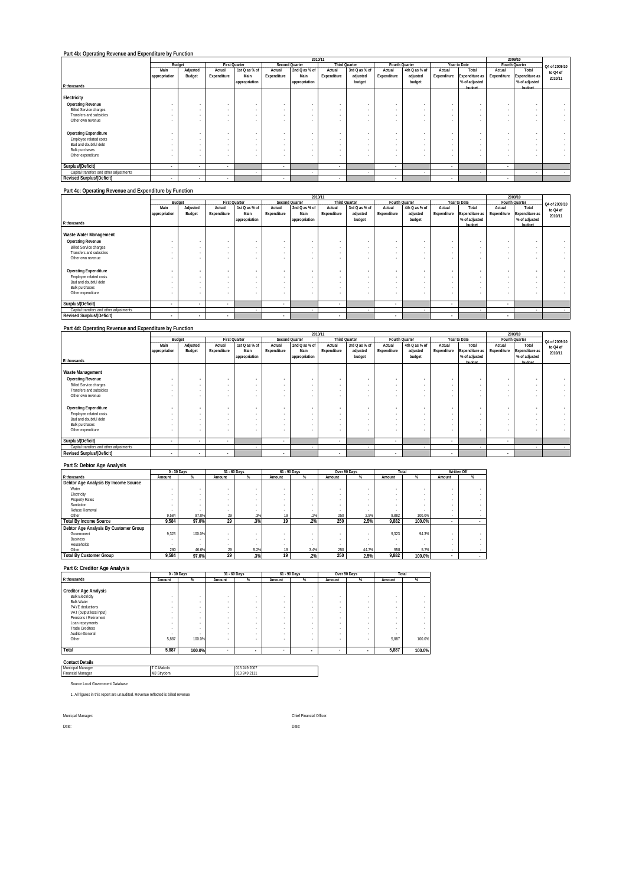## Part 4b: Operating Revenue and Expenditure by Function

| R thousands | 2010/11 Budget Main appropriation | Adjusted Budget | First Quarter Actual Expenditure | 1st Q as % of Main appropriation | Second Quarter Actual Expenditure | 2nd Q as % of Main appropriation | Third Quarter Actual Expenditure | 3rd Q as % of adjusted budget | Fourth Quarter Actual Expenditure | 4th Q as % of adjusted budget | Year to Date Actual Expenditure | Total Expenditure as % of adjusted budget | 2009/10 Fourth Quarter Actual Expenditure | Total Expenditure as % of adjusted budget | Q4 of 2009/10 to Q4 of 2010/11 |
|---|---|---|---|---|---|---|---|---|---|---|---|---|---|---|---|
| **Electricity** | | | | | | | | | | | | | | | |
| **Operating Revenue** | - | - | - | - | - | - | - | - | - | - | - | - | - | - | - |
| Billed Service charges | - | - | - | - | - | - | - | - | - | - | - | - | - | - | - |
| Transfers and subsidies | - | - | - | - | - | - | - | - | - | - | - | - | - | - | - |
| Other own revenue | - | - | - | - | - | - | - | - | - | - | - | - | - | - | - |
| **Operating Expenditure** | - | - | - | - | - | - | - | - | - | - | - | - | - | - | - |
| Employee related costs | - | - | - | - | - | - | - | - | - | - | - | - | - | - | - |
| Bad and doubtful debt | - | - | - | - | - | - | - | - | - | - | - | - | - | - | - |
| Bulk purchases | - | - | - | - | - | - | - | - | - | - | - | - | - | - | - |
| Other expenditure | - | - | - | - | - | - | - | - | - | - | - | - | - | - | - |
| **Surplus/(Deficit)** | - | - | - | | - | | - | | - | | - | | - | | |
| Capital transfers and other adjustments | | | | - | | - | | - | | - | | - | | - | - |
| **Revised Surplus/(Deficit)** | - | - | - | | - | | - | | - | | - | | - | | |

## Part 4c: Operating Revenue and Expenditure by Function

| R thousands | 2010/11 Budget Main appropriation | Adjusted Budget | First Quarter Actual Expenditure | 1st Q as % of Main appropriation | Second Quarter Actual Expenditure | 2nd Q as % of Main appropriation | Third Quarter Actual Expenditure | 3rd Q as % of adjusted budget | Fourth Quarter Actual Expenditure | 4th Q as % of adjusted budget | Year to Date Actual Expenditure | Total Expenditure as % of adjusted budget | 2009/10 Fourth Quarter Actual Expenditure | Total Expenditure as % of adjusted budget | Q4 of 2009/10 to Q4 of 2010/11 |
|---|---|---|---|---|---|---|---|---|---|---|---|---|---|---|---|
| **Waste Water Management** | | | | | | | | | | | | | | | |
| **Operating Revenue** | - | - | - | - | - | - | - | - | - | - | - | - | - | - | - |
| Billed Service charges | - | - | - | - | - | - | - | - | - | - | - | - | - | - | - |
| Transfers and subsidies | - | - | - | - | - | - | - | - | - | - | - | - | - | - | - |
| Other own revenue | - | - | - | - | - | - | - | - | - | - | - | - | - | - | - |
| **Operating Expenditure** | - | - | - | - | - | - | - | - | - | - | - | - | - | - | - |
| Employee related costs | - | - | - | - | - | - | - | - | - | - | - | - | - | - | - |
| Bad and doubtful debt | - | - | - | - | - | - | - | - | - | - | - | - | - | - | - |
| Bulk purchases | - | - | - | - | - | - | - | - | - | - | - | - | - | - | - |
| Other expenditure | - | - | - | - | - | - | - | - | - | - | - | - | - | - | - |
| **Surplus/(Deficit)** | - | - | - | | - | | - | | - | | - | | - | | |
| Capital transfers and other adjustments | | | | - | | - | | - | | - | | - | | - | - |
| **Revised Surplus/(Deficit)** | - | - | - | | - | | - | | - | | - | | - | | |

## Part 4d: Operating Revenue and Expenditure by Function

| R thousands | 2010/11 Budget Main appropriation | Adjusted Budget | First Quarter Actual Expenditure | 1st Q as % of Main appropriation | Second Quarter Actual Expenditure | 2nd Q as % of Main appropriation | Third Quarter Actual Expenditure | 3rd Q as % of adjusted budget | Fourth Quarter Actual Expenditure | 4th Q as % of adjusted budget | Year to Date Actual Expenditure | Total Expenditure as % of adjusted budget | 2009/10 Fourth Quarter Actual Expenditure | Total Expenditure as % of adjusted budget | Q4 of 2009/10 to Q4 of 2010/11 |
|---|---|---|---|---|---|---|---|---|---|---|---|---|---|---|---|
| **Waste Management** | | | | | | | | | | | | | | | |
| **Operating Revenue** | - | - | - | - | - | - | - | - | - | - | - | - | - | - | - |
| Billed Service charges | - | - | - | - | - | - | - | - | - | - | - | - | - | - | - |
| Transfers and subsidies | - | - | - | - | - | - | - | - | - | - | - | - | - | - | - |
| Other own revenue | - | - | - | - | - | - | - | - | - | - | - | - | - | - | - |
| **Operating Expenditure** | - | - | - | - | - | - | - | - | - | - | - | - | - | - | - |
| Employee related costs | - | - | - | - | - | - | - | - | - | - | - | - | - | - | - |
| Bad and doubtful debt | - | - | - | - | - | - | - | - | - | - | - | - | - | - | - |
| Bulk purchases | - | - | - | - | - | - | - | - | - | - | - | - | - | - | - |
| Other expenditure | - | - | - | - | - | - | - | - | - | - | - | - | - | - | - |
| **Surplus/(Deficit)** | - | - | - | | - | | - | | - | | - | | - | | |
| Capital transfers and other adjustments | | | | - | | - | | - | | - | | - | | - | - |
| **Revised Surplus/(Deficit)** | - | - | - | | - | | - | | - | | - | | - | | |

## Part 5: Debtor Age Analysis

| R thousands | 0 - 30 Days Amount | % | 31 - 60 Days Amount | % | 61 - 90 Days Amount | % | Over 90 Days Amount | % | Total Amount | % | Written Off Amount | % |
|---|---|---|---|---|---|---|---|---|---|---|---|---|
| **Debtor Age Analysis By Income Source** | | | | | | | | | | | | |
| Water | - | - | - | - | - | - | - | - | - | - | - | - |
| Electricity | - | - | - | - | - | - | - | - | - | - | - | - |
| Property Rates | - | - | - | - | - | - | - | - | - | - | - | - |
| Sanitation | - | - | - | - | - | - | - | - | - | - | - | - |
| Refuse Removal | - | - | - | - | - | - | - | - | - | - | - | - |
| Other | 9,584 | 97.0% | 29 | .3% | 19 | .2% | 250 | 2.5% | 9,882 | 100.0% | - | - |
| **Total By Income Source** | **9,584** | **97.0%** | **29** | **.3%** | **19** | **.2%** | **250** | **2.5%** | **9,882** | **100.0%** | **-** | **-** |
| **Debtor Age Analysis By Customer Group** | | | | | | | | | | | | |
| Government | 9,323 | 100.0% | - | - | - | - | - | - | 9,323 | 94.3% | - | - |
| Business | - | - | - | - | - | - | - | - | - | - | - | - |
| Households | - | - | - | - | - | - | - | - | - | - | - | - |
| Other | 260 | 46.6% | 29 | 5.2% | 19 | 3.4% | 250 | 44.7% | 558 | 5.7% | - | - |
| **Total By Customer Group** | **9,584** | **97.0%** | **29** | **.3%** | **19** | **.2%** | **250** | **2.5%** | **9,882** | **100.0%** | **-** | **-** |

## Part 6: Creditor Age Analysis

| R thousands | 0 - 30 Days Amount | % | 31 - 60 Days Amount | % | 61 - 90 Days Amount | % | Over 90 Days Amount | % | Total Amount | % |
|---|---|---|---|---|---|---|---|---|---|---|
| **Creditor Age Analysis** | | | | | | | | | | |
| Bulk Electricity | - | - | - | - | - | - | - | - | - | - |
| Bulk Water | - | - | - | - | - | - | - | - | - | - |
| PAYE deductions | - | - | - | - | - | - | - | - | - | - |
| VAT (output less input) | - | - | - | - | - | - | - | - | - | - |
| Pensions / Retirement | - | - | - | - | - | - | - | - | - | - |
| Loan repayments | - | - | - | - | - | - | - | - | - | - |
| Trade Creditors | - | - | - | - | - | - | - | - | - | - |
| Auditor-General | - | - | - | - | - | - | - | - | - | - |
| Other | 5,887 | 100.0% | - | - | - | - | - | - | 5,887 | 100.0% |
| **Total** | **5,887** | **100.0%** | **-** | **-** | **-** | **-** | **-** | **-** | **5,887** | **100.0%** |

**Contact Details**

| | | |
|---|---|---|
| Municipal Manager | T C Makola | 013 249 2007 |
| Financial Manager | MJ Strydom | 013 249 2111 |

Source Local Government Database

1. All figures in this report are unaudited. Revenue reflected is billed revenue

Municpal Manager: Chief Financial Officer:

Date: Date: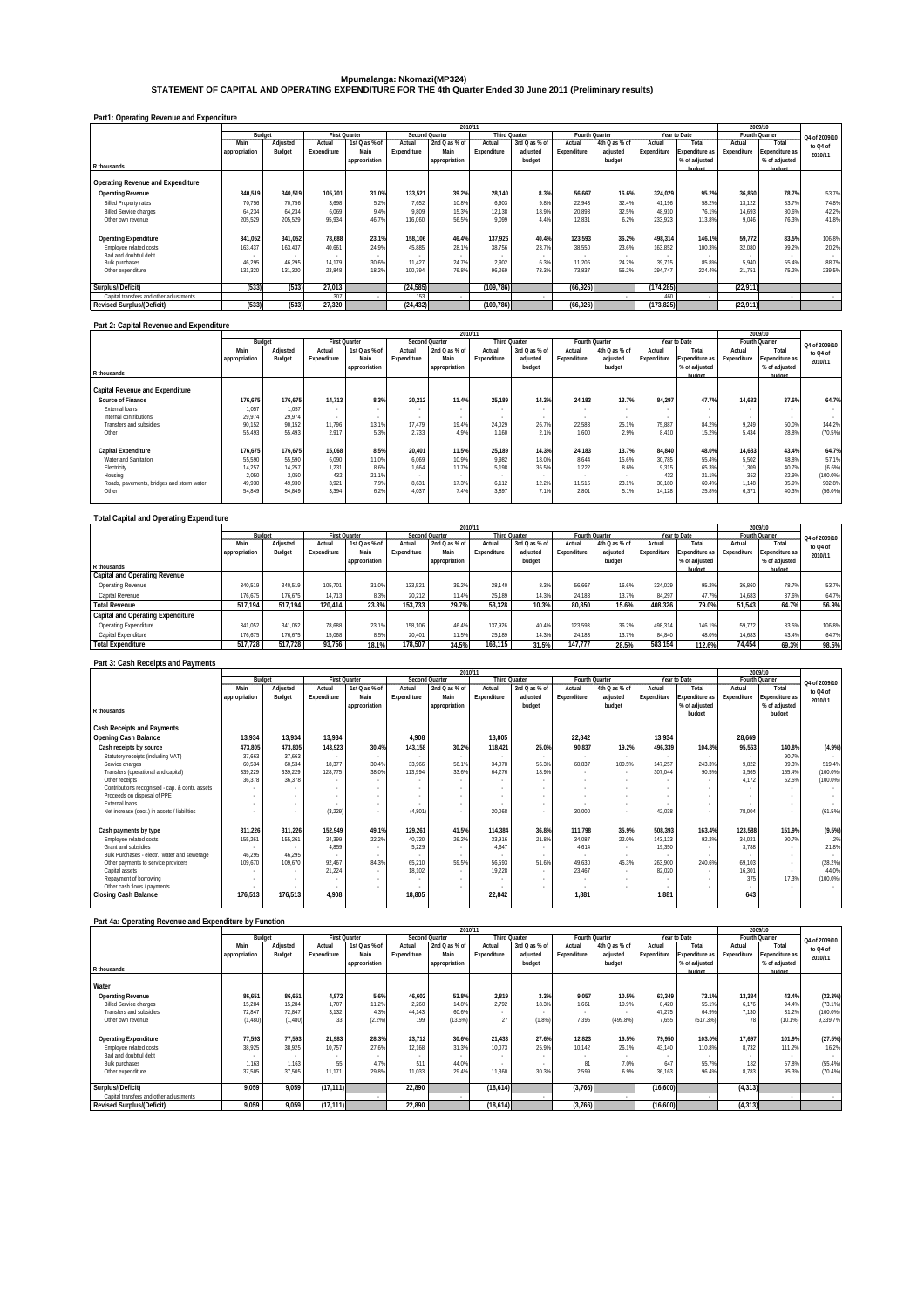# Mpumalanga: Nkomazi(MP324)
## STATEMENT OF CAPITAL AND OPERATING EXPENDITURE FOR THE 4th Quarter Ended 30 June 2011 (Preliminary results)

### Part1: Operating Revenue and Expenditure

| R thousands | 2010/11 | | | | | | | | | | | | 2009/10 | | Q4 of 2009/10 to Q4 of 2010/11 |
|---|---|---|---|---|---|---|---|---|---|---|---|---|---|---|---|
| | Budget | | First Quarter | | Second Quarter | | Third Quarter | | Fourth Quarter | | Year to Date | | Fourth Quarter | | |
| | Main appropriation | Adjusted Budget | Actual Expenditure | 1st Q as % of Main appropriation | Actual Expenditure | 2nd Q as % of Main appropriation | Actual Expenditure | 3rd Q as % of adjusted budget | Actual Expenditure | 4th Q as % of adjusted budget | Actual Expenditure | Total Expenditure as % of adjusted budget | Actual Expenditure | Total Expenditure as % of adjusted budget | |
| **Operating Revenue and Expenditure** | | | | | | | | | | | | | | | |
| **Operating Revenue** | **340,519** | **340,519** | **105,701** | **31.0%** | **133,521** | **39.2%** | **28,140** | **8.3%** | **56,667** | **16.6%** | **324,029** | **95.2%** | **36,860** | **78.7%** | 53.7% |
| Billed Property rates | 70,756 | 70,756 | 3,698 | 5.2% | 7,652 | 10.8% | 6,903 | 9.8% | 22,943 | 32.4% | 41,196 | 58.2% | 13,122 | 83.7% | 74.8% |
| Billed Service charges | 64,234 | 64,234 | 6,069 | 9.4% | 9,809 | 15.3% | 12,138 | 18.9% | 20,893 | 32.5% | 48,910 | 76.1% | 14,693 | 80.6% | 42.2% |
| Other own revenue | 205,529 | 205,529 | 95,934 | 46.7% | 116,060 | 56.5% | 9,099 | 4.4% | 12,831 | 6.2% | 233,923 | 113.8% | 9,046 | 76.3% | 41.8% |
| **Operating Expenditure** | **341,052** | **341,052** | **78,688** | **23.1%** | **158,106** | **46.4%** | **137,926** | **40.4%** | **123,593** | **36.2%** | **498,314** | **146.1%** | **59,772** | **83.5%** | 106.8% |
| Employee related costs | 163,437 | 163,437 | 40,661 | 24.9% | 45,885 | 28.1% | 38,756 | 23.7% | 38,550 | 23.6% | 163,852 | 100.3% | 32,080 | 99.2% | 20.2% |
| Bad and doubtful debt | - | - | - | - | - | - | - | - | - | - | - | - | - | - | - |
| Bulk purchases | 46,295 | 46,295 | 14,179 | 30.6% | 11,427 | 24.7% | 2,902 | 6.3% | 11,206 | 24.2% | 39,715 | 85.8% | 5,940 | 55.4% | 88.7% |
| Other expenditure | 131,320 | 131,320 | 23,848 | 18.2% | 100,794 | 76.8% | 96,269 | 73.3% | 73,837 | 56.2% | 294,747 | 224.4% | 21,751 | 75.2% | 239.5% |
| **Surplus/(Deficit)** | **(533)** | **(533)** | **27,013** | | **(24,585)** | | **(109,786)** | | **(66,926)** | | **(174,285)** | | **(22,911)** | | |
| Capital transfers and other adjustments | | | 307 | - | 153 | - | | - | | - | 460 | - | | - | - |
| **Revised Surplus/(Deficit)** | **(533)** | **(533)** | **27,320** | | **(24,432)** | | **(109,786)** | | **(66,926)** | | **(173,825)** | | **(22,911)** | | |

### Part 2: Capital Revenue and Expenditure

| R thousands | 2010/11 | | | | | | | | | | | | 2009/10 | | Q4 of 2009/10 to Q4 of 2010/11 |
|---|---|---|---|---|---|---|---|---|---|---|---|---|---|---|---|
| | Budget | | First Quarter | | Second Quarter | | Third Quarter | | Fourth Quarter | | Year to Date | | Fourth Quarter | | |
| | Main appropriation | Adjusted Budget | Actual Expenditure | 1st Q as % of Main appropriation | Actual Expenditure | 2nd Q as % of Main appropriation | Actual Expenditure | 3rd Q as % of adjusted budget | Actual Expenditure | 4th Q as % of adjusted budget | Actual Expenditure | Total Expenditure as % of adjusted budget | Actual Expenditure | Total Expenditure as % of adjusted budget | |
| **Capital Revenue and Expenditure** | | | | | | | | | | | | | | | |
| **Source of Finance** | **176,675** | **176,675** | **14,713** | **8.3%** | **20,212** | **11.4%** | **25,189** | **14.3%** | **24,183** | **13.7%** | **84,297** | **47.7%** | **14,683** | **37.6%** | **64.7%** |
| External loans | 1,057 | 1,057 | - | - | - | - | - | - | - | - | - | - | - | - | - |
| Internal contributions | 29,974 | 29,974 | - | - | - | - | - | - | - | - | - | - | - | - | - |
| Transfers and subsidies | 90,152 | 90,152 | 11,796 | 13.1% | 17,479 | 19.4% | 24,029 | 26.7% | 22,583 | 25.1% | 75,887 | 84.2% | 9,249 | 50.0% | 144.2% |
| Other | 55,493 | 55,493 | 2,917 | 5.3% | 2,733 | 4.9% | 1,160 | 2.1% | 1,600 | 2.9% | 8,410 | 15.2% | 5,434 | 28.8% | (70.5%) |
| **Capital Expenditure** | **176,675** | **176,675** | **15,068** | **8.5%** | **20,401** | **11.5%** | **25,189** | **14.3%** | **24,183** | **13.7%** | **84,840** | **48.0%** | **14,683** | **43.4%** | **64.7%** |
| Water and Sanitation | 55,590 | 55,590 | 6,090 | 11.0% | 6,069 | 10.9% | 9,982 | 18.0% | 8,644 | 15.6% | 30,785 | 55.4% | 5,502 | 48.8% | 57.1% |
| Electricity | 14,257 | 14,257 | 1,231 | 8.6% | 1,664 | 11.7% | 5,198 | 36.5% | 1,222 | 8.6% | 9,315 | 65.3% | 1,309 | 40.7% | (6.6%) |
| Housing | 2,050 | 2,050 | 432 | 21.1% | - | - | - | - | - | - | 432 | 21.1% | 352 | 22.9% | (100.0%) |
| Roads, pavements, bridges and storm water | 49,930 | 49,930 | 3,921 | 7.9% | 8,631 | 17.3% | 6,112 | 12.2% | 11,516 | 23.1% | 30,180 | 60.4% | 1,148 | 35.9% | 902.8% |
| Other | 54,849 | 54,849 | 3,394 | 6.2% | 4,037 | 7.4% | 3,897 | 7.1% | 2,801 | 5.1% | 14,128 | 25.8% | 6,371 | 40.3% | (56.0%) |

### Total Capital and Operating Expenditure

| R thousands | 2010/11 | | | | | | | | | | | | 2009/10 | | Q4 of 2009/10 to Q4 of 2010/11 |
|---|---|---|---|---|---|---|---|---|---|---|---|---|---|---|---|
| | Budget | | First Quarter | | Second Quarter | | Third Quarter | | Fourth Quarter | | Year to Date | | Fourth Quarter | | |
| | Main appropriation | Adjusted Budget | Actual Expenditure | 1st Q as % of Main appropriation | Actual Expenditure | 2nd Q as % of Main appropriation | Actual Expenditure | 3rd Q as % of adjusted budget | Actual Expenditure | 4th Q as % of adjusted budget | Actual Expenditure | Total Expenditure as % of adjusted budget | Actual Expenditure | Total Expenditure as % of adjusted budget | |
| **Capital and Operating Revenue** | | | | | | | | | | | | | | | |
| Operating Revenue | 340,519 | 340,519 | 105,701 | 31.0% | 133,521 | 39.2% | 28,140 | 8.3% | 56,667 | 16.6% | 324,029 | 95.2% | 36,860 | 78.7% | 53.7% |
| Capital Revenue | 176,675 | 176,675 | 14,713 | 8.3% | 20,212 | 11.4% | 25,189 | 14.3% | 24,183 | 13.7% | 84,297 | 47.7% | 14,683 | 37.6% | 64.7% |
| **Total Revenue** | **517,194** | **517,194** | **120,414** | **23.3%** | **153,733** | **29.7%** | **53,328** | **10.3%** | **80,850** | **15.6%** | **408,326** | **79.0%** | **51,543** | **64.7%** | **56.9%** |
| **Capital and Operating Expenditure** | | | | | | | | | | | | | | | |
| Operating Expenditure | 341,052 | 341,052 | 78,688 | 23.1% | 158,106 | 46.4% | 137,926 | 40.4% | 123,593 | 36.2% | 498,314 | 146.1% | 59,772 | 83.5% | 106.8% |
| Capital Expenditure | 176,675 | 176,675 | 15,068 | 8.5% | 20,401 | 11.5% | 25,189 | 14.3% | 24,183 | 13.7% | 84,840 | 48.0% | 14,683 | 43.4% | 64.7% |
| **Total Expenditure** | **517,728** | **517,728** | **93,756** | **18.1%** | **178,507** | **34.5%** | **163,115** | **31.5%** | **147,777** | **28.5%** | **583,154** | **112.6%** | **74,454** | **69.3%** | **98.5%** |

### Part 3: Cash Receipts and Payments

| R thousands | 2010/11 | | | | | | | | | | | | 2009/10 | | Q4 of 2009/10 to Q4 of 2010/11 |
|---|---|---|---|---|---|---|---|---|---|---|---|---|---|---|---|
| | Budget | | First Quarter | | Second Quarter | | Third Quarter | | Fourth Quarter | | Year to Date | | Fourth Quarter | | |
| | Main appropriation | Adjusted Budget | Actual Expenditure | 1st Q as % of Main appropriation | Actual Expenditure | 2nd Q as % of Main appropriation | Actual Expenditure | 3rd Q as % of adjusted budget | Actual Expenditure | 4th Q as % of adjusted budget | Actual Expenditure | Total Expenditure as % of adjusted budget | Actual Expenditure | Total Expenditure as % of adjusted budget | |
| **Cash Receipts and Payments** | | | | | | | | | | | | | | | |
| **Opening Cash Balance** | **13,934** | **13,934** | **13,934** | | **4,908** | | **18,805** | | **22,842** | | **13,934** | | **28,669** | | |
| **Cash receipts by source** | **473,805** | **473,805** | **143,923** | **30.4%** | **143,158** | **30.2%** | **118,421** | **25.0%** | **90,837** | **19.2%** | **496,339** | **104.8%** | **95,563** | **140.8%** | **(4.9%)** |
| Statutory receipts (including VAT) | 37,663 | 37,663 | - | - | - | - | - | - | - | - | - | - | - | 90.7% | - |
| Service charges | 60,534 | 60,534 | 18,377 | 30.4% | 33,966 | 56.1% | 34,078 | 56.3% | 60,837 | 100.5% | 147,257 | 243.3% | 9,822 | 39.3% | 519.4% |
| Transfers (operational and capital) | 339,229 | 339,229 | 128,775 | 38.0% | 113,994 | 33.6% | 64,276 | 18.9% | - | - | 307,044 | 90.5% | 3,565 | 155.4% | (100.0%) |
| Other receipts | 36,378 | 36,378 | - | - | - | - | - | - | - | - | - | - | 4,172 | 52.5% | (100.0%) |
| Contributions recognised - cap. & contr. assets | - | - | - | - | - | - | - | - | - | - | - | - | - | - | - |
| Proceeds on disposal of PPE | - | - | - | - | - | - | - | - | - | - | - | - | - | - | - |
| External loans | - | - | - | - | - | - | - | - | - | - | - | - | - | - | - |
| Net increase (decr.) in assets / liabilities | - | - | (3,229) | - | (4,801) | - | 20,068 | - | 30,000 | - | 42,038 | - | 78,004 | - | (61.5%) |
| **Cash payments by type** | **311,226** | **311,226** | **152,949** | **49.1%** | **129,261** | **41.5%** | **114,384** | **36.8%** | **111,798** | **35.9%** | **508,393** | **163.4%** | **123,588** | **151.9%** | **(9.5%)** |
| Employee related costs | 155,261 | 155,261 | 34,399 | 22.2% | 40,720 | 26.2% | 33,916 | 21.8% | 34,087 | 22.0% | 143,123 | 92.2% | 34,021 | 90.7% | .2% |
| Grant and subsidies | - | - | 4,859 | - | 5,229 | - | 4,647 | - | 4,614 | - | 19,350 | - | 3,788 | - | 21.8% |
| Bulk Purchases - electr., water and sewerage | 46,295 | 46,295 | - | - | - | - | - | - | - | - | - | - | - | - | - |
| Other payments to service providers | 109,670 | 109,670 | 92,467 | 84.3% | 65,210 | 59.5% | 56,593 | 51.6% | 49,630 | 45.3% | 263,900 | 240.6% | 69,103 | - | (28.2%) |
| Capital assets | - | - | 21,224 | - | 18,102 | - | 19,228 | - | 23,467 | - | 82,020 | - | 16,301 | - | 44.0% |
| Repayment of borrowing | - | - | - | - | - | - | - | - | - | - | - | - | 375 | 17.3% | (100.0%) |
| Other cash flows / payments | - | - | - | - | - | - | - | - | - | - | - | - | - | - | - |
| **Closing Cash Balance** | **176,513** | **176,513** | **4,908** | | **18,805** | | **22,842** | | **1,881** | | **1,881** | | **643** | | |

### Part 4a: Operating Revenue and Expenditure by Function

| R thousands | 2010/11 | | | | | | | | | | | | 2009/10 | | Q4 of 2009/10 to Q4 of 2010/11 |
|---|---|---|---|---|---|---|---|---|---|---|---|---|---|---|---|
| | Budget | | First Quarter | | Second Quarter | | Third Quarter | | Fourth Quarter | | Year to Date | | Fourth Quarter | | |
| | Main appropriation | Adjusted Budget | Actual Expenditure | 1st Q as % of Main appropriation | Actual Expenditure | 2nd Q as % of Main appropriation | Actual Expenditure | 3rd Q as % of adjusted budget | Actual Expenditure | 4th Q as % of adjusted budget | Actual Expenditure | Total Expenditure as % of adjusted budget | Actual Expenditure | Total Expenditure as % of adjusted budget | |
| **Water** | | | | | | | | | | | | | | | |
| **Operating Revenue** | **86,651** | **86,651** | **4,872** | **5.6%** | **46,602** | **53.8%** | **2,819** | **3.3%** | **9,057** | **10.5%** | **63,349** | **73.1%** | **13,384** | **43.4%** | **(32.3%)** |
| Billed Service charges | 15,284 | 15,284 | 1,707 | 11.2% | 2,260 | 14.8% | 2,792 | 18.3% | 1,661 | 10.9% | 8,420 | 55.1% | 6,176 | 94.4% | (73.1%) |
| Transfers and subsidies | 72,847 | 72,847 | 3,132 | 4.3% | 44,143 | 60.6% | - | - | - | - | 47,275 | 64.9% | 7,130 | 31.2% | (100.0%) |
| Other own revenue | (1,480) | (1,480) | 33 | (2.2%) | 199 | (13.5%) | 27 | (1.8%) | 7,396 | (499.8%) | 7,655 | (517.3%) | 78 | (10.1%) | 9,339.7% |
| **Operating Expenditure** | **77,593** | **77,593** | **21,983** | **28.3%** | **23,712** | **30.6%** | **21,433** | **27.6%** | **12,823** | **16.5%** | **79,950** | **103.0%** | **17,697** | **101.9%** | **(27.5%)** |
| Employee related costs | 38,925 | 38,925 | 10,757 | 27.6% | 12,168 | 31.3% | 10,073 | 25.9% | 10,142 | 26.1% | 43,140 | 110.8% | 8,732 | 111.2% | 16.2% |
| Bad and doubtful debt | - | - | - | - | - | - | - | - | - | - | - | - | - | - | - |
| Bulk purchases | 1,163 | 1,163 | 55 | 4.7% | 511 | 44.0% | - | - | 81 | 7.0% | 647 | 55.7% | 182 | 57.8% | (55.4%) |
| Other expenditure | 37,505 | 37,505 | 11,171 | 29.8% | 11,033 | 29.4% | 11,360 | 30.3% | 2,599 | 6.9% | 36,163 | 96.4% | 8,783 | 95.3% | (70.4%) |
| **Surplus/(Deficit)** | **9,059** | **9,059** | **(17,111)** | | **22,890** | | **(18,614)** | | **(3,766)** | | **(16,600)** | | **(4,313)** | | |
| Capital transfers and other adjustments | | | | - | | - | | - | | - | | - | | - | - |
| **Revised Surplus/(Deficit)** | **9,059** | **9,059** | **(17,111)** | | **22,890** | | **(18,614)** | | **(3,766)** | | **(16,600)** | | **(4,313)** | | |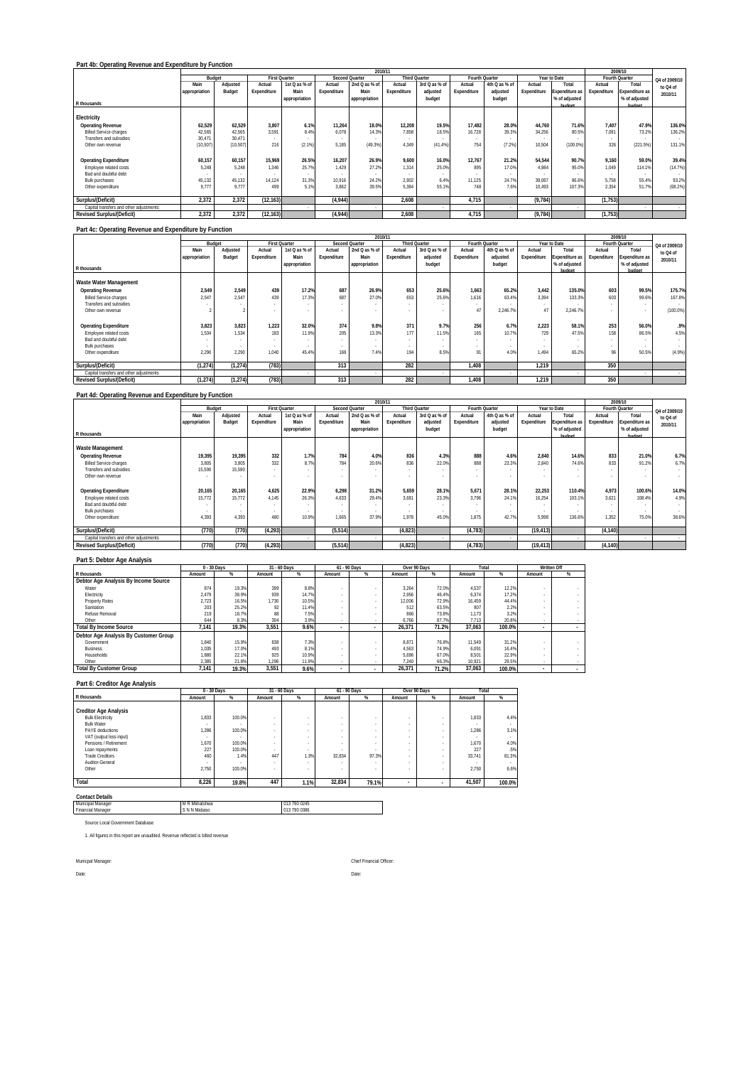**Part 4b: Operating Revenue and Expenditure by Function**

| R thousands | 2010/11 | | | | | | | | | | | | 2009/10 | | Q4 of 2009/10 to Q4 of 2010/11 |
|---|---|---|---|---|---|---|---|---|---|---|---|---|---|---|---|
| | Budget | | First Quarter | | Second Quarter | | Third Quarter | | Fourth Quarter | | Year to Date | | Fourth Quarter | | |
| | Main appropriation | Adjusted Budget | Actual Expenditure | 1st Q as % of Main appropriation | Actual Expenditure | 2nd Q as % of Main appropriation | Actual Expenditure | 3rd Q as % of adjusted budget | Actual Expenditure | 4th Q as % of adjusted budget | Actual Expenditure | Total Expenditure as % of adjusted budget | Actual Expenditure | Total Expenditure as % of adjusted budget | |
| **Electricity** | | | | | | | | | | | | | | | |
| **Operating Revenue** | **62,529** | **62,529** | **3,807** | **6.1%** | **11,264** | **18.0%** | **12,208** | **19.5%** | **17,482** | **28.0%** | **44,760** | **71.6%** | **7,407** | **47.9%** | **136.0%** |
| Billed Service charges | 42,565 | 42,565 | 3,591 | 8.4% | 6,078 | 14.3% | 7,858 | 18.5% | 16,728 | 39.3% | 34,256 | 80.5% | 7,081 | 73.2% | 136.2% |
| Transfers and subsidies | 30,471 | 30,471 | - | - | - | - | - | - | - | - | - | - | - | - | - |
| Other own revenue | (10,507) | (10,507) | 216 | (2.1%) | 5,185 | (49.3%) | 4,349 | (41.4%) | 754 | (7.2%) | 10,504 | (100.0%) | 326 | (221.5%) | 131.1% |
| **Operating Expenditure** | **60,157** | **60,157** | **15,969** | **26.5%** | **16,207** | **26.9%** | **9,600** | **16.0%** | **12,767** | **21.2%** | **54,544** | **90.7%** | **9,160** | **59.0%** | **39.4%** |
| Employee related costs | 5,248 | 5,248 | 1,346 | 25.7% | 1,429 | 27.2% | 1,314 | 25.0% | 895 | 17.0% | 4,984 | 95.0% | 1,049 | 114.1% | (14.7%) |
| Bad and doubtful debt | - | - | - | - | - | - | - | - | - | - | - | - | - | - | - |
| Bulk purchases | 45,132 | 45,132 | 14,124 | 31.3% | 10,916 | 24.2% | 2,902 | 6.4% | 11,125 | 24.7% | 39,067 | 86.6% | 5,758 | 55.4% | 93.2% |
| Other expenditure | 9,777 | 9,777 | 499 | 5.1% | 3,862 | 39.5% | 5,384 | 55.1% | 748 | 7.6% | 10,493 | 107.3% | 2,354 | 51.7% | (68.2%) |
| **Surplus/(Deficit)** | **2,372** | **2,372** | **(12,163)** | | **(4,944)** | | **2,608** | | **4,715** | | **(9,784)** | | **(1,753)** | | |
| Capital transfers and other adjustments | - | - | - | - | - | - | - | - | - | - | - | - | - | - | - |
| **Revised Surplus/(Deficit)** | **2,372** | **2,372** | **(12,163)** | | **(4,944)** | | **2,608** | | **4,715** | | **(9,784)** | | **(1,753)** | | |

**Part 4c: Operating Revenue and Expenditure by Function**

| R thousands | 2010/11 | | | | | | | | | | | | 2009/10 | | Q4 of 2009/10 to Q4 of 2010/11 |
|---|---|---|---|---|---|---|---|---|---|---|---|---|---|---|---|
| | Budget | | First Quarter | | Second Quarter | | Third Quarter | | Fourth Quarter | | Year to Date | | Fourth Quarter | | |
| | Main appropriation | Adjusted Budget | Actual Expenditure | 1st Q as % of Main appropriation | Actual Expenditure | 2nd Q as % of Main appropriation | Actual Expenditure | 3rd Q as % of adjusted budget | Actual Expenditure | 4th Q as % of adjusted budget | Actual Expenditure | Total Expenditure as % of adjusted budget | Actual Expenditure | Total Expenditure as % of adjusted budget | |
| **Waste Water Management** | | | | | | | | | | | | | | | |
| **Operating Revenue** | **2,549** | **2,549** | **439** | **17.2%** | **687** | **26.9%** | **653** | **25.6%** | **1,663** | **65.2%** | **3,442** | **135.0%** | **603** | **99.5%** | **175.7%** |
| Billed Service charges | 2,547 | 2,547 | 439 | 17.3% | 687 | 27.0% | 653 | 25.6% | 1,616 | 63.4% | 3,394 | 133.3% | 603 | 99.6% | 167.8% |
| Transfers and subsidies | - | - | - | - | - | - | - | - | - | - | - | - | - | - | - |
| Other own revenue | 2 | 2 | - | - | - | - | - | - | 47 | 2,246.7% | 47 | 2,246.7% | - | - | (100.0%) |
| **Operating Expenditure** | **3,823** | **3,823** | **1,223** | **32.0%** | **374** | **9.8%** | **371** | **9.7%** | **256** | **6.7%** | **2,223** | **58.1%** | **253** | **56.0%** | **.9%** |
| Employee related costs | 1,534 | 1,534 | 183 | 11.9% | 205 | 13.3% | 177 | 11.5% | 165 | 10.7% | 729 | 47.5% | 158 | 86.5% | 4.5% |
| Bad and doubtful debt | - | - | - | - | - | - | - | - | - | - | - | - | - | - | - |
| Bulk purchases | - | - | - | - | - | - | - | - | - | - | - | - | - | - | - |
| Other expenditure | 2,290 | 2,290 | 1,040 | 45.4% | 169 | 7.4% | 194 | 8.5% | 91 | 4.0% | 1,494 | 65.2% | 96 | 50.5% | (4.9%) |
| **Surplus/(Deficit)** | **(1,274)** | **(1,274)** | **(783)** | | **313** | | **282** | | **1,408** | | **1,219** | | **350** | | |
| Capital transfers and other adjustments | - | - | - | - | - | - | - | - | - | - | - | - | - | - | - |
| **Revised Surplus/(Deficit)** | **(1,274)** | **(1,274)** | **(783)** | | **313** | | **282** | | **1,408** | | **1,219** | | **350** | | |

**Part 4d: Operating Revenue and Expenditure by Function**

| R thousands | 2010/11 | | | | | | | | | | | | 2009/10 | | Q4 of 2009/10 to Q4 of 2010/11 |
|---|---|---|---|---|---|---|---|---|---|---|---|---|---|---|---|
| | Budget | | First Quarter | | Second Quarter | | Third Quarter | | Fourth Quarter | | Year to Date | | Fourth Quarter | | |
| | Main appropriation | Adjusted Budget | Actual Expenditure | 1st Q as % of Main appropriation | Actual Expenditure | 2nd Q as % of Main appropriation | Actual Expenditure | 3rd Q as % of adjusted budget | Actual Expenditure | 4th Q as % of adjusted budget | Actual Expenditure | Total Expenditure as % of adjusted budget | Actual Expenditure | Total Expenditure as % of adjusted budget | |
| **Waste Management** | | | | | | | | | | | | | | | |
| **Operating Revenue** | **19,395** | **19,395** | **332** | **1.7%** | **784** | **4.0%** | **836** | **4.3%** | **888** | **4.6%** | **2,840** | **14.6%** | **833** | **21.0%** | **6.7%** |
| Billed Service charges | 3,805 | 3,805 | 332 | 8.7% | 784 | 20.6% | 836 | 22.0% | 888 | 23.3% | 2,840 | 74.6% | 833 | 91.2% | 6.7% |
| Transfers and subsidies | 15,590 | 15,590 | - | - | - | - | - | - | - | - | - | - | - | - | - |
| Other own revenue | - | - | - | - | - | - | - | - | - | - | - | - | - | - | - |
| **Operating Expenditure** | **20,165** | **20,165** | **4,625** | **22.9%** | **6,298** | **31.2%** | **5,659** | **28.1%** | **5,671** | **28.1%** | **22,253** | **110.4%** | **4,973** | **100.6%** | **14.0%** |
| Employee related costs | 15,772 | 15,772 | 4,145 | 26.3% | 4,633 | 29.4% | 3,681 | 23.3% | 3,796 | 24.1% | 16,254 | 103.1% | 3,621 | 108.4% | 4.9% |
| Bad and doubtful debt | - | - | - | - | - | - | - | - | - | - | - | - | - | - | - |
| Bulk purchases | - | - | - | - | - | - | - | - | - | - | - | - | - | - | - |
| Other expenditure | 4,393 | 4,393 | 480 | 10.9% | 1,665 | 37.9% | 1,978 | 45.0% | 1,875 | 42.7% | 5,998 | 136.6% | 1,352 | 75.0% | 38.6% |
| **Surplus/(Deficit)** | **(770)** | **(770)** | **(4,293)** | | **(5,514)** | | **(4,823)** | | **(4,783)** | | **(19,413)** | | **(4,140)** | | |
| Capital transfers and other adjustments | - | - | - | - | - | - | - | - | - | - | - | - | - | - | - |
| **Revised Surplus/(Deficit)** | **(770)** | **(770)** | **(4,293)** | | **(5,514)** | | **(4,823)** | | **(4,783)** | | **(19,413)** | | **(4,140)** | | |

**Part 5: Debtor Age Analysis**

| R thousands | 0 - 30 Days | | 31 - 60 Days | | 61 - 90 Days | | Over 90 Days | | Total | | Written Off | |
|---|---|---|---|---|---|---|---|---|---|---|---|---|
| | Amount | % | Amount | % | Amount | % | Amount | % | Amount | % | Amount | % |
| **Debtor Age Analysis By Income Source** | | | | | | | | | | | | |
| Water | 874 | 19.3% | 399 | 8.8% | - | - | 3,264 | 72.0% | 4,537 | 12.2% | - | - |
| Electricity | 2,479 | 38.9% | 939 | 14.7% | - | - | 2,956 | 46.4% | 6,374 | 17.2% | - | - |
| Property Rates | 2,723 | 16.5% | 1,730 | 10.5% | - | - | 12,006 | 72.9% | 16,459 | 44.4% | - | - |
| Sanitation | 203 | 25.2% | 92 | 11.4% | - | - | 512 | 63.5% | 807 | 2.2% | - | - |
| Refuse Removal | 219 | 18.7% | 88 | 7.5% | - | - | 866 | 73.8% | 1,173 | 3.2% | - | - |
| Other | 644 | 8.3% | 304 | 3.9% | - | - | 6,766 | 87.7% | 7,713 | 20.8% | - | - |
| **Total By Income Source** | **7,141** | **19.3%** | **3,551** | **9.6%** | **-** | **-** | **26,371** | **71.2%** | **37,063** | **100.0%** | **-** | **-** |
| **Debtor Age Analysis By Customer Group** | | | | | | | | | | | | |
| Government | 1,840 | 15.9% | 838 | 7.3% | - | - | 8,871 | 76.8% | 11,549 | 31.2% | - | - |
| Business | 1,035 | 17.0% | 493 | 8.1% | - | - | 4,563 | 74.9% | 6,091 | 16.4% | - | - |
| Households | 1,880 | 22.1% | 925 | 10.9% | - | - | 5,696 | 67.0% | 8,501 | 22.9% | - | - |
| Other | 2,385 | 21.8% | 1,296 | 11.9% | - | - | 7,240 | 66.3% | 10,921 | 29.5% | - | - |
| **Total By Customer Group** | **7,141** | **19.3%** | **3,551** | **9.6%** | **-** | **-** | **26,371** | **71.2%** | **37,063** | **100.0%** | **-** | **-** |

**Part 6: Creditor Age Analysis**

| R thousands | 0 - 30 Days | | 31 - 60 Days | | 61 - 90 Days | | Over 90 Days | | Total | |
|---|---|---|---|---|---|---|---|---|---|---|
| | Amount | % | Amount | % | Amount | % | Amount | % | Amount | % |
| **Creditor Age Analysis** | | | | | | | | | | |
| Bulk Electricity | 1,833 | 100.0% | - | - | - | - | - | - | 1,833 | 4.4% |
| Bulk Water | - | - | - | - | - | - | - | - | - | - |
| PAYE deductions | 1,286 | 100.0% | - | - | - | - | - | - | 1,286 | 3.1% |
| VAT (output less input) | - | - | - | - | - | - | - | - | - | - |
| Pensions / Retirement | 1,670 | 100.0% | - | - | - | - | - | - | 1,670 | 4.0% |
| Loan repayments | 227 | 100.0% | - | - | - | - | - | - | 227 | .5% |
| Trade Creditors | 460 | 1.4% | 447 | 1.3% | 32,834 | 97.3% | - | - | 33,741 | 81.3% |
| Auditor-General | - | - | - | - | - | - | - | - | - | - |
| Other | 2,750 | 100.0% | - | - | - | - | - | - | 2,750 | 6.6% |
| **Total** | **8,226** | **19.8%** | **447** | **1.1%** | **32,834** | **79.1%** | **-** | **-** | **41,507** | **100.0%** |

**Contact Details**

| | | |
|---|---|---|
| Municipal Manager | M R Mlimatshwa | 013 790 0245 |
| Financial Manager | S N N Mabaso | 013 790 0386 |

Source Local Government Database

1. All figures in this report are unaudited. Revenue reflected is billed revenue

Municpal Manager:

Date:

Chief Financial Officer:

Date: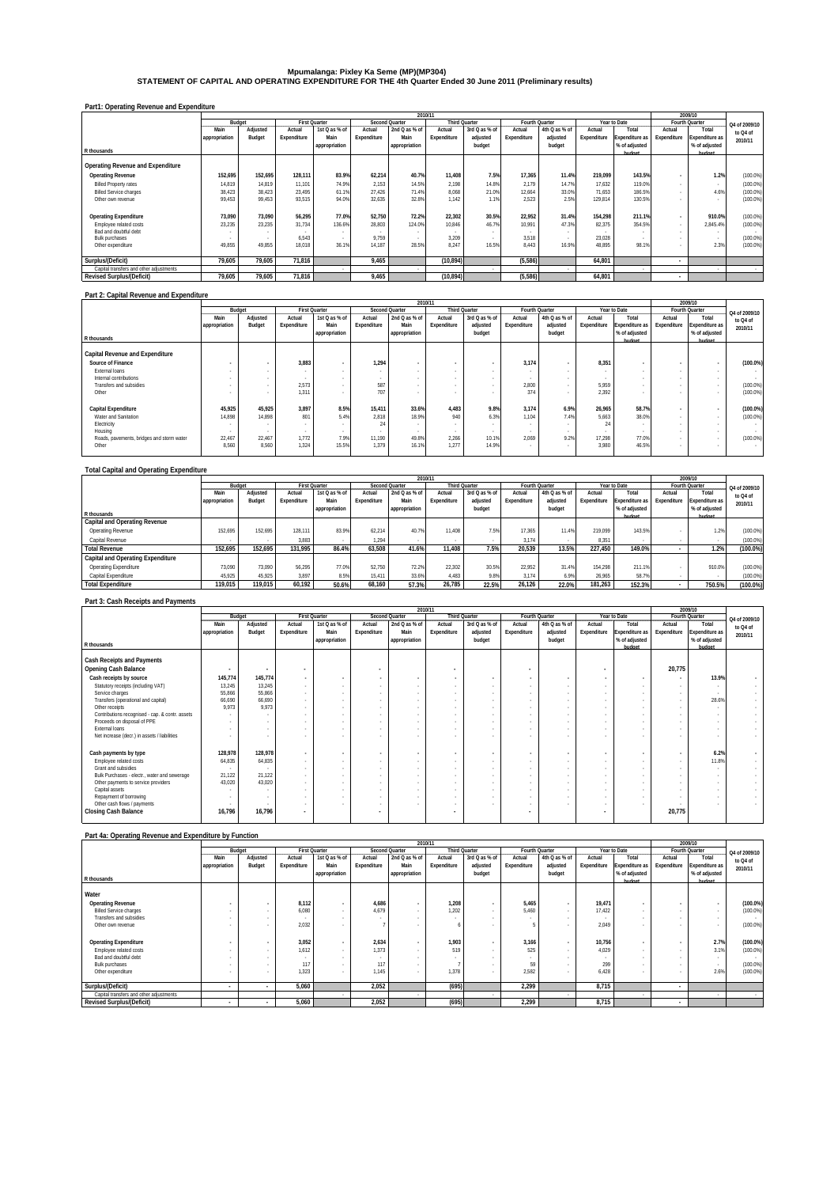# Mpumalanga: Pixley Ka Seme (MP)(MP304)
## STATEMENT OF CAPITAL AND OPERATING EXPENDITURE FOR THE 4th Quarter Ended 30 June 2011 (Preliminary results)

### Part1: Operating Revenue and Expenditure

| | 2010/11 | | | | | | | | | | | | 2009/10 | | |
|---|---|---|---|---|---|---|---|---|---|---|---|---|---|---|---|
| | Budget | | First Quarter | | Second Quarter | | Third Quarter | | Fourth Quarter | | Year to Date | | Fourth Quarter | | Q4 of 2009/10 to Q4 of 2010/11 |
| R thousands | Main appropriation | Adjusted Budget | Actual Expenditure | 1st Q as % of Main appropriation | Actual Expenditure | 2nd Q as % of Main appropriation | Actual Expenditure | 3rd Q as % of adjusted budget | Actual Expenditure | 4th Q as % of adjusted budget | Actual Expenditure | Total Expenditure as % of adjusted budget | Actual Expenditure | Total Expenditure as % of adjusted budget | |
| **Operating Revenue and Expenditure** | | | | | | | | | | | | | | | |
| **Operating Revenue** | **152,695** | **152,695** | **128,111** | **83.9%** | **62,214** | **40.7%** | **11,408** | **7.5%** | **17,365** | **11.4%** | **219,099** | **143.5%** | **-** | **1.2%** | (100.0%) |
| Billed Property rates | 14,819 | 14,819 | 11,101 | 74.9% | 2,153 | 14.5% | 2,198 | 14.8% | 2,179 | 14.7% | 17,632 | 119.0% | - | - | (100.0%) |
| Billed Service charges | 38,423 | 38,423 | 23,495 | 61.1% | 27,426 | 71.4% | 8,068 | 21.0% | 12,664 | 33.0% | 71,653 | 186.5% | - | 4.6% | (100.0%) |
| Other own revenue | 99,453 | 99,453 | 93,515 | 94.0% | 32,635 | 32.8% | 1,142 | 1.1% | 2,523 | 2.5% | 129,814 | 130.5% | - | - | (100.0%) |
| **Operating Expenditure** | **73,090** | **73,090** | **56,295** | **77.0%** | **52,750** | **72.2%** | **22,302** | **30.5%** | **22,952** | **31.4%** | **154,298** | **211.1%** | **-** | **910.0%** | (100.0%) |
| Employee related costs | 23,235 | 23,235 | 31,734 | 136.6% | 28,803 | 124.0% | 10,846 | 46.7% | 10,991 | 47.3% | 82,375 | 354.5% | - | 2,845.4% | (100.0%) |
| Bad and doubtful debt | - | - | - | - | - | - | - | - | - | - | - | - | - | - | - |
| Bulk purchases | - | - | 6,543 | - | 9,759 | - | 3,209 | - | 3,518 | - | 23,028 | - | - | - | (100.0%) |
| Other expenditure | 49,855 | 49,855 | 18,018 | 36.1% | 14,187 | 28.5% | 8,247 | 16.5% | 8,443 | 16.9% | 48,895 | 98.1% | - | 2.3% | (100.0%) |
| **Surplus/(Deficit)** | **79,605** | **79,605** | **71,816** | | **9,465** | | **(10,894)** | | **(5,586)** | | **64,801** | | **-** | | |
| Capital transfers and other adjustments | - | - | - | - | - | - | - | - | - | - | - | - | - | - | - |
| **Revised Surplus/(Deficit)** | **79,605** | **79,605** | **71,816** | | **9,465** | | **(10,894)** | | **(5,586)** | | **64,801** | | **-** | | |

### Part 2: Capital Revenue and Expenditure

| | 2010/11 | | | | | | | | | | | | 2009/10 | | |
|---|---|---|---|---|---|---|---|---|---|---|---|---|---|---|---|
| | Budget | | First Quarter | | Second Quarter | | Third Quarter | | Fourth Quarter | | Year to Date | | Fourth Quarter | | Q4 of 2009/10 to Q4 of 2010/11 |
| R thousands | Main appropriation | Adjusted Budget | Actual Expenditure | 1st Q as % of Main appropriation | Actual Expenditure | 2nd Q as % of Main appropriation | Actual Expenditure | 3rd Q as % of adjusted budget | Actual Expenditure | 4th Q as % of adjusted budget | Actual Expenditure | Total Expenditure as % of adjusted budget | Actual Expenditure | Total Expenditure as % of adjusted budget | |
| **Capital Revenue and Expenditure** | | | | | | | | | | | | | | | |
| **Source of Finance** | **-** | **-** | **3,883** | **-** | **1,294** | **-** | **-** | **-** | **3,174** | **-** | **8,351** | **-** | **-** | **-** | **(100.0%)** |
| External loans | - | - | - | - | - | - | - | - | - | - | - | - | - | - | - |
| Internal contributions | - | - | - | - | - | - | - | - | - | - | - | - | - | - | - |
| Transfers and subsidies | - | - | 2,573 | - | 587 | - | - | - | 2,800 | - | 5,959 | - | - | - | (100.0%) |
| Other | - | - | 1,311 | - | 707 | - | - | - | 374 | - | 2,392 | - | - | - | (100.0%) |
| **Capital Expenditure** | **45,925** | **45,925** | **3,897** | **8.5%** | **15,411** | **33.6%** | **4,483** | **9.8%** | **3,174** | **6.9%** | **26,965** | **58.7%** | **-** | **-** | **(100.0%)** |
| Water and Sanitation | 14,898 | 14,898 | 801 | 5.4% | 2,818 | 18.9% | 940 | 6.3% | 1,104 | 7.4% | 5,663 | 38.0% | - | - | (100.0%) |
| Electricity | - | - | - | - | 24 | - | - | - | - | - | 24 | - | - | - | - |
| Housing | - | - | - | - | - | - | - | - | - | - | - | - | - | - | - |
| Roads, pavements, bridges and storm water | 22,467 | 22,467 | 1,772 | 7.9% | 11,190 | 49.8% | 2,266 | 10.1% | 2,069 | 9.2% | 17,298 | 77.0% | - | - | (100.0%) |
| Other | 8,560 | 8,560 | 1,324 | 15.5% | 1,379 | 16.1% | 1,277 | 14.9% | - | - | 3,980 | 46.5% | - | - | - |

### Total Capital and Operating Expenditure

| | 2010/11 | | | | | | | | | | | | 2009/10 | | |
|---|---|---|---|---|---|---|---|---|---|---|---|---|---|---|---|
| | Budget | | First Quarter | | Second Quarter | | Third Quarter | | Fourth Quarter | | Year to Date | | Fourth Quarter | | Q4 of 2009/10 to Q4 of 2010/11 |
| R thousands | Main appropriation | Adjusted Budget | Actual Expenditure | 1st Q as % of Main appropriation | Actual Expenditure | 2nd Q as % of Main appropriation | Actual Expenditure | 3rd Q as % of adjusted budget | Actual Expenditure | 4th Q as % of adjusted budget | Actual Expenditure | Total Expenditure as % of adjusted budget | Actual Expenditure | Total Expenditure as % of adjusted budget | |
| **Capital and Operating Revenue** | | | | | | | | | | | | | | | |
| Operating Revenue | 152,695 | 152,695 | 128,111 | 83.9% | 62,214 | 40.7% | 11,408 | 7.5% | 17,365 | 11.4% | 219,099 | 143.5% | - | 1.2% | (100.0%) |
| Capital Revenue | - | - | 3,883 | - | 1,294 | - | - | - | 3,174 | - | 8,351 | - | - | - | (100.0%) |
| **Total Revenue** | **152,695** | **152,695** | **131,995** | **86.4%** | **63,508** | **41.6%** | **11,408** | **7.5%** | **20,539** | **13.5%** | **227,450** | **149.0%** | **-** | **1.2%** | **(100.0%)** |
| **Capital and Operating Expenditure** | | | | | | | | | | | | | | | |
| Operating Expenditure | 73,090 | 73,090 | 56,295 | 77.0% | 52,750 | 72.2% | 22,302 | 30.5% | 22,952 | 31.4% | 154,298 | 211.1% | - | 910.0% | (100.0%) |
| Capital Expenditure | 45,925 | 45,925 | 3,897 | 8.5% | 15,411 | 33.6% | 4,483 | 9.8% | 3,174 | 6.9% | 26,965 | 58.7% | - | - | (100.0%) |
| **Total Expenditure** | **119,015** | **119,015** | **60,192** | **50.6%** | **68,160** | **57.3%** | **26,785** | **22.5%** | **26,126** | **22.0%** | **181,263** | **152.3%** | **-** | **750.5%** | **(100.0%)** |

### Part 3: Cash Receipts and Payments

| | 2010/11 | | | | | | | | | | | | 2009/10 | | |
|---|---|---|---|---|---|---|---|---|---|---|---|---|---|---|---|
| | Budget | | First Quarter | | Second Quarter | | Third Quarter | | Fourth Quarter | | Year to Date | | Fourth Quarter | | Q4 of 2009/10 to Q4 of 2010/11 |
| R thousands | Main appropriation | Adjusted Budget | Actual Expenditure | 1st Q as % of Main appropriation | Actual Expenditure | 2nd Q as % of Main appropriation | Actual Expenditure | 3rd Q as % of adjusted budget | Actual Expenditure | 4th Q as % of adjusted budget | Actual Expenditure | Total Expenditure as % of adjusted budget | Actual Expenditure | Total Expenditure as % of adjusted budget | |
| **Cash Receipts and Payments** | | | | | | | | | | | | | | | |
| **Opening Cash Balance** | **-** | **-** | **-** | | **-** | | **-** | | **-** | | **-** | | **20,775** | | |
| **Cash receipts by source** | **145,774** | **145,774** | **-** | **-** | **-** | **-** | **-** | **-** | **-** | **-** | **-** | **-** | **-** | **13.9%** | **-** |
| Statutory receipts (including VAT) | 13,245 | 13,245 | - | - | - | - | - | - | - | - | - | - | - | - | - |
| Service charges | 55,866 | 55,866 | - | - | - | - | - | - | - | - | - | - | - | - | - |
| Transfers (operational and capital) | 66,690 | 66,690 | - | - | - | - | - | - | - | - | - | - | - | 28.6% | - |
| Other receipts | 9,973 | 9,973 | - | - | - | - | - | - | - | - | - | - | - | - | - |
| Contributions recognised - cap. & contr. assets | - | - | - | - | - | - | - | - | - | - | - | - | - | - | - |
| Proceeds on disposal of PPE | - | - | - | - | - | - | - | - | - | - | - | - | - | - | - |
| External loans | - | - | - | - | - | - | - | - | - | - | - | - | - | - | - |
| Net increase (decr.) in assets / liabilities | - | - | - | - | - | - | - | - | - | - | - | - | - | - | - |
| **Cash payments by type** | **128,978** | **128,978** | **-** | **-** | **-** | **-** | **-** | **-** | **-** | **-** | **-** | **-** | **-** | **6.2%** | **-** |
| Employee related costs | 64,835 | 64,835 | - | - | - | - | - | - | - | - | - | - | - | 11.8% | - |
| Grant and subsidies | - | - | - | - | - | - | - | - | - | - | - | - | - | - | - |
| Bulk Purchases - electr., water and sewerage | 21,122 | 21,122 | - | - | - | - | - | - | - | - | - | - | - | - | - |
| Other payments to service providers | 43,020 | 43,020 | - | - | - | - | - | - | - | - | - | - | - | - | - |
| Capital assets | - | - | - | - | - | - | - | - | - | - | - | - | - | - | - |
| Repayment of borrowing | - | - | - | - | - | - | - | - | - | - | - | - | - | - | - |
| Other cash flows / payments | - | - | - | - | - | - | - | - | - | - | - | - | - | - | - |
| **Closing Cash Balance** | **16,796** | **16,796** | **-** | | **-** | | **-** | | **-** | | **-** | | **20,775** | | |

### Part 4a: Operating Revenue and Expenditure by Function

| | 2010/11 | | | | | | | | | | | | 2009/10 | | |
|---|---|---|---|---|---|---|---|---|---|---|---|---|---|---|---|
| | Budget | | First Quarter | | Second Quarter | | Third Quarter | | Fourth Quarter | | Year to Date | | Fourth Quarter | | Q4 of 2009/10 to Q4 of 2010/11 |
| R thousands | Main appropriation | Adjusted Budget | Actual Expenditure | 1st Q as % of Main appropriation | Actual Expenditure | 2nd Q as % of Main appropriation | Actual Expenditure | 3rd Q as % of adjusted budget | Actual Expenditure | 4th Q as % of adjusted budget | Actual Expenditure | Total Expenditure as % of adjusted budget | Actual Expenditure | Total Expenditure as % of adjusted budget | |
| **Water** | | | | | | | | | | | | | | | |
| **Operating Revenue** | **-** | **-** | **8,112** | **-** | **4,686** | **-** | **1,208** | **-** | **5,465** | **-** | **19,471** | **-** | **-** | **-** | **(100.0%)** |
| Billed Service charges | - | - | 6,080 | - | 4,679 | - | 1,202 | - | 5,460 | - | 17,422 | - | - | - | (100.0%) |
| Transfers and subsidies | - | - | - | - | - | - | - | - | - | - | - | - | - | - | - |
| Other own revenue | - | - | 2,032 | - | 7 | - | 6 | - | 5 | - | 2,049 | - | - | - | (100.0%) |
| **Operating Expenditure** | **-** | **-** | **3,052** | **-** | **2,634** | **-** | **1,903** | **-** | **3,166** | **-** | **10,756** | **-** | **-** | **2.7%** | **(100.0%)** |
| Employee related costs | - | - | 1,612 | - | 1,373 | - | 519 | - | 525 | - | 4,029 | - | - | 3.1% | (100.0%) |
| Bad and doubtful debt | - | - | - | - | - | - | - | - | - | - | - | - | - | - | - |
| Bulk purchases | - | - | 117 | - | 117 | - | 7 | - | 59 | - | 299 | - | - | - | (100.0%) |
| Other expenditure | - | - | 1,323 | - | 1,145 | - | 1,378 | - | 2,582 | - | 6,428 | - | - | 2.6% | (100.0%) |
| **Surplus/(Deficit)** | **-** | **-** | **5,060** | | **2,052** | | **(695)** | | **2,299** | | **8,715** | | **-** | | |
| Capital transfers and other adjustments | - | - | - | - | - | - | - | - | - | - | - | - | - | - | - |
| **Revised Surplus/(Deficit)** | **-** | **-** | **5,060** | | **2,052** | | **(695)** | | **2,299** | | **8,715** | | **-** | | |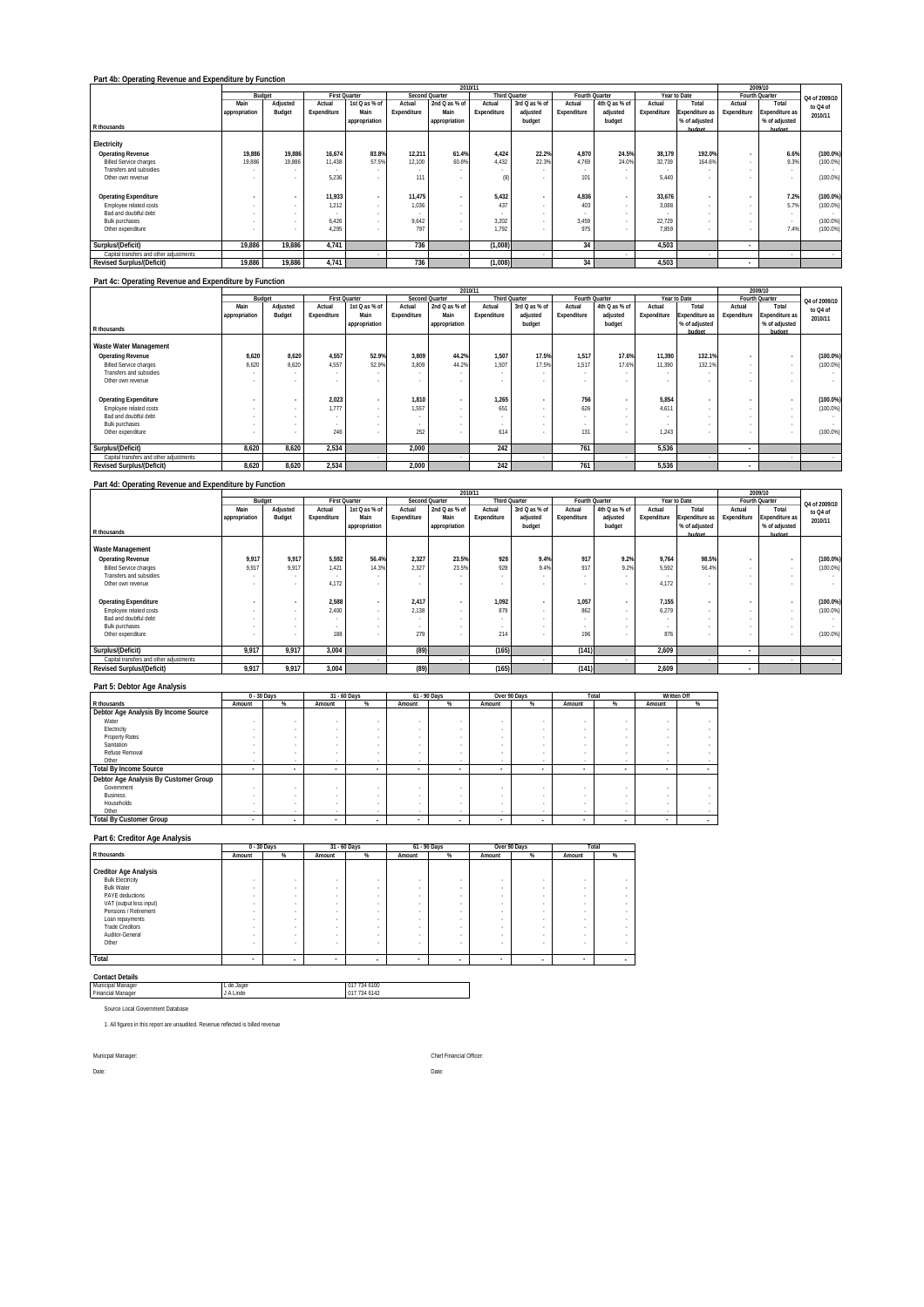### Part 4b: Operating Revenue and Expenditure by Function

| R thousands | 2010/11 | | | | | | | | | | | | 2009/10 | | Q4 of 2009/10 to Q4 of 2010/11 |
|---|---|---|---|---|---|---|---|---|---|---|---|---|---|---|---|
| | Budget | | First Quarter | | Second Quarter | | Third Quarter | | Fourth Quarter | | Year to Date | | Fourth Quarter | | |
| | Main appropriation | Adjusted Budget | Actual Expenditure | 1st Q as % of Main appropriation | Actual Expenditure | 2nd Q as % of Main appropriation | Actual Expenditure | 3rd Q as % of adjusted budget | Actual Expenditure | 4th Q as % of adjusted budget | Actual Expenditure | Total Expenditure as % of adjusted budget | Actual Expenditure | Total Expenditure as % of adjusted budget | |
| **Electricity** | | | | | | | | | | | | | | | |
| **Operating Revenue** | **19,886** | **19,886** | **16,674** | **83.8%** | **12,211** | **61.4%** | **4,424** | **22.2%** | **4,870** | **24.5%** | **38,179** | **192.0%** | **-** | **6.6%** | **(100.0%)** |
| Billed Service charges | 19,886 | 19,886 | 11,438 | 57.5% | 12,100 | 60.8% | 4,432 | 22.3% | 4,769 | 24.0% | 32,739 | 164.6% | - | 9.3% | (100.0%) |
| Transfers and subsidies | - | - | - | - | - | - | - | - | - | - | - | - | - | - | - |
| Other own revenue | - | - | 5,236 | - | 111 | - | (8) | - | 101 | - | 5,440 | - | - | - | (100.0%) |
| **Operating Expenditure** | **-** | **-** | **11,933** | **-** | **11,475** | **-** | **5,432** | **-** | **4,836** | **-** | **33,676** | **-** | **-** | **7.2%** | **(100.0%)** |
| Employee related costs | - | - | 1,212 | - | 1,036 | - | 437 | - | 403 | - | 3,088 | - | - | 5.7% | (100.0%) |
| Bad and doubtful debt | - | - | - | - | - | - | - | - | - | - | - | - | - | - | - |
| Bulk purchases | - | - | 6,426 | - | 9,642 | - | 3,202 | - | 3,459 | - | 22,729 | - | - | - | (100.0%) |
| Other expenditure | - | - | 4,295 | - | 797 | - | 1,792 | - | 975 | - | 7,859 | - | - | 7.4% | (100.0%) |
| **Surplus/(Deficit)** | **19,886** | **19,886** | **4,741** | | **736** | | **(1,008)** | | **34** | | **4,503** | | **-** | | |
| Capital transfers and other adjustments | - | - | - | - | - | - | - | - | - | - | - | - | - | - | - |
| **Revised Surplus/(Deficit)** | **19,886** | **19,886** | **4,741** | | **736** | | **(1,008)** | | **34** | | **4,503** | | **-** | | |

### Part 4c: Operating Revenue and Expenditure by Function

| R thousands | 2010/11 | | | | | | | | | | | | 2009/10 | | Q4 of 2009/10 to Q4 of 2010/11 |
|---|---|---|---|---|---|---|---|---|---|---|---|---|---|---|---|
| | Budget | | First Quarter | | Second Quarter | | Third Quarter | | Fourth Quarter | | Year to Date | | Fourth Quarter | | |
| | Main appropriation | Adjusted Budget | Actual Expenditure | 1st Q as % of Main appropriation | Actual Expenditure | 2nd Q as % of Main appropriation | Actual Expenditure | 3rd Q as % of adjusted budget | Actual Expenditure | 4th Q as % of adjusted budget | Actual Expenditure | Total Expenditure as % of adjusted budget | Actual Expenditure | Total Expenditure as % of adjusted budget | |
| **Waste Water Management** | | | | | | | | | | | | | | | |
| **Operating Revenue** | **8,620** | **8,620** | **4,557** | **52.9%** | **3,809** | **44.2%** | **1,507** | **17.5%** | **1,517** | **17.6%** | **11,390** | **132.1%** | **-** | **-** | **(100.0%)** |
| Billed Service charges | 8,620 | 8,620 | 4,557 | 52.9% | 3,809 | 44.2% | 1,507 | 17.5% | 1,517 | 17.6% | 11,390 | 132.1% | - | - | (100.0%) |
| Transfers and subsidies | - | - | - | - | - | - | - | - | - | - | - | - | - | - | - |
| Other own revenue | - | - | - | - | - | - | - | - | - | - | - | - | - | - | - |
| **Operating Expenditure** | **-** | **-** | **2,023** | **-** | **1,810** | **-** | **1,265** | **-** | **756** | **-** | **5,854** | **-** | **-** | **-** | **(100.0%)** |
| Employee related costs | - | - | 1,777 | - | 1,557 | - | 651 | - | 626 | - | 4,611 | - | - | - | (100.0%) |
| Bad and doubtful debt | - | - | - | - | - | - | - | - | - | - | - | - | - | - | - |
| Bulk purchases | - | - | - | - | - | - | - | - | - | - | - | - | - | - | - |
| Other expenditure | - | - | 246 | - | 252 | - | 614 | - | 131 | - | 1,243 | - | - | - | (100.0%) |
| **Surplus/(Deficit)** | **8,620** | **8,620** | **2,534** | | **2,000** | | **242** | | **761** | | **5,536** | | **-** | | |
| Capital transfers and other adjustments | - | - | - | - | - | - | - | - | - | - | - | - | - | - | - |
| **Revised Surplus/(Deficit)** | **8,620** | **8,620** | **2,534** | | **2,000** | | **242** | | **761** | | **5,536** | | **-** | | |

### Part 4d: Operating Revenue and Expenditure by Function

| R thousands | 2010/11 | | | | | | | | | | | | 2009/10 | | Q4 of 2009/10 to Q4 of 2010/11 |
|---|---|---|---|---|---|---|---|---|---|---|---|---|---|---|---|
| | Budget | | First Quarter | | Second Quarter | | Third Quarter | | Fourth Quarter | | Year to Date | | Fourth Quarter | | |
| | Main appropriation | Adjusted Budget | Actual Expenditure | 1st Q as % of Main appropriation | Actual Expenditure | 2nd Q as % of Main appropriation | Actual Expenditure | 3rd Q as % of adjusted budget | Actual Expenditure | 4th Q as % of adjusted budget | Actual Expenditure | Total Expenditure as % of adjusted budget | Actual Expenditure | Total Expenditure as % of adjusted budget | |
| **Waste Management** | | | | | | | | | | | | | | | |
| **Operating Revenue** | **9,917** | **9,917** | **5,592** | **56.4%** | **2,327** | **23.5%** | **928** | **9.4%** | **917** | **9.2%** | **9,764** | **98.5%** | **-** | **-** | **(100.0%)** |
| Billed Service charges | 9,917 | 9,917 | 1,421 | 14.3% | 2,327 | 23.5% | 928 | 9.4% | 917 | 9.2% | 5,592 | 56.4% | - | - | (100.0%) |
| Transfers and subsidies | - | - | - | - | - | - | - | - | - | - | - | - | - | - | - |
| Other own revenue | - | - | 4,172 | - | - | - | - | - | - | - | 4,172 | - | - | - | - |
| **Operating Expenditure** | **-** | **-** | **2,588** | **-** | **2,417** | **-** | **1,092** | **-** | **1,057** | **-** | **7,155** | **-** | **-** | **-** | **(100.0%)** |
| Employee related costs | - | - | 2,400 | - | 2,138 | - | 879 | - | 862 | - | 6,279 | - | - | - | (100.0%) |
| Bad and doubtful debt | - | - | - | - | - | - | - | - | - | - | - | - | - | - | - |
| Bulk purchases | - | - | - | - | - | - | - | - | - | - | - | - | - | - | - |
| Other expenditure | - | - | 188 | - | 279 | - | 214 | - | 196 | - | 876 | - | - | - | (100.0%) |
| **Surplus/(Deficit)** | **9,917** | **9,917** | **3,004** | | **(89)** | | **(165)** | | **(141)** | | **2,609** | | **-** | | |
| Capital transfers and other adjustments | - | - | - | - | - | - | - | - | - | - | - | - | - | - | - |
| **Revised Surplus/(Deficit)** | **9,917** | **9,917** | **3,004** | | **(89)** | | **(165)** | | **(141)** | | **2,609** | | **-** | | |

### Part 5: Debtor Age Analysis

| R thousands | 0 - 30 Days | | 31 - 60 Days | | 61 - 90 Days | | Over 90 Days | | Total | | Written Off | |
|---|---|---|---|---|---|---|---|---|---|---|---|---|
| | Amount | % | Amount | % | Amount | % | Amount | % | Amount | % | Amount | % |
| **Debtor Age Analysis By Income Source** | | | | | | | | | | | | |
| Water | - | - | - | - | - | - | - | - | - | - | - | - |
| Electricity | - | - | - | - | - | - | - | - | - | - | - | - |
| Property Rates | - | - | - | - | - | - | - | - | - | - | - | - |
| Sanitation | - | - | - | - | - | - | - | - | - | - | - | - |
| Refuse Removal | - | - | - | - | - | - | - | - | - | - | - | - |
| Other | - | - | - | - | - | - | - | - | - | - | - | - |
| **Total By Income Source** | **-** | **-** | **-** | **-** | **-** | **-** | **-** | **-** | **-** | **-** | **-** | **-** |
| **Debtor Age Analysis By Customer Group** | | | | | | | | | | | | |
| Government | - | - | - | - | - | - | - | - | - | - | - | - |
| Business | - | - | - | - | - | - | - | - | - | - | - | - |
| Households | - | - | - | - | - | - | - | - | - | - | - | - |
| Other | - | - | - | - | - | - | - | - | - | - | - | - |
| **Total By Customer Group** | **-** | **-** | **-** | **-** | **-** | **-** | **-** | **-** | **-** | **-** | **-** | **-** |

### Part 6: Creditor Age Analysis

| R thousands | 0 - 30 Days | | 31 - 60 Days | | 61 - 90 Days | | Over 90 Days | | Total | |
|---|---|---|---|---|---|---|---|---|---|---|
| | Amount | % | Amount | % | Amount | % | Amount | % | Amount | % |
| **Creditor Age Analysis** | | | | | | | | | | |
| Bulk Electricity | - | - | - | - | - | - | - | - | - | - |
| Bulk Water | - | - | - | - | - | - | - | - | - | - |
| PAYE deductions | - | - | - | - | - | - | - | - | - | - |
| VAT (output less input) | - | - | - | - | - | - | - | - | - | - |
| Pensions / Retirement | - | - | - | - | - | - | - | - | - | - |
| Loan repayments | - | - | - | - | - | - | - | - | - | - |
| Trade Creditors | - | - | - | - | - | - | - | - | - | - |
| Auditor-General | - | - | - | - | - | - | - | - | - | - |
| Other | - | - | - | - | - | - | - | - | - | - |
| **Total** | **-** | **-** | **-** | **-** | **-** | **-** | **-** | **-** | **-** | **-** |

**Contact Details**

| | | |
|---|---|---|
| Municipal Manager | L de Jager | 017 734 6100 |
| Financial Manager | J A Linde | 017 734 6142 |

Source Local Government Database

1. All figures in this report are unaudited. Revenue reflected is billed revenue

Municpal Manager:

Chief Financial Officer:

Date:

Date: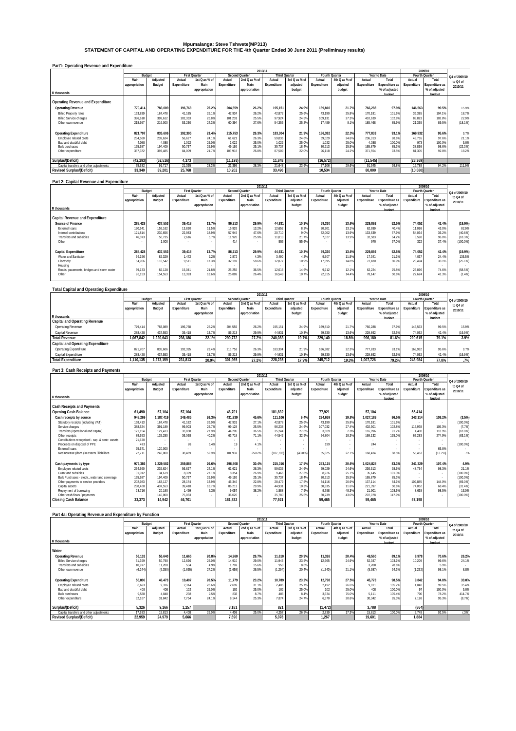# Mpumalanga: Steve Tshwete(MP313)
## STATEMENT OF CAPITAL AND OPERATING EXPENDITURE FOR THE 4th Quarter Ended 30 June 2011 (Preliminary results)

### Part1: Operating Revenue and Expenditure

| R thousands | 2010/11 Budget Main appropriation | Adjusted Budget | First Quarter Actual Expenditure | 1st Q as % of Main appropriation | Second Quarter Actual Expenditure | 2nd Q as % of Main appropriation | Third Quarter Actual Expenditure | 3rd Q as % of adjusted budget | Fourth Quarter Actual Expenditure | 4th Q as % of adjusted budget | Year to Date Actual Expenditure | Total Expenditure as % of adjusted budget | 2009/10 Fourth Quarter Actual Expenditure | Total Expenditure as % of adjusted budget | Q4 of 2009/10 to Q4 of 2010/11 |
|---|---|---|---|---|---|---|---|---|---|---|---|---|---|---|---|
| **Operating Revenue and Expenditure** | | | | | | | | | | | | | | | |
| **Operating Revenue** | 779,414 | 783,089 | 196,768 | 25.2% | 204,559 | 26.2% | 195,151 | 24.9% | 169,810 | 21.7% | 766,288 | 97.9% | 146,563 | 99.5% | 15.9% |
| Billed Property rates | 163,839 | 167,478 | 41,185 | 25.1% | 42,934 | 26.2% | 42,872 | 25.6% | 43,190 | 25.8% | 170,181 | 101.6% | 36,385 | 104.1% | 18.7% |
| Billed Service charges | 396,618 | 399,612 | 102,353 | 25.8% | 101,231 | 25.5% | 97,924 | 24.5% | 109,131 | 27.3% | 410,639 | 102.8% | 88,823 | 102.8% | 22.9% |
| Other own revenue | 218,957 | 216,000 | 53,230 | 24.3% | 60,394 | 27.6% | 54,355 | 25.2% | 17,489 | 8.1% | 185,468 | 85.9% | 21,355 | 89.5% | (18.1%) |
| **Operating Expenditure** | 821,707 | 835,606 | 192,395 | 23.4% | 215,753 | 26.3% | 183,304 | 21.9% | 186,382 | 22.3% | 777,833 | 93.1% | 169,932 | 95.6% | 9.7% |
| Employee related costs | 234,560 | 239,624 | 56,627 | 24.1% | 61,621 | 26.3% | 59,036 | 24.6% | 59,029 | 24.6% | 236,313 | 98.6% | 48,755 | 97.6% | 21.1% |
| Bad and doubtful debt | 4,088 | 4,088 | 1,022 | 25.0% | 1,022 | 25.0% | 1,022 | 25.0% | 1,022 | 25.0% | 4,088 | 100.0% | 973 | 100.0% | 5.0% |
| Bulk purchases | 195,687 | 194,409 | 50,737 | 25.9% | 49,192 | 25.1% | 35,737 | 18.4% | 30,213 | 15.5% | 165,879 | 85.3% | 38,898 | 98.6% | (22.3%) |
| Other expenditure | 387,372 | 397,485 | 84,009 | 21.7% | 103,918 | 26.8% | 87,509 | 22.0% | 96,118 | 24.2% | 371,554 | 93.5% | 81,305 | 92.8% | 18.2% |
| **Surplus/(Deficit)** | (42,293) | (52,516) | 4,373 | | (11,193) | | 11,848 | | (16,572) | | (11,545) | | (23,369) | | |
| Capital transfers and other adjustments | 75,632 | 91,717 | 21,395 | 28.3% | 21,395 | 28.3% | 21,648 | 23.6% | 27,106 | 29.6% | 91,545 | 99.8% | 12,789 | 94.2% | 111.9% |
| **Revised Surplus/(Deficit)** | 33,340 | 39,201 | 25,768 | | 10,202 | | 33,496 | | 10,534 | | 80,000 | | (10,580) | | |

### Part 2: Capital Revenue and Expenditure

| R thousands | 2010/11 Budget Main appropriation | Adjusted Budget | First Quarter Actual Expenditure | 1st Q as % of Main appropriation | Second Quarter Actual Expenditure | 2nd Q as % of Main appropriation | Third Quarter Actual Expenditure | 3rd Q as % of adjusted budget | Fourth Quarter Actual Expenditure | 4th Q as % of adjusted budget | Year to Date Actual Expenditure | Total Expenditure as % of adjusted budget | 2009/10 Fourth Quarter Actual Expenditure | Total Expenditure as % of adjusted budget | Q4 of 2009/10 to Q4 of 2010/11 |
|---|---|---|---|---|---|---|---|---|---|---|---|---|---|---|---|
| **Capital Revenue and Expenditure** | | | | | | | | | | | | | | | |
| **Source of Finance** | 288,428 | 437,553 | 39,418 | 13.7% | 86,213 | 29.9% | 44,931 | 10.3% | 59,330 | 13.6% | 229,892 | 52.5% | 74,052 | 42.4% | (19.9%) |
| External loans | 120,541 | 155,162 | 13,820 | 11.5% | 15,926 | 13.2% | 12,652 | 8.2% | 20,301 | 13.1% | 62,699 | 40.4% | 11,098 | 43.0% | 82.9% |
| Internal contributions | 121,814 | 230,656 | 22,983 | 18.9% | 57,945 | 47.6% | 20,710 | 9.0% | 32,002 | 13.9% | 133,639 | 57.9% | 54,034 | 36.2% | (40.8%) |
| Transfers and subsidies | 46,073 | 50,735 | 2,616 | 5.7% | 11,928 | 25.9% | 11,013 | 21.7% | 7,027 | 13.9% | 32,583 | 64.2% | 8,598 | 96.0% | (18.3%) |
| Other | - | 1,000 | - | - | 414 | - | 556 | 55.6% | - | - | 970 | 97.0% | 322 | 37.4% | (100.0%) |
| **Capital Expenditure** | 288,428 | 437,553 | 39,418 | 13.7% | 86,213 | 29.9% | 44,931 | 10.3% | 59,330 | 13.6% | 229,892 | 52.5% | 74,052 | 42.4% | (19.9%) |
| Water and Sanitation | 66,156 | 82,329 | 1,472 | 2.2% | 2,872 | 4.3% | 3,490 | 4.2% | 9,507 | 11.5% | 17,341 | 21.1% | 4,037 | 24.4% | 135.5% |
| Electricity | 54,986 | 118,542 | 9,511 | 17.3% | 32,197 | 58.6% | 12,877 | 10.9% | 17,595 | 14.8% | 72,180 | 60.9% | 23,494 | 33.1% | (25.1%) |
| Housing | - | - | - | - | - | - | - | - | - | - | - | - | - | - | - |
| Roads, pavements, bridges and storm water | 69,133 | 82,128 | 15,041 | 21.8% | 25,255 | 36.5% | 12,016 | 14.6% | 9,912 | 12.1% | 62,224 | 75.8% | 23,896 | 74.6% | (58.5%) |
| Other | 98,153 | 154,553 | 13,393 | 13.6% | 25,889 | 26.4% | 16,549 | 10.7% | 22,315 | 14.4% | 78,147 | 50.6% | 22,624 | 41.3% | (1.4%) |

### Total Capital and Operating Expenditure

| R thousands | 2010/11 Budget Main appropriation | Adjusted Budget | First Quarter Actual Expenditure | 1st Q as % of Main appropriation | Second Quarter Actual Expenditure | 2nd Q as % of Main appropriation | Third Quarter Actual Expenditure | 3rd Q as % of adjusted budget | Fourth Quarter Actual Expenditure | 4th Q as % of adjusted budget | Year to Date Actual Expenditure | Total Expenditure as % of adjusted budget | 2009/10 Fourth Quarter Actual Expenditure | Total Expenditure as % of adjusted budget | Q4 of 2009/10 to Q4 of 2010/11 |
|---|---|---|---|---|---|---|---|---|---|---|---|---|---|---|---|
| **Capital and Operating Revenue** | | | | | | | | | | | | | | | |
| Operating Revenue | 779,414 | 783,089 | 196,768 | 25.2% | 204,559 | 26.2% | 195,151 | 24.9% | 169,810 | 21.7% | 766,288 | 97.9% | 146,563 | 99.5% | 15.9% |
| Capital Revenue | 288,428 | 437,553 | 39,418 | 13.7% | 86,213 | 29.9% | 44,931 | 10.3% | 59,330 | 13.6% | 229,892 | 52.5% | 74,052 | 42.4% | (19.9%) |
| **Total Revenue** | 1,067,842 | 1,220,643 | 236,186 | 22.1% | 290,772 | 27.2% | 240,083 | 19.7% | 229,140 | 18.8% | 996,180 | 81.6% | 220,615 | 79.1% | 3.9% |
| **Capital and Operating Expenditure** | | | | | | | | | | | | | | | |
| Operating Expenditure | 821,707 | 835,606 | 192,395 | 23.4% | 215,753 | 26.3% | 183,304 | 21.9% | 186,382 | 22.3% | 777,833 | 93.1% | 169,932 | 95.6% | 9.7% |
| Capital Expenditure | 288,428 | 437,553 | 39,418 | 13.7% | 86,213 | 29.9% | 44,931 | 10.3% | 59,330 | 13.6% | 229,892 | 52.5% | 74,052 | 42.4% | (19.9%) |
| **Total Expenditure** | 1,110,135 | 1,273,159 | 231,813 | 20.9% | 301,965 | 27.2% | 228,235 | 17.9% | 245,712 | 19.3% | 1,007,726 | 79.2% | 243,984 | 77.0% | .7% |

### Part 3: Cash Receipts and Payments

| R thousands | 2010/11 Budget Main appropriation | Adjusted Budget | First Quarter Actual Expenditure | 1st Q as % of Main appropriation | Second Quarter Actual Expenditure | 2nd Q as % of Main appropriation | Third Quarter Actual Expenditure | 3rd Q as % of adjusted budget | Fourth Quarter Actual Expenditure | 4th Q as % of adjusted budget | Year to Date Actual Expenditure | Total Expenditure as % of adjusted budget | 2009/10 Fourth Quarter Actual Expenditure | Total Expenditure as % of adjusted budget | Q4 of 2009/10 to Q4 of 2010/11 |
|---|---|---|---|---|---|---|---|---|---|---|---|---|---|---|---|
| **Cash Receipts and Payments** | | | | | | | | | | | | | | | |
| **Opening Cash Balance** | 61,490 | 57,104 | 57,104 | | 46,701 | | 181,832 | | 77,921 | | 57,104 | | 55,414 | | |
| **Cash receipts by source** | 948,269 | 1,187,419 | 249,485 | 26.3% | 431,939 | 45.6% | 111,106 | 9.4% | 234,659 | 19.8% | 1,027,189 | 86.5% | 243,114 | 108.2% | (3.5%) |
| Statutory receipts (including VAT) | 158,413 | 167,478 | 41,182 | 26.0% | 42,931 | 27.1% | 42,878 | 25.6% | 43,190 | 25.8% | 170,181 | 101.6% | - | - | (100.0%) |
| Service charges | 388,524 | 391,189 | 99,903 | 25.7% | 99,128 | 25.5% | 96,238 | 24.6% | 107,032 | 27.4% | 402,301 | 102.8% | 115,978 | 105.3% | (7.7%) |
| Transfers (operational and capital) | 121,154 | 127,473 | 33,838 | 27.9% | 44,205 | 36.5% | 35,244 | 27.6% | 3,609 | 2.8% | 116,896 | 91.7% | 4,400 | 118.9% | (18.0%) |
| Other receipts | 89,653 | 135,280 | 36,068 | 40.2% | 63,718 | 71.1% | 44,542 | 32.9% | 24,804 | 18.3% | 169,132 | 125.0% | 67,283 | 274.9% | (63.1%) |
| Contributions recognised - cap. & contr. assets | 21,670 | - | - | - | - | - | - | - | - | - | - | - | - | - | - |
| Proceeds on disposal of PPE | 473 | - | 26 | 5.4% | 19 | 4.1% | - | - | 199 | - | 244 | - | - | - | (100.0%) |
| External loans | 95,671 | 120,000 | - | - | - | - | - | - | - | - | - | - | - | 65.8% | - |
| Net increase (decr.) in assets / liabilities | 72,711 | 246,000 | 38,469 | 52.9% | 181,937 | 250.2% | (107,796) | (43.8%) | 55,825 | 22.7% | 168,434 | 68.5% | 55,453 | (13.7%) | .7% |
| **Cash payments by type** | 976,386 | 1,229,582 | 259,888 | 26.6% | 296,808 | 30.4% | 215,016 | 17.5% | 253,115 | 20.6% | 1,024,828 | 83.3% | 241,329 | 107.4% | 4.9% |
| Employee related costs | 234,560 | 239,624 | 56,627 | 24.1% | 61,621 | 26.3% | 59,036 | 24.6% | 59,029 | 24.6% | 236,313 | 98.6% | 48,754 | 98.3% | 21.1% |
| Grant and subsidies | 31,012 | 34,679 | 8,399 | 27.1% | 8,354 | 26.9% | 9,466 | 27.3% | 8,926 | 25.7% | 35,145 | 101.3% | - | - | (100.0%) |
| Bulk Purchases - electr., water and sewerage | 195,687 | 194,409 | 50,757 | 25.9% | 49,192 | 25.1% | 35,737 | 18.4% | 30,213 | 15.5% | 165,879 | 85.3% | - | - | (100.0%) |
| Other payments to service providers | 202,983 | 163,127 | 28,174 | 13.9% | 46,346 | 22.8% | 28,479 | 17.5% | 34,116 | 20.9% | 137,114 | 84.1% | 109,885 | 144.0% | (69.0%) |
| Capital assets | 288,428 | 437,553 | 39,418 | 13.7% | 86,213 | 29.9% | 44,931 | 10.3% | 50,835 | 11.6% | 221,397 | 50.6% | 74,052 | 68.4% | (31.4%) |
| Repayment of borrowing | 23,716 | 20,190 | 1,499 | 6.3% | 9,057 | 38.2% | 1,588 | 7.9% | 9,758 | 48.3% | 21,901 | 108.5% | 8,638 | 98.5% | 13.0% |
| Other cash flows / payments | - | 140,000 | 75,033 | - | 36,026 | - | 35,780 | 25.6% | 60,239 | 43.0% | 207,078 | 147.9% | - | - | (100.0%) |
| **Closing Cash Balance** | 33,373 | 14,942 | 46,701 | | 181,832 | | 77,921 | | 59,465 | | 59,465 | | 57,198 | | |

### Part 4a: Operating Revenue and Expenditure by Function

| R thousands | 2010/11 Budget Main appropriation | Adjusted Budget | First Quarter Actual Expenditure | 1st Q as % of Main appropriation | Second Quarter Actual Expenditure | 2nd Q as % of Main appropriation | Third Quarter Actual Expenditure | 3rd Q as % of adjusted budget | Fourth Quarter Actual Expenditure | 4th Q as % of adjusted budget | Year to Date Actual Expenditure | Total Expenditure as % of adjusted budget | 2009/10 Fourth Quarter Actual Expenditure | Total Expenditure as % of adjusted budget | Q4 of 2009/10 to Q4 of 2010/11 |
|---|---|---|---|---|---|---|---|---|---|---|---|---|---|---|---|
| **Water** | | | | | | | | | | | | | | | |
| **Operating Revenue** | 56,132 | 55,640 | 11,665 | 20.8% | 14,960 | 26.7% | 11,610 | 20.9% | 11,326 | 20.4% | 49,560 | 89.1% | 8,978 | 70.6% | 26.2% |
| Billed Service charges | 51,399 | 50,790 | 12,826 | 25.0% | 14,910 | 29.0% | 11,946 | 23.5% | 12,665 | 24.9% | 52,347 | 103.1% | 10,209 | 99.6% | 24.1% |
| Transfers and subsidies | 10,977 | 11,200 | 534 | 4.9% | 1,707 | 15.6% | 958 | 8.6% | - | - | 3,200 | 28.6% | - | 5.9% | - |
| Other own revenue | (6,244) | (6,350) | (1,695) | 27.2% | (1,658) | 26.5% | (1,294) | 20.4% | (1,340) | 21.1% | (5,987) | 94.3% | (1,232) | 98.1% | 8.8% |
| **Operating Expenditure** | 50,806 | 46,473 | 10,407 | 20.5% | 11,779 | 23.2% | 10,789 | 23.2% | 12,798 | 27.5% | 45,773 | 98.5% | 9,842 | 94.8% | 30.0% |
| Employee related costs | 8,693 | 9,376 | 2,314 | 26.6% | 2,699 | 31.1% | 2,406 | 25.7% | 2,492 | 26.6% | 9,911 | 105.7% | 1,840 | 99.5% | 35.4% |
| Bad and doubtful debt | 408 | 408 | 102 | 25.0% | 102 | 25.0% | 102 | 25.0% | 102 | 25.0% | 408 | 100.0% | 97 | 100.0% | 5.0% |
| Bulk purchases | 9,538 | 4,848 | 238 | 2.5% | 833 | 8.7% | 406 | 8.4% | 3,634 | 75.0% | 5,111 | 105.4% | 706 | 78.2% | 414.7% |
| Other expenditure | 32,167 | 31,842 | 7,754 | 24.1% | 8,144 | 25.3% | 7,874 | 24.7% | 6,570 | 20.6% | 30,342 | 95.3% | 7,198 | 95.3% | (8.7%) |
| **Surplus/(Deficit)** | 5,326 | 9,166 | 1,257 | | 3,181 | | 821 | | (1,472) | | 3,788 | | (864) | | |
| Capital transfers and other adjustments | 17,633 | 15,813 | 4,408 | 25.0% | 4,408 | 25.0% | 4,257 | 26.9% | 2,739 | 17.3% | 15,813 | 100.0% | 2,749 | 92.5% | (.3%) |
| **Revised Surplus/(Deficit)** | 22,959 | 24,979 | 5,666 | | 7,590 | | 5,078 | | 1,267 | | 19,601 | | 1,884 | | |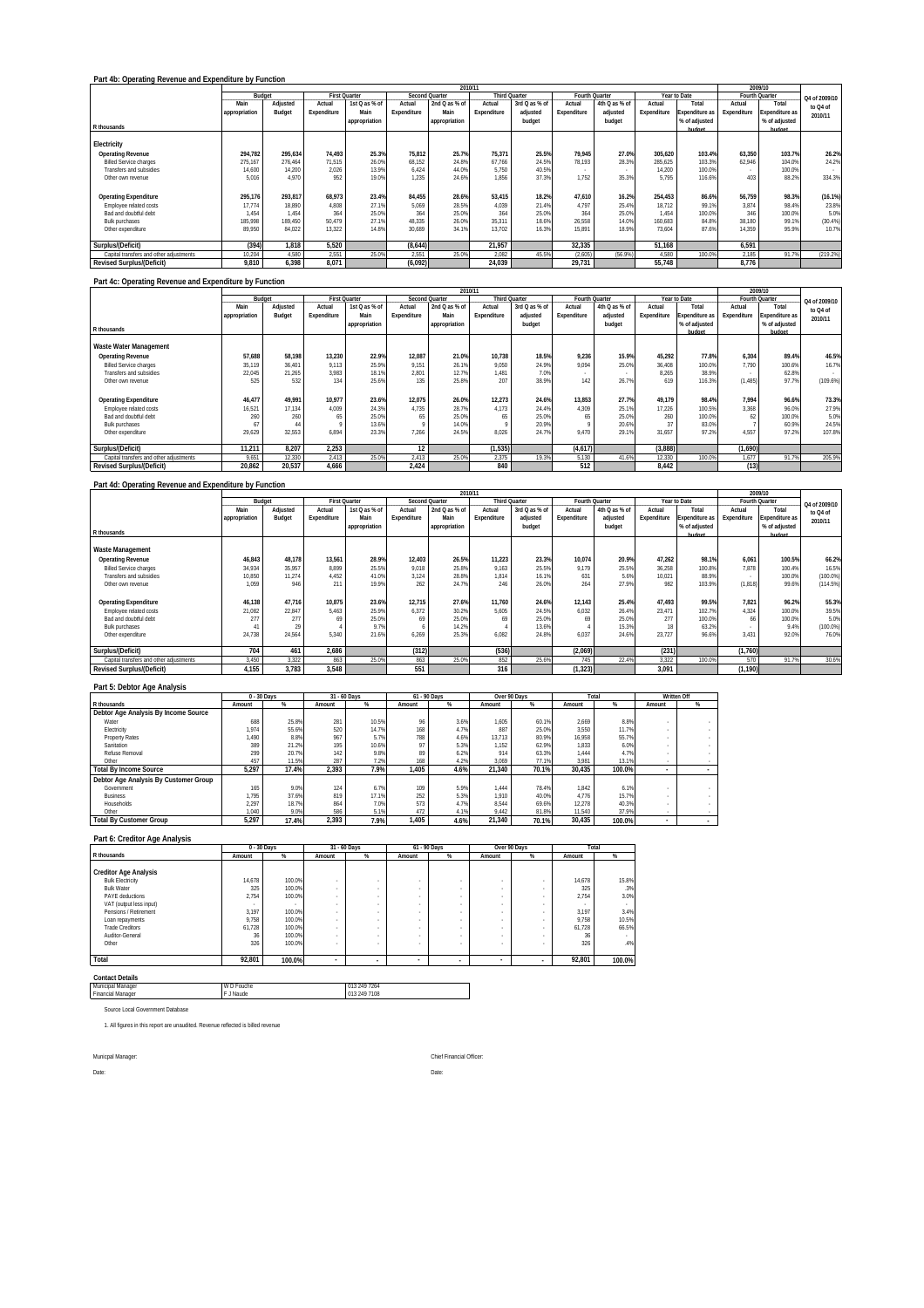### Part 4b: Operating Revenue and Expenditure by Function

| R thousands | 2010/11 Budget Main appropriation | Adjusted Budget | First Quarter Actual Expenditure | 1st Q as % of Main appropriation | Second Quarter Actual Expenditure | 2nd Q as % of Main appropriation | Third Quarter Actual Expenditure | 3rd Q as % of adjusted budget | Fourth Quarter Actual Expenditure | 4th Q as % of adjusted budget | Year to Date Actual Expenditure | Total Expenditure as % of adjusted budget | 2009/10 Fourth Quarter Actual Expenditure | Total Expenditure as % of adjusted budget | Q4 of 2009/10 to Q4 of 2010/11 |
|---|---|---|---|---|---|---|---|---|---|---|---|---|---|---|---|
| **Electricity** | | | | | | | | | | | | | | | |
| **Operating Revenue** | 294,782 | 295,634 | 74,493 | 25.3% | 75,812 | 25.7% | 75,371 | 25.5% | 79,945 | 27.0% | 305,620 | 103.4% | 63,350 | 103.7% | 26.2% |
| Billed Service charges | 275,167 | 276,464 | 71,515 | 26.0% | 68,152 | 24.8% | 67,766 | 24.5% | 78,193 | 28.3% | 285,625 | 103.3% | 62,946 | 104.0% | 24.2% |
| Transfers and subsidies | 14,600 | 14,200 | 2,026 | 13.9% | 6,424 | 44.0% | 5,750 | 40.5% | - | - | 14,200 | 100.0% | - | 100.0% | - |
| Other own revenue | 5,016 | 4,970 | 952 | 19.0% | 1,235 | 24.6% | 1,856 | 37.3% | 1,752 | 35.3% | 5,795 | 116.6% | 403 | 88.2% | 334.3% |
| **Operating Expenditure** | 295,176 | 293,817 | 68,973 | 23.4% | 84,455 | 28.6% | 53,415 | 18.2% | 47,610 | 16.2% | 254,453 | 86.6% | 56,759 | 98.3% | (16.1%) |
| Employee related costs | 17,774 | 18,890 | 4,808 | 27.1% | 5,069 | 28.5% | 4,039 | 21.4% | 4,797 | 25.4% | 18,712 | 99.1% | 3,874 | 98.4% | 23.8% |
| Bad and doubtful debt | 1,454 | 1,454 | 364 | 25.0% | 364 | 25.0% | 364 | 25.0% | 364 | 25.0% | 1,454 | 100.0% | 346 | 100.0% | 5.0% |
| Bulk purchases | 185,998 | 189,450 | 50,479 | 27.1% | 48,335 | 26.0% | 35,311 | 18.6% | 26,558 | 14.0% | 160,683 | 84.8% | 38,180 | 99.1% | (30.4%) |
| Other expenditure | 89,950 | 84,022 | 13,322 | 14.8% | 30,689 | 34.1% | 13,702 | 16.3% | 15,891 | 18.9% | 73,604 | 87.6% | 14,359 | 95.9% | 10.7% |
| **Surplus/(Deficit)** | (394) | 1,818 | 5,520 | | (8,644) | | 21,957 | | 32,335 | | 51,168 | | 6,591 | | |
| Capital transfers and other adjustments | 10,204 | 4,580 | 2,551 | 25.0% | 2,551 | 25.0% | 2,082 | 45.5% | (2,605) | (56.9%) | 4,580 | 100.0% | 2,185 | 91.7% | (219.2%) |
| **Revised Surplus/(Deficit)** | 9,810 | 6,398 | 8,071 | | (6,092) | | 24,039 | | 29,731 | | 55,748 | | 8,776 | | |

### Part 4c: Operating Revenue and Expenditure by Function

| R thousands | 2010/11 Budget Main appropriation | Adjusted Budget | First Quarter Actual Expenditure | 1st Q as % of Main appropriation | Second Quarter Actual Expenditure | 2nd Q as % of Main appropriation | Third Quarter Actual Expenditure | 3rd Q as % of adjusted budget | Fourth Quarter Actual Expenditure | 4th Q as % of adjusted budget | Year to Date Actual Expenditure | Total Expenditure as % of adjusted budget | 2009/10 Fourth Quarter Actual Expenditure | Total Expenditure as % of adjusted budget | Q4 of 2009/10 to Q4 of 2010/11 |
|---|---|---|---|---|---|---|---|---|---|---|---|---|---|---|---|
| **Waste Water Management** | | | | | | | | | | | | | | | |
| **Operating Revenue** | 57,688 | 58,198 | 13,230 | 22.9% | 12,087 | 21.0% | 10,738 | 18.5% | 9,236 | 15.9% | 45,292 | 77.8% | 6,304 | 89.4% | 46.5% |
| Billed Service charges | 35,119 | 36,401 | 9,113 | 25.9% | 9,151 | 26.1% | 9,050 | 24.9% | 9,094 | 25.0% | 36,408 | 100.0% | 7,790 | 100.6% | 16.7% |
| Transfers and subsidies | 22,045 | 21,265 | 3,983 | 18.1% | 2,801 | 12.7% | 1,481 | 7.0% | - | - | 8,265 | 38.9% | - | 62.8% | - |
| Other own revenue | 525 | 532 | 134 | 25.6% | 135 | 25.8% | 207 | 38.9% | 142 | 26.7% | 619 | 116.3% | (1,485) | 97.7% | (109.6%) |
| **Operating Expenditure** | 46,477 | 49,991 | 10,977 | 23.6% | 12,075 | 26.0% | 12,273 | 24.6% | 13,853 | 27.7% | 49,179 | 98.4% | 7,994 | 96.6% | 73.3% |
| Employee related costs | 16,521 | 17,134 | 4,009 | 24.3% | 4,735 | 28.7% | 4,173 | 24.4% | 4,309 | 25.1% | 17,226 | 100.5% | 3,368 | 96.0% | 27.9% |
| Bad and doubtful debt | 260 | 260 | 65 | 25.0% | 65 | 25.0% | 65 | 25.0% | 65 | 25.0% | 260 | 100.0% | 62 | 100.0% | 5.0% |
| Bulk purchases | 67 | 44 | 9 | 13.6% | 9 | 14.0% | 9 | 20.9% | 9 | 20.6% | 37 | 83.0% | 7 | 60.9% | 24.5% |
| Other expenditure | 29,629 | 32,553 | 6,894 | 23.3% | 7,266 | 24.5% | 8,026 | 24.7% | 9,470 | 29.1% | 31,657 | 97.2% | 4,557 | 97.2% | 107.8% |
| **Surplus/(Deficit)** | 11,211 | 8,207 | 2,253 | | 12 | | (1,535) | | (4,617) | | (3,888) | | (1,690) | | |
| Capital transfers and other adjustments | 9,651 | 12,330 | 2,413 | 25.0% | 2,413 | 25.0% | 2,375 | 19.3% | 5,130 | 41.6% | 12,330 | 100.0% | 1,677 | 91.7% | 205.9% |
| **Revised Surplus/(Deficit)** | 20,862 | 20,537 | 4,666 | | 2,424 | | 840 | | 512 | | 8,442 | | (13) | | |

### Part 4d: Operating Revenue and Expenditure by Function

| R thousands | 2010/11 Budget Main appropriation | Adjusted Budget | First Quarter Actual Expenditure | 1st Q as % of Main appropriation | Second Quarter Actual Expenditure | 2nd Q as % of Main appropriation | Third Quarter Actual Expenditure | 3rd Q as % of adjusted budget | Fourth Quarter Actual Expenditure | 4th Q as % of adjusted budget | Year to Date Actual Expenditure | Total Expenditure as % of adjusted budget | 2009/10 Fourth Quarter Actual Expenditure | Total Expenditure as % of adjusted budget | Q4 of 2009/10 to Q4 of 2010/11 |
|---|---|---|---|---|---|---|---|---|---|---|---|---|---|---|---|
| **Waste Management** | | | | | | | | | | | | | | | |
| **Operating Revenue** | 46,843 | 48,178 | 13,561 | 28.9% | 12,403 | 26.5% | 11,223 | 23.3% | 10,074 | 20.9% | 47,262 | 98.1% | 6,061 | 100.5% | 66.2% |
| Billed Service charges | 34,934 | 35,957 | 8,899 | 25.5% | 9,018 | 25.8% | 9,163 | 25.5% | 9,179 | 25.5% | 36,258 | 100.8% | 7,878 | 100.4% | 16.5% |
| Transfers and subsidies | 10,850 | 11,274 | 4,452 | 41.0% | 3,124 | 28.8% | 1,814 | 16.1% | 631 | 5.6% | 10,021 | 88.9% | - | 100.0% | (100.0%) |
| Other own revenue | 1,059 | 946 | 211 | 19.9% | 262 | 24.7% | 246 | 26.0% | 264 | 27.9% | 982 | 103.9% | (1,818) | 99.6% | (114.5%) |
| **Operating Expenditure** | 46,138 | 47,716 | 10,875 | 23.6% | 12,715 | 27.6% | 11,760 | 24.6% | 12,143 | 25.4% | 47,493 | 99.5% | 7,821 | 96.2% | 55.3% |
| Employee related costs | 21,082 | 22,847 | 5,463 | 25.9% | 6,372 | 30.2% | 5,605 | 24.5% | 6,032 | 26.4% | 23,471 | 102.7% | 4,324 | 100.0% | 39.5% |
| Bad and doubtful debt | 277 | 277 | 69 | 25.0% | 69 | 25.0% | 69 | 25.0% | 69 | 25.0% | 277 | 100.0% | 66 | 100.0% | 5.0% |
| Bulk purchases | 41 | 29 | 4 | 9.7% | 6 | 14.2% | 4 | 13.6% | 4 | 15.3% | 18 | 63.2% | - | 9.4% | (100.0%) |
| Other expenditure | 24,738 | 24,564 | 5,340 | 21.6% | 6,269 | 25.3% | 6,082 | 24.8% | 6,037 | 24.6% | 23,727 | 96.6% | 3,431 | 92.0% | 76.0% |
| **Surplus/(Deficit)** | 704 | 461 | 2,686 | | (312) | | (536) | | (2,069) | | (231) | | (1,760) | | |
| Capital transfers and other adjustments | 3,450 | 3,322 | 863 | 25.0% | 863 | 25.0% | 852 | 25.6% | 745 | 22.4% | 3,322 | 100.0% | 570 | 91.7% | 30.6% |
| **Revised Surplus/(Deficit)** | 4,155 | 3,783 | 3,548 | | 551 | | 316 | | (1,323) | | 3,091 | | (1,190) | | |

### Part 5: Debtor Age Analysis

| R thousands | 0 - 30 Days Amount | % | 31 - 60 Days Amount | % | 61 - 90 Days Amount | % | Over 90 Days Amount | % | Total Amount | % | Written Off Amount | % |
|---|---|---|---|---|---|---|---|---|---|---|---|---|
| **Debtor Age Analysis By Income Source** | | | | | | | | | | | | |
| Water | 688 | 25.8% | 281 | 10.5% | 96 | 3.6% | 1,605 | 60.1% | 2,669 | 8.8% | - | - |
| Electricity | 1,974 | 55.6% | 520 | 14.7% | 168 | 4.7% | 887 | 25.0% | 3,550 | 11.7% | - | - |
| Property Rates | 1,490 | 8.8% | 967 | 5.7% | 788 | 4.6% | 13,713 | 80.9% | 16,958 | 55.7% | - | - |
| Sanitation | 389 | 21.2% | 195 | 10.6% | 97 | 5.3% | 1,152 | 62.9% | 1,833 | 6.0% | - | - |
| Refuse Removal | 299 | 20.7% | 142 | 9.8% | 89 | 6.2% | 914 | 63.3% | 1,444 | 4.7% | - | - |
| Other | 457 | 11.5% | 287 | 7.2% | 168 | 4.2% | 3,069 | 77.1% | 3,981 | 13.1% | - | - |
| **Total By Income Source** | 5,297 | 17.4% | 2,393 | 7.9% | 1,405 | 4.6% | 21,340 | 70.1% | 30,435 | 100.0% | - | - |
| **Debtor Age Analysis By Customer Group** | | | | | | | | | | | | |
| Government | 165 | 9.0% | 124 | 6.7% | 109 | 5.9% | 1,444 | 78.4% | 1,842 | 6.1% | - | - |
| Business | 1,795 | 37.6% | 819 | 17.1% | 252 | 5.3% | 1,910 | 40.0% | 4,776 | 15.7% | - | - |
| Households | 2,297 | 18.7% | 864 | 7.0% | 573 | 4.7% | 8,544 | 69.6% | 12,278 | 40.3% | - | - |
| Other | 1,040 | 9.0% | 586 | 5.1% | 472 | 4.1% | 9,442 | 81.8% | 11,540 | 37.9% | - | - |
| **Total By Customer Group** | 5,297 | 17.4% | 2,393 | 7.9% | 1,405 | 4.6% | 21,340 | 70.1% | 30,435 | 100.0% | - | - |

### Part 6: Creditor Age Analysis

| R thousands | 0 - 30 Days Amount | % | 31 - 60 Days Amount | % | 61 - 90 Days Amount | % | Over 90 Days Amount | % | Total Amount | % |
|---|---|---|---|---|---|---|---|---|---|---|
| **Creditor Age Analysis** | | | | | | | | | | |
| Bulk Electricity | 14,678 | 100.0% | - | - | - | - | - | - | 14,678 | 15.8% |
| Bulk Water | 325 | 100.0% | - | - | - | - | - | - | 325 | .3% |
| PAYE deductions | 2,754 | 100.0% | - | - | - | - | - | - | 2,754 | 3.0% |
| VAT (output less input) | - | - | - | - | - | - | - | - | - | - |
| Pensions / Retirement | 3,197 | 100.0% | - | - | - | - | - | - | 3,197 | 3.4% |
| Loan repayments | 9,758 | 100.0% | - | - | - | - | - | - | 9,758 | 10.5% |
| Trade Creditors | 61,728 | 100.0% | - | - | - | - | - | - | 61,728 | 66.5% |
| Auditor-General | 36 | 100.0% | - | - | - | - | - | - | 36 | - |
| Other | 326 | 100.0% | - | - | - | - | - | - | 326 | .4% |
| **Total** | 92,801 | 100.0% | - | - | - | - | - | - | 92,801 | 100.0% |

**Contact Details**

| | | |
|---|---|---|
| Municipal Manager | W D Fouche | 013 249 7264 |
| Financial Manager | F J Naude | 013 249 7108 |

Source Local Government Database

1. All figures in this report are unaudited. Revenue reflected is billed revenue

Municpal Manager: Chief Financial Officer:

Date: Date: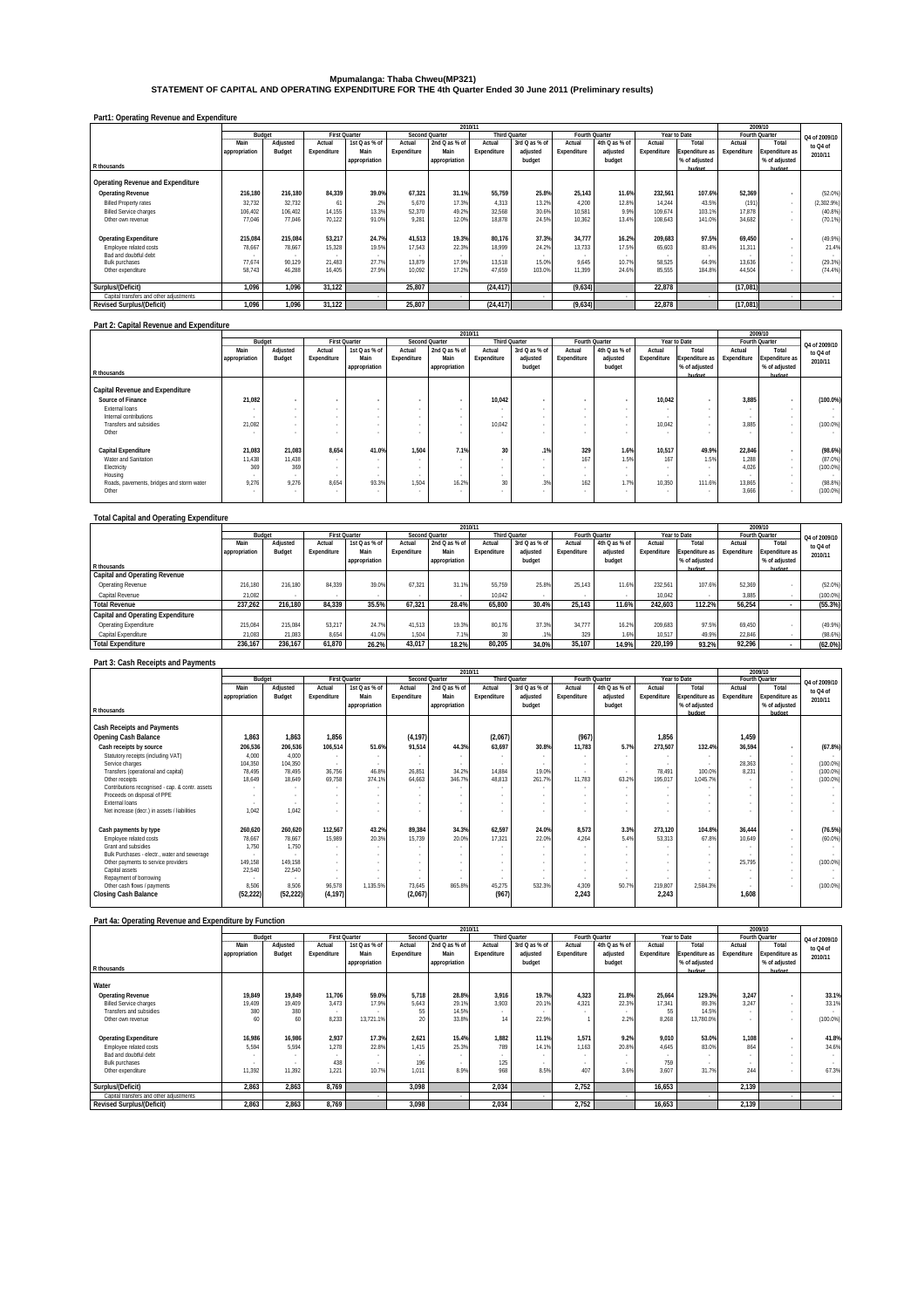# Mpumalanga: Thaba Chweu(MP321)
## STATEMENT OF CAPITAL AND OPERATING EXPENDITURE FOR THE 4th Quarter Ended 30 June 2011 (Preliminary results)

### Part1: Operating Revenue and Expenditure

| R thousands | 2010/11 Budget Main appropriation | Adjusted Budget | First Quarter Actual Expenditure | 1st Q as % of Main appropriation | Second Quarter Actual Expenditure | 2nd Q as % of Main appropriation | Third Quarter Actual Expenditure | 3rd Q as % of adjusted budget | Fourth Quarter Actual Expenditure | 4th Q as % of adjusted budget | Year to Date Actual Expenditure | Total Expenditure as % of adjusted budget | 2009/10 Fourth Quarter Actual Expenditure | Total Expenditure as % of adjusted budget | Q4 of 2009/10 to Q4 of 2010/11 |
|---|---|---|---|---|---|---|---|---|---|---|---|---|---|---|---|
| **Operating Revenue and Expenditure** | | | | | | | | | | | | | | | |
| **Operating Revenue** | **216,180** | **216,180** | **84,339** | **39.0%** | **67,321** | **31.1%** | **55,759** | **25.8%** | **25,143** | **11.6%** | **232,561** | **107.6%** | **52,369** | **-** | **(52.0%)** |
| Billed Property rates | 32,732 | 32,732 | 61 | .2% | 5,670 | 17.3% | 4,313 | 13.2% | 4,200 | 12.8% | 14,244 | 43.5% | (191) | - | (2,302.9%) |
| Billed Service charges | 106,402 | 106,402 | 14,155 | 13.3% | 52,370 | 49.2% | 32,568 | 30.6% | 10,581 | 9.9% | 109,674 | 103.1% | 17,878 | - | (40.8%) |
| Other own revenue | 77,046 | 77,046 | 70,122 | 91.0% | 9,281 | 12.0% | 18,878 | 24.5% | 10,362 | 13.4% | 108,643 | 141.0% | 34,682 | - | (70.1%) |
| **Operating Expenditure** | **215,084** | **215,084** | **53,217** | **24.7%** | **41,513** | **19.3%** | **80,176** | **37.3%** | **34,777** | **16.2%** | **209,683** | **97.5%** | **69,450** | **-** | **(49.9%)** |
| Employee related costs | 78,667 | 78,667 | 15,328 | 19.5% | 17,543 | 22.3% | 18,999 | 24.2% | 13,733 | 17.5% | 65,603 | 83.4% | 11,311 | - | 21.4% |
| Bad and doubtful debt | - | - | - | - | - | - | - | - | - | - | - | - | - | - | - |
| Bulk purchases | 77,674 | 90,129 | 21,483 | 27.7% | 13,879 | 17.9% | 13,518 | 15.0% | 9,645 | 10.7% | 58,525 | 64.9% | 13,636 | - | (29.3%) |
| Other expenditure | 58,743 | 46,288 | 16,405 | 27.9% | 10,092 | 17.2% | 47,659 | 103.0% | 11,399 | 24.6% | 85,555 | 184.8% | 44,504 | - | (74.4%) |
| **Surplus/(Deficit)** | **1,096** | **1,096** | **31,122** | | **25,807** | | **(24,417)** | | **(9,634)** | | **22,878** | | **(17,081)** | | |
| Capital transfers and other adjustments | - | - | - | - | - | - | - | - | - | - | - | - | - | - | - |
| **Revised Surplus/(Deficit)** | **1,096** | **1,096** | **31,122** | | **25,807** | | **(24,417)** | | **(9,634)** | | **22,878** | | **(17,081)** | | |

### Part 2: Capital Revenue and Expenditure

| R thousands | 2010/11 Budget Main appropriation | Adjusted Budget | First Quarter Actual Expenditure | 1st Q as % of Main appropriation | Second Quarter Actual Expenditure | 2nd Q as % of Main appropriation | Third Quarter Actual Expenditure | 3rd Q as % of adjusted budget | Fourth Quarter Actual Expenditure | 4th Q as % of adjusted budget | Year to Date Actual Expenditure | Total Expenditure as % of adjusted budget | 2009/10 Fourth Quarter Actual Expenditure | Total Expenditure as % of adjusted budget | Q4 of 2009/10 to Q4 of 2010/11 |
|---|---|---|---|---|---|---|---|---|---|---|---|---|---|---|---|
| **Capital Revenue and Expenditure** | | | | | | | | | | | | | | | |
| **Source of Finance** | **21,082** | **-** | **-** | **-** | **-** | **-** | **10,042** | **-** | **-** | **-** | **10,042** | **-** | **3,885** | **-** | **(100.0%)** |
| External loans | - | - | - | - | - | - | - | - | - | - | - | - | - | - | - |
| Internal contributions | - | - | - | - | - | - | - | - | - | - | - | - | - | - | - |
| Transfers and subsidies | 21,082 | - | - | - | - | - | 10,042 | - | - | - | 10,042 | - | 3,885 | - | (100.0%) |
| Other | - | - | - | - | - | - | - | - | - | - | - | - | - | - | - |
| **Capital Expenditure** | **21,083** | **21,083** | **8,654** | **41.0%** | **1,504** | **7.1%** | **30** | **.1%** | **329** | **1.6%** | **10,517** | **49.9%** | **22,846** | **-** | **(98.6%)** |
| Water and Sanitation | 11,438 | 11,438 | - | - | - | - | - | - | 167 | 1.5% | 167 | 1.5% | 1,288 | - | (87.0%) |
| Electricity | 369 | 369 | - | - | - | - | - | - | - | - | - | - | 4,026 | - | (100.0%) |
| Housing | - | - | - | - | - | - | - | - | - | - | - | - | - | - | - |
| Roads, pavements, bridges and storm water | 9,276 | 9,276 | 8,654 | 93.3% | 1,504 | 16.2% | 30 | .3% | 162 | 1.7% | 10,350 | 111.6% | 13,865 | - | (98.8%) |
| Other | - | - | - | - | - | - | - | - | - | - | - | - | 3,666 | - | (100.0%) |

### Total Capital and Operating Expenditure

| R thousands | 2010/11 Budget Main appropriation | Adjusted Budget | First Quarter Actual Expenditure | 1st Q as % of Main appropriation | Second Quarter Actual Expenditure | 2nd Q as % of Main appropriation | Third Quarter Actual Expenditure | 3rd Q as % of adjusted budget | Fourth Quarter Actual Expenditure | 4th Q as % of adjusted budget | Year to Date Actual Expenditure | Total Expenditure as % of adjusted budget | 2009/10 Fourth Quarter Actual Expenditure | Total Expenditure as % of adjusted budget | Q4 of 2009/10 to Q4 of 2010/11 |
|---|---|---|---|---|---|---|---|---|---|---|---|---|---|---|---|
| **Capital and Operating Revenue** | | | | | | | | | | | | | | | |
| Operating Revenue | 216,180 | 216,180 | 84,339 | 39.0% | 67,321 | 31.1% | 55,759 | 25.8% | 25,143 | 11.6% | 232,561 | 107.6% | 52,369 | - | (52.0%) |
| Capital Revenue | 21,082 | - | - | - | - | - | 10,042 | - | - | - | 10,042 | - | 3,885 | - | (100.0%) |
| **Total Revenue** | **237,262** | **216,180** | **84,339** | **35.5%** | **67,321** | **28.4%** | **65,800** | **30.4%** | **25,143** | **11.6%** | **242,603** | **112.2%** | **56,254** | **-** | **(55.3%)** |
| **Capital and Operating Expenditure** | | | | | | | | | | | | | | | |
| Operating Expenditure | 215,084 | 215,084 | 53,217 | 24.7% | 41,513 | 19.3% | 80,176 | 37.3% | 34,777 | 16.2% | 209,683 | 97.5% | 69,450 | - | (49.9%) |
| Capital Expenditure | 21,083 | 21,083 | 8,654 | 41.0% | 1,504 | 7.1% | 30 | .1% | 329 | 1.6% | 10,517 | 49.9% | 22,846 | - | (98.6%) |
| **Total Expenditure** | **236,167** | **236,167** | **61,870** | **26.2%** | **43,017** | **18.2%** | **80,205** | **34.0%** | **35,107** | **14.9%** | **220,199** | **93.2%** | **92,296** | **-** | **(62.0%)** |

### Part 3: Cash Receipts and Payments

| R thousands | 2010/11 Budget Main appropriation | Adjusted Budget | First Quarter Actual Expenditure | 1st Q as % of Main appropriation | Second Quarter Actual Expenditure | 2nd Q as % of Main appropriation | Third Quarter Actual Expenditure | 3rd Q as % of adjusted budget | Fourth Quarter Actual Expenditure | 4th Q as % of adjusted budget | Year to Date Actual Expenditure | Total Expenditure as % of adjusted budget | 2009/10 Fourth Quarter Actual Expenditure | Total Expenditure as % of adjusted budget | Q4 of 2009/10 to Q4 of 2010/11 |
|---|---|---|---|---|---|---|---|---|---|---|---|---|---|---|---|
| **Cash Receipts and Payments** | | | | | | | | | | | | | | | |
| **Opening Cash Balance** | **1,863** | **1,863** | **1,856** | | **(4,197)** | | **(2,067)** | | **(967)** | | **1,856** | | **1,459** | | |
| **Cash receipts by source** | **206,536** | **206,536** | **106,514** | **51.6%** | **91,514** | **44.3%** | **63,697** | **30.8%** | **11,783** | **5.7%** | **273,507** | **132.4%** | **36,594** | **-** | **(67.8%)** |
| Statutory receipts (including VAT) | 4,000 | 4,000 | - | - | - | - | - | - | - | - | - | - | - | - | - |
| Service charges | 104,350 | 104,350 | - | - | - | - | - | - | - | - | - | - | 28,363 | - | (100.0%) |
| Transfers (operational and capital) | 78,495 | 78,495 | 36,756 | 46.8% | 26,851 | 34.2% | 14,884 | 19.0% | - | - | 78,491 | 100.0% | 8,231 | - | (100.0%) |
| Other receipts | 18,649 | 18,649 | 69,758 | 374.1% | 64,663 | 346.7% | 48,813 | 261.7% | 11,783 | 63.2% | 195,017 | 1,045.7% | - | - | (100.0%) |
| Contributions recognised - cap. & contr. assets | - | - | - | - | - | - | - | - | - | - | - | - | - | - | - |
| Proceeds on disposal of PPE | - | - | - | - | - | - | - | - | - | - | - | - | - | - | - |
| External loans | - | - | - | - | - | - | - | - | - | - | - | - | - | - | - |
| Net increase (decr.) in assets / liabilities | 1,042 | 1,042 | - | - | - | - | - | - | - | - | - | - | - | - | - |
| **Cash payments by type** | **260,620** | **260,620** | **112,567** | **43.2%** | **89,384** | **34.3%** | **62,597** | **24.0%** | **8,573** | **3.3%** | **273,120** | **104.8%** | **36,444** | **-** | **(76.5%)** |
| Employee related costs | 78,667 | 78,667 | 15,989 | 20.3% | 15,739 | 20.0% | 17,321 | 22.0% | 4,264 | 5.4% | 53,313 | 67.8% | 10,649 | - | (60.0%) |
| Grant and subsidies | 1,750 | 1,750 | - | - | - | - | - | - | - | - | - | - | - | - | - |
| Bulk Purchases - electr., water and sewerage | - | - | - | - | - | - | - | - | - | - | - | - | - | - | - |
| Other payments to service providers | 149,158 | 149,158 | - | - | - | - | - | - | - | - | - | - | 25,795 | - | (100.0%) |
| Capital assets | 22,540 | 22,540 | - | - | - | - | - | - | - | - | - | - | - | - | - |
| Repayment of borrowing | - | - | - | - | - | - | - | - | - | - | - | - | - | - | - |
| Other cash flows / payments | 8,506 | 8,506 | 96,578 | 1,135.5% | 73,645 | 865.8% | 45,275 | 532.3% | 4,309 | 50.7% | 219,807 | 2,584.3% | - | - | (100.0%) |
| **Closing Cash Balance** | **(52,222)** | **(52,222)** | **(4,197)** | | **(2,067)** | | **(967)** | | **2,243** | | **2,243** | | **1,608** | | |

### Part 4a: Operating Revenue and Expenditure by Function

| R thousands | 2010/11 Budget Main appropriation | Adjusted Budget | First Quarter Actual Expenditure | 1st Q as % of Main appropriation | Second Quarter Actual Expenditure | 2nd Q as % of Main appropriation | Third Quarter Actual Expenditure | 3rd Q as % of adjusted budget | Fourth Quarter Actual Expenditure | 4th Q as % of adjusted budget | Year to Date Actual Expenditure | Total Expenditure as % of adjusted budget | 2009/10 Fourth Quarter Actual Expenditure | Total Expenditure as % of adjusted budget | Q4 of 2009/10 to Q4 of 2010/11 |
|---|---|---|---|---|---|---|---|---|---|---|---|---|---|---|---|
| **Water** | | | | | | | | | | | | | | | |
| **Operating Revenue** | **19,849** | **19,849** | **11,706** | **59.0%** | **5,718** | **28.8%** | **3,916** | **19.7%** | **4,323** | **21.8%** | **25,664** | **129.3%** | **3,247** | **-** | **33.1%** |
| Billed Service charges | 19,409 | 19,409 | 3,473 | 17.9% | 5,643 | 29.1% | 3,903 | 20.1% | 4,321 | 22.3% | 17,341 | 89.3% | 3,247 | - | 33.1% |
| Transfers and subsidies | 380 | 380 | - | - | 55 | 14.5% | - | - | - | - | 55 | 14.5% | - | - | - |
| Other own revenue | 60 | 60 | 8,233 | 13,721.1% | 20 | 33.8% | 14 | 22.9% | 1 | 2.2% | 8,268 | 13,780.0% | - | - | (100.0%) |
| **Operating Expenditure** | **16,986** | **16,986** | **2,937** | **17.3%** | **2,621** | **15.4%** | **1,882** | **11.1%** | **1,571** | **9.2%** | **9,010** | **53.0%** | **1,108** | **-** | **41.8%** |
| Employee related costs | 5,594 | 5,594 | 1,278 | 22.8% | 1,415 | 25.3% | 789 | 14.1% | 1,163 | 20.8% | 4,645 | 83.0% | 864 | - | 34.6% |
| Bad and doubtful debt | - | - | - | - | - | - | - | - | - | - | - | - | - | - | - |
| Bulk purchases | - | - | 438 | - | 196 | - | 125 | - | - | - | 759 | - | - | - | - |
| Other expenditure | 11,392 | 11,392 | 1,221 | 10.7% | 1,011 | 8.9% | 968 | 8.5% | 407 | 3.6% | 3,607 | 31.7% | 244 | - | 67.3% |
| **Surplus/(Deficit)** | **2,863** | **2,863** | **8,769** | | **3,098** | | **2,034** | | **2,752** | | **16,653** | | **2,139** | | |
| Capital transfers and other adjustments | - | - | - | - | - | - | - | - | - | - | - | - | - | - | - |
| **Revised Surplus/(Deficit)** | **2,863** | **2,863** | **8,769** | | **3,098** | | **2,034** | | **2,752** | | **16,653** | | **2,139** | | |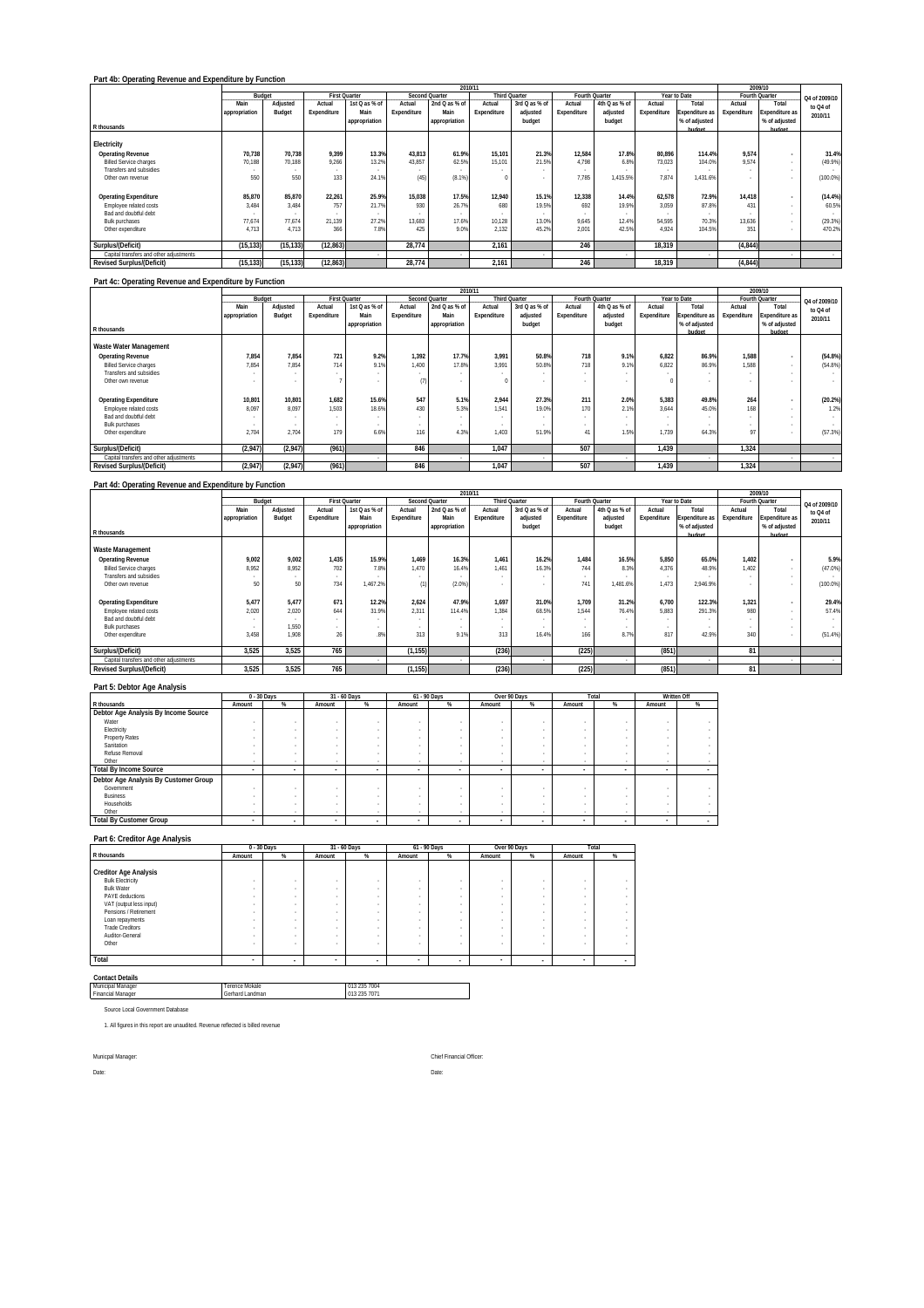## Part 4b: Operating Revenue and Expenditure by Function

| R thousands | 2010/11 Budget Main appropriation | Adjusted Budget | First Quarter Actual Expenditure | 1st Q as % of Main appropriation | Second Quarter Actual Expenditure | 2nd Q as % of Main appropriation | Third Quarter Actual Expenditure | 3rd Q as % of adjusted budget | Fourth Quarter Actual Expenditure | 4th Q as % of adjusted budget | Year to Date Actual Expenditure | Total Expenditure as % of adjusted budget | 2009/10 Fourth Quarter Actual Expenditure | Total Expenditure as % of adjusted budget | Q4 of 2009/10 to Q4 of 2010/11 |
|---|---|---|---|---|---|---|---|---|---|---|---|---|---|---|---|
| **Electricity** | | | | | | | | | | | | | | | |
| **Operating Revenue** | **70,738** | **70,738** | **9,399** | **13.3%** | **43,813** | **61.9%** | **15,101** | **21.3%** | **12,584** | **17.8%** | **80,896** | **114.4%** | **9,574** | **-** | **31.4%** |
| Billed Service charges | 70,188 | 70,188 | 9,266 | 13.2% | 43,857 | 62.5% | 15,101 | 21.5% | 4,798 | 6.8% | 73,023 | 104.0% | 9,574 | - | (49.9%) |
| Transfers and subsidies | - | - | - | - | - | - | - | - | - | - | - | - | - | - | - |
| Other own revenue | 550 | 550 | 133 | 24.1% | (45) | (8.1%) | 0 | - | 7,785 | 1,415.5% | 7,874 | 1,431.6% | - | - | (100.0%) |
| **Operating Expenditure** | **85,870** | **85,870** | **22,261** | **25.9%** | **15,038** | **17.5%** | **12,940** | **15.1%** | **12,338** | **14.4%** | **62,578** | **72.9%** | **14,418** | **-** | **(14.4%)** |
| Employee related costs | 3,484 | 3,484 | 757 | 21.7% | 930 | 26.7% | 680 | 19.5% | 692 | 19.9% | 3,059 | 87.8% | 431 | - | 60.5% |
| Bad and doubtful debt | - | - | - | - | - | - | - | - | - | - | - | - | - | - | - |
| Bulk purchases | 77,674 | 77,674 | 21,139 | 27.2% | 13,683 | 17.6% | 10,128 | 13.0% | 9,645 | 12.4% | 54,595 | 70.3% | 13,636 | - | (29.3%) |
| Other expenditure | 4,713 | 4,713 | 366 | 7.8% | 425 | 9.0% | 2,132 | 45.2% | 2,001 | 42.5% | 4,924 | 104.5% | 351 | - | 470.2% |
| **Surplus/(Deficit)** | **(15,133)** | **(15,133)** | **(12,863)** | | **28,774** | | **2,161** | | **246** | | **18,319** | | **(4,844)** | | |
| Capital transfers and other adjustments | | | | - | | - | | - | | - | | - | | - | - |
| **Revised Surplus/(Deficit)** | **(15,133)** | **(15,133)** | **(12,863)** | | **28,774** | | **2,161** | | **246** | | **18,319** | | **(4,844)** | | |

## Part 4c: Operating Revenue and Expenditure by Function

| R thousands | 2010/11 Budget Main appropriation | Adjusted Budget | First Quarter Actual Expenditure | 1st Q as % of Main appropriation | Second Quarter Actual Expenditure | 2nd Q as % of Main appropriation | Third Quarter Actual Expenditure | 3rd Q as % of adjusted budget | Fourth Quarter Actual Expenditure | 4th Q as % of adjusted budget | Year to Date Actual Expenditure | Total Expenditure as % of adjusted budget | 2009/10 Fourth Quarter Actual Expenditure | Total Expenditure as % of adjusted budget | Q4 of 2009/10 to Q4 of 2010/11 |
|---|---|---|---|---|---|---|---|---|---|---|---|---|---|---|---|
| **Waste Water Management** | | | | | | | | | | | | | | | |
| **Operating Revenue** | **7,854** | **7,854** | **721** | **9.2%** | **1,392** | **17.7%** | **3,991** | **50.8%** | **718** | **9.1%** | **6,822** | **86.9%** | **1,588** | **-** | **(54.8%)** |
| Billed Service charges | 7,854 | 7,854 | 714 | 9.1% | 1,400 | 17.8% | 3,991 | 50.8% | 718 | 9.1% | 6,822 | 86.9% | 1,588 | - | (54.8%) |
| Transfers and subsidies | - | - | - | - | - | - | - | - | - | - | - | - | - | - | - |
| Other own revenue | - | - | 7 | - | (7) | - | 0 | - | - | - | 0 | - | - | - | - |
| **Operating Expenditure** | **10,801** | **10,801** | **1,682** | **15.6%** | **547** | **5.1%** | **2,944** | **27.3%** | **211** | **2.0%** | **5,383** | **49.8%** | **264** | **-** | **(20.2%)** |
| Employee related costs | 8,097 | 8,097 | 1,503 | 18.6% | 430 | 5.3% | 1,541 | 19.0% | 170 | 2.1% | 3,644 | 45.0% | 168 | - | 1.2% |
| Bad and doubtful debt | - | - | - | - | - | - | - | - | - | - | - | - | - | - | - |
| Bulk purchases | - | - | - | - | - | - | - | - | - | - | - | - | - | - | - |
| Other expenditure | 2,704 | 2,704 | 179 | 6.6% | 116 | 4.3% | 1,403 | 51.9% | 41 | 1.5% | 1,739 | 64.3% | 97 | - | (57.3%) |
| **Surplus/(Deficit)** | **(2,947)** | **(2,947)** | **(961)** | | **846** | | **1,047** | | **507** | | **1,439** | | **1,324** | | |
| Capital transfers and other adjustments | | | | - | | - | | - | | - | | - | | - | - |
| **Revised Surplus/(Deficit)** | **(2,947)** | **(2,947)** | **(961)** | | **846** | | **1,047** | | **507** | | **1,439** | | **1,324** | | |

## Part 4d: Operating Revenue and Expenditure by Function

| R thousands | 2010/11 Budget Main appropriation | Adjusted Budget | First Quarter Actual Expenditure | 1st Q as % of Main appropriation | Second Quarter Actual Expenditure | 2nd Q as % of Main appropriation | Third Quarter Actual Expenditure | 3rd Q as % of adjusted budget | Fourth Quarter Actual Expenditure | 4th Q as % of adjusted budget | Year to Date Actual Expenditure | Total Expenditure as % of adjusted budget | 2009/10 Fourth Quarter Actual Expenditure | Total Expenditure as % of adjusted budget | Q4 of 2009/10 to Q4 of 2010/11 |
|---|---|---|---|---|---|---|---|---|---|---|---|---|---|---|---|
| **Waste Management** | | | | | | | | | | | | | | | |
| **Operating Revenue** | **9,002** | **9,002** | **1,435** | **15.9%** | **1,469** | **16.3%** | **1,461** | **16.2%** | **1,484** | **16.5%** | **5,850** | **65.0%** | **1,402** | **-** | **5.9%** |
| Billed Service charges | 8,952 | 8,952 | 702 | 7.8% | 1,470 | 16.4% | 1,461 | 16.3% | 744 | 8.3% | 4,376 | 48.9% | 1,402 | - | (47.0%) |
| Transfers and subsidies | - | - | - | - | - | - | - | - | - | - | - | - | - | - | - |
| Other own revenue | 50 | 50 | 734 | 1,467.2% | (1) | (2.0%) | - | - | 741 | 1,481.6% | 1,473 | 2,946.9% | - | - | (100.0%) |
| **Operating Expenditure** | **5,477** | **5,477** | **671** | **12.2%** | **2,624** | **47.9%** | **1,697** | **31.0%** | **1,709** | **31.2%** | **6,700** | **122.3%** | **1,321** | **-** | **29.4%** |
| Employee related costs | 2,020 | 2,020 | 644 | 31.9% | 2,311 | 114.4% | 1,384 | 68.5% | 1,544 | 76.4% | 5,883 | 291.3% | 980 | - | 57.4% |
| Bad and doubtful debt | - | - | - | - | - | - | - | - | - | - | - | - | - | - | - |
| Bulk purchases | - | 1,550 | - | - | - | - | - | - | - | - | - | - | - | - | - |
| Other expenditure | 3,458 | 1,908 | 26 | .8% | 313 | 9.1% | 313 | 16.4% | 166 | 8.7% | 817 | 42.9% | 340 | - | (51.4%) |
| **Surplus/(Deficit)** | **3,525** | **3,525** | **765** | | **(1,155)** | | **(236)** | | **(225)** | | **(851)** | | **81** | | |
| Capital transfers and other adjustments | | | | - | | - | | - | | - | | - | | - | - |
| **Revised Surplus/(Deficit)** | **3,525** | **3,525** | **765** | | **(1,155)** | | **(236)** | | **(225)** | | **(851)** | | **81** | | |

## Part 5: Debtor Age Analysis

| R thousands | 0 - 30 Days Amount | % | 31 - 60 Days Amount | % | 61 - 90 Days Amount | % | Over 90 Days Amount | % | Total Amount | % | Written Off Amount | % |
|---|---|---|---|---|---|---|---|---|---|---|---|---|
| **Debtor Age Analysis By Income Source** | | | | | | | | | | | | |
| Water | - | - | - | - | - | - | - | - | - | - | - | - |
| Electricity | - | - | - | - | - | - | - | - | - | - | - | - |
| Property Rates | - | - | - | - | - | - | - | - | - | - | - | - |
| Sanitation | - | - | - | - | - | - | - | - | - | - | - | - |
| Refuse Removal | - | - | - | - | - | - | - | - | - | - | - | - |
| Other | - | - | - | - | - | - | - | - | - | - | - | - |
| **Total By Income Source** | **-** | **-** | **-** | **-** | **-** | **-** | **-** | **-** | **-** | **-** | **-** | **-** |
| **Debtor Age Analysis By Customer Group** | | | | | | | | | | | | |
| Government | - | - | - | - | - | - | - | - | - | - | - | - |
| Business | - | - | - | - | - | - | - | - | - | - | - | - |
| Households | - | - | - | - | - | - | - | - | - | - | - | - |
| Other | - | - | - | - | - | - | - | - | - | - | - | - |
| **Total By Customer Group** | **-** | **-** | **-** | **-** | **-** | **-** | **-** | **-** | **-** | **-** | **-** | **-** |

## Part 6: Creditor Age Analysis

| R thousands | 0 - 30 Days Amount | % | 31 - 60 Days Amount | % | 61 - 90 Days Amount | % | Over 90 Days Amount | % | Total Amount | % |
|---|---|---|---|---|---|---|---|---|---|---|
| **Creditor Age Analysis** | | | | | | | | | | |
| Bulk Electricity | - | - | - | - | - | - | - | - | - | - |
| Bulk Water | - | - | - | - | - | - | - | - | - | - |
| PAYE deductions | - | - | - | - | - | - | - | - | - | - |
| VAT (output less input) | - | - | - | - | - | - | - | - | - | - |
| Pensions / Retirement | - | - | - | - | - | - | - | - | - | - |
| Loan repayments | - | - | - | - | - | - | - | - | - | - |
| Trade Creditors | - | - | - | - | - | - | - | - | - | - |
| Auditor-General | - | - | - | - | - | - | - | - | - | - |
| Other | - | - | - | - | - | - | - | - | - | - |
| **Total** | **-** | **-** | **-** | **-** | **-** | **-** | **-** | **-** | **-** | **-** |

**Contact Details**

| | | |
|---|---|---|
| Municipal Manager | Terence Mokale | 013 235 7004 |
| Financial Manager | Gerhard Landman | 013 235 7071 |

Source Local Government Database

1. All figures in this report are unaudited. Revenue reflected is billed revenue

Municpal Manager:

Chief Financial Officer:

Date:

Date: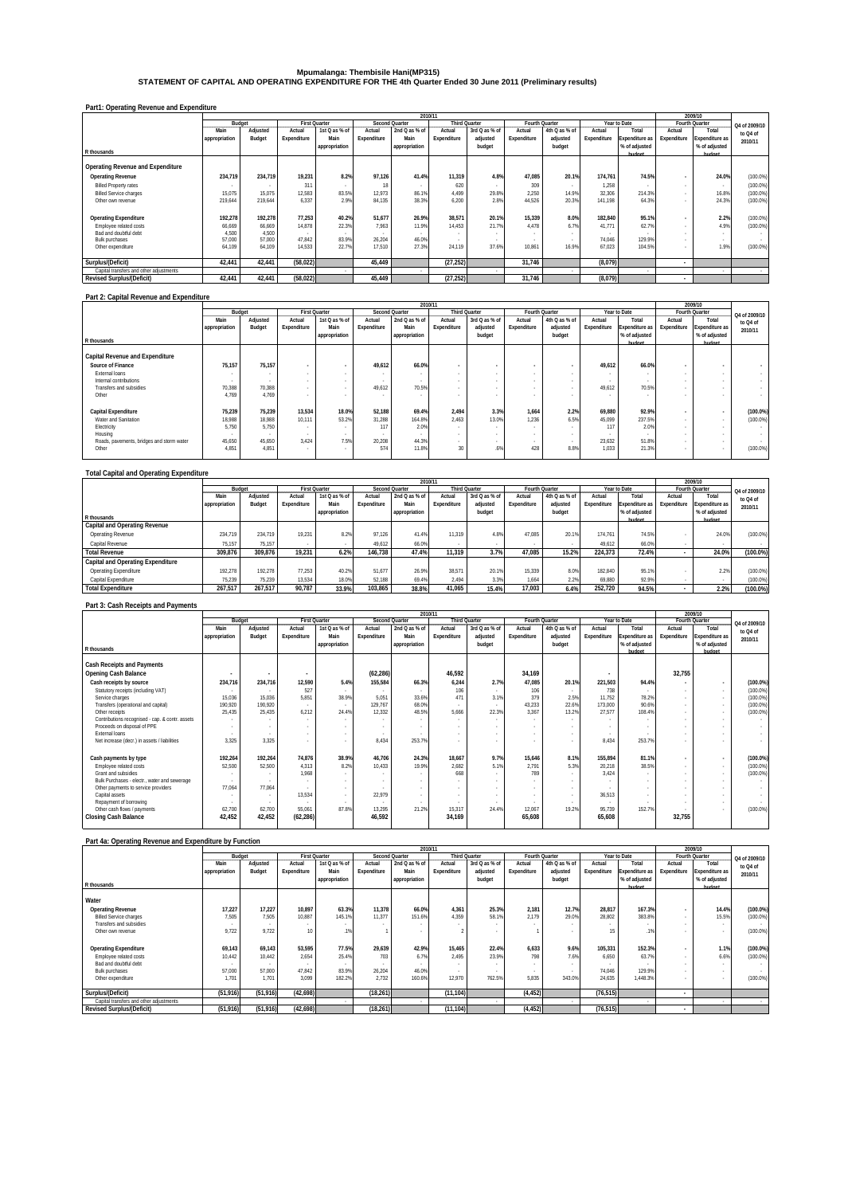# Mpumalanga: Thembisile Hani(MP315)
## STATEMENT OF CAPITAL AND OPERATING EXPENDITURE FOR THE 4th Quarter Ended 30 June 2011 (Preliminary results)

### Part1: Operating Revenue and Expenditure

| | 2010/11 | | | | | | | | | | | | 2009/10 | | |
|---|---|---|---|---|---|---|---|---|---|---|---|---|---|---|---|
| | Budget | | First Quarter | | Second Quarter | | Third Quarter | | Fourth Quarter | | Year to Date | | Fourth Quarter | | Q4 of 2009/10 to Q4 of 2010/11 |
| R thousands | Main appropriation | Adjusted Budget | Actual Expenditure | 1st Q as % of Main appropriation | Actual Expenditure | 2nd Q as % of Main appropriation | Actual Expenditure | 3rd Q as % of adjusted budget | Actual Expenditure | 4th Q as % of adjusted budget | Actual Expenditure | Total Expenditure as % of adjusted budget | Actual Expenditure | Total Expenditure as % of adjusted budget | |
| **Operating Revenue and Expenditure** | | | | | | | | | | | | | | | |
| **Operating Revenue** | **234,719** | **234,719** | **19,231** | **8.2%** | **97,126** | **41.4%** | **11,319** | **4.8%** | **47,085** | **20.1%** | **174,761** | **74.5%** | **-** | **24.0%** | (100.0%) |
| Billed Property rates | - | - | 311 | - | 18 | - | 620 | - | 309 | - | 1,258 | - | - | - | (100.0%) |
| Billed Service charges | 15,075 | 15,075 | 12,583 | 83.5% | 12,973 | 86.1% | 4,499 | 29.8% | 2,250 | 14.9% | 32,306 | 214.3% | - | 16.8% | (100.0%) |
| Other own revenue | 219,644 | 219,644 | 6,337 | 2.9% | 84,135 | 38.3% | 6,200 | 2.8% | 44,526 | 20.3% | 141,198 | 64.3% | - | 24.3% | (100.0%) |
| **Operating Expenditure** | **192,278** | **192,278** | **77,253** | **40.2%** | **51,677** | **26.9%** | **38,571** | **20.1%** | **15,339** | **8.0%** | **182,840** | **95.1%** | **-** | **2.2%** | (100.0%) |
| Employee related costs | 66,669 | 66,669 | 14,878 | 22.3% | 7,963 | 11.9% | 14,453 | 21.7% | 4,478 | 6.7% | 41,771 | 62.7% | - | 4.9% | (100.0%) |
| Bad and doubtful debt | 4,500 | 4,500 | - | - | - | - | - | - | - | - | - | - | - | - | - |
| Bulk purchases | 57,000 | 57,000 | 47,842 | 83.9% | 26,204 | 46.0% | - | - | - | - | 74,046 | 129.9% | - | - | - |
| Other expenditure | 64,109 | 64,109 | 14,533 | 22.7% | 17,510 | 27.3% | 24,119 | 37.6% | 10,861 | 16.9% | 67,023 | 104.5% | - | 1.9% | (100.0%) |
| **Surplus/(Deficit)** | **42,441** | **42,441** | **(58,022)** | | **45,449** | | **(27,252)** | | **31,746** | | **(8,079)** | | **-** | | |
| Capital transfers and other adjustments | - | - | - | - | - | - | - | - | - | - | - | - | - | - | - |
| **Revised Surplus/(Deficit)** | **42,441** | **42,441** | **(58,022)** | | **45,449** | | **(27,252)** | | **31,746** | | **(8,079)** | | **-** | | |

### Part 2: Capital Revenue and Expenditure

| | 2010/11 | | | | | | | | | | | | 2009/10 | | |
|---|---|---|---|---|---|---|---|---|---|---|---|---|---|---|---|
| | Budget | | First Quarter | | Second Quarter | | Third Quarter | | Fourth Quarter | | Year to Date | | Fourth Quarter | | Q4 of 2009/10 to Q4 of 2010/11 |
| R thousands | Main appropriation | Adjusted Budget | Actual Expenditure | 1st Q as % of Main appropriation | Actual Expenditure | 2nd Q as % of Main appropriation | Actual Expenditure | 3rd Q as % of adjusted budget | Actual Expenditure | 4th Q as % of adjusted budget | Actual Expenditure | Total Expenditure as % of adjusted budget | Actual Expenditure | Total Expenditure as % of adjusted budget | |
| **Capital Revenue and Expenditure** | | | | | | | | | | | | | | | |
| **Source of Finance** | **75,157** | **75,157** | **-** | **-** | **49,612** | **66.0%** | **-** | **-** | **-** | **-** | **49,612** | **66.0%** | **-** | **-** | **-** |
| External loans | - | - | - | - | - | - | - | - | - | - | - | - | - | - | - |
| Internal contributions | - | - | - | - | - | - | - | - | - | - | - | - | - | - | - |
| Transfers and subsidies | 70,388 | 70,388 | - | - | 49,612 | 70.5% | - | - | - | - | 49,612 | 70.5% | - | - | - |
| Other | 4,769 | 4,769 | - | - | - | - | - | - | - | - | - | - | - | - | - |
| **Capital Expenditure** | **75,239** | **75,239** | **13,534** | **18.0%** | **52,188** | **69.4%** | **2,494** | **3.3%** | **1,664** | **2.2%** | **69,880** | **92.9%** | **-** | **-** | **(100.0%)** |
| Water and Sanitation | 18,988 | 18,988 | 10,111 | 53.2% | 31,288 | 164.8% | 2,463 | 13.0% | 1,236 | 6.5% | 45,099 | 237.5% | - | - | (100.0%) |
| Electricity | 5,750 | 5,750 | - | - | 117 | 2.0% | - | - | - | - | 117 | 2.0% | - | - | - |
| Housing | - | - | - | - | - | - | - | - | - | - | - | - | - | - | - |
| Roads, pavements, bridges and storm water | 45,650 | 45,650 | 3,424 | 7.5% | 20,208 | 44.3% | - | - | - | - | 23,632 | 51.8% | - | - | - |
| Other | 4,851 | 4,851 | - | - | 574 | 11.8% | 30 | .6% | 428 | 8.8% | 1,033 | 21.3% | - | - | (100.0%) |

### Total Capital and Operating Expenditure

| | 2010/11 | | | | | | | | | | | | 2009/10 | | |
|---|---|---|---|---|---|---|---|---|---|---|---|---|---|---|---|
| | Budget | | First Quarter | | Second Quarter | | Third Quarter | | Fourth Quarter | | Year to Date | | Fourth Quarter | | Q4 of 2009/10 to Q4 of 2010/11 |
| R thousands | Main appropriation | Adjusted Budget | Actual Expenditure | 1st Q as % of Main appropriation | Actual Expenditure | 2nd Q as % of Main appropriation | Actual Expenditure | 3rd Q as % of adjusted budget | Actual Expenditure | 4th Q as % of adjusted budget | Actual Expenditure | Total Expenditure as % of adjusted budget | Actual Expenditure | Total Expenditure as % of adjusted budget | |
| **Capital and Operating Revenue** | | | | | | | | | | | | | | | |
| Operating Revenue | 234,719 | 234,719 | 19,231 | 8.2% | 97,126 | 41.4% | 11,319 | 4.8% | 47,085 | 20.1% | 174,761 | 74.5% | - | 24.0% | (100.0%) |
| Capital Revenue | 75,157 | 75,157 | - | - | 49,612 | 66.0% | - | - | - | - | 49,612 | 66.0% | - | - | - |
| **Total Revenue** | **309,876** | **309,876** | **19,231** | **6.2%** | **146,738** | **47.4%** | **11,319** | **3.7%** | **47,085** | **15.2%** | **224,373** | **72.4%** | **-** | **24.0%** | **(100.0%)** |
| **Capital and Operating Expenditure** | | | | | | | | | | | | | | | |
| Operating Expenditure | 192,278 | 192,278 | 77,253 | 40.2% | 51,677 | 26.9% | 38,571 | 20.1% | 15,339 | 8.0% | 182,840 | 95.1% | - | 2.2% | (100.0%) |
| Capital Expenditure | 75,239 | 75,239 | 13,534 | 18.0% | 52,188 | 69.4% | 2,494 | 3.3% | 1,664 | 2.2% | 69,880 | 92.9% | - | - | (100.0%) |
| **Total Expenditure** | **267,517** | **267,517** | **90,787** | **33.9%** | **103,865** | **38.8%** | **41,065** | **15.4%** | **17,003** | **6.4%** | **252,720** | **94.5%** | **-** | **2.2%** | **(100.0%)** |

### Part 3: Cash Receipts and Payments

| | 2010/11 | | | | | | | | | | | | 2009/10 | | |
|---|---|---|---|---|---|---|---|---|---|---|---|---|---|---|---|
| | Budget | | First Quarter | | Second Quarter | | Third Quarter | | Fourth Quarter | | Year to Date | | Fourth Quarter | | Q4 of 2009/10 to Q4 of 2010/11 |
| R thousands | Main appropriation | Adjusted Budget | Actual Expenditure | 1st Q as % of Main appropriation | Actual Expenditure | 2nd Q as % of Main appropriation | Actual Expenditure | 3rd Q as % of adjusted budget | Actual Expenditure | 4th Q as % of adjusted budget | Actual Expenditure | Total Expenditure as % of adjusted budget | Actual Expenditure | Total Expenditure as % of adjusted budget | |
| **Cash Receipts and Payments** | | | | | | | | | | | | | | | |
| **Opening Cash Balance** | **-** | **-** | **-** | | **(62,286)** | | **46,592** | | **34,169** | | **-** | | **32,755** | | |
| **Cash receipts by source** | **234,716** | **234,716** | **12,590** | **5.4%** | **155,584** | **66.3%** | **6,244** | **2.7%** | **47,085** | **20.1%** | **221,503** | **94.4%** | **-** | **-** | **(100.0%)** |
| Statutory receipts (including VAT) | - | - | 527 | - | - | - | 106 | - | 106 | - | 738 | - | - | - | (100.0%) |
| Service charges | 15,036 | 15,036 | 5,851 | 38.9% | 5,051 | 33.6% | 471 | 3.1% | 379 | 2.5% | 11,752 | 78.2% | - | - | (100.0%) |
| Transfers (operational and capital) | 190,920 | 190,920 | - | - | 129,767 | 68.0% | - | - | 43,233 | 22.6% | 173,000 | 90.6% | - | - | (100.0%) |
| Other receipts | 25,435 | 25,435 | 6,212 | 24.4% | 12,332 | 48.5% | 5,666 | 22.3% | 3,367 | 13.2% | 27,577 | 108.4% | - | - | (100.0%) |
| Contributions recognised - cap. & contr. assets | - | - | - | - | - | - | - | - | - | - | - | - | - | - | - |
| Proceeds on disposal of PPE | - | - | - | - | - | - | - | - | - | - | - | - | - | - | - |
| External loans | - | - | - | - | - | - | - | - | - | - | - | - | - | - | - |
| Net increase (decr.) in assets / liabilities | 3,325 | 3,325 | - | - | 8,434 | 253.7% | - | - | - | - | 8,434 | 253.7% | - | - | - |
| **Cash payments by type** | **192,264** | **192,264** | **74,876** | **38.9%** | **46,706** | **24.3%** | **18,667** | **9.7%** | **15,646** | **8.1%** | **155,894** | **81.1%** | **-** | **-** | **(100.0%)** |
| Employee related costs | 52,500 | 52,500 | 4,313 | 8.2% | 10,433 | 19.9% | 2,682 | 5.1% | 2,791 | 5.3% | 20,218 | 38.5% | - | - | (100.0%) |
| Grant and subsidies | - | - | 1,968 | - | - | - | 668 | - | 789 | - | 3,424 | - | - | - | (100.0%) |
| Bulk Purchases - electr., water and sewerage | - | - | - | - | - | - | - | - | - | - | - | - | - | - | - |
| Other payments to service providers | 77,064 | 77,064 | - | - | - | - | - | - | - | - | - | - | - | - | - |
| Capital assets | - | - | 13,534 | - | 22,979 | - | - | - | - | - | 36,513 | - | - | - | - |
| Repayment of borrowing | - | - | - | - | - | - | - | - | - | - | - | - | - | - | - |
| Other cash flows / payments | 62,700 | 62,700 | 55,061 | 87.8% | 13,295 | 21.2% | 15,317 | 24.4% | 12,067 | 19.2% | 95,739 | 152.7% | - | - | (100.0%) |
| **Closing Cash Balance** | **42,452** | **42,452** | **(62,286)** | | **46,592** | | **34,169** | | **65,608** | | **65,608** | | **32,755** | | |

### Part 4a: Operating Revenue and Expenditure by Function

| | 2010/11 | | | | | | | | | | | | 2009/10 | | |
|---|---|---|---|---|---|---|---|---|---|---|---|---|---|---|---|
| | Budget | | First Quarter | | Second Quarter | | Third Quarter | | Fourth Quarter | | Year to Date | | Fourth Quarter | | Q4 of 2009/10 to Q4 of 2010/11 |
| R thousands | Main appropriation | Adjusted Budget | Actual Expenditure | 1st Q as % of Main appropriation | Actual Expenditure | 2nd Q as % of Main appropriation | Actual Expenditure | 3rd Q as % of adjusted budget | Actual Expenditure | 4th Q as % of adjusted budget | Actual Expenditure | Total Expenditure as % of adjusted budget | Actual Expenditure | Total Expenditure as % of adjusted budget | |
| **Water** | | | | | | | | | | | | | | | |
| **Operating Revenue** | **17,227** | **17,227** | **10,897** | **63.3%** | **11,378** | **66.0%** | **4,361** | **25.3%** | **2,181** | **12.7%** | **28,817** | **167.3%** | **-** | **14.4%** | **(100.0%)** |
| Billed Service charges | 7,505 | 7,505 | 10,887 | 145.1% | 11,377 | 151.6% | 4,359 | 58.1% | 2,179 | 29.0% | 28,802 | 383.8% | - | 15.5% | (100.0%) |
| Transfers and subsidies | - | - | - | - | - | - | - | - | - | - | - | - | - | - | - |
| Other own revenue | 9,722 | 9,722 | 10 | .1% | 1 | - | 2 | - | 1 | - | 15 | .1% | - | - | (100.0%) |
| **Operating Expenditure** | **69,143** | **69,143** | **53,595** | **77.5%** | **29,639** | **42.9%** | **15,465** | **22.4%** | **6,633** | **9.6%** | **105,331** | **152.3%** | **-** | **1.1%** | **(100.0%)** |
| Employee related costs | 10,442 | 10,442 | 2,654 | 25.4% | 703 | 6.7% | 2,495 | 23.9% | 798 | 7.6% | 6,650 | 63.7% | - | 6.6% | (100.0%) |
| Bad and doubtful debt | - | - | - | - | - | - | - | - | - | - | - | - | - | - | - |
| Bulk purchases | 57,000 | 57,000 | 47,842 | 83.9% | 26,204 | 46.0% | - | - | - | - | 74,046 | 129.9% | - | - | - |
| Other expenditure | 1,701 | 1,701 | 3,099 | 182.2% | 2,732 | 160.6% | 12,970 | 762.5% | 5,835 | 343.0% | 24,635 | 1,448.3% | - | - | (100.0%) |
| **Surplus/(Deficit)** | **(51,916)** | **(51,916)** | **(42,698)** | | **(18,261)** | | **(11,104)** | | **(4,452)** | | **(76,515)** | | **-** | | |
| Capital transfers and other adjustments | - | - | - | - | - | - | - | - | - | - | - | - | - | - | - |
| **Revised Surplus/(Deficit)** | **(51,916)** | **(51,916)** | **(42,698)** | | **(18,261)** | | **(11,104)** | | **(4,452)** | | **(76,515)** | | **-** | | |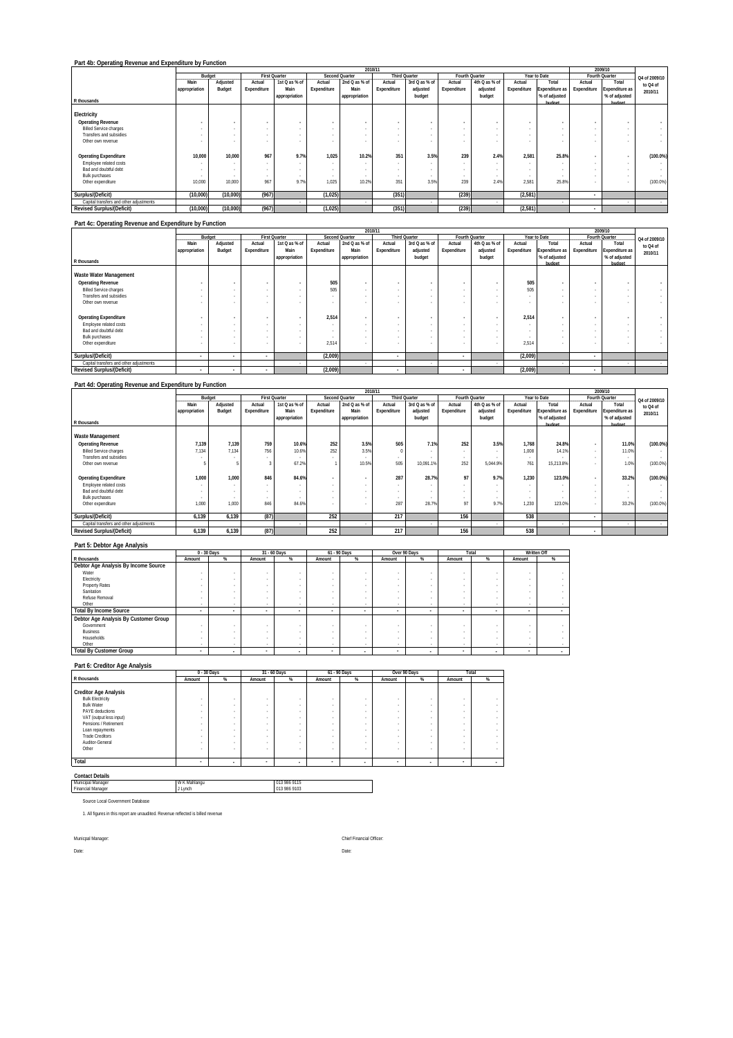## Part 4b: Operating Revenue and Expenditure by Function

| R thousands | 2010/11 Budget Main appropriation | Adjusted Budget | First Quarter Actual Expenditure | 1st Q as % of Main appropriation | Second Quarter Actual Expenditure | 2nd Q as % of Main appropriation | Third Quarter Actual Expenditure | 3rd Q as % of adjusted budget | Fourth Quarter Actual Expenditure | 4th Q as % of adjusted budget | Year to Date Actual Expenditure | Total Expenditure as % of adjusted budget | 2009/10 Fourth Quarter Actual Expenditure | Total Expenditure as % of adjusted budget | Q4 of 2009/10 to Q4 of 2010/11 |
|---|---|---|---|---|---|---|---|---|---|---|---|---|---|---|---|
| **Electricity** | | | | | | | | | | | | | | | |
| **Operating Revenue** | - | - | - | - | - | - | - | - | - | - | - | - | - | - | - |
| Billed Service charges | - | - | - | - | - | - | - | - | - | - | - | - | - | - | - |
| Transfers and subsidies | - | - | - | - | - | - | - | - | - | - | - | - | - | - | - |
| Other own revenue | - | - | - | - | - | - | - | - | - | - | - | - | - | - | - |
| **Operating Expenditure** | 10,000 | 10,000 | 967 | 9.7% | 1,025 | 10.2% | 351 | 3.5% | 239 | 2.4% | 2,581 | 25.8% | - | - | (100.0%) |
| Employee related costs | - | - | - | - | - | - | - | - | - | - | - | - | - | - | - |
| Bad and doubtful debt | - | - | - | - | - | - | - | - | - | - | - | - | - | - | - |
| Bulk purchases | - | - | - | - | - | - | - | - | - | - | - | - | - | - | - |
| Other expenditure | 10,000 | 10,000 | 967 | 9.7% | 1,025 | 10.2% | 351 | 3.5% | 239 | 2.4% | 2,581 | 25.8% | - | - | (100.0%) |
| **Surplus/(Deficit)** | (10,000) | (10,000) | (967) | | (1,025) | | (351) | | (239) | | (2,581) | | - | | |
| Capital transfers and other adjustments | | | | - | | - | | - | | - | | - | | - | - |
| **Revised Surplus/(Deficit)** | (10,000) | (10,000) | (967) | | (1,025) | | (351) | | (239) | | (2,581) | | - | | |

## Part 4c: Operating Revenue and Expenditure by Function

| R thousands | 2010/11 Budget Main appropriation | Adjusted Budget | First Quarter Actual Expenditure | 1st Q as % of Main appropriation | Second Quarter Actual Expenditure | 2nd Q as % of Main appropriation | Third Quarter Actual Expenditure | 3rd Q as % of adjusted budget | Fourth Quarter Actual Expenditure | 4th Q as % of adjusted budget | Year to Date Actual Expenditure | Total Expenditure as % of adjusted budget | 2009/10 Fourth Quarter Actual Expenditure | Total Expenditure as % of adjusted budget | Q4 of 2009/10 to Q4 of 2010/11 |
|---|---|---|---|---|---|---|---|---|---|---|---|---|---|---|---|
| **Waste Water Management** | | | | | | | | | | | | | | | |
| **Operating Revenue** | - | - | - | - | 505 | - | - | - | - | - | 505 | - | - | - | - |
| Billed Service charges | - | - | - | - | 505 | - | - | - | - | - | 505 | - | - | - | - |
| Transfers and subsidies | - | - | - | - | - | - | - | - | - | - | - | - | - | - | - |
| Other own revenue | - | - | - | - | - | - | - | - | - | - | - | - | - | - | - |
| **Operating Expenditure** | - | - | - | - | 2,514 | - | - | - | - | - | 2,514 | - | - | - | - |
| Employee related costs | - | - | - | - | - | - | - | - | - | - | - | - | - | - | - |
| Bad and doubtful debt | - | - | - | - | - | - | - | - | - | - | - | - | - | - | - |
| Bulk purchases | - | - | - | - | - | - | - | - | - | - | - | - | - | - | - |
| Other expenditure | - | - | - | - | 2,514 | - | - | - | - | - | 2,514 | - | - | - | - |
| **Surplus/(Deficit)** | - | - | - | | (2,009) | | - | | - | | (2,009) | | - | | |
| Capital transfers and other adjustments | | | | - | | - | | - | | - | | - | | - | - |
| **Revised Surplus/(Deficit)** | - | - | - | | (2,009) | | - | | - | | (2,009) | | - | | |

## Part 4d: Operating Revenue and Expenditure by Function

| R thousands | 2010/11 Budget Main appropriation | Adjusted Budget | First Quarter Actual Expenditure | 1st Q as % of Main appropriation | Second Quarter Actual Expenditure | 2nd Q as % of Main appropriation | Third Quarter Actual Expenditure | 3rd Q as % of adjusted budget | Fourth Quarter Actual Expenditure | 4th Q as % of adjusted budget | Year to Date Actual Expenditure | Total Expenditure as % of adjusted budget | 2009/10 Fourth Quarter Actual Expenditure | Total Expenditure as % of adjusted budget | Q4 of 2009/10 to Q4 of 2010/11 |
|---|---|---|---|---|---|---|---|---|---|---|---|---|---|---|---|
| **Waste Management** | | | | | | | | | | | | | | | |
| **Operating Revenue** | 7,139 | 7,139 | 759 | 10.6% | 252 | 3.5% | 505 | 7.1% | 252 | 3.5% | 1,768 | 24.8% | - | 11.0% | (100.0%) |
| Billed Service charges | 7,134 | 7,134 | 756 | 10.6% | 252 | 3.5% | 0 | - | - | - | 1,008 | 14.1% | - | 11.0% | - |
| Transfers and subsidies | - | - | - | - | - | - | - | - | - | - | - | - | - | - | - |
| Other own revenue | 5 | 5 | 3 | 67.2% | 1 | 10.5% | 505 | 10,091.1% | 252 | 5,044.9% | 761 | 15,213.8% | - | 1.0% | (100.0%) |
| **Operating Expenditure** | 1,000 | 1,000 | 846 | 84.6% | - | - | 287 | 28.7% | 97 | 9.7% | 1,230 | 123.0% | - | 33.2% | (100.0%) |
| Employee related costs | - | - | - | - | - | - | - | - | - | - | - | - | - | - | - |
| Bad and doubtful debt | - | - | - | - | - | - | - | - | - | - | - | - | - | - | - |
| Bulk purchases | - | - | - | - | - | - | - | - | - | - | - | - | - | - | - |
| Other expenditure | 1,000 | 1,000 | 846 | 84.6% | - | - | 287 | 28.7% | 97 | 9.7% | 1,230 | 123.0% | - | 33.2% | (100.0%) |
| **Surplus/(Deficit)** | 6,139 | 6,139 | (87) | | 252 | | 217 | | 156 | | 538 | | - | | |
| Capital transfers and other adjustments | | | | - | | - | | - | | - | | - | | - | - |
| **Revised Surplus/(Deficit)** | 6,139 | 6,139 | (87) | | 252 | | 217 | | 156 | | 538 | | - | | |

## Part 5: Debtor Age Analysis

| R thousands | 0 - 30 Days Amount | % | 31 - 60 Days Amount | % | 61 - 90 Days Amount | % | Over 90 Days Amount | % | Total Amount | % | Written Off Amount | % |
|---|---|---|---|---|---|---|---|---|---|---|---|---|
| **Debtor Age Analysis By Income Source** | | | | | | | | | | | | |
| Water | - | - | - | - | - | - | - | - | - | - | - | - |
| Electricity | - | - | - | - | - | - | - | - | - | - | - | - |
| Property Rates | - | - | - | - | - | - | - | - | - | - | - | - |
| Sanitation | - | - | - | - | - | - | - | - | - | - | - | - |
| Refuse Removal | - | - | - | - | - | - | - | - | - | - | - | - |
| Other | - | - | - | - | - | - | - | - | - | - | - | - |
| **Total By Income Source** | - | - | - | - | - | - | - | - | - | - | - | - |
| **Debtor Age Analysis By Customer Group** | | | | | | | | | | | | |
| Government | - | - | - | - | - | - | - | - | - | - | - | - |
| Business | - | - | - | - | - | - | - | - | - | - | - | - |
| Households | - | - | - | - | - | - | - | - | - | - | - | - |
| Other | - | - | - | - | - | - | - | - | - | - | - | - |
| **Total By Customer Group** | - | - | - | - | - | - | - | - | - | - | - | - |

## Part 6: Creditor Age Analysis

| R thousands | 0 - 30 Days Amount | % | 31 - 60 Days Amount | % | 61 - 90 Days Amount | % | Over 90 Days Amount | % | Total Amount | % |
|---|---|---|---|---|---|---|---|---|---|---|
| **Creditor Age Analysis** | | | | | | | | | | |
| Bulk Electricity | - | - | - | - | - | - | - | - | - | - |
| Bulk Water | - | - | - | - | - | - | - | - | - | - |
| PAYE deductions | - | - | - | - | - | - | - | - | - | - |
| VAT (output less input) | - | - | - | - | - | - | - | - | - | - |
| Pensions / Retirement | - | - | - | - | - | - | - | - | - | - |
| Loan repayments | - | - | - | - | - | - | - | - | - | - |
| Trade Creditors | - | - | - | - | - | - | - | - | - | - |
| Auditor-General | - | - | - | - | - | - | - | - | - | - |
| Other | - | - | - | - | - | - | - | - | - | - |
| **Total** | - | - | - | - | - | - | - | - | - | - |

**Contact Details**

| | | |
|---|---|---|
| Municipal Manager | W K Mahlangu | 013 986 9115 |
| Financial Manager | J Lynch | 013 986 9103 |

Source Local Government Database

1. All figures in this report are unaudited. Revenue reflected is billed revenue

Municpal Manager: &nbsp;&nbsp;&nbsp;&nbsp; Chief Financial Officer:

Date: &nbsp;&nbsp;&nbsp;&nbsp; Date: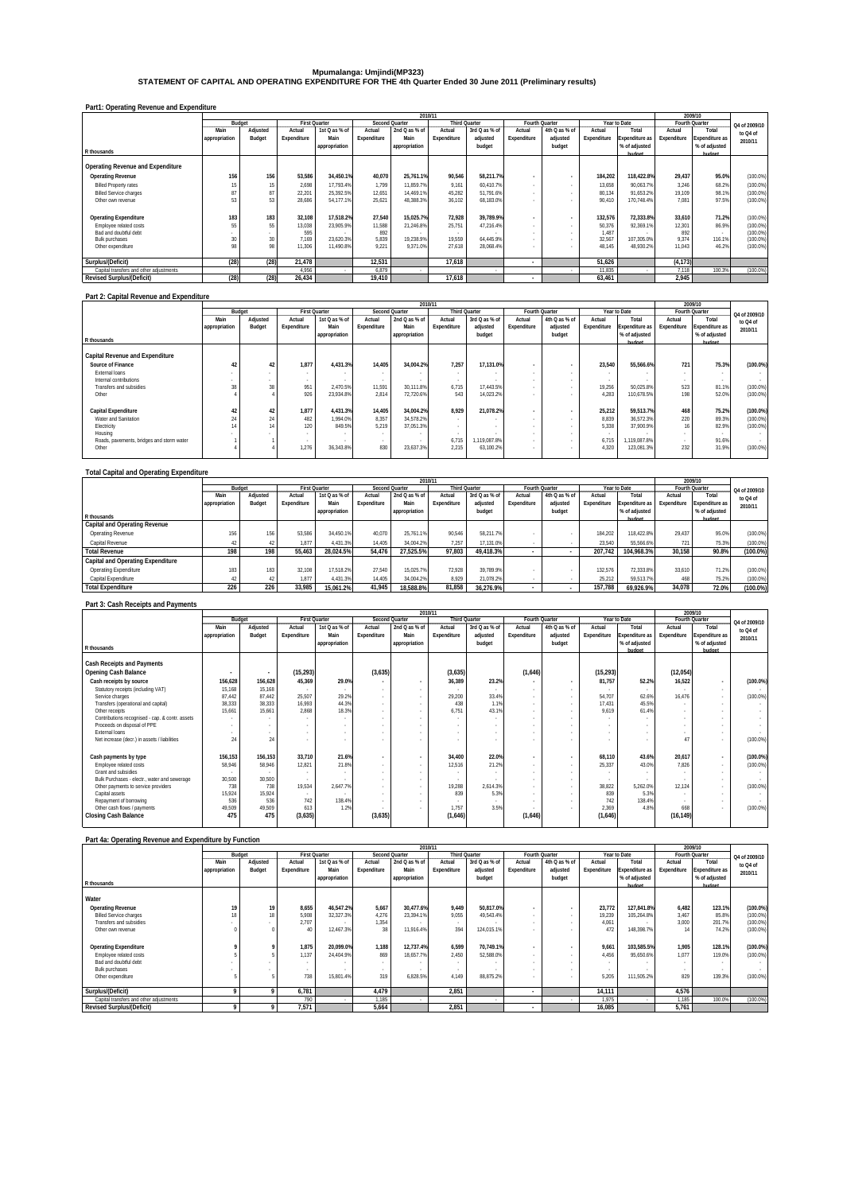# Mpumalanga: Umjindi(MP323)

## STATEMENT OF CAPITAL AND OPERATING EXPENDITURE FOR THE 4th Quarter Ended 30 June 2011 (Preliminary results)

### Part1: Operating Revenue and Expenditure

| R thousands | 2010/11 Budget Main appropriation | Adjusted Budget | First Quarter Actual Expenditure | 1st Q as % of Main appropriation | Second Quarter Actual Expenditure | 2nd Q as % of Main appropriation | Third Quarter Actual Expenditure | 3rd Q as % of adjusted budget | Fourth Quarter Actual Expenditure | 4th Q as % of adjusted budget | Year to Date Actual Expenditure | Total Expenditure as % of adjusted budget | 2009/10 Fourth Quarter Actual Expenditure | Total Expenditure as % of adjusted budget | Q4 of 2009/10 to Q4 of 2010/11 |
|---|---|---|---|---|---|---|---|---|---|---|---|---|---|---|---|
| **Operating Revenue and Expenditure** | | | | | | | | | | | | | | | |
| **Operating Revenue** | 156 | 156 | 53,586 | 34,450.1% | 40,070 | 25,761.1% | 90,546 | 58,211.7% | - | - | 184,202 | 118,422.8% | 29,437 | 95.0% | (100.0%) |
| Billed Property rates | 15 | 15 | 2,698 | 17,793.4% | 1,799 | 11,859.7% | 9,161 | 60,410.7% | - | - | 13,658 | 90,063.7% | 3,246 | 68.2% | (100.0%) |
| Billed Service charges | 87 | 87 | 22,201 | 25,392.5% | 12,651 | 14,469.1% | 45,282 | 51,791.6% | - | - | 80,134 | 91,653.2% | 19,109 | 98.1% | (100.0%) |
| Other own revenue | 53 | 53 | 28,686 | 54,177.1% | 25,621 | 48,388.3% | 36,102 | 68,183.0% | - | - | 90,410 | 170,748.4% | 7,081 | 97.5% | (100.0%) |
| **Operating Expenditure** | 183 | 183 | 32,108 | 17,518.2% | 27,540 | 15,025.7% | 72,928 | 39,789.9% | - | - | 132,576 | 72,333.8% | 33,610 | 71.2% | (100.0%) |
| Employee related costs | 55 | 55 | 13,038 | 23,905.9% | 11,588 | 21,246.8% | 25,751 | 47,216.4% | - | - | 50,376 | 92,369.1% | 12,301 | 86.9% | (100.0%) |
| Bad and doubtful debt | - | - | 595 | - | 892 | - | - | - | - | - | 1,487 | - | 892 | - | (100.0%) |
| Bulk purchases | 30 | 30 | 7,169 | 23,620.3% | 5,839 | 19,238.9% | 19,559 | 64,445.9% | - | - | 32,567 | 107,305.0% | 9,374 | 116.1% | (100.0%) |
| Other expenditure | 98 | 98 | 11,306 | 11,490.8% | 9,221 | 9,371.0% | 27,618 | 28,068.4% | - | - | 48,145 | 48,930.2% | 11,043 | 46.2% | (100.0%) |
| **Surplus/(Deficit)** | (28) | (28) | 21,478 | | 12,531 | | 17,618 | | - | | 51,626 | | (4,173) | | |
| Capital transfers and other adjustments | | | 4,956 | - | 6,879 | - | | - | | - | 11,835 | - | 7,118 | 100.3% | (100.0%) |
| **Revised Surplus/(Deficit)** | (28) | (28) | 26,434 | | 19,410 | | 17,618 | | - | | 63,461 | | 2,945 | | |

### Part 2: Capital Revenue and Expenditure

| R thousands | 2010/11 Budget Main appropriation | Adjusted Budget | First Quarter Actual Expenditure | 1st Q as % of Main appropriation | Second Quarter Actual Expenditure | 2nd Q as % of Main appropriation | Third Quarter Actual Expenditure | 3rd Q as % of adjusted budget | Fourth Quarter Actual Expenditure | 4th Q as % of adjusted budget | Year to Date Actual Expenditure | Total Expenditure as % of adjusted budget | 2009/10 Fourth Quarter Actual Expenditure | Total Expenditure as % of adjusted budget | Q4 of 2009/10 to Q4 of 2010/11 |
|---|---|---|---|---|---|---|---|---|---|---|---|---|---|---|---|
| **Capital Revenue and Expenditure** | | | | | | | | | | | | | | | |
| **Source of Finance** | 42 | 42 | 1,877 | 4,431.3% | 14,405 | 34,004.2% | 7,257 | 17,131.0% | - | - | 23,540 | 55,566.6% | 721 | 75.3% | (100.0%) |
| External loans | - | - | - | - | - | - | - | - | - | - | - | - | - | - | - |
| Internal contributions | - | - | - | - | - | - | - | - | - | - | - | - | - | - | - |
| Transfers and subsidies | 38 | 38 | 951 | 2,470.5% | 11,591 | 30,111.8% | 6,715 | 17,443.9% | - | - | 19,256 | 50,025.8% | 523 | 81.1% | (100.0%) |
| Other | 4 | 4 | 926 | 23,934.8% | 2,814 | 72,720.6% | 543 | 14,023.2% | - | - | 4,283 | 110,678.5% | 198 | 52.0% | (100.0%) |
| **Capital Expenditure** | 42 | 42 | 1,877 | 4,431.3% | 14,405 | 34,004.2% | 8,929 | 21,078.2% | - | - | 25,212 | 59,513.7% | 468 | 75.2% | (100.0%) |
| Water and Sanitation | 24 | 24 | 482 | 1,994.0% | 8,357 | 34,578.2% | - | - | - | - | 8,839 | 36,572.3% | 220 | 89.3% | (100.0%) |
| Electricity | 14 | 14 | 120 | 849.5% | 5,219 | 37,051.3% | - | - | - | - | 5,338 | 37,900.9% | 16 | 82.9% | (100.0%) |
| Housing | - | - | - | - | - | - | - | - | - | - | - | - | - | - | - |
| Roads, pavements, bridges and storm water | 1 | 1 | - | - | - | - | 6,715 | 1,119,087.8% | - | - | 6,715 | 1,119,087.8% | - | 91.6% | - |
| Other | 4 | 4 | 1,276 | 36,343.8% | 830 | 23,637.3% | 2,215 | 63,100.2% | - | - | 4,320 | 123,081.3% | 232 | 31.9% | (100.0%) |

### Total Capital and Operating Expenditure

| R thousands | 2010/11 Budget Main appropriation | Adjusted Budget | First Quarter Actual Expenditure | 1st Q as % of Main appropriation | Second Quarter Actual Expenditure | 2nd Q as % of Main appropriation | Third Quarter Actual Expenditure | 3rd Q as % of adjusted budget | Fourth Quarter Actual Expenditure | 4th Q as % of adjusted budget | Year to Date Actual Expenditure | Total Expenditure as % of adjusted budget | 2009/10 Fourth Quarter Actual Expenditure | Total Expenditure as % of adjusted budget | Q4 of 2009/10 to Q4 of 2010/11 |
|---|---|---|---|---|---|---|---|---|---|---|---|---|---|---|---|
| **Capital and Operating Revenue** | | | | | | | | | | | | | | | |
| Operating Revenue | 156 | 156 | 53,586 | 34,450.1% | 40,070 | 25,761.1% | 90,546 | 58,211.7% | - | - | 184,202 | 118,422.8% | 29,437 | 95.0% | (100.0%) |
| Capital Revenue | 42 | 42 | 1,877 | 4,431.3% | 14,405 | 34,004.2% | 7,257 | 17,131.0% | - | - | 23,540 | 55,566.6% | 721 | 75.3% | (100.0%) |
| **Total Revenue** | 198 | 198 | 55,463 | 28,024.5% | 54,476 | 27,525.5% | 97,803 | 49,418.3% | - | - | 207,742 | 104,968.3% | 30,158 | 90.8% | (100.0%) |
| **Capital and Operating Expenditure** | | | | | | | | | | | | | | | |
| Operating Expenditure | 183 | 183 | 32,108 | 17,518.2% | 27,540 | 15,025.7% | 72,928 | 39,789.9% | - | - | 132,576 | 72,333.8% | 33,610 | 71.2% | (100.0%) |
| Capital Expenditure | 42 | 42 | 1,877 | 4,431.3% | 14,405 | 34,004.2% | 8,929 | 21,078.2% | - | - | 25,212 | 59,513.7% | 468 | 75.2% | (100.0%) |
| **Total Expenditure** | 226 | 226 | 33,985 | 15,061.2% | 41,945 | 18,588.8% | 81,858 | 36,276.9% | - | - | 157,788 | 69,926.9% | 34,078 | 72.0% | (100.0%) |

### Part 3: Cash Receipts and Payments

| R thousands | 2010/11 Budget Main appropriation | Adjusted Budget | First Quarter Actual Expenditure | 1st Q as % of Main appropriation | Second Quarter Actual Expenditure | 2nd Q as % of Main appropriation | Third Quarter Actual Expenditure | 3rd Q as % of adjusted budget | Fourth Quarter Actual Expenditure | 4th Q as % of adjusted budget | Year to Date Actual Expenditure | Total Expenditure as % of adjusted budget | 2009/10 Fourth Quarter Actual Expenditure | Total Expenditure as % of adjusted budget | Q4 of 2009/10 to Q4 of 2010/11 |
|---|---|---|---|---|---|---|---|---|---|---|---|---|---|---|---|
| **Cash Receipts and Payments** | | | | | | | | | | | | | | | |
| **Opening Cash Balance** | - | - | (15,293) | | (3,635) | | (3,635) | | (1,646) | | (15,293) | | (12,054) | | |
| **Cash receipts by source** | 156,628 | 156,628 | 45,369 | 29.0% | - | - | 36,389 | 23.2% | - | - | 81,757 | 52.2% | 16,522 | - | (100.0%) |
| Statutory receipts (including VAT) | 15,168 | 15,168 | - | - | - | - | - | - | - | - | - | - | - | - | - |
| Service charges | 87,442 | 87,442 | 25,507 | 29.2% | - | - | 29,200 | 33.4% | - | - | 54,707 | 62.6% | 16,476 | - | (100.0%) |
| Transfers (operational and capital) | 38,333 | 38,333 | 16,993 | 44.3% | - | - | 438 | 1.1% | - | - | 17,431 | 45.5% | - | - | - |
| Other receipts | 15,661 | 15,661 | 2,868 | 18.3% | - | - | 6,751 | 43.1% | - | - | 9,619 | 61.4% | - | - | - |
| Contributions recognised - cap. & contr. assets | - | - | - | - | - | - | - | - | - | - | - | - | - | - | - |
| Proceeds on disposal of PPE | - | - | - | - | - | - | - | - | - | - | - | - | - | - | - |
| External loans | - | - | - | - | - | - | - | - | - | - | - | - | - | - | - |
| Net increase (decr.) in assets / liabilities | 24 | 24 | - | - | - | - | - | - | - | - | - | - | 47 | - | (100.0%) |
| **Cash payments by type** | 156,153 | 156,153 | 33,710 | 21.6% | - | - | 34,400 | 22.0% | - | - | 68,110 | 43.6% | 20,617 | - | (100.0%) |
| Employee related costs | 58,946 | 58,946 | 12,821 | 21.8% | - | - | 12,516 | 21.2% | - | - | 25,337 | 43.0% | 7,826 | - | (100.0%) |
| Grant and subsidies | - | - | - | - | - | - | - | - | - | - | - | - | - | - | - |
| Bulk Purchases - electr., water and sewerage | 30,500 | 30,500 | - | - | - | - | - | - | - | - | - | - | - | - | - |
| Other payments to service providers | 738 | 738 | 19,534 | 2,647.7% | - | - | 19,288 | 2,614.3% | - | - | 38,822 | 5,262.0% | 12,124 | - | (100.0%) |
| Capital assets | 15,924 | 15,924 | - | - | - | - | 839 | 5.3% | - | - | 839 | 5.3% | - | - | - |
| Repayment of borrowing | 536 | 536 | 742 | 138.4% | - | - | - | - | - | - | 742 | 138.4% | - | - | - |
| Other cash flows / payments | 49,509 | 49,509 | 613 | 1.2% | - | - | 1,757 | 3.5% | - | - | 2,369 | 4.8% | 668 | - | (100.0%) |
| **Closing Cash Balance** | 475 | 475 | (3,635) | | (3,635) | | (1,646) | | (1,646) | | (1,646) | | (16,149) | | |

### Part 4a: Operating Revenue and Expenditure by Function

| R thousands | 2010/11 Budget Main appropriation | Adjusted Budget | First Quarter Actual Expenditure | 1st Q as % of Main appropriation | Second Quarter Actual Expenditure | 2nd Q as % of Main appropriation | Third Quarter Actual Expenditure | 3rd Q as % of adjusted budget | Fourth Quarter Actual Expenditure | 4th Q as % of adjusted budget | Year to Date Actual Expenditure | Total Expenditure as % of adjusted budget | 2009/10 Fourth Quarter Actual Expenditure | Total Expenditure as % of adjusted budget | Q4 of 2009/10 to Q4 of 2010/11 |
|---|---|---|---|---|---|---|---|---|---|---|---|---|---|---|---|
| **Water** | | | | | | | | | | | | | | | |
| **Operating Revenue** | 19 | 19 | 8,655 | 46,547.2% | 5,667 | 30,477.6% | 9,449 | 50,817.0% | - | - | 23,772 | 127,841.8% | 6,482 | 123.1% | (100.0%) |
| Billed Service charges | 18 | 18 | 5,908 | 32,327.3% | 4,276 | 23,394.1% | 9,055 | 49,543.4% | - | - | 19,239 | 105,264.8% | 3,467 | 85.8% | (100.0%) |
| Transfers and subsidies | - | - | 2,707 | - | 1,354 | - | - | - | - | - | 4,061 | - | 3,000 | 201.7% | (100.0%) |
| Other own revenue | 0 | 0 | 40 | 12,467.3% | 38 | 11,916.4% | 394 | 124,015.1% | - | - | 472 | 148,398.7% | 14 | 74.2% | (100.0%) |
| **Operating Expenditure** | 9 | 9 | 1,875 | 20,099.0% | 1,188 | 12,737.4% | 6,599 | 70,749.1% | - | - | 9,661 | 103,585.5% | 1,905 | 128.1% | (100.0%) |
| Employee related costs | 5 | 5 | 1,137 | 24,404.9% | 869 | 18,657.7% | 2,450 | 52,588.0% | - | - | 4,456 | 95,650.6% | 1,077 | 119.0% | (100.0%) |
| Bad and doubtful debt | - | - | - | - | - | - | - | - | - | - | - | - | - | - | - |
| Bulk purchases | - | - | - | - | - | - | - | - | - | - | - | - | - | - | - |
| Other expenditure | 5 | 5 | 738 | 15,801.4% | 319 | 6,828.5% | 4,149 | 88,875.2% | - | - | 5,205 | 111,505.2% | 829 | 139.3% | (100.0%) |
| **Surplus/(Deficit)** | 9 | 9 | 6,781 | | 4,479 | | 2,851 | | - | | 14,111 | | 4,576 | | |
| Capital transfers and other adjustments | | | 790 | - | 1,185 | - | | - | | - | 1,975 | - | 1,185 | 100.0% | (100.0%) |
| **Revised Surplus/(Deficit)** | 9 | 9 | 7,571 | | 5,664 | | 2,851 | | - | | 16,085 | | 5,761 | | |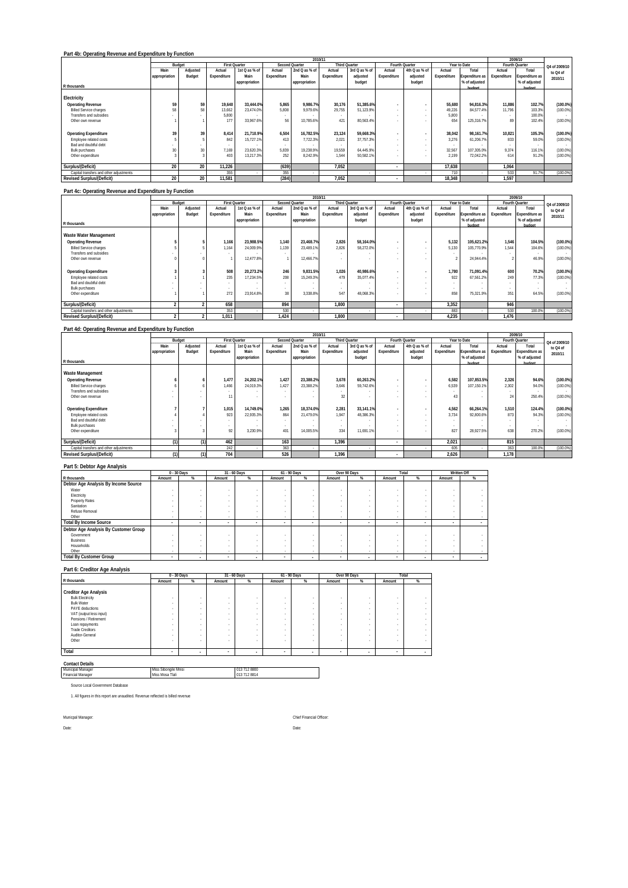## Part 4b: Operating Revenue and Expenditure by Function

| R thousands | 2010/11 | | | | | | | | | | | | | | 2009/10 | | Q4 of 2009/10 to Q4 of 2010/11 |
|---|---|---|---|---|---|---|---|---|---|---|---|---|---|---|---|---|---|
| | Budget | | First Quarter | | Second Quarter | | Third Quarter | | Fourth Quarter | | Year to Date | | Fourth Quarter | | |
| | Main appropriation | Adjusted Budget | Actual Expenditure | 1st Q as % of Main appropriation | Actual Expenditure | 2nd Q as % of Main appropriation | Actual Expenditure | 3rd Q as % of adjusted budget | Actual Expenditure | 4th Q as % of adjusted budget | Actual Expenditure | Total Expenditure as % of adjusted budget | Actual Expenditure | Total Expenditure as % of adjusted budget | |
| **Electricity** | | | | | | | | | | | | | | | |
| **Operating Revenue** | **59** | **59** | **19,640** | **33,444.0%** | **5,865** | **9,986.7%** | **30,176** | **51,385.6%** | **-** | **-** | **55,680** | **94,816.3%** | **11,886** | **102.7%** | **(100.0%)** |
| Billed Service charges | 58 | 58 | 13,662 | 23,474.0% | 5,808 | 9,979.6% | 29,755 | 51,123.9% | - | - | 49,226 | 84,577.4% | 11,796 | 103.3% | (100.0%) |
| Transfers and subsidies | - | - | 5,800 | - | - | - | - | - | - | - | 5,800 | - | - | 100.0% | - |
| Other own revenue | 1 | 1 | 177 | 33,967.6% | 56 | 10,785.6% | 421 | 80,563.4% | - | - | 654 | 125,316.7% | 89 | 102.4% | (100.0%) |
| **Operating Expenditure** | **39** | **39** | **8,414** | **21,710.9%** | **6,504** | **16,782.5%** | **23,124** | **59,668.3%** | **-** | **-** | **38,042** | **98,161.7%** | **10,821** | **105.3%** | **(100.0%)** |
| Employee related costs | 5 | 5 | 842 | 15,727.1% | 413 | 7,722.3% | 2,021 | 37,757.3% | - | - | 3,276 | 61,206.7% | 833 | 59.0% | (100.0%) |
| Bad and doubtful debt | - | - | - | - | - | - | - | - | - | - | - | - | - | - | - |
| Bulk purchases | 30 | 30 | 7,169 | 23,620.3% | 5,839 | 19,238.9% | 19,559 | 64,445.9% | - | - | 32,567 | 107,305.0% | 9,374 | 116.1% | (100.0%) |
| Other expenditure | 3 | 3 | 403 | 13,217.3% | 252 | 8,242.9% | 1,544 | 50,582.1% | - | - | 2,199 | 72,042.2% | 614 | 91.2% | (100.0%) |
| **Surplus/(Deficit)** | **20** | **20** | **11,226** | | **(639)** | | **7,052** | | **-** | | **17,638** | | **1,064** | | |
| Capital transfers and other adjustments | | | 355 | - | 355 | - | | - | | - | 710 | - | 533 | 91.7% | (100.0%) |
| **Revised Surplus/(Deficit)** | **20** | **20** | **11,581** | | **(284)** | | **7,052** | | **-** | | **18,348** | | **1,597** | | |

## Part 4c: Operating Revenue and Expenditure by Function

| R thousands | 2010/11 | | | | | | | | | | | | | | 2009/10 | | Q4 of 2009/10 to Q4 of 2010/11 |
|---|---|---|---|---|---|---|---|---|---|---|---|---|---|---|---|---|---|
| | Budget | | First Quarter | | Second Quarter | | Third Quarter | | Fourth Quarter | | Year to Date | | Fourth Quarter | | |
| | Main appropriation | Adjusted Budget | Actual Expenditure | 1st Q as % of Main appropriation | Actual Expenditure | 2nd Q as % of Main appropriation | Actual Expenditure | 3rd Q as % of adjusted budget | Actual Expenditure | 4th Q as % of adjusted budget | Actual Expenditure | Total Expenditure as % of adjusted budget | Actual Expenditure | Total Expenditure as % of adjusted budget | |
| **Waste Water Management** | | | | | | | | | | | | | | | |
| **Operating Revenue** | **5** | **5** | **1,166** | **23,988.5%** | **1,140** | **23,468.7%** | **2,826** | **58,164.0%** | **-** | **-** | **5,132** | **105,621.2%** | **1,546** | **104.5%** | **(100.0%)** |
| Billed Service charges | 5 | 5 | 1,164 | 24,009.9% | 1,139 | 23,489.1% | 2,826 | 58,272.0% | - | - | 5,130 | 105,770.9% | 1,544 | 104.6% | (100.0%) |
| Transfers and subsidies | - | - | - | - | - | - | - | - | - | - | - | - | - | - | - |
| Other own revenue | 0 | 0 | 1 | 12,477.8% | 1 | 12,466.7% | - | - | - | - | 2 | 24,944.4% | 2 | 46.9% | (100.0%) |
| **Operating Expenditure** | **3** | **3** | **508** | **20,273.2%** | **246** | **9,831.5%** | **1,026** | **40,986.6%** | **-** | **-** | **1,780** | **71,091.4%** | **600** | **70.2%** | **(100.0%)** |
| Employee related costs | 1 | 1 | 235 | 17,234.5% | 208 | 15,249.3% | 479 | 35,077.4% | - | - | 922 | 67,561.2% | 249 | 77.3% | (100.0%) |
| Bad and doubtful debt | - | - | - | - | - | - | - | - | - | - | - | - | - | - | - |
| Bulk purchases | - | - | - | - | - | - | - | - | - | - | - | - | - | - | - |
| Other expenditure | 1 | 1 | 272 | 23,914.8% | 38 | 3,338.8% | 547 | 48,068.3% | - | - | 858 | 75,321.9% | 351 | 64.5% | (100.0%) |
| **Surplus/(Deficit)** | **2** | **2** | **658** | | **894** | | **1,800** | | **-** | | **3,352** | | **946** | | |
| Capital transfers and other adjustments | | | 353 | - | 530 | - | | - | | - | 883 | - | 530 | 100.0% | (100.0%) |
| **Revised Surplus/(Deficit)** | **2** | **2** | **1,011** | | **1,424** | | **1,800** | | **-** | | **4,235** | | **1,476** | | |

## Part 4d: Operating Revenue and Expenditure by Function

| R thousands | 2010/11 | | | | | | | | | | | | | | 2009/10 | | Q4 of 2009/10 to Q4 of 2010/11 |
|---|---|---|---|---|---|---|---|---|---|---|---|---|---|---|---|---|---|
| | Budget | | First Quarter | | Second Quarter | | Third Quarter | | Fourth Quarter | | Year to Date | | Fourth Quarter | | |
| | Main appropriation | Adjusted Budget | Actual Expenditure | 1st Q as % of Main appropriation | Actual Expenditure | 2nd Q as % of Main appropriation | Actual Expenditure | 3rd Q as % of adjusted budget | Actual Expenditure | 4th Q as % of adjusted budget | Actual Expenditure | Total Expenditure as % of adjusted budget | Actual Expenditure | Total Expenditure as % of adjusted budget | |
| **Waste Management** | | | | | | | | | | | | | | | |
| **Operating Revenue** | **6** | **6** | **1,477** | **24,202.1%** | **1,427** | **23,388.2%** | **3,678** | **60,263.2%** | **-** | **-** | **6,582** | **107,853.5%** | **2,326** | **94.6%** | **(100.0%)** |
| Billed Service charges | 6 | 6 | 1,466 | 24,019.3% | 1,427 | 23,388.2% | 3,646 | 59,742.6% | - | - | 6,539 | 107,150.1% | 2,302 | 94.0% | (100.0%) |
| Transfers and subsidies | - | - | - | - | - | - | - | - | - | - | - | - | - | - | - |
| Other own revenue | - | - | 11 | - | - | - | 32 | - | - | - | 43 | - | 24 | 250.4% | (100.0%) |
| **Operating Expenditure** | **7** | **7** | **1,015** | **14,749.0%** | **1,265** | **18,374.0%** | **2,281** | **33,141.1%** | **-** | **-** | **4,562** | **66,264.1%** | **1,510** | **124.4%** | **(100.0%)** |
| Employee related costs | 4 | 4 | 923 | 22,935.3% | 864 | 21,479.0% | 1,947 | 48,386.3% | - | - | 3,734 | 92,800.6% | 873 | 94.3% | (100.0%) |
| Bad and doubtful debt | - | - | - | - | - | - | - | - | - | - | - | - | - | - | - |
| Bulk purchases | - | - | - | - | - | - | - | - | - | - | - | - | - | - | - |
| Other expenditure | 3 | 3 | 92 | 3,230.9% | 401 | 14,005.5% | 334 | 11,691.1% | - | - | 827 | 28,927.5% | 638 | 270.2% | (100.0%) |
| **Surplus/(Deficit)** | **(1)** | **(1)** | **462** | | **163** | | **1,396** | | **-** | | **2,021** | | **815** | | |
| Capital transfers and other adjustments | | | 242 | - | 363 | - | | - | | - | 605 | - | 363 | 100.0% | (100.0%) |
| **Revised Surplus/(Deficit)** | **(1)** | **(1)** | **704** | | **526** | | **1,396** | | **-** | | **2,626** | | **1,178** | | |

## Part 5: Debtor Age Analysis

| R thousands | 0 - 30 Days | | 31 - 60 Days | | 61 - 90 Days | | Over 90 Days | | Total | | Written Off | |
|---|---|---|---|---|---|---|---|---|---|---|---|---|
| | Amount | % | Amount | % | Amount | % | Amount | % | Amount | % | Amount | % |
| **Debtor Age Analysis By Income Source** | | | | | | | | | | | | |
| Water | - | - | - | - | - | - | - | - | - | - | - | - |
| Electricity | - | - | - | - | - | - | - | - | - | - | - | - |
| Property Rates | - | - | - | - | - | - | - | - | - | - | - | - |
| Sanitation | - | - | - | - | - | - | - | - | - | - | - | - |
| Refuse Removal | - | - | - | - | - | - | - | - | - | - | - | - |
| Other | - | - | - | - | - | - | - | - | - | - | - | - |
| **Total By Income Source** | **-** | **-** | **-** | **-** | **-** | **-** | **-** | **-** | **-** | **-** | **-** | **-** |
| **Debtor Age Analysis By Customer Group** | | | | | | | | | | | | |
| Government | - | - | - | - | - | - | - | - | - | - | - | - |
| Business | - | - | - | - | - | - | - | - | - | - | - | - |
| Households | - | - | - | - | - | - | - | - | - | - | - | - |
| Other | - | - | - | - | - | - | - | - | - | - | - | - |
| **Total By Customer Group** | **-** | **-** | **-** | **-** | **-** | **-** | **-** | **-** | **-** | **-** | **-** | **-** |

## Part 6: Creditor Age Analysis

| R thousands | 0 - 30 Days | | 31 - 60 Days | | 61 - 90 Days | | Over 90 Days | | Total | |
|---|---|---|---|---|---|---|---|---|---|---|
| | Amount | % | Amount | % | Amount | % | Amount | % | Amount | % |
| **Creditor Age Analysis** | | | | | | | | | | |
| Bulk Electricity | - | - | - | - | - | - | - | - | - | - |
| Bulk Water | - | - | - | - | - | - | - | - | - | - |
| PAYE deductions | - | - | - | - | - | - | - | - | - | - |
| VAT (output less input) | - | - | - | - | - | - | - | - | - | - |
| Pensions / Retirement | - | - | - | - | - | - | - | - | - | - |
| Loan repayments | - | - | - | - | - | - | - | - | - | - |
| Trade Creditors | - | - | - | - | - | - | - | - | - | - |
| Auditor-General | - | - | - | - | - | - | - | - | - | - |
| Other | - | - | - | - | - | - | - | - | - | - |
| **Total** | **-** | **-** | **-** | **-** | **-** | **-** | **-** | **-** | **-** | **-** |

### Contact Details

| | | |
|---|---|---|
| Municipal Manager | Miss Sibongile Mnisi | 013 712 8800 |
| Financial Manager | Miss Mosa Tlali | 013 712 8814 |

Source Local Government Database

1. All figures in this report are unaudited. Revenue reflected is billed revenue

Municpal Manager: Chief Financial Officer:

Date: Date: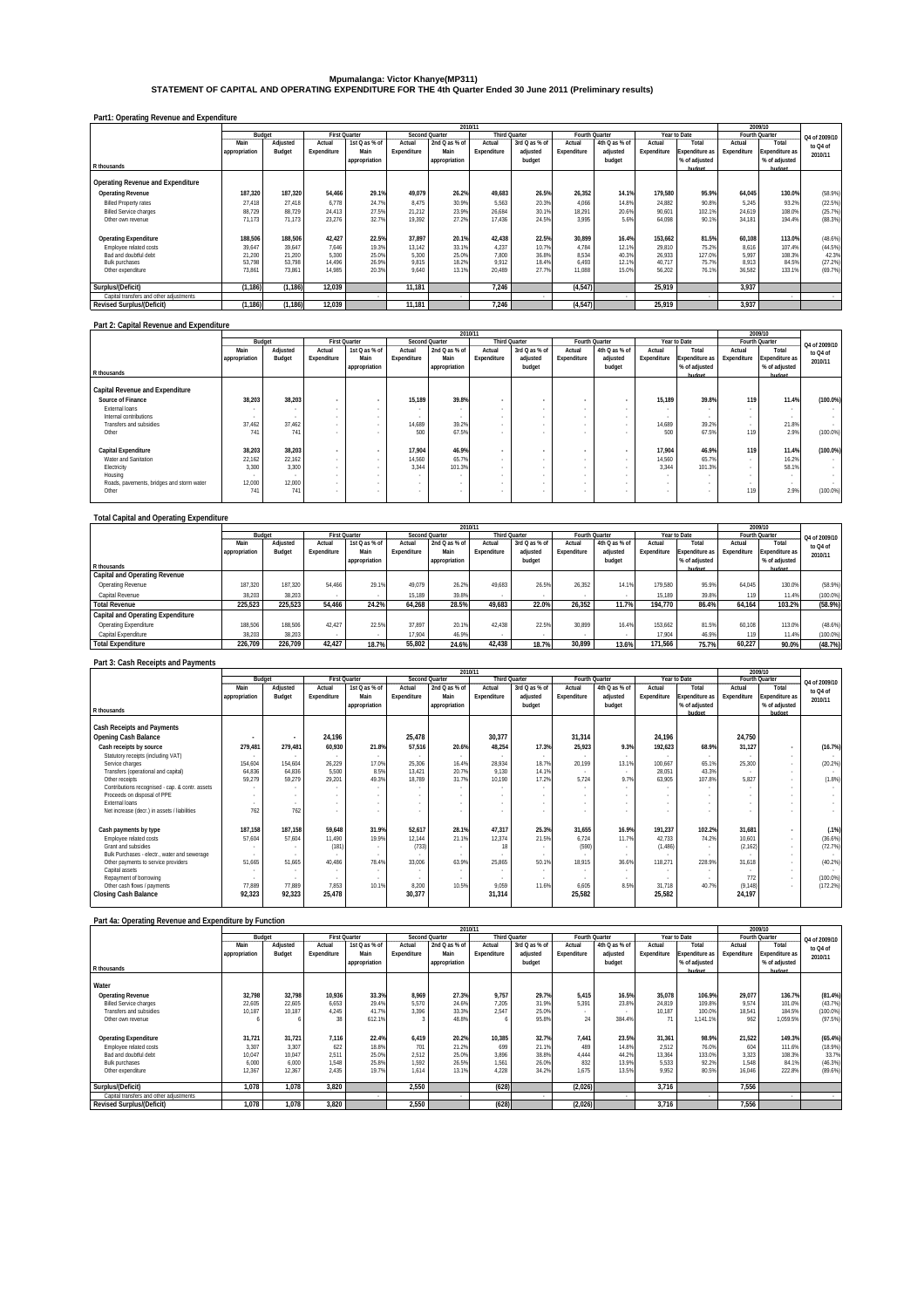# Mpumalanga: Victor Khanye(MP311)
## STATEMENT OF CAPITAL AND OPERATING EXPENDITURE FOR THE 4th Quarter Ended 30 June 2011 (Preliminary results)

### Part1: Operating Revenue and Expenditure

| R thousands | 2010/11 Budget Main appropriation | Adjusted Budget | First Quarter Actual Expenditure | 1st Q as % of Main appropriation | Second Quarter Actual Expenditure | 2nd Q as % of Main appropriation | Third Quarter Actual Expenditure | 3rd Q as % of adjusted budget | Fourth Quarter Actual Expenditure | 4th Q as % of adjusted budget | Year to Date Actual Expenditure | Total Expenditure as % of adjusted budget | 2009/10 Fourth Quarter Actual Expenditure | Total Expenditure as % of adjusted budget | Q4 of 2009/10 to Q4 of 2010/11 |
|---|---|---|---|---|---|---|---|---|---|---|---|---|---|---|---|
| **Operating Revenue and Expenditure** | | | | | | | | | | | | | | | |
| **Operating Revenue** | 187,320 | 187,320 | 54,466 | 29.1% | 49,079 | 26.2% | 49,683 | 26.5% | 26,352 | 14.1% | 179,580 | 95.9% | 64,045 | 130.0% | (58.9%) |
| Billed Property rates | 27,418 | 27,418 | 6,778 | 24.7% | 8,475 | 30.9% | 5,563 | 20.3% | 4,066 | 14.8% | 24,882 | 90.8% | 5,245 | 93.2% | (22.5%) |
| Billed Service charges | 88,729 | 88,729 | 24,413 | 27.5% | 21,212 | 23.9% | 26,684 | 30.1% | 18,291 | 20.6% | 90,601 | 102.1% | 24,619 | 108.0% | (25.7%) |
| Other own revenue | 71,173 | 71,173 | 23,276 | 32.7% | 19,392 | 27.2% | 17,436 | 24.5% | 3,995 | 5.6% | 64,098 | 90.1% | 34,181 | 194.4% | (88.3%) |
| **Operating Expenditure** | 188,506 | 188,506 | 42,427 | 22.5% | 37,897 | 20.1% | 42,438 | 22.5% | 30,899 | 16.4% | 153,662 | 81.5% | 60,108 | 113.0% | (48.6%) |
| Employee related costs | 39,647 | 39,647 | 7,646 | 19.3% | 13,142 | 33.1% | 4,237 | 10.7% | 4,784 | 12.1% | 29,810 | 75.2% | 8,616 | 107.4% | (44.5%) |
| Bad and doubtful debt | 21,200 | 21,200 | 5,300 | 25.0% | 5,300 | 25.0% | 7,800 | 36.8% | 8,534 | 40.3% | 26,933 | 127.0% | 5,997 | 108.3% | 42.3% |
| Bulk purchases | 53,798 | 53,798 | 14,496 | 26.9% | 9,815 | 18.2% | 9,912 | 18.4% | 6,493 | 12.1% | 40,717 | 75.7% | 8,913 | 84.5% | (27.2%) |
| Other expenditure | 73,861 | 73,861 | 14,985 | 20.3% | 9,640 | 13.1% | 20,489 | 27.7% | 11,088 | 15.0% | 56,202 | 76.1% | 36,582 | 133.1% | (69.7%) |
| **Surplus/(Deficit)** | (1,186) | (1,186) | 12,039 | | 11,181 | | 7,246 | | (4,547) | | 25,919 | | 3,937 | | |
| Capital transfers and other adjustments | - | - | - | - | - | - | - | - | - | - | - | - | - | - | - |
| **Revised Surplus/(Deficit)** | (1,186) | (1,186) | 12,039 | | 11,181 | | 7,246 | | (4,547) | | 25,919 | | 3,937 | | |

### Part 2: Capital Revenue and Expenditure

| R thousands | 2010/11 Budget Main appropriation | Adjusted Budget | First Quarter Actual Expenditure | 1st Q as % of Main appropriation | Second Quarter Actual Expenditure | 2nd Q as % of Main appropriation | Third Quarter Actual Expenditure | 3rd Q as % of adjusted budget | Fourth Quarter Actual Expenditure | 4th Q as % of adjusted budget | Year to Date Actual Expenditure | Total Expenditure as % of adjusted budget | 2009/10 Fourth Quarter Actual Expenditure | Total Expenditure as % of adjusted budget | Q4 of 2009/10 to Q4 of 2010/11 |
|---|---|---|---|---|---|---|---|---|---|---|---|---|---|---|---|
| **Capital Revenue and Expenditure** | | | | | | | | | | | | | | | |
| **Source of Finance** | 38,203 | 38,203 | - | - | 15,189 | 39.8% | - | - | - | - | 15,189 | 39.8% | 119 | 11.4% | (100.0%) |
| External loans | - | - | - | - | - | - | - | - | - | - | - | - | - | - | - |
| Internal contributions | - | - | - | - | - | - | - | - | - | - | - | - | - | - | - |
| Transfers and subsidies | 37,462 | 37,462 | - | - | 14,689 | 39.2% | - | - | - | - | 14,689 | 39.2% | - | 21.8% | - |
| Other | 741 | 741 | - | - | 500 | 67.5% | - | - | - | - | 500 | 67.5% | 119 | 2.9% | (100.0%) |
| **Capital Expenditure** | 38,203 | 38,203 | - | - | 17,904 | 46.9% | - | - | - | - | 17,904 | 46.9% | 119 | 11.4% | (100.0%) |
| Water and Sanitation | 22,162 | 22,162 | - | - | 14,560 | 65.7% | - | - | - | - | 14,560 | 65.7% | - | 16.2% | - |
| Electricity | 3,300 | 3,300 | - | - | 3,344 | 101.3% | - | - | - | - | 3,344 | 101.3% | - | 58.1% | - |
| Housing | - | - | - | - | - | - | - | - | - | - | - | - | - | - | - |
| Roads, pavements, bridges and storm water | 12,000 | 12,000 | - | - | - | - | - | - | - | - | - | - | - | - | - |
| Other | 741 | 741 | - | - | - | - | - | - | - | - | - | - | 119 | 2.9% | (100.0%) |

### Total Capital and Operating Expenditure

| R thousands | 2010/11 Budget Main appropriation | Adjusted Budget | First Quarter Actual Expenditure | 1st Q as % of Main appropriation | Second Quarter Actual Expenditure | 2nd Q as % of Main appropriation | Third Quarter Actual Expenditure | 3rd Q as % of adjusted budget | Fourth Quarter Actual Expenditure | 4th Q as % of adjusted budget | Year to Date Actual Expenditure | Total Expenditure as % of adjusted budget | 2009/10 Fourth Quarter Actual Expenditure | Total Expenditure as % of adjusted budget | Q4 of 2009/10 to Q4 of 2010/11 |
|---|---|---|---|---|---|---|---|---|---|---|---|---|---|---|---|
| **Capital and Operating Revenue** | | | | | | | | | | | | | | | |
| Operating Revenue | 187,320 | 187,320 | 54,466 | 29.1% | 49,079 | 26.2% | 49,683 | 26.5% | 26,352 | 14.1% | 179,580 | 95.9% | 64,045 | 130.0% | (58.9%) |
| Capital Revenue | 38,203 | 38,203 | - | - | 15,189 | 39.8% | - | - | - | - | 15,189 | 39.8% | 119 | 11.4% | (100.0%) |
| **Total Revenue** | 225,523 | 225,523 | 54,466 | 24.2% | 64,268 | 28.5% | 49,683 | 22.0% | 26,352 | 11.7% | 194,770 | 86.4% | 64,164 | 103.2% | (58.9%) |
| **Capital and Operating Expenditure** | | | | | | | | | | | | | | | |
| Operating Expenditure | 188,506 | 188,506 | 42,427 | 22.5% | 37,897 | 20.1% | 42,438 | 22.5% | 30,899 | 16.4% | 153,662 | 81.5% | 60,108 | 113.0% | (48.6%) |
| Capital Expenditure | 38,203 | 38,203 | - | - | 17,904 | 46.9% | - | - | - | - | 17,904 | 46.9% | 119 | 11.4% | (100.0%) |
| **Total Expenditure** | 226,709 | 226,709 | 42,427 | 18.7% | 55,802 | 24.6% | 42,438 | 18.7% | 30,899 | 13.6% | 171,566 | 75.7% | 60,227 | 90.0% | (48.7%) |

### Part 3: Cash Receipts and Payments

| R thousands | 2010/11 Budget Main appropriation | Adjusted Budget | First Quarter Actual Expenditure | 1st Q as % of Main appropriation | Second Quarter Actual Expenditure | 2nd Q as % of Main appropriation | Third Quarter Actual Expenditure | 3rd Q as % of adjusted budget | Fourth Quarter Actual Expenditure | 4th Q as % of adjusted budget | Year to Date Actual Expenditure | Total Expenditure as % of adjusted budget | 2009/10 Fourth Quarter Actual Expenditure | Total Expenditure as % of adjusted budget | Q4 of 2009/10 to Q4 of 2010/11 |
|---|---|---|---|---|---|---|---|---|---|---|---|---|---|---|---|
| **Cash Receipts and Payments** | | | | | | | | | | | | | | | |
| **Opening Cash Balance** | - | - | 24,196 | | 25,478 | | 30,377 | | 31,314 | | 24,196 | | 24,750 | | |
| **Cash receipts by source** | 279,481 | 279,481 | 60,930 | 21.8% | 57,516 | 20.6% | 48,254 | 17.3% | 25,923 | 9.3% | 192,623 | 68.9% | 31,127 | - | (16.7%) |
| Statutory receipts (including VAT) | - | - | - | - | - | - | - | - | - | - | - | - | - | - | - |
| Service charges | 154,604 | 154,604 | 26,229 | 17.0% | 25,306 | 16.4% | 28,934 | 18.7% | 20,199 | 13.1% | 100,667 | 65.1% | 25,300 | - | (20.2%) |
| Transfers (operational and capital) | 64,836 | 64,836 | 5,500 | 8.5% | 13,421 | 20.7% | 9,130 | 14.1% | - | - | 28,051 | 43.3% | - | - | - |
| Other receipts | 59,279 | 59,279 | 29,201 | 49.3% | 18,789 | 31.7% | 10,190 | 17.2% | 5,724 | 9.7% | 63,905 | 107.8% | 5,827 | - | (1.8%) |
| Contributions recognised - cap. & contr. assets | - | - | - | - | - | - | - | - | - | - | - | - | - | - | - |
| Proceeds on disposal of PPE | - | - | - | - | - | - | - | - | - | - | - | - | - | - | - |
| External loans | - | - | - | - | - | - | - | - | - | - | - | - | - | - | - |
| Net increase (decr.) in assets / liabilities | 762 | 762 | - | - | - | - | - | - | - | - | - | - | - | - | - |
| **Cash payments by type** | 187,158 | 187,158 | 59,648 | 31.9% | 52,617 | 28.1% | 47,317 | 25.3% | 31,655 | 16.9% | 191,237 | 102.2% | 31,681 | - | (.1%) |
| Employee related costs | 57,604 | 57,604 | 11,490 | 19.9% | 12,144 | 21.1% | 12,374 | 21.5% | 6,724 | 11.7% | 42,733 | 74.2% | 10,601 | - | (36.6%) |
| Grant and subsidies | - | - | (181) | - | (733) | - | 18 | - | (590) | - | (1,486) | - | (2,162) | - | (72.7%) |
| Bulk Purchases - electr., water and sewerage | - | - | - | - | - | - | - | - | - | - | - | - | - | - | - |
| Other payments to service providers | 51,665 | 51,665 | 40,486 | 78.4% | 33,006 | 63.9% | 25,865 | 50.1% | 18,915 | 36.6% | 118,271 | 228.9% | 31,618 | - | (40.2%) |
| Capital assets | - | - | - | - | - | - | - | - | - | - | - | - | - | - | - |
| Repayment of borrowing | - | - | - | - | - | - | - | - | - | - | - | - | 772 | - | (100.0%) |
| Other cash flows / payments | 77,889 | 77,889 | 7,853 | 10.1% | 8,200 | 10.5% | 9,059 | 11.6% | 6,605 | 8.5% | 31,718 | 40.7% | (9,148) | - | (172.2%) |
| **Closing Cash Balance** | 92,323 | 92,323 | 25,478 | | 30,377 | | 31,314 | | 25,582 | | 25,582 | | 24,197 | | |

### Part 4a: Operating Revenue and Expenditure by Function

| R thousands | 2010/11 Budget Main appropriation | Adjusted Budget | First Quarter Actual Expenditure | 1st Q as % of Main appropriation | Second Quarter Actual Expenditure | 2nd Q as % of Main appropriation | Third Quarter Actual Expenditure | 3rd Q as % of adjusted budget | Fourth Quarter Actual Expenditure | 4th Q as % of adjusted budget | Year to Date Actual Expenditure | Total Expenditure as % of adjusted budget | 2009/10 Fourth Quarter Actual Expenditure | Total Expenditure as % of adjusted budget | Q4 of 2009/10 to Q4 of 2010/11 |
|---|---|---|---|---|---|---|---|---|---|---|---|---|---|---|---|
| **Water** | | | | | | | | | | | | | | | |
| **Operating Revenue** | 32,798 | 32,798 | 10,936 | 33.3% | 8,969 | 27.3% | 9,757 | 29.7% | 5,415 | 16.5% | 35,078 | 106.9% | 29,077 | 136.7% | (81.4%) |
| Billed Service charges | 22,605 | 22,605 | 6,653 | 29.4% | 5,570 | 24.6% | 7,205 | 31.9% | 5,391 | 23.8% | 24,819 | 109.8% | 9,574 | 101.0% | (43.7%) |
| Transfers and subsidies | 10,187 | 10,187 | 4,245 | 41.7% | 3,396 | 33.3% | 2,547 | 25.0% | - | - | 10,187 | 100.0% | 18,541 | 184.5% | (100.0%) |
| Other own revenue | 6 | 6 | 38 | 612.1% | 3 | 48.8% | 6 | 95.8% | 24 | 384.4% | 71 | 1,141.1% | 962 | 1,059.5% | (97.5%) |
| **Operating Expenditure** | 31,721 | 31,721 | 7,116 | 22.4% | 6,419 | 20.2% | 10,385 | 32.7% | 7,441 | 23.5% | 31,361 | 98.9% | 21,522 | 149.3% | (65.4%) |
| Employee related costs | 3,307 | 3,307 | 622 | 18.8% | 701 | 21.2% | 699 | 21.1% | 489 | 14.8% | 2,512 | 76.0% | 604 | 111.6% | (18.9%) |
| Bad and doubtful debt | 10,047 | 10,047 | 2,511 | 25.0% | 2,512 | 25.0% | 3,896 | 38.8% | 4,444 | 44.2% | 13,364 | 133.0% | 3,323 | 108.3% | 33.7% |
| Bulk purchases | 6,000 | 6,000 | 1,548 | 25.8% | 1,592 | 26.5% | 1,561 | 26.0% | 832 | 13.9% | 5,533 | 92.2% | 1,548 | 84.1% | (46.3%) |
| Other expenditure | 12,367 | 12,367 | 2,435 | 19.7% | 1,614 | 13.1% | 4,228 | 34.2% | 1,675 | 13.5% | 9,952 | 80.5% | 16,046 | 222.8% | (89.6%) |
| **Surplus/(Deficit)** | 1,078 | 1,078 | 3,820 | | 2,550 | | (628) | | (2,026) | | 3,716 | | 7,556 | | |
| Capital transfers and other adjustments | - | - | - | - | - | - | - | - | - | - | - | - | - | - | - |
| **Revised Surplus/(Deficit)** | 1,078 | 1,078 | 3,820 | | 2,550 | | (628) | | (2,026) | | 3,716 | | 7,556 | | |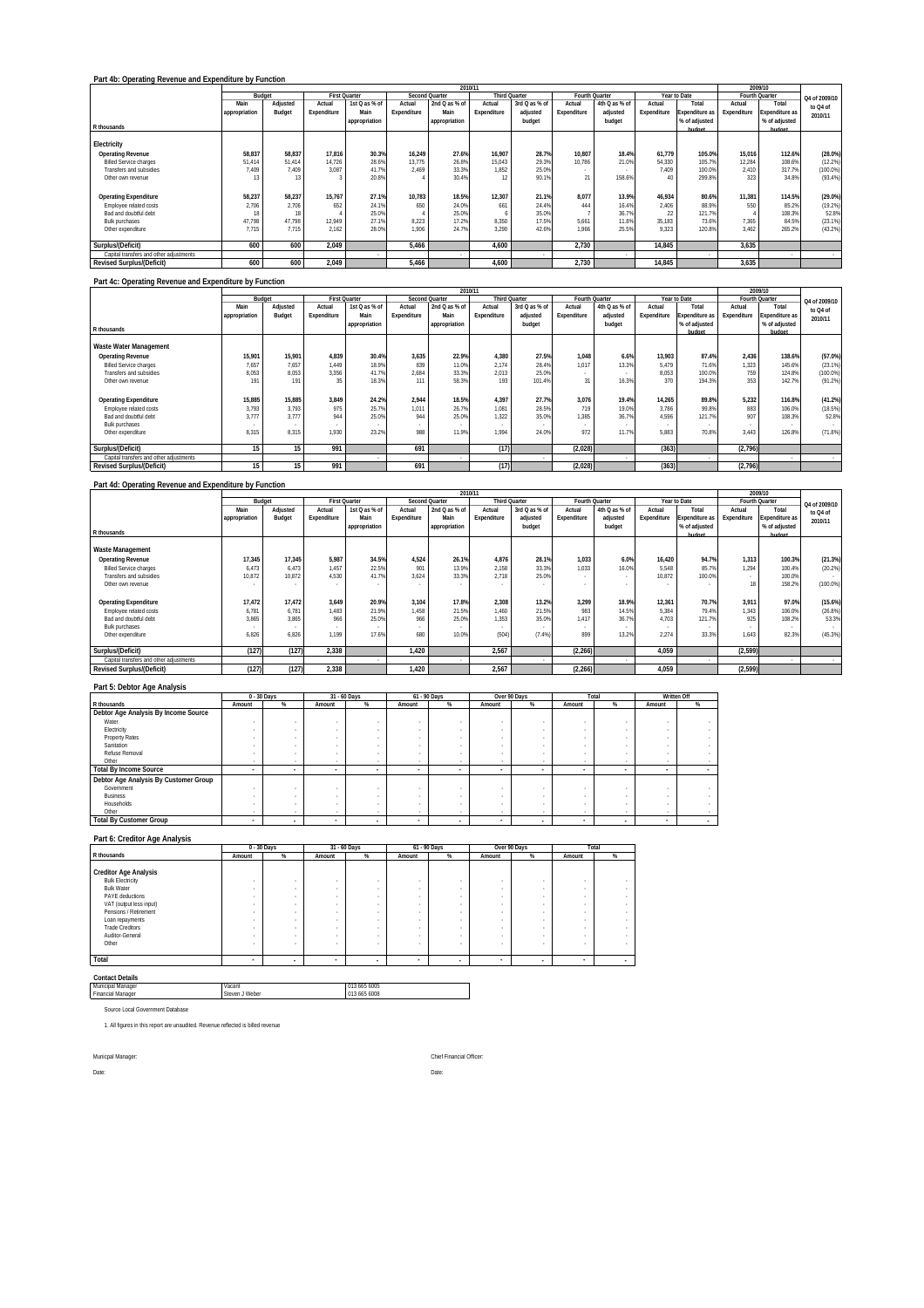**Part 4b: Operating Revenue and Expenditure by Function**

| R thousands | 2010/11 | | | | | | | | | | | | 2009/10 | | Q4 of 2009/10 to Q4 of 2010/11 |
|---|---|---|---|---|---|---|---|---|---|---|---|---|---|---|---|
| | Budget | | First Quarter | | Second Quarter | | Third Quarter | | Fourth Quarter | | Year to Date | | Fourth Quarter | | |
| | Main appropriation | Adjusted Budget | Actual Expenditure | 1st Q as % of Main appropriation | Actual Expenditure | 2nd Q as % of Main appropriation | Actual Expenditure | 3rd Q as % of adjusted budget | Actual Expenditure | 4th Q as % of adjusted budget | Actual Expenditure | Total Expenditure as % of adjusted budget | Actual Expenditure | Total Expenditure as % of adjusted budget | |
| **Electricity** | | | | | | | | | | | | | | | |
| **Operating Revenue** | **58,837** | **58,837** | **17,816** | **30.3%** | **16,249** | **27.6%** | **16,907** | **28.7%** | **10,807** | **18.4%** | **61,779** | **105.0%** | **15,016** | **112.6%** | **(28.0%)** |
| Billed Service charges | 51,414 | 51,414 | 14,726 | 28.6% | 13,775 | 26.8% | 15,043 | 29.3% | 10,786 | 21.0% | 54,330 | 105.7% | 12,284 | 108.6% | (12.2%) |
| Transfers and subsidies | 7,409 | 7,409 | 3,087 | 41.7% | 2,469 | 33.3% | 1,852 | 25.0% | - | - | 7,409 | 100.0% | 2,410 | 317.7% | (100.0%) |
| Other own revenue | 13 | 13 | 3 | 20.8% | 4 | 30.4% | 12 | 90.1% | 21 | 158.6% | 40 | 299.8% | 323 | 34.8% | (93.4%) |
| **Operating Expenditure** | **58,237** | **58,237** | **15,767** | **27.1%** | **10,783** | **18.5%** | **12,307** | **21.1%** | **8,077** | **13.9%** | **46,934** | **80.6%** | **11,381** | **114.5%** | **(29.0%)** |
| Employee related costs | 2,706 | 2,706 | 652 | 24.1% | 650 | 24.0% | 661 | 24.4% | 444 | 16.4% | 2,406 | 88.9% | 550 | 85.2% | (19.2%) |
| Bad and doubtful debt | 18 | 18 | 4 | 25.0% | 4 | 25.0% | 6 | 35.0% | 7 | 36.7% | 22 | 121.7% | 4 | 108.3% | 52.8% |
| Bulk purchases | 47,798 | 47,798 | 12,949 | 27.1% | 8,223 | 17.2% | 8,350 | 17.5% | 5,661 | 11.8% | 35,183 | 73.6% | 7,365 | 84.5% | (23.1%) |
| Other expenditure | 7,715 | 7,715 | 2,162 | 28.0% | 1,906 | 24.7% | 3,290 | 42.6% | 1,966 | 25.5% | 9,323 | 120.8% | 3,462 | 265.2% | (43.2%) |
| **Surplus/(Deficit)** | **600** | **600** | **2,049** | | **5,466** | | **4,600** | | **2,730** | | **14,845** | | **3,635** | | |
| Capital transfers and other adjustments | | | | - | | - | | - | | - | | - | | - | - |
| **Revised Surplus/(Deficit)** | **600** | **600** | **2,049** | | **5,466** | | **4,600** | | **2,730** | | **14,845** | | **3,635** | | |

**Part 4c: Operating Revenue and Expenditure by Function**

| R thousands | 2010/11 | | | | | | | | | | | | 2009/10 | | Q4 of 2009/10 to Q4 of 2010/11 |
|---|---|---|---|---|---|---|---|---|---|---|---|---|---|---|---|
| | Budget | | First Quarter | | Second Quarter | | Third Quarter | | Fourth Quarter | | Year to Date | | Fourth Quarter | | |
| | Main appropriation | Adjusted Budget | Actual Expenditure | 1st Q as % of Main appropriation | Actual Expenditure | 2nd Q as % of Main appropriation | Actual Expenditure | 3rd Q as % of adjusted budget | Actual Expenditure | 4th Q as % of adjusted budget | Actual Expenditure | Total Expenditure as % of adjusted budget | Actual Expenditure | Total Expenditure as % of adjusted budget | |
| **Waste Water Management** | | | | | | | | | | | | | | | |
| **Operating Revenue** | **15,901** | **15,901** | **4,839** | **30.4%** | **3,635** | **22.9%** | **4,380** | **27.5%** | **1,048** | **6.6%** | **13,903** | **87.4%** | **2,436** | **138.6%** | **(57.0%)** |
| Billed Service charges | 7,657 | 7,657 | 1,449 | 18.9% | 839 | 11.0% | 2,174 | 28.4% | 1,017 | 13.3% | 5,479 | 71.6% | 1,323 | 145.6% | (23.1%) |
| Transfers and subsidies | 8,053 | 8,053 | 3,356 | 41.7% | 2,684 | 33.3% | 2,013 | 25.0% | - | - | 8,053 | 100.0% | 759 | 124.8% | (100.0%) |
| Other own revenue | 191 | 191 | 35 | 18.3% | 111 | 58.3% | 193 | 101.4% | 31 | 16.3% | 370 | 194.3% | 353 | 142.7% | (91.2%) |
| **Operating Expenditure** | **15,885** | **15,885** | **3,849** | **24.2%** | **2,944** | **18.5%** | **4,397** | **27.7%** | **3,076** | **19.4%** | **14,265** | **89.8%** | **5,232** | **116.8%** | **(41.2%)** |
| Employee related costs | 3,793 | 3,793 | 975 | 25.7% | 1,011 | 26.7% | 1,081 | 28.5% | 719 | 19.0% | 3,786 | 99.8% | 883 | 106.0% | (18.5%) |
| Bad and doubtful debt | 3,777 | 3,777 | 944 | 25.0% | 944 | 25.0% | 1,322 | 35.0% | 1,385 | 36.7% | 4,596 | 121.7% | 907 | 108.3% | 52.8% |
| Bulk purchases | - | - | - | - | - | - | - | - | - | - | - | - | - | - | - |
| Other expenditure | 8,315 | 8,315 | 1,930 | 23.2% | 988 | 11.9% | 1,994 | 24.0% | 972 | 11.7% | 5,883 | 70.8% | 3,443 | 126.8% | (71.8%) |
| **Surplus/(Deficit)** | **15** | **15** | **991** | | **691** | | **(17)** | | **(2,028)** | | **(363)** | | **(2,796)** | | |
| Capital transfers and other adjustments | | | | - | | - | | - | | - | | - | | - | - |
| **Revised Surplus/(Deficit)** | **15** | **15** | **991** | | **691** | | **(17)** | | **(2,028)** | | **(363)** | | **(2,796)** | | |

**Part 4d: Operating Revenue and Expenditure by Function**

| R thousands | 2010/11 | | | | | | | | | | | | 2009/10 | | Q4 of 2009/10 to Q4 of 2010/11 |
|---|---|---|---|---|---|---|---|---|---|---|---|---|---|---|---|
| | Budget | | First Quarter | | Second Quarter | | Third Quarter | | Fourth Quarter | | Year to Date | | Fourth Quarter | | |
| | Main appropriation | Adjusted Budget | Actual Expenditure | 1st Q as % of Main appropriation | Actual Expenditure | 2nd Q as % of Main appropriation | Actual Expenditure | 3rd Q as % of adjusted budget | Actual Expenditure | 4th Q as % of adjusted budget | Actual Expenditure | Total Expenditure as % of adjusted budget | Actual Expenditure | Total Expenditure as % of adjusted budget | |
| **Waste Management** | | | | | | | | | | | | | | | |
| **Operating Revenue** | **17,345** | **17,345** | **5,987** | **34.5%** | **4,524** | **26.1%** | **4,876** | **28.1%** | **1,033** | **6.0%** | **16,420** | **94.7%** | **1,313** | **100.3%** | **(21.3%)** |
| Billed Service charges | 6,473 | 6,473 | 1,457 | 22.5% | 901 | 13.9% | 2,158 | 33.3% | 1,033 | 16.0% | 5,548 | 85.7% | 1,294 | 100.4% | (20.2%) |
| Transfers and subsidies | 10,872 | 10,872 | 4,530 | 41.7% | 3,624 | 33.3% | 2,718 | 25.0% | - | - | 10,872 | 100.0% | - | 100.0% | - |
| Other own revenue | - | - | - | - | - | - | - | - | - | - | - | - | 18 | 158.2% | (100.0%) |
| **Operating Expenditure** | **17,472** | **17,472** | **3,649** | **20.9%** | **3,104** | **17.8%** | **2,308** | **13.2%** | **3,299** | **18.9%** | **12,361** | **70.7%** | **3,911** | **97.0%** | **(15.6%)** |
| Employee related costs | 6,781 | 6,781 | 1,483 | 21.9% | 1,458 | 21.5% | 1,460 | 21.5% | 983 | 14.5% | 5,384 | 79.4% | 1,343 | 106.0% | (26.8%) |
| Bad and doubtful debt | 3,865 | 3,865 | 966 | 25.0% | 966 | 25.0% | 1,353 | 35.0% | 1,417 | 36.7% | 4,703 | 121.7% | 925 | 108.2% | 53.3% |
| Bulk purchases | - | - | - | - | - | - | - | - | - | - | - | - | - | - | - |
| Other expenditure | 6,826 | 6,826 | 1,199 | 17.6% | 680 | 10.0% | (504) | (7.4%) | 899 | 13.2% | 2,274 | 33.3% | 1,643 | 82.3% | (45.3%) |
| **Surplus/(Deficit)** | **(127)** | **(127)** | **2,338** | | **1,420** | | **2,567** | | **(2,266)** | | **4,059** | | **(2,599)** | | |
| Capital transfers and other adjustments | | | | - | | - | | - | | - | | - | | - | - |
| **Revised Surplus/(Deficit)** | **(127)** | **(127)** | **2,338** | | **1,420** | | **2,567** | | **(2,266)** | | **4,059** | | **(2,599)** | | |

**Part 5: Debtor Age Analysis**

| R thousands | 0 - 30 Days | | 31 - 60 Days | | 61 - 90 Days | | Over 90 Days | | Total | | Written Off | |
|---|---|---|---|---|---|---|---|---|---|---|---|---|
| | Amount | % | Amount | % | Amount | % | Amount | % | Amount | % | Amount | % |
| **Debtor Age Analysis By Income Source** | | | | | | | | | | | | |
| Water | - | - | - | - | - | - | - | - | - | - | - | - |
| Electricity | - | - | - | - | - | - | - | - | - | - | - | - |
| Property Rates | - | - | - | - | - | - | - | - | - | - | - | - |
| Sanitation | - | - | - | - | - | - | - | - | - | - | - | - |
| Refuse Removal | - | - | - | - | - | - | - | - | - | - | - | - |
| Other | - | - | - | - | - | - | - | - | - | - | - | - |
| **Total By Income Source** | **-** | **-** | **-** | **-** | **-** | **-** | **-** | **-** | **-** | **-** | **-** | **-** |
| **Debtor Age Analysis By Customer Group** | | | | | | | | | | | | |
| Government | - | - | - | - | - | - | - | - | - | - | - | - |
| Business | - | - | - | - | - | - | - | - | - | - | - | - |
| Households | - | - | - | - | - | - | - | - | - | - | - | - |
| Other | - | - | - | - | - | - | - | - | - | - | - | - |
| **Total By Customer Group** | **-** | **-** | **-** | **-** | **-** | **-** | **-** | **-** | **-** | **-** | **-** | **-** |

**Part 6: Creditor Age Analysis**

| R thousands | 0 - 30 Days | | 31 - 60 Days | | 61 - 90 Days | | Over 90 Days | | Total | |
|---|---|---|---|---|---|---|---|---|---|---|
| | Amount | % | Amount | % | Amount | % | Amount | % | Amount | % |
| **Creditor Age Analysis** | | | | | | | | | | |
| Bulk Electricity | - | - | - | - | - | - | - | - | - | - |
| Bulk Water | - | - | - | - | - | - | - | - | - | - |
| PAYE deductions | - | - | - | - | - | - | - | - | - | - |
| VAT (output less input) | - | - | - | - | - | - | - | - | - | - |
| Pensions / Retirement | - | - | - | - | - | - | - | - | - | - |
| Loan repayments | - | - | - | - | - | - | - | - | - | - |
| Trade Creditors | - | - | - | - | - | - | - | - | - | - |
| Auditor-General | - | - | - | - | - | - | - | - | - | - |
| Other | - | - | - | - | - | - | - | - | - | - |
| **Total** | **-** | **-** | **-** | **-** | **-** | **-** | **-** | **-** | **-** | **-** |

**Contact Details**

| | | |
|---|---|---|
| Municipal Manager | Vacant | 013 665 6005 |
| Financial Manager | Steven J Weber | 013 665 6008 |

Source Local Government Database

1. All figures in this report are unaudited. Revenue reflected is billed revenue

Municpal Manager: Chief Financial Officer:

Date: Date: